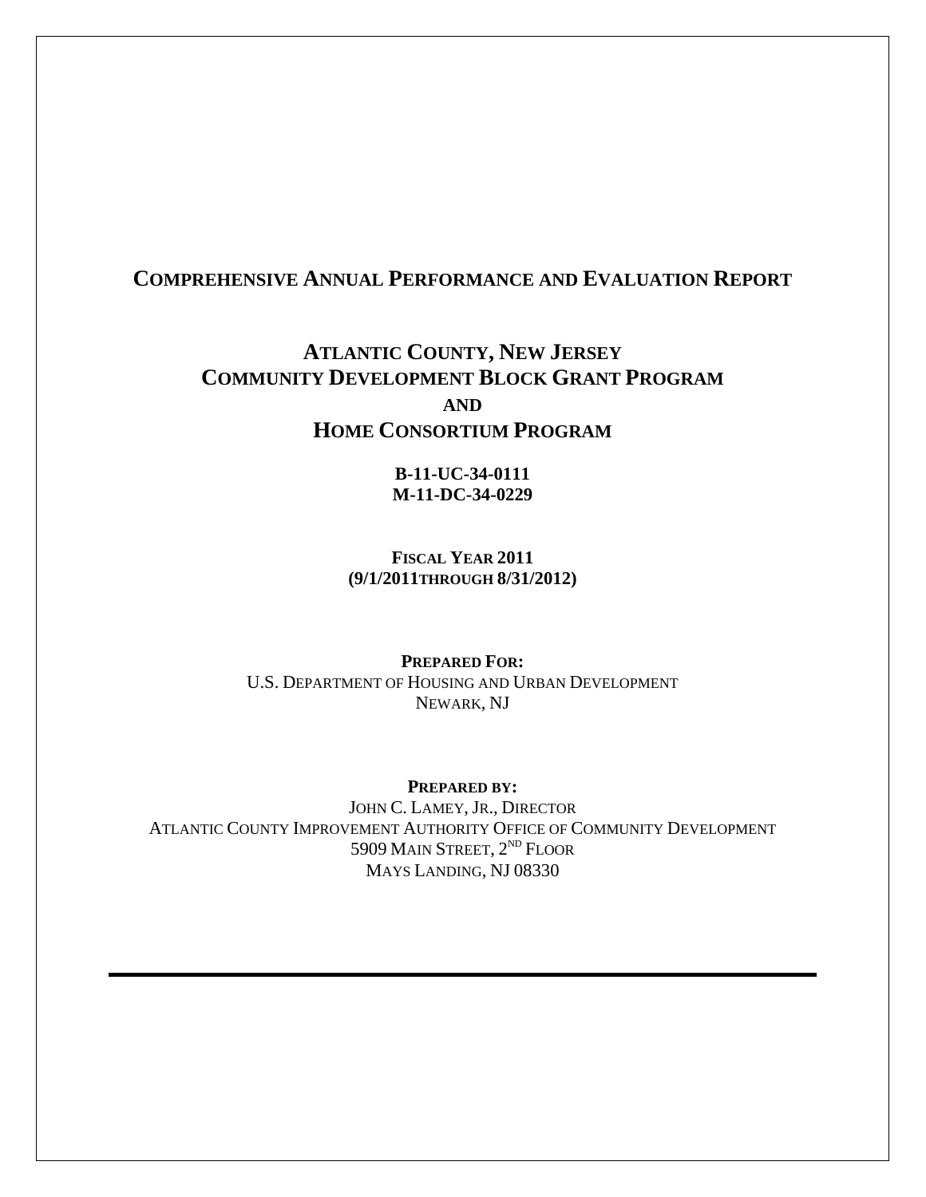# COMPREHENSIVE ANNUAL PERFORMANCE AND EVALUATION REPORT

## ATLANTIC COUNTY, NEW JERSEY
## COMMUNITY DEVELOPMENT BLOCK GRANT PROGRAM
## AND
## HOME CONSORTIUM PROGRAM

**B-11-UC-34-0111**
**M-11-DC-34-0229**

**FISCAL YEAR 2011**
**(9/1/2011THROUGH 8/31/2012)**

**PREPARED FOR:**
U.S. DEPARTMENT OF HOUSING AND URBAN DEVELOPMENT
NEWARK, NJ

**PREPARED BY:**
JOHN C. LAMEY, JR., DIRECTOR
ATLANTIC COUNTY IMPROVEMENT AUTHORITY OFFICE OF COMMUNITY DEVELOPMENT
5909 MAIN STREET, 2ND FLOOR
MAYS LANDING, NJ 08330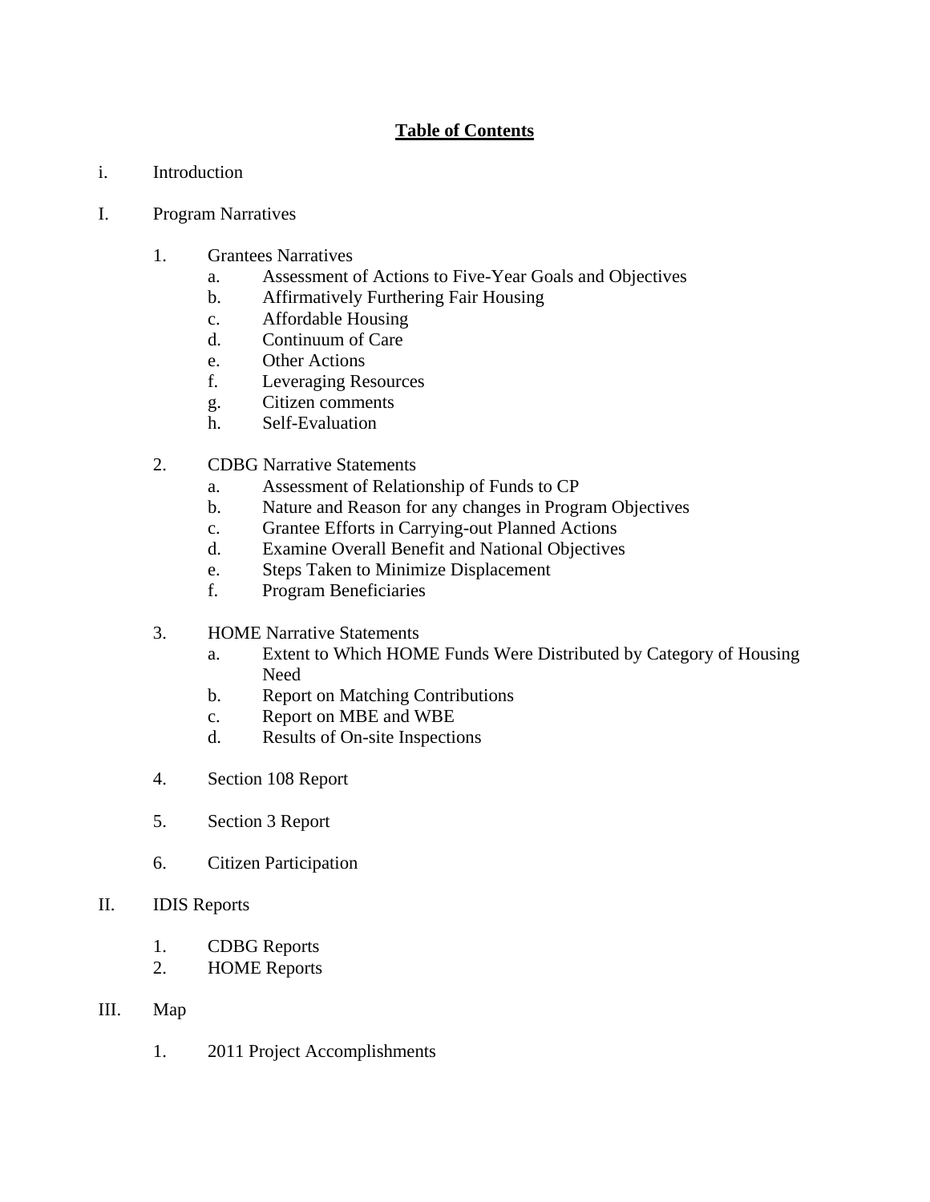# Table of Contents

i. Introduction

I. Program Narratives

1. Grantees Narratives
   a. Assessment of Actions to Five-Year Goals and Objectives
   b. Affirmatively Furthering Fair Housing
   c. Affordable Housing
   d. Continuum of Care
   e. Other Actions
   f. Leveraging Resources
   g. Citizen comments
   h. Self-Evaluation

2. CDBG Narrative Statements
   a. Assessment of Relationship of Funds to CP
   b. Nature and Reason for any changes in Program Objectives
   c. Grantee Efforts in Carrying-out Planned Actions
   d. Examine Overall Benefit and National Objectives
   e. Steps Taken to Minimize Displacement
   f. Program Beneficiaries

3. HOME Narrative Statements
   a. Extent to Which HOME Funds Were Distributed by Category of Housing Need
   b. Report on Matching Contributions
   c. Report on MBE and WBE
   d. Results of On-site Inspections

4. Section 108 Report

5. Section 3 Report

6. Citizen Participation

II. IDIS Reports

1. CDBG Reports
2. HOME Reports

III. Map

1. 2011 Project Accomplishments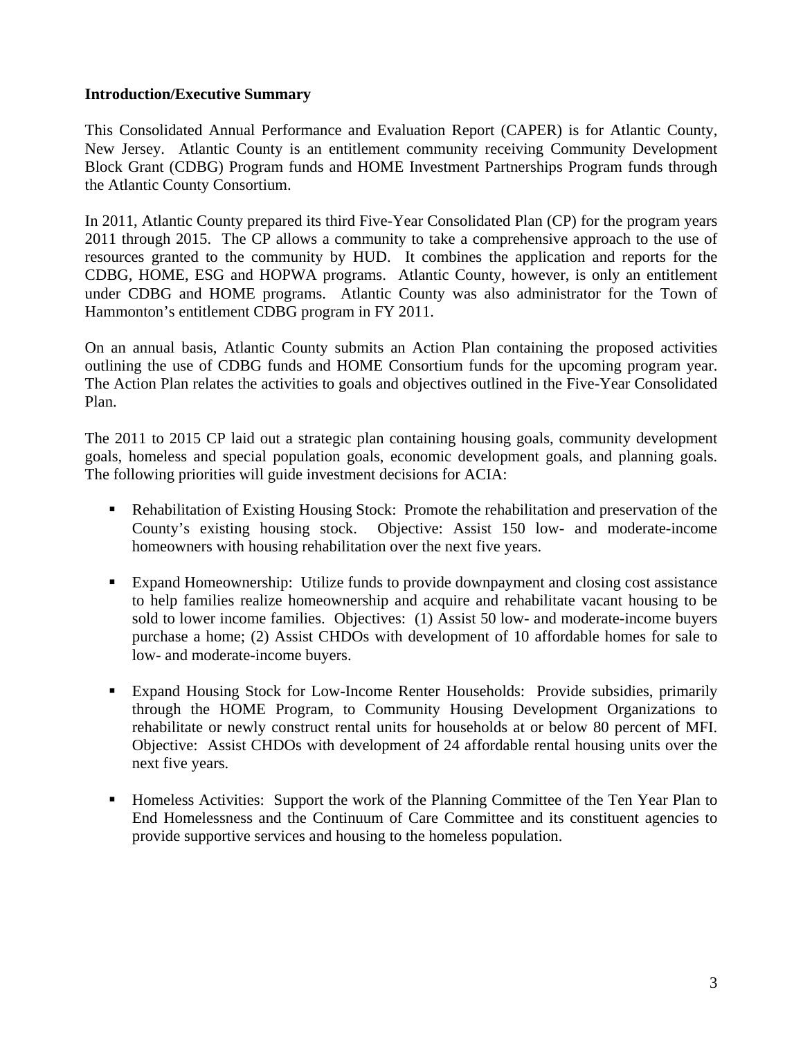**Introduction/Executive Summary**

This Consolidated Annual Performance and Evaluation Report (CAPER) is for Atlantic County, New Jersey. Atlantic County is an entitlement community receiving Community Development Block Grant (CDBG) Program funds and HOME Investment Partnerships Program funds through the Atlantic County Consortium.

In 2011, Atlantic County prepared its third Five-Year Consolidated Plan (CP) for the program years 2011 through 2015. The CP allows a community to take a comprehensive approach to the use of resources granted to the community by HUD. It combines the application and reports for the CDBG, HOME, ESG and HOPWA programs. Atlantic County, however, is only an entitlement under CDBG and HOME programs. Atlantic County was also administrator for the Town of Hammonton's entitlement CDBG program in FY 2011.

On an annual basis, Atlantic County submits an Action Plan containing the proposed activities outlining the use of CDBG funds and HOME Consortium funds for the upcoming program year. The Action Plan relates the activities to goals and objectives outlined in the Five-Year Consolidated Plan.

The 2011 to 2015 CP laid out a strategic plan containing housing goals, community development goals, homeless and special population goals, economic development goals, and planning goals. The following priorities will guide investment decisions for ACIA:

- Rehabilitation of Existing Housing Stock: Promote the rehabilitation and preservation of the County's existing housing stock. Objective: Assist 150 low- and moderate-income homeowners with housing rehabilitation over the next five years.

- Expand Homeownership: Utilize funds to provide downpayment and closing cost assistance to help families realize homeownership and acquire and rehabilitate vacant housing to be sold to lower income families. Objectives: (1) Assist 50 low- and moderate-income buyers purchase a home; (2) Assist CHDOs with development of 10 affordable homes for sale to low- and moderate-income buyers.

- Expand Housing Stock for Low-Income Renter Households: Provide subsidies, primarily through the HOME Program, to Community Housing Development Organizations to rehabilitate or newly construct rental units for households at or below 80 percent of MFI. Objective: Assist CHDOs with development of 24 affordable rental housing units over the next five years.

- Homeless Activities: Support the work of the Planning Committee of the Ten Year Plan to End Homelessness and the Continuum of Care Committee and its constituent agencies to provide supportive services and housing to the homeless population.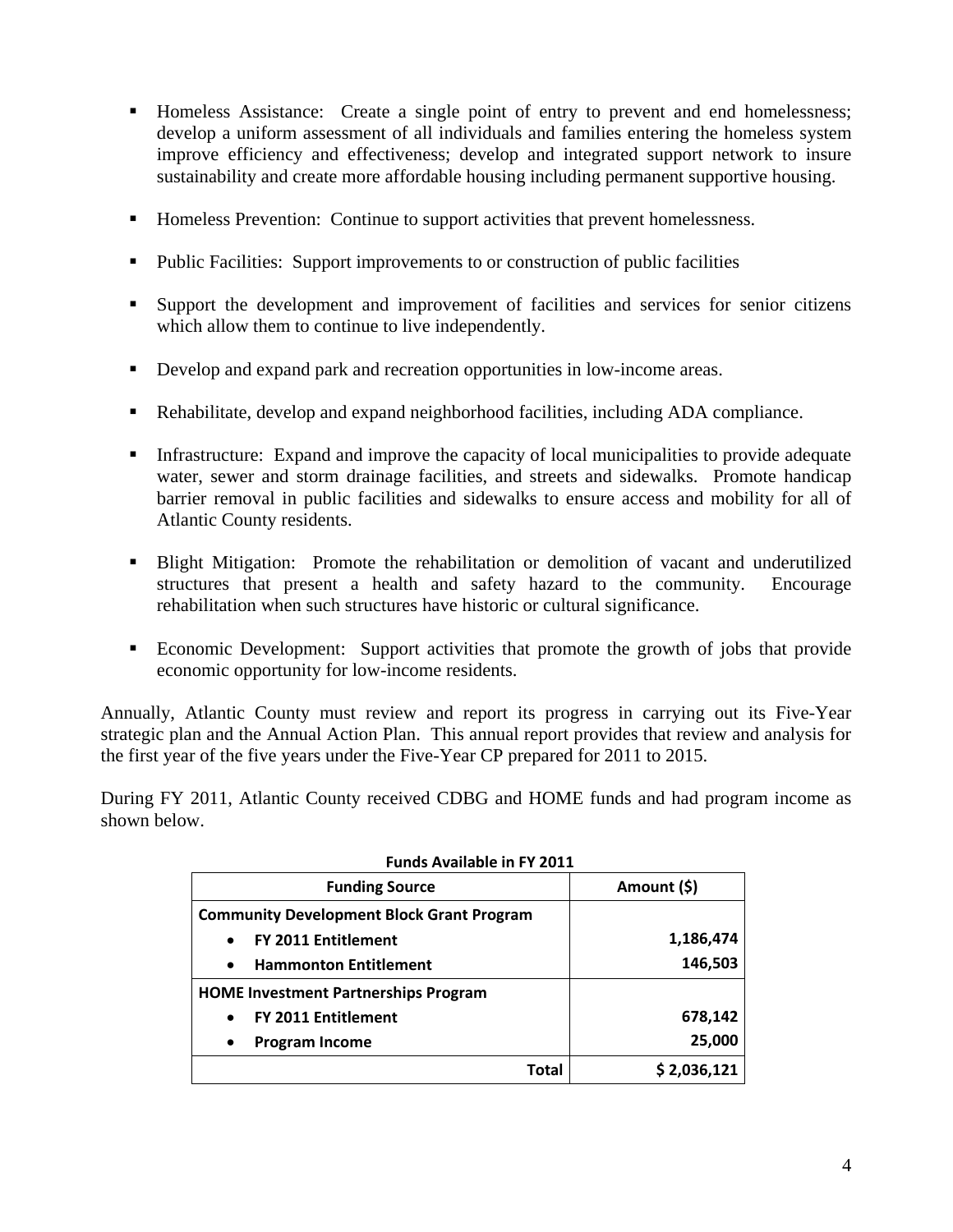- Homeless Assistance: Create a single point of entry to prevent and end homelessness; develop a uniform assessment of all individuals and families entering the homeless system improve efficiency and effectiveness; develop and integrated support network to insure sustainability and create more affordable housing including permanent supportive housing.

- Homeless Prevention: Continue to support activities that prevent homelessness.

- Public Facilities: Support improvements to or construction of public facilities

- Support the development and improvement of facilities and services for senior citizens which allow them to continue to live independently.

- Develop and expand park and recreation opportunities in low-income areas.

- Rehabilitate, develop and expand neighborhood facilities, including ADA compliance.

- Infrastructure: Expand and improve the capacity of local municipalities to provide adequate water, sewer and storm drainage facilities, and streets and sidewalks. Promote handicap barrier removal in public facilities and sidewalks to ensure access and mobility for all of Atlantic County residents.

- Blight Mitigation: Promote the rehabilitation or demolition of vacant and underutilized structures that present a health and safety hazard to the community. Encourage rehabilitation when such structures have historic or cultural significance.

- Economic Development: Support activities that promote the growth of jobs that provide economic opportunity for low-income residents.

Annually, Atlantic County must review and report its progress in carrying out its Five-Year strategic plan and the Annual Action Plan. This annual report provides that review and analysis for the first year of the five years under the Five-Year CP prepared for 2011 to 2015.

During FY 2011, Atlantic County received CDBG and HOME funds and had program income as shown below.

**Funds Available in FY 2011**

| Funding Source | Amount ($) |
|---|---|
| **Community Development Block Grant Program** | |
| • **FY 2011 Entitlement** | **1,186,474** |
| • **Hammonton Entitlement** | **146,503** |
| **HOME Investment Partnerships Program** | |
| • **FY 2011 Entitlement** | **678,142** |
| • **Program Income** | **25,000** |
| **Total** | **$ 2,036,121** |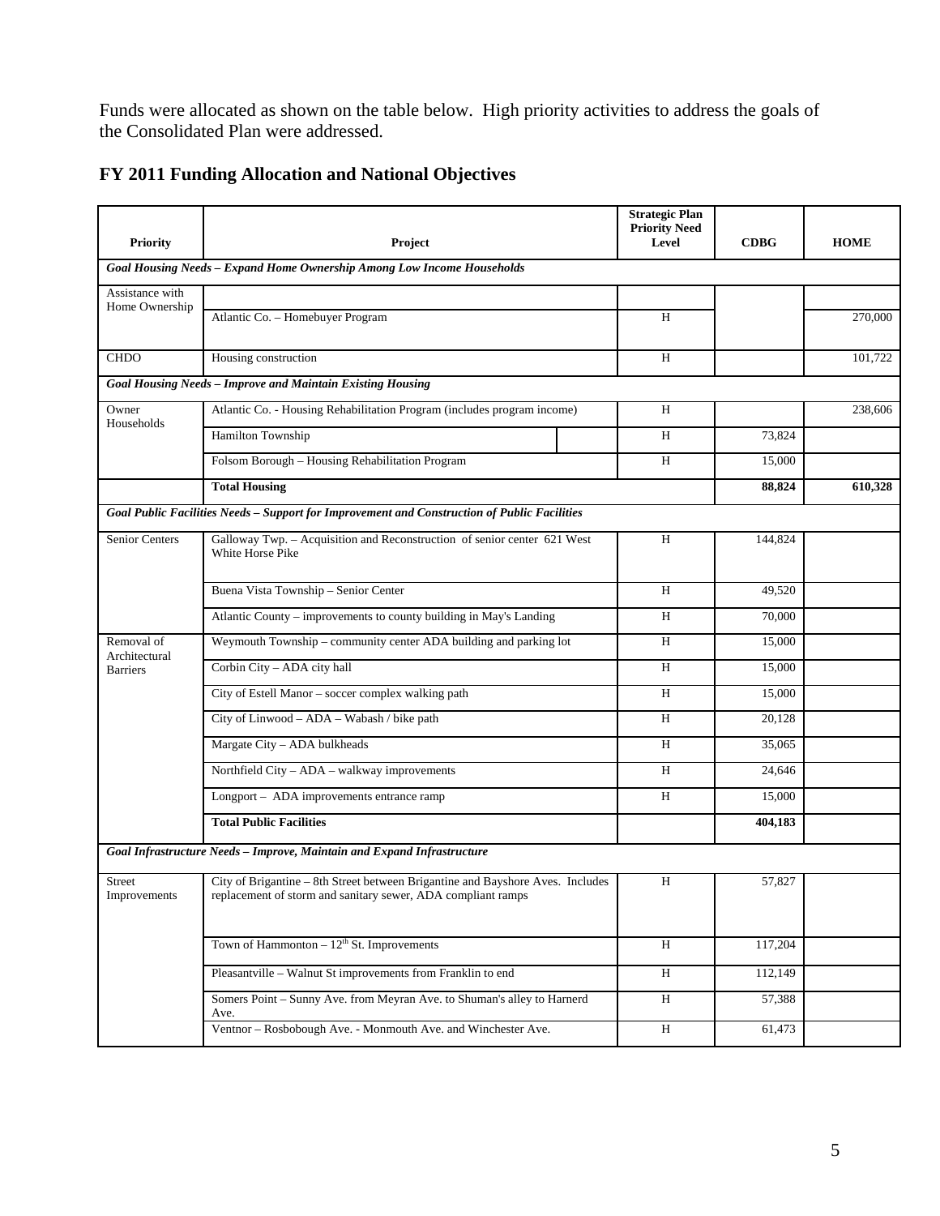Funds were allocated as shown on the table below. High priority activities to address the goals of the Consolidated Plan were addressed.

## FY 2011 Funding Allocation and National Objectives

| Priority | Project | Strategic Plan Priority Need Level | CDBG | HOME |
|---|---|---|---|---|
| ***Goal Housing Needs – Expand Home Ownership Among Low Income Households*** | | | | |
| Assistance with Home Ownership | | | | |
| | Atlantic Co. – Homebuyer Program | H | | 270,000 |
| CHDO | Housing construction | H | | 101,722 |
| ***Goal Housing Needs – Improve and Maintain Existing Housing*** | | | | |
| Owner Households | Atlantic Co. - Housing Rehabilitation Program (includes program income) | H | | 238,606 |
| | Hamilton Township | H | 73,824 | |
| | Folsom Borough – Housing Rehabilitation Program | H | 15,000 | |
| | **Total Housing** | | **88,824** | **610,328** |
| ***Goal Public Facilities Needs – Support for Improvement and Construction of Public Facilities*** | | | | |
| Senior Centers | Galloway Twp. – Acquisition and Reconstruction of senior center 621 West White Horse Pike | H | 144,824 | |
| | Buena Vista Township – Senior Center | H | 49,520 | |
| | Atlantic County – improvements to county building in May's Landing | H | 70,000 | |
| Removal of Architectural Barriers | Weymouth Township – community center ADA building and parking lot | H | 15,000 | |
| | Corbin City – ADA city hall | H | 15,000 | |
| | City of Estell Manor – soccer complex walking path | H | 15,000 | |
| | City of Linwood – ADA – Wabash / bike path | H | 20,128 | |
| | Margate City – ADA bulkheads | H | 35,065 | |
| | Northfield City – ADA – walkway improvements | H | 24,646 | |
| | Longport – ADA improvements entrance ramp | H | 15,000 | |
| | **Total Public Facilities** | | **404,183** | |
| ***Goal Infrastructure Needs – Improve, Maintain and Expand Infrastructure*** | | | | |
| Street Improvements | City of Brigantine – 8th Street between Brigantine and Bayshore Aves. Includes replacement of storm and sanitary sewer, ADA compliant ramps | H | 57,827 | |
| | Town of Hammonton – 12th St. Improvements | H | 117,204 | |
| | Pleasantville – Walnut St improvements from Franklin to end | H | 112,149 | |
| | Somers Point – Sunny Ave. from Meyran Ave. to Shuman's alley to Harnerd Ave. | H | 57,388 | |
| | Ventnor – Rosbobough Ave. - Monmouth Ave. and Winchester Ave. | H | 61,473 | |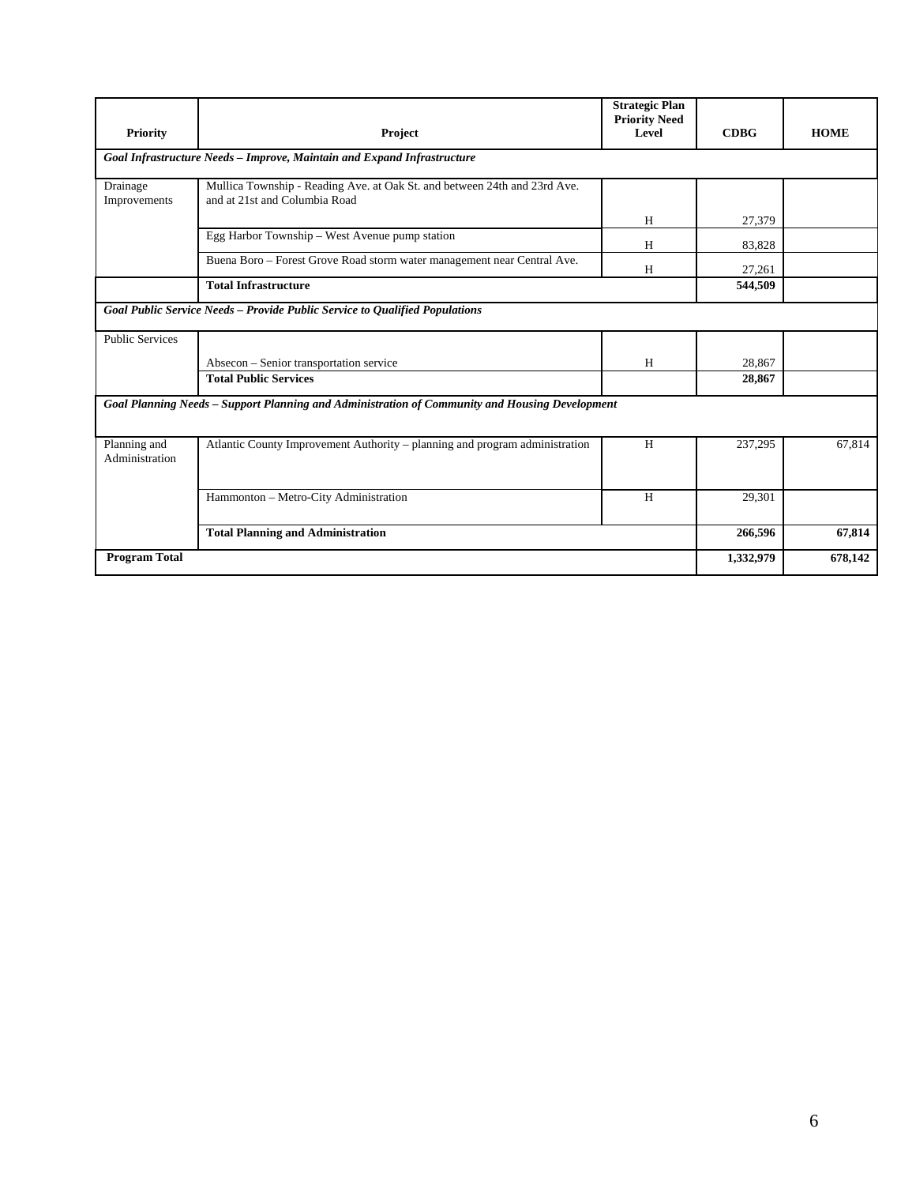| Priority | Project | Strategic Plan Priority Need Level | CDBG | HOME |
|---|---|---|---|---|
| ***Goal Infrastructure Needs – Improve, Maintain and Expand Infrastructure*** | | | | |
| Drainage Improvements | Mullica Township - Reading Ave. at Oak St. and between 24th and 23rd Ave. and at 21st and Columbia Road | H | 27,379 | |
| | Egg Harbor Township – West Avenue pump station | H | 83,828 | |
| | Buena Boro – Forest Grove Road storm water management near Central Ave. | H | 27,261 | |
| | **Total Infrastructure** | | **544,509** | |
| ***Goal Public Service Needs – Provide Public Service to Qualified Populations*** | | | | |
| Public Services | Absecon – Senior transportation service | H | 28,867 | |
| | **Total Public Services** | | **28,867** | |
| ***Goal Planning Needs – Support Planning and Administration of Community and Housing Development*** | | | | |
| Planning and Administration | Atlantic County Improvement Authority – planning and program administration | H | 237,295 | 67,814 |
| | Hammonton – Metro-City Administration | H | 29,301 | |
| | **Total Planning and Administration** | | **266,596** | **67,814** |
| **Program Total** | | | **1,332,979** | **678,142** |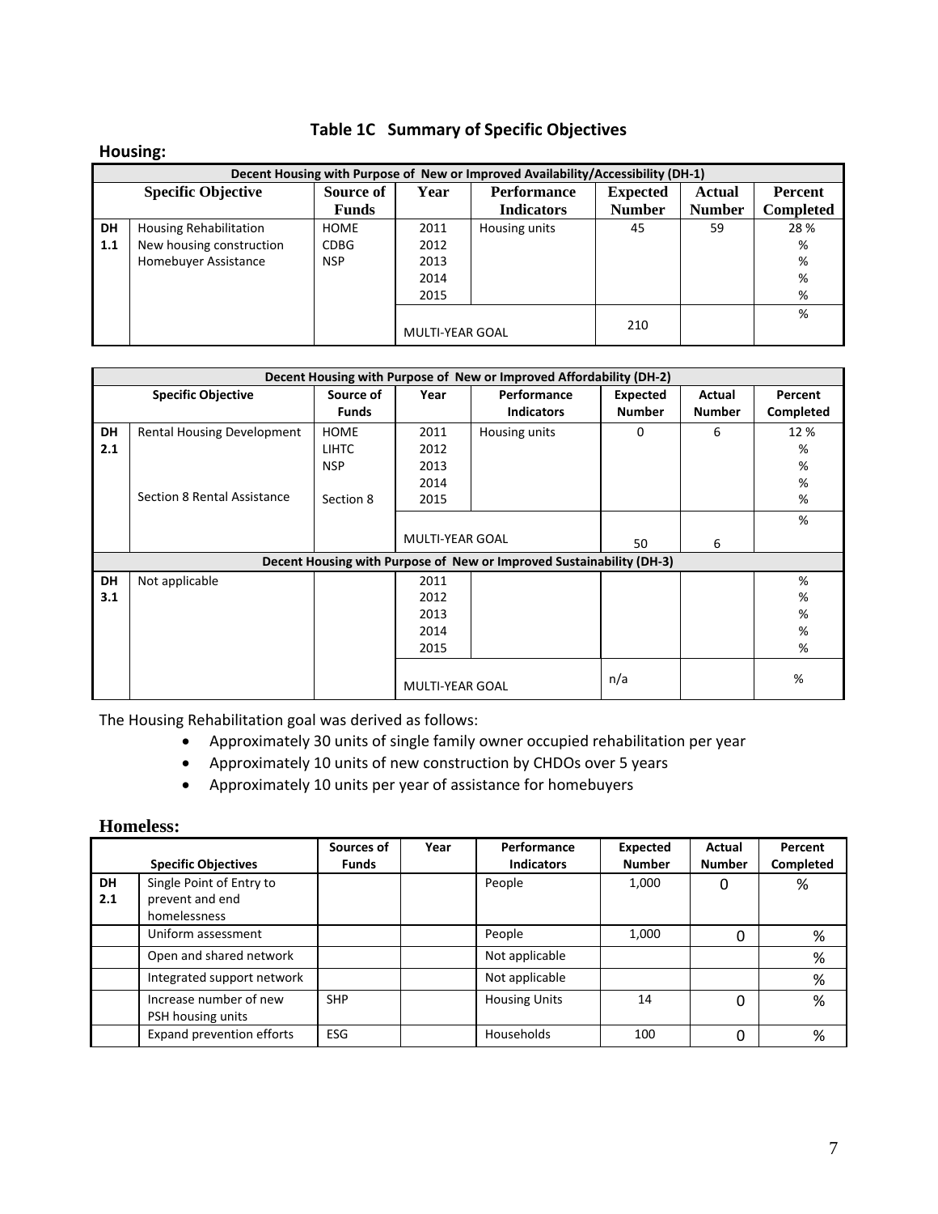## Table 1C Summary of Specific Objectives

### Housing:

| Decent Housing with Purpose of New or Improved Availability/Accessibility (DH-1) | | | | | | | |
|---|---|---|---|---|---|---|---|
| Specific Objective | | Source of Funds | Year | Performance Indicators | Expected Number | Actual Number | Percent Completed |
| DH 1.1 | Housing Rehabilitation<br>New housing construction<br>Homebuyer Assistance | HOME<br>CDBG<br>NSP | 2011 | Housing units | 45 | 59 | 28 % |
| | | | 2012 | | | | % |
| | | | 2013 | | | | % |
| | | | 2014 | | | | % |
| | | | 2015 | | | | % |
| | | | MULTI-YEAR GOAL | | 210 | | % |

| Decent Housing with Purpose of New or Improved Affordability (DH-2) | | | | | | | |
|---|---|---|---|---|---|---|---|
| Specific Objective | | Source of Funds | Year | Performance Indicators | Expected Number | Actual Number | Percent Completed |
| DH 2.1 | Rental Housing Development | HOME<br>LIHTC<br>NSP | 2011 | Housing units | 0 | 6 | 12 % |
| | | | 2012 | | | | % |
| | | | 2013 | | | | % |
| | | | 2014 | | | | % |
| | Section 8 Rental Assistance | Section 8 | 2015 | | | | % |
| | | | MULTI-YEAR GOAL | | 50 | 6 | % |
| **Decent Housing with Purpose of New or Improved Sustainability (DH-3)** | | | | | | | |
| DH 3.1 | Not applicable | | 2011 | | | | % |
| | | | 2012 | | | | % |
| | | | 2013 | | | | % |
| | | | 2014 | | | | % |
| | | | 2015 | | | | % |
| | | | MULTI-YEAR GOAL | | n/a | | % |

The Housing Rehabilitation goal was derived as follows:

- Approximately 30 units of single family owner occupied rehabilitation per year
- Approximately 10 units of new construction by CHDOs over 5 years
- Approximately 10 units per year of assistance for homebuyers

### Homeless:

| Specific Objectives | | Sources of Funds | Year | Performance Indicators | Expected Number | Actual Number | Percent Completed |
|---|---|---|---|---|---|---|---|
| DH 2.1 | Single Point of Entry to prevent and end homelessness | | | People | 1,000 | 0 | % |
| | Uniform assessment | | | People | 1,000 | 0 | % |
| | Open and shared network | | | Not applicable | | | % |
| | Integrated support network | | | Not applicable | | | % |
| | Increase number of new PSH housing units | SHP | | Housing Units | 14 | 0 | % |
| | Expand prevention efforts | ESG | | Households | 100 | 0 | % |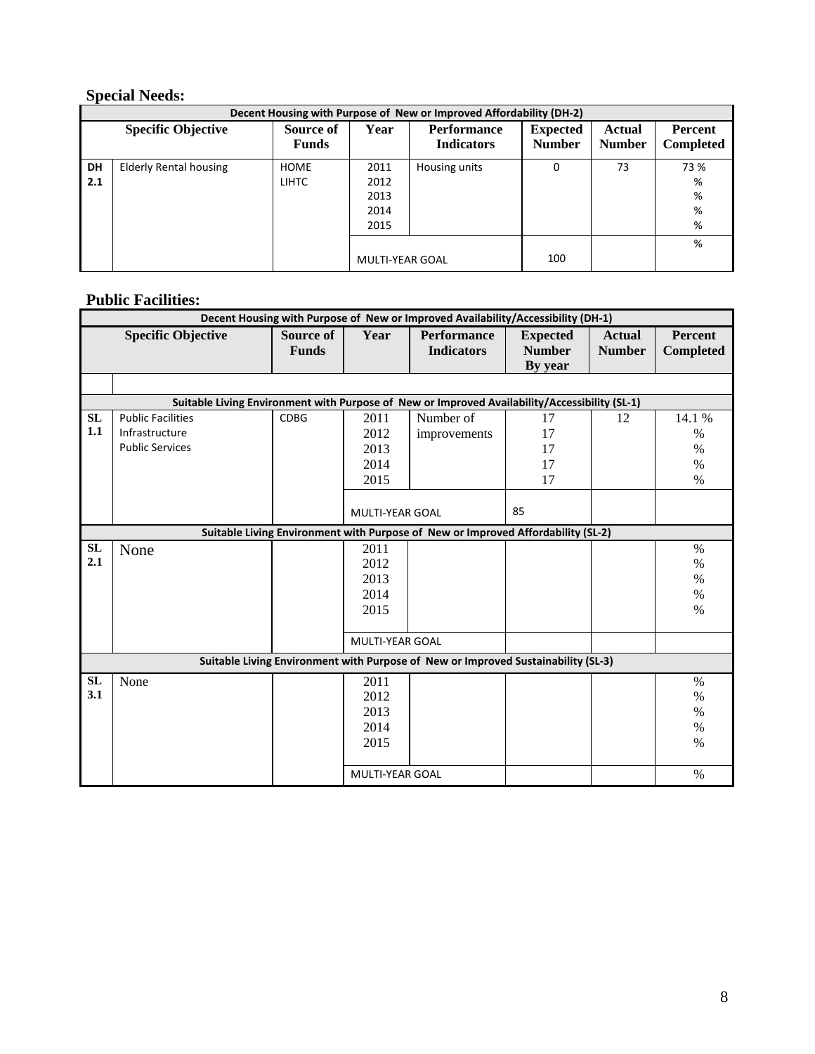## Special Needs:

| Decent Housing with Purpose of New or Improved Affordability (DH-2) | | | | | | | |
|---|---|---|---|---|---|---|---|
| **Specific Objective** | | **Source of Funds** | **Year** | **Performance Indicators** | **Expected Number** | **Actual Number** | **Percent Completed** |
| DH 2.1 | Elderly Rental housing | HOME LIHTC | 2011 | Housing units | 0 | 73 | 73 % |
| | | | 2012 | | | | % |
| | | | 2013 | | | | % |
| | | | 2014 | | | | % |
| | | | 2015 | | | | % |
| | | | MULTI-YEAR GOAL | | 100 | | % |

## Public Facilities:

| Decent Housing with Purpose of New or Improved Availability/Accessibility (DH-1) | | | | | | | |
|---|---|---|---|---|---|---|---|
| **Specific Objective** | | **Source of Funds** | **Year** | **Performance Indicators** | **Expected Number By year** | **Actual Number** | **Percent Completed** |
| | | | | | | | |
| **Suitable Living Environment with Purpose of New or Improved Availability/Accessibility (SL-1)** | | | | | | | |
| SL 1.1 | Public Facilities Infrastructure Public Services | CDBG | 2011 | Number of improvements | 17 | 12 | 14.1 % |
| | | | 2012 | | 17 | | % |
| | | | 2013 | | 17 | | % |
| | | | 2014 | | 17 | | % |
| | | | 2015 | | 17 | | % |
| | | | MULTI-YEAR GOAL | | 85 | | |
| **Suitable Living Environment with Purpose of New or Improved Affordability (SL-2)** | | | | | | | |
| SL 2.1 | None | | 2011 | | | | % |
| | | | 2012 | | | | % |
| | | | 2013 | | | | % |
| | | | 2014 | | | | % |
| | | | 2015 | | | | % |
| | | | MULTI-YEAR GOAL | | | | |
| **Suitable Living Environment with Purpose of New or Improved Sustainability (SL-3)** | | | | | | | |
| SL 3.1 | None | | 2011 | | | | % |
| | | | 2012 | | | | % |
| | | | 2013 | | | | % |
| | | | 2014 | | | | % |
| | | | 2015 | | | | % |
| | | | MULTI-YEAR GOAL | | | | % |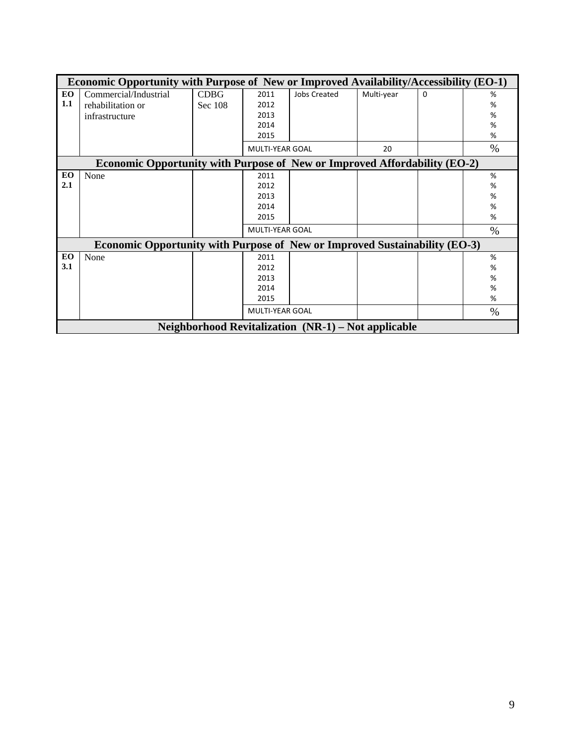| Economic Opportunity with Purpose of New or Improved Availability/Accessibility (EO-1) | | | | | | | |
|---|---|---|---|---|---|---|---|
| EO 1.1 | Commercial/Industrial rehabilitation or infrastructure | CDBG Sec 108 | 2011 | Jobs Created | Multi-year | 0 | % |
| | | | 2012 | | | | % |
| | | | 2013 | | | | % |
| | | | 2014 | | | | % |
| | | | 2015 | | | | % |
| | | | MULTI-YEAR GOAL | | 20 | | % |
| **Economic Opportunity with Purpose of New or Improved Affordability (EO-2)** | | | | | | | |
| EO 2.1 | None | | 2011 | | | | % |
| | | | 2012 | | | | % |
| | | | 2013 | | | | % |
| | | | 2014 | | | | % |
| | | | 2015 | | | | % |
| | | | MULTI-YEAR GOAL | | | | % |
| **Economic Opportunity with Purpose of New or Improved Sustainability (EO-3)** | | | | | | | |
| EO 3.1 | None | | 2011 | | | | % |
| | | | 2012 | | | | % |
| | | | 2013 | | | | % |
| | | | 2014 | | | | % |
| | | | 2015 | | | | % |
| | | | MULTI-YEAR GOAL | | | | % |
| **Neighborhood Revitalization (NR-1) – Not applicable** | | | | | | | |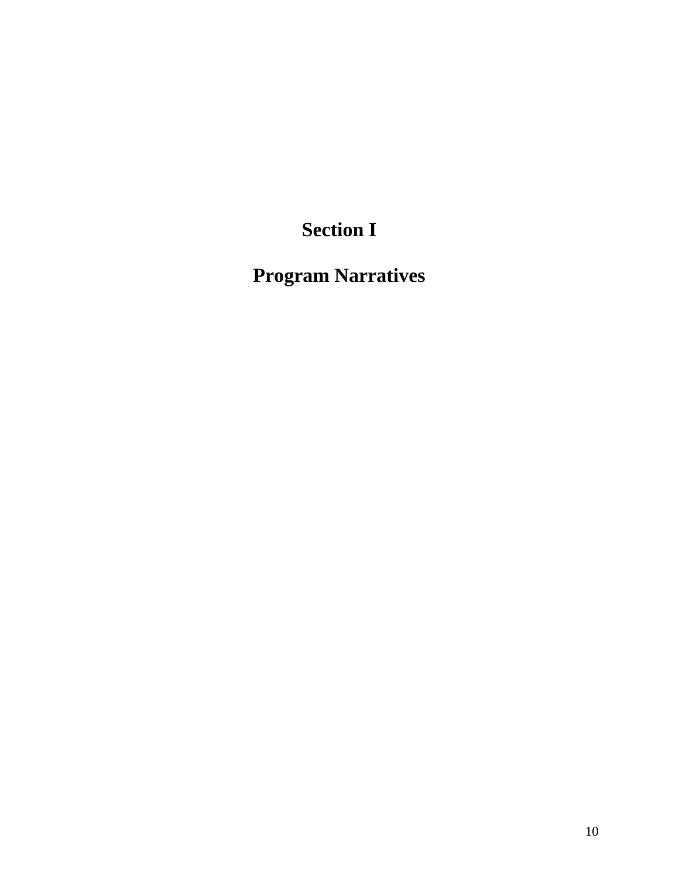# Section I

# Program Narratives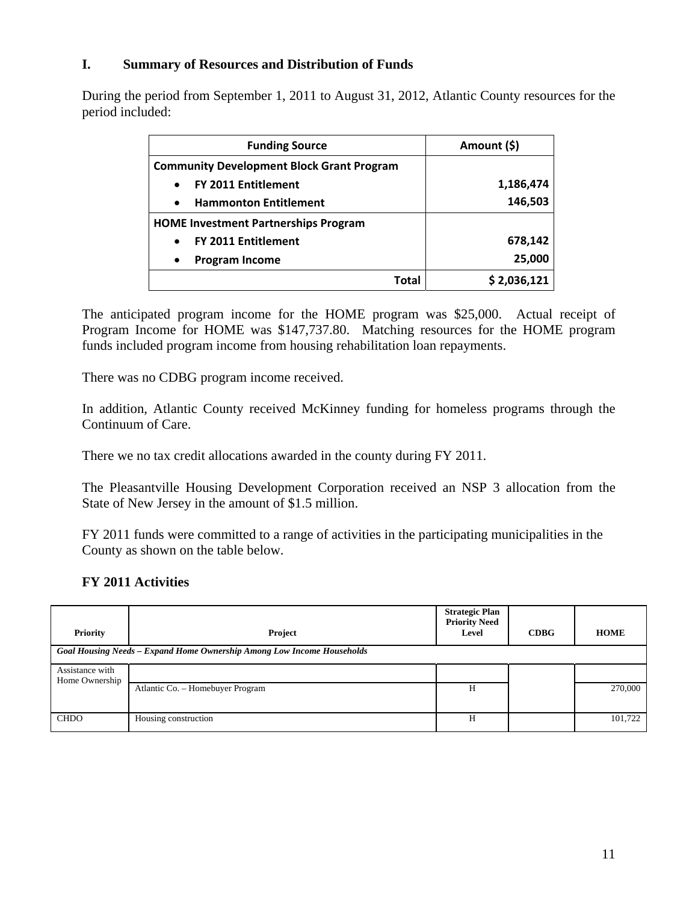## I. Summary of Resources and Distribution of Funds

During the period from September 1, 2011 to August 31, 2012, Atlantic County resources for the period included:

| Funding Source | Amount ($) |
|---|---|
| **Community Development Block Grant Program** | |
| • **FY 2011 Entitlement** | **1,186,474** |
| • **Hammonton Entitlement** | **146,503** |
| **HOME Investment Partnerships Program** | |
| • **FY 2011 Entitlement** | **678,142** |
| • **Program Income** | **25,000** |
| **Total** | **$ 2,036,121** |

The anticipated program income for the HOME program was $25,000. Actual receipt of Program Income for HOME was $147,737.80. Matching resources for the HOME program funds included program income from housing rehabilitation loan repayments.

There was no CDBG program income received.

In addition, Atlantic County received McKinney funding for homeless programs through the Continuum of Care.

There we no tax credit allocations awarded in the county during FY 2011.

The Pleasantville Housing Development Corporation received an NSP 3 allocation from the State of New Jersey in the amount of $1.5 million.

FY 2011 funds were committed to a range of activities in the participating municipalities in the County as shown on the table below.

### FY 2011 Activities

| Priority | Project | Strategic Plan Priority Need Level | CDBG | HOME |
|---|---|---|---|---|
| *Goal Housing Needs – Expand Home Ownership Among Low Income Households* | | | | |
| Assistance with Home Ownership | | | | |
| | Atlantic Co. – Homebuyer Program | H | | 270,000 |
| CHDO | Housing construction | H | | 101,722 |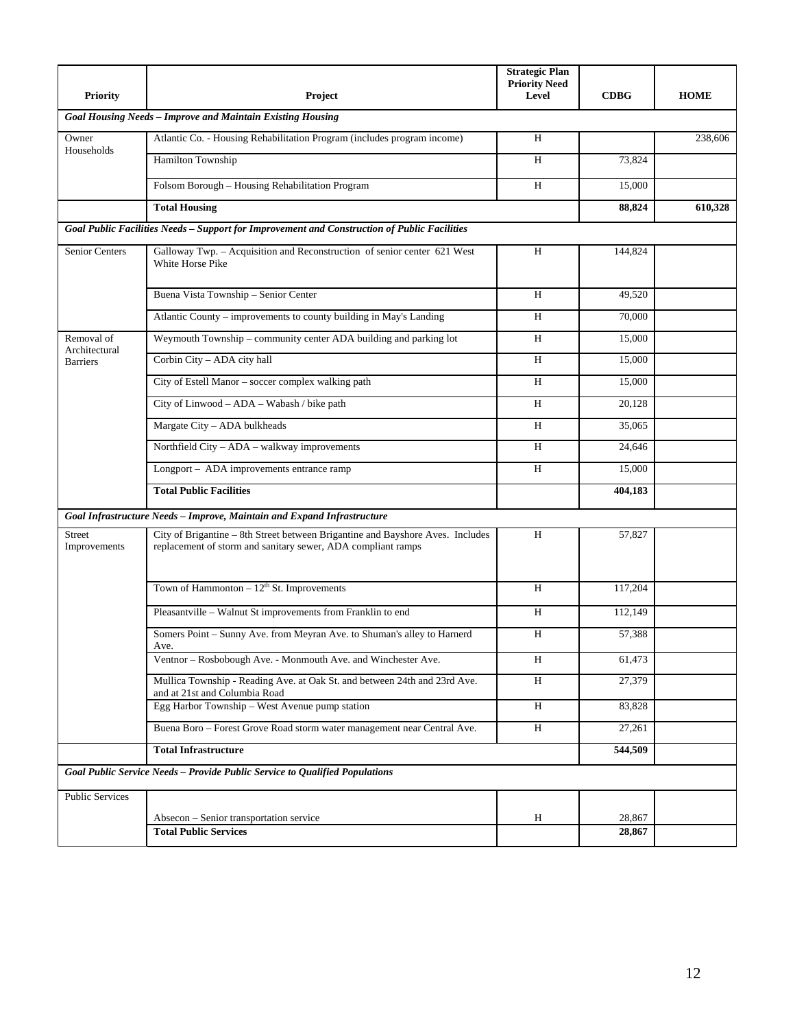| Priority | Project | Strategic Plan Priority Need Level | CDBG | HOME |
|---|---|---|---|---|
| ***Goal Housing Needs – Improve and Maintain Existing Housing*** | | | | |
| Owner Households | Atlantic Co. - Housing Rehabilitation Program (includes program income) | H | | 238,606 |
| | Hamilton Township | H | 73,824 | |
| | Folsom Borough – Housing Rehabilitation Program | H | 15,000 | |
| | **Total Housing** | | **88,824** | **610,328** |
| ***Goal Public Facilities Needs – Support for Improvement and Construction of Public Facilities*** | | | | |
| Senior Centers | Galloway Twp. – Acquisition and Reconstruction of senior center 621 West White Horse Pike | H | 144,824 | |
| | Buena Vista Township – Senior Center | H | 49,520 | |
| | Atlantic County – improvements to county building in May's Landing | H | 70,000 | |
| Removal of Architectural Barriers | Weymouth Township – community center ADA building and parking lot | H | 15,000 | |
| | Corbin City – ADA city hall | H | 15,000 | |
| | City of Estell Manor – soccer complex walking path | H | 15,000 | |
| | City of Linwood – ADA – Wabash / bike path | H | 20,128 | |
| | Margate City – ADA bulkheads | H | 35,065 | |
| | Northfield City – ADA – walkway improvements | H | 24,646 | |
| | Longport – ADA improvements entrance ramp | H | 15,000 | |
| | **Total Public Facilities** | | **404,183** | |
| ***Goal Infrastructure Needs – Improve, Maintain and Expand Infrastructure*** | | | | |
| Street Improvements | City of Brigantine – 8th Street between Brigantine and Bayshore Aves. Includes replacement of storm and sanitary sewer, ADA compliant ramps | H | 57,827 | |
| | Town of Hammonton – 12th St. Improvements | H | 117,204 | |
| | Pleasantville – Walnut St improvements from Franklin to end | H | 112,149 | |
| | Somers Point – Sunny Ave. from Meyran Ave. to Shuman's alley to Harnerd Ave. | H | 57,388 | |
| | Ventnor – Rosbobough Ave. - Monmouth Ave. and Winchester Ave. | H | 61,473 | |
| | Mullica Township - Reading Ave. at Oak St. and between 24th and 23rd Ave. and at 21st and Columbia Road | H | 27,379 | |
| | Egg Harbor Township – West Avenue pump station | H | 83,828 | |
| | Buena Boro – Forest Grove Road storm water management near Central Ave. | H | 27,261 | |
| | **Total Infrastructure** | | **544,509** | |
| ***Goal Public Service Needs – Provide Public Service to Qualified Populations*** | | | | |
| Public Services | Absecon – Senior transportation service | H | 28,867 | |
| | **Total Public Services** | | **28,867** | |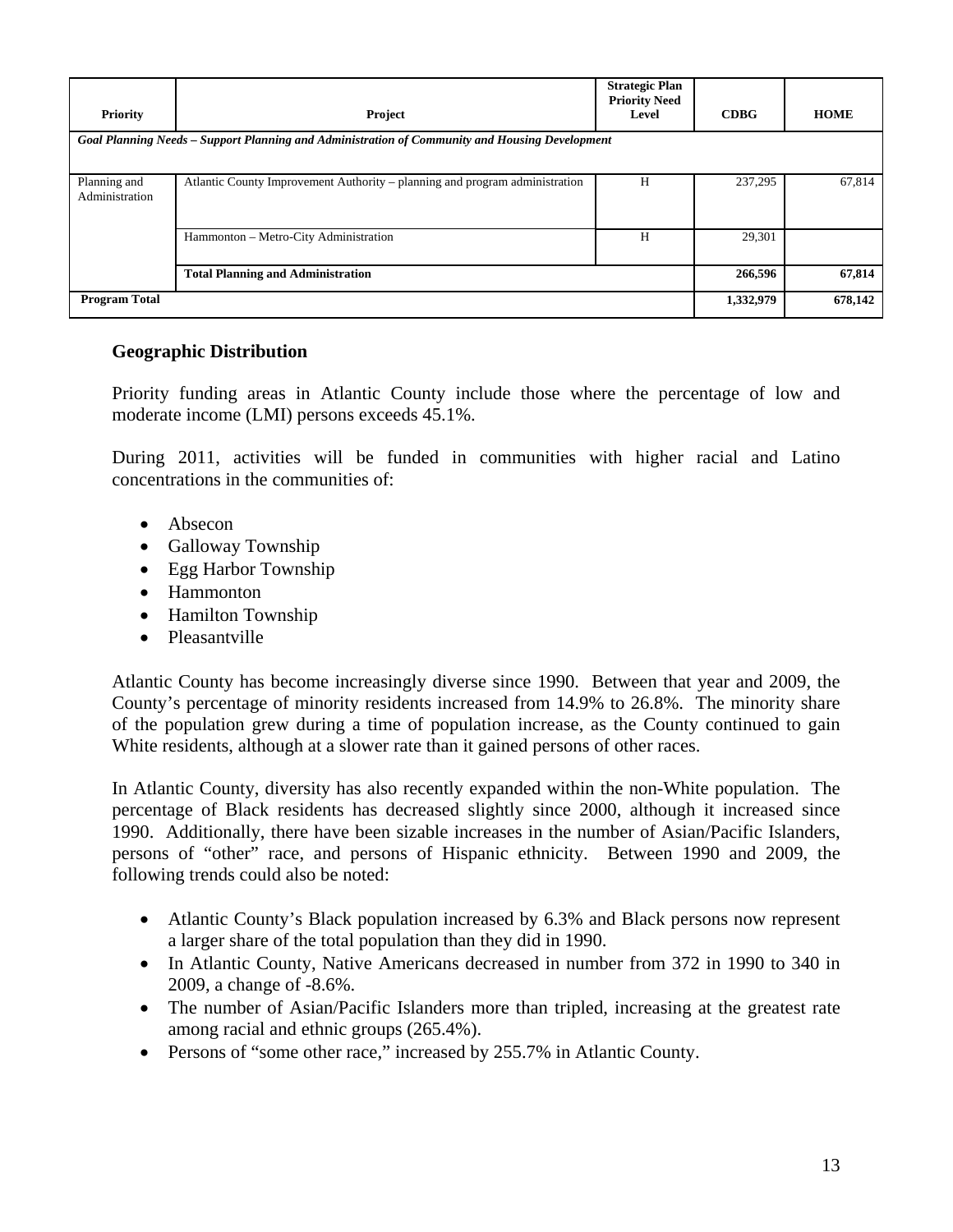| Priority | Project | Strategic Plan Priority Need Level | CDBG | HOME |
|---|---|---|---|---|
| ***Goal Planning Needs – Support Planning and Administration of Community and Housing Development*** | | | | |
| Planning and Administration | Atlantic County Improvement Authority – planning and program administration | H | 237,295 | 67,814 |
| | Hammonton – Metro-City Administration | H | 29,301 | |
| | **Total Planning and Administration** | | **266,596** | **67,814** |
| **Program Total** | | | **1,332,979** | **678,142** |

## Geographic Distribution

Priority funding areas in Atlantic County include those where the percentage of low and moderate income (LMI) persons exceeds 45.1%.

During 2011, activities will be funded in communities with higher racial and Latino concentrations in the communities of:

- Absecon
- Galloway Township
- Egg Harbor Township
- Hammonton
- Hamilton Township
- Pleasantville

Atlantic County has become increasingly diverse since 1990. Between that year and 2009, the County's percentage of minority residents increased from 14.9% to 26.8%. The minority share of the population grew during a time of population increase, as the County continued to gain White residents, although at a slower rate than it gained persons of other races.

In Atlantic County, diversity has also recently expanded within the non-White population. The percentage of Black residents has decreased slightly since 2000, although it increased since 1990. Additionally, there have been sizable increases in the number of Asian/Pacific Islanders, persons of "other" race, and persons of Hispanic ethnicity. Between 1990 and 2009, the following trends could also be noted:

- Atlantic County's Black population increased by 6.3% and Black persons now represent a larger share of the total population than they did in 1990.
- In Atlantic County, Native Americans decreased in number from 372 in 1990 to 340 in 2009, a change of -8.6%.
- The number of Asian/Pacific Islanders more than tripled, increasing at the greatest rate among racial and ethnic groups (265.4%).
- Persons of "some other race," increased by 255.7% in Atlantic County.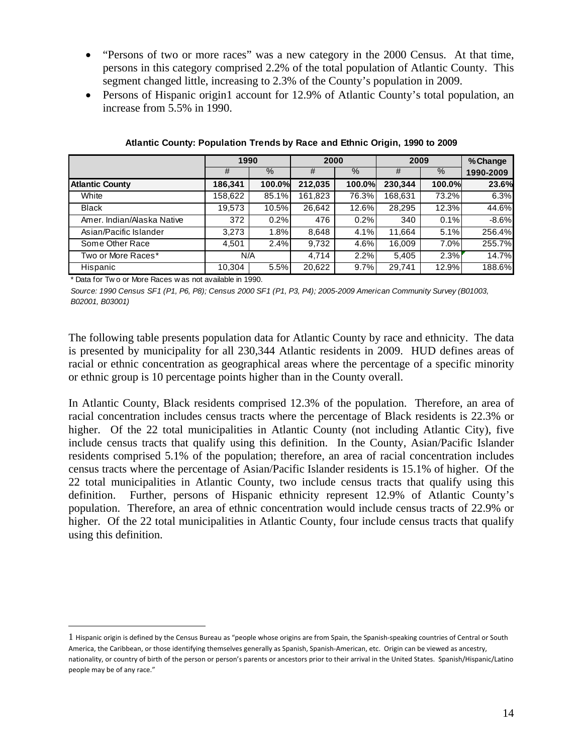- "Persons of two or more races" was a new category in the 2000 Census. At that time, persons in this category comprised 2.2% of the total population of Atlantic County. This segment changed little, increasing to 2.3% of the County's population in 2009.
- Persons of Hispanic origin[1] account for 12.9% of Atlantic County's total population, an increase from 5.5% in 1990.

**Atlantic County: Population Trends by Race and Ethnic Origin, 1990 to 2009**

| | 1990 | | 2000 | | 2009 | | % Change |
|---|---|---|---|---|---|---|---|
| | # | % | # | % | # | % | 1990-2009 |
| **Atlantic County** | **186,341** | **100.0%** | **212,035** | **100.0%** | **230,344** | **100.0%** | **23.6%** |
| White | 158,622 | 85.1% | 161,823 | 76.3% | 168,631 | 73.2% | 6.3% |
| Black | 19,573 | 10.5% | 26,642 | 12.6% | 28,295 | 12.3% | 44.6% |
| Amer. Indian/Alaska Native | 372 | 0.2% | 476 | 0.2% | 340 | 0.1% | -8.6% |
| Asian/Pacific Islander | 3,273 | 1.8% | 8,648 | 4.1% | 11,664 | 5.1% | 256.4% |
| Some Other Race | 4,501 | 2.4% | 9,732 | 4.6% | 16,009 | 7.0% | 255.7% |
| Two or More Races* | N/A | | 4,714 | 2.2% | 5,405 | 2.3% | 14.7% |
| Hispanic | 10,304 | 5.5% | 20,622 | 9.7% | 29,741 | 12.9% | 188.6% |

\* Data for Two or More Races was not available in 1990.

*Source: 1990 Census SF1 (P1, P6, P8); Census 2000 SF1 (P1, P3, P4); 2005-2009 American Community Survey (B01003, B02001, B03001)*

The following table presents population data for Atlantic County by race and ethnicity. The data is presented by municipality for all 230,344 Atlantic residents in 2009. HUD defines areas of racial or ethnic concentration as geographical areas where the percentage of a specific minority or ethnic group is 10 percentage points higher than in the County overall.

In Atlantic County, Black residents comprised 12.3% of the population. Therefore, an area of racial concentration includes census tracts where the percentage of Black residents is 22.3% or higher. Of the 22 total municipalities in Atlantic County (not including Atlantic City), five include census tracts that qualify using this definition. In the County, Asian/Pacific Islander residents comprised 5.1% of the population; therefore, an area of racial concentration includes census tracts where the percentage of Asian/Pacific Islander residents is 15.1% of higher. Of the 22 total municipalities in Atlantic County, two include census tracts that qualify using this definition. Further, persons of Hispanic ethnicity represent 12.9% of Atlantic County's population. Therefore, an area of ethnic concentration would include census tracts of 22.9% or higher. Of the 22 total municipalities in Atlantic County, four include census tracts that qualify using this definition.

---

[1] Hispanic origin is defined by the Census Bureau as "people whose origins are from Spain, the Spanish-speaking countries of Central or South America, the Caribbean, or those identifying themselves generally as Spanish, Spanish-American, etc. Origin can be viewed as ancestry, nationality, or country of birth of the person or person's parents or ancestors prior to their arrival in the United States. Spanish/Hispanic/Latino people may be of any race."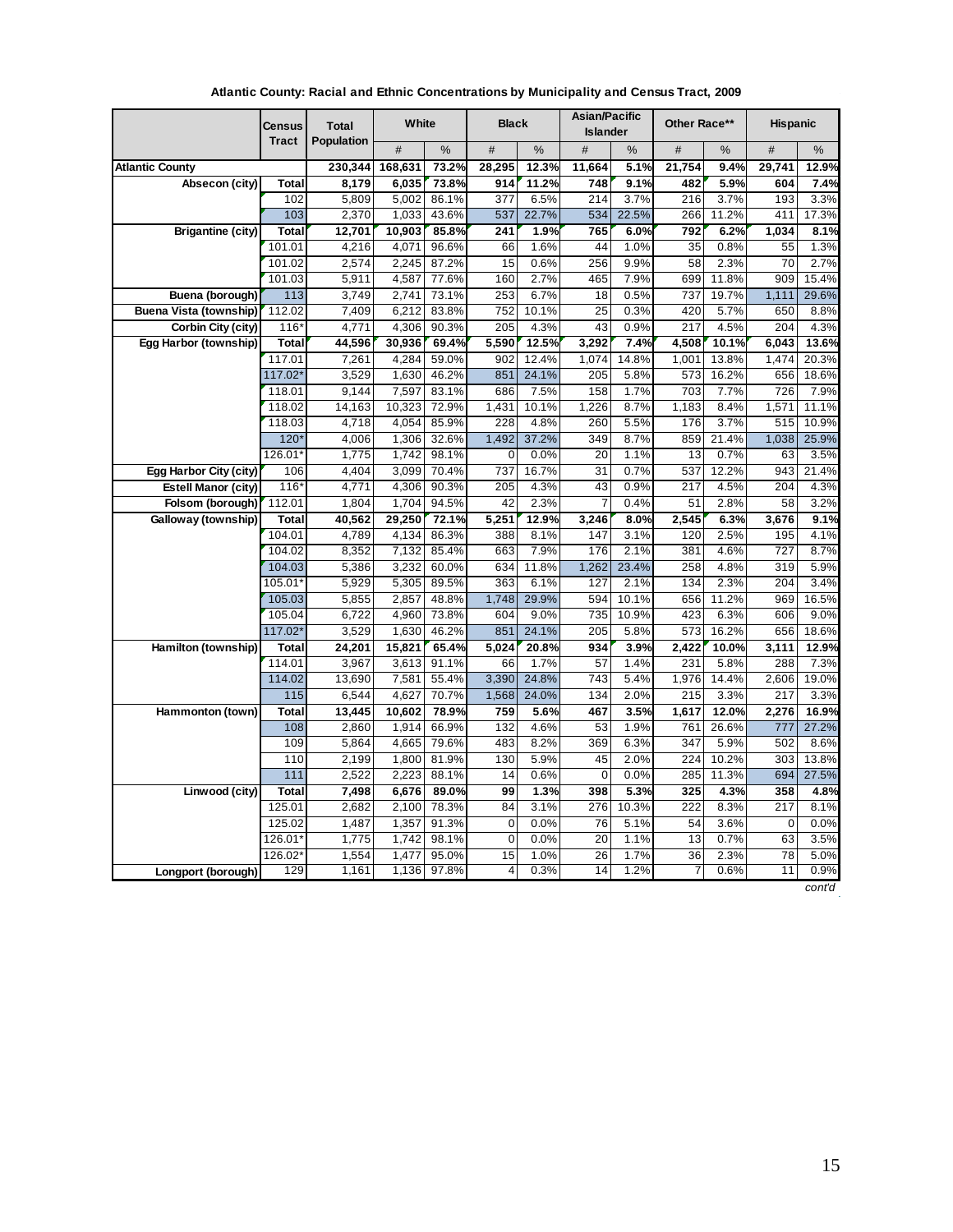**Atlantic County: Racial and Ethnic Concentrations by Municipality and Census Tract, 2009**

| | Census Tract | Total Population | White | | Black | | Asian/Pacific Islander | | Other Race** | | Hispanic | |
|---|---|---|---|---|---|---|---|---|---|---|---|---|
| | | | # | % | # | % | # | % | # | % | # | % |
| **Atlantic County** | | **230,344** | **168,631** | **73.2%** | **28,295** | **12.3%** | **11,664** | **5.1%** | **21,754** | **9.4%** | **29,741** | **12.9%** |
| **Absecon (city)** | **Total** | **8,179** | **6,035** | **73.8%** | **914** | **11.2%** | **748** | **9.1%** | **482** | **5.9%** | **604** | **7.4%** |
| | 102 | 5,809 | 5,002 | 86.1% | 377 | 6.5% | 214 | 3.7% | 216 | 3.7% | 193 | 3.3% |
| | 103 | 2,370 | 1,033 | 43.6% | 537 | 22.7% | 534 | 22.5% | 266 | 11.2% | 411 | 17.3% |
| **Brigantine (city)** | **Total** | **12,701** | **10,903** | **85.8%** | **241** | **1.9%** | **765** | **6.0%** | **792** | **6.2%** | **1,034** | **8.1%** |
| | 101.01 | 4,216 | 4,071 | 96.6% | 66 | 1.6% | 44 | 1.0% | 35 | 0.8% | 55 | 1.3% |
| | 101.02 | 2,574 | 2,245 | 87.2% | 15 | 0.6% | 256 | 9.9% | 58 | 2.3% | 70 | 2.7% |
| | 101.03 | 5,911 | 4,587 | 77.6% | 160 | 2.7% | 465 | 7.9% | 699 | 11.8% | 909 | 15.4% |
| **Buena (borough)** | 113 | 3,749 | 2,741 | 73.1% | 253 | 6.7% | 18 | 0.5% | 737 | 19.7% | 1,111 | 29.6% |
| **Buena Vista (township)** | 112.02 | 7,409 | 6,212 | 83.8% | 752 | 10.1% | 25 | 0.3% | 420 | 5.7% | 650 | 8.8% |
| **Corbin City (city)** | 116* | 4,771 | 4,306 | 90.3% | 205 | 4.3% | 43 | 0.9% | 217 | 4.5% | 204 | 4.3% |
| **Egg Harbor (township)** | **Total** | **44,596** | **30,936** | **69.4%** | **5,590** | **12.5%** | **3,292** | **7.4%** | **4,508** | **10.1%** | **6,043** | **13.6%** |
| | 117.01 | 7,261 | 4,284 | 59.0% | 902 | 12.4% | 1,074 | 14.8% | 1,001 | 13.8% | 1,474 | 20.3% |
| | 117.02* | 3,529 | 1,630 | 46.2% | 851 | 24.1% | 205 | 5.8% | 573 | 16.2% | 656 | 18.6% |
| | 118.01 | 9,144 | 7,597 | 83.1% | 686 | 7.5% | 158 | 1.7% | 703 | 7.7% | 726 | 7.9% |
| | 118.02 | 14,163 | 10,323 | 72.9% | 1,431 | 10.1% | 1,226 | 8.7% | 1,183 | 8.4% | 1,571 | 11.1% |
| | 118.03 | 4,718 | 4,054 | 85.9% | 228 | 4.8% | 260 | 5.5% | 176 | 3.7% | 515 | 10.9% |
| | 120* | 4,006 | 1,306 | 32.6% | 1,492 | 37.2% | 349 | 8.7% | 859 | 21.4% | 1,038 | 25.9% |
| | 126.01* | 1,775 | 1,742 | 98.1% | 0 | 0.0% | 20 | 1.1% | 13 | 0.7% | 63 | 3.5% |
| **Egg Harbor City (city)** | 106 | 4,404 | 3,099 | 70.4% | 737 | 16.7% | 31 | 0.7% | 537 | 12.2% | 943 | 21.4% |
| **Estell Manor (city)** | 116* | 4,771 | 4,306 | 90.3% | 205 | 4.3% | 43 | 0.9% | 217 | 4.5% | 204 | 4.3% |
| **Folsom (borough)** | 112.01 | 1,804 | 1,704 | 94.5% | 42 | 2.3% | 7 | 0.4% | 51 | 2.8% | 58 | 3.2% |
| **Galloway (township)** | **Total** | **40,562** | **29,250** | **72.1%** | **5,251** | **12.9%** | **3,246** | **8.0%** | **2,545** | **6.3%** | **3,676** | **9.1%** |
| | 104.01 | 4,789 | 4,134 | 86.3% | 388 | 8.1% | 147 | 3.1% | 120 | 2.5% | 195 | 4.1% |
| | 104.02 | 8,352 | 7,132 | 85.4% | 663 | 7.9% | 176 | 2.1% | 381 | 4.6% | 727 | 8.7% |
| | 104.03 | 5,386 | 3,232 | 60.0% | 634 | 11.8% | 1,262 | 23.4% | 258 | 4.8% | 319 | 5.9% |
| | 105.01* | 5,929 | 5,305 | 89.5% | 363 | 6.1% | 127 | 2.1% | 134 | 2.3% | 204 | 3.4% |
| | 105.03 | 5,855 | 2,857 | 48.8% | 1,748 | 29.9% | 594 | 10.1% | 656 | 11.2% | 969 | 16.5% |
| | 105.04 | 6,722 | 4,960 | 73.8% | 604 | 9.0% | 735 | 10.9% | 423 | 6.3% | 606 | 9.0% |
| | 117.02* | 3,529 | 1,630 | 46.2% | 851 | 24.1% | 205 | 5.8% | 573 | 16.2% | 656 | 18.6% |
| **Hamilton (township)** | **Total** | **24,201** | **15,821** | **65.4%** | **5,024** | **20.8%** | **934** | **3.9%** | **2,422** | **10.0%** | **3,111** | **12.9%** |
| | 114.01 | 3,967 | 3,613 | 91.1% | 66 | 1.7% | 57 | 1.4% | 231 | 5.8% | 288 | 7.3% |
| | 114.02 | 13,690 | 7,581 | 55.4% | 3,390 | 24.8% | 743 | 5.4% | 1,976 | 14.4% | 2,606 | 19.0% |
| | 115 | 6,544 | 4,627 | 70.7% | 1,568 | 24.0% | 134 | 2.0% | 215 | 3.3% | 217 | 3.3% |
| **Hammonton (town)** | **Total** | **13,445** | **10,602** | **78.9%** | **759** | **5.6%** | **467** | **3.5%** | **1,617** | **12.0%** | **2,276** | **16.9%** |
| | 108 | 2,860 | 1,914 | 66.9% | 132 | 4.6% | 53 | 1.9% | 761 | 26.6% | 777 | 27.2% |
| | 109 | 5,864 | 4,665 | 79.6% | 483 | 8.2% | 369 | 6.3% | 347 | 5.9% | 502 | 8.6% |
| | 110 | 2,199 | 1,800 | 81.9% | 130 | 5.9% | 45 | 2.0% | 224 | 10.2% | 303 | 13.8% |
| | 111 | 2,522 | 2,223 | 88.1% | 14 | 0.6% | 0 | 0.0% | 285 | 11.3% | 694 | 27.5% |
| **Linwood (city)** | **Total** | **7,498** | **6,676** | **89.0%** | **99** | **1.3%** | **398** | **5.3%** | **325** | **4.3%** | **358** | **4.8%** |
| | 125.01 | 2,682 | 2,100 | 78.3% | 84 | 3.1% | 276 | 10.3% | 222 | 8.3% | 217 | 8.1% |
| | 125.02 | 1,487 | 1,357 | 91.3% | 0 | 0.0% | 76 | 5.1% | 54 | 3.6% | 0 | 0.0% |
| | 126.01* | 1,775 | 1,742 | 98.1% | 0 | 0.0% | 20 | 1.1% | 13 | 0.7% | 63 | 3.5% |
| | 126.02* | 1,554 | 1,477 | 95.0% | 15 | 1.0% | 26 | 1.7% | 36 | 2.3% | 78 | 5.0% |
| **Longport (borough)** | 129 | 1,161 | 1,136 | 97.8% | 4 | 0.3% | 14 | 1.2% | 7 | 0.6% | 11 | 0.9% |

*cont'd*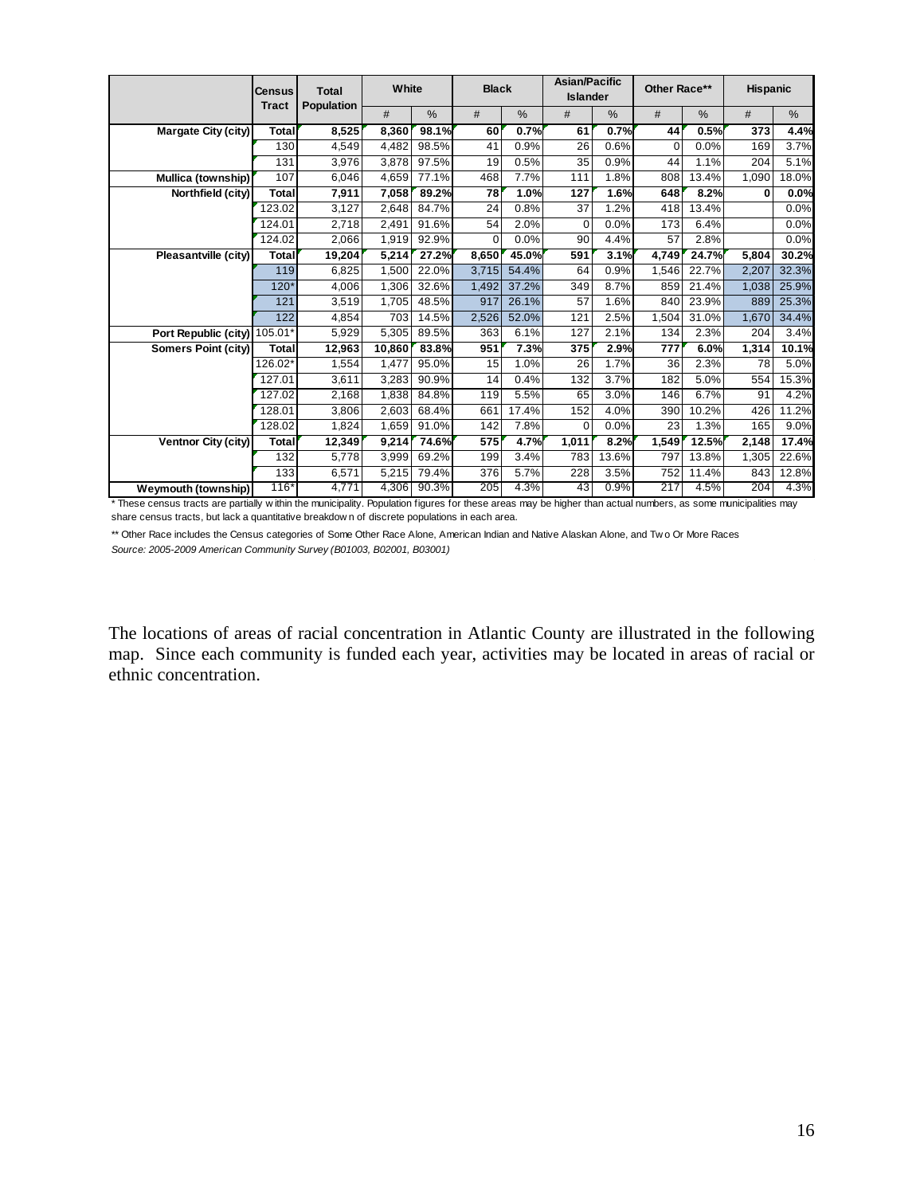| | Census Tract | Total Population | White | | Black | | Asian/Pacific Islander | | Other Race** | | Hispanic | |
|---|---|---|---|---|---|---|---|---|---|---|---|---|
| | | | # | % | # | % | # | % | # | % | # | % |
| **Margate City (city)** | **Total** | **8,525** | **8,360** | **98.1%** | **60** | **0.7%** | **61** | **0.7%** | **44** | **0.5%** | **373** | **4.4%** |
| | 130 | 4,549 | 4,482 | 98.5% | 41 | 0.9% | 26 | 0.6% | 0 | 0.0% | 169 | 3.7% |
| | 131 | 3,976 | 3,878 | 97.5% | 19 | 0.5% | 35 | 0.9% | 44 | 1.1% | 204 | 5.1% |
| **Mullica (township)** | 107 | 6,046 | 4,659 | 77.1% | 468 | 7.7% | 111 | 1.8% | 808 | 13.4% | 1,090 | 18.0% |
| **Northfield (city)** | **Total** | **7,911** | **7,058** | **89.2%** | **78** | **1.0%** | **127** | **1.6%** | **648** | **8.2%** | **0** | **0.0%** |
| | 123.02 | 3,127 | 2,648 | 84.7% | 24 | 0.8% | 37 | 1.2% | 418 | 13.4% | | 0.0% |
| | 124.01 | 2,718 | 2,491 | 91.6% | 54 | 2.0% | 0 | 0.0% | 173 | 6.4% | | 0.0% |
| | 124.02 | 2,066 | 1,919 | 92.9% | 0 | 0.0% | 90 | 4.4% | 57 | 2.8% | | 0.0% |
| **Pleasantville (city)** | **Total** | **19,204** | **5,214** | **27.2%** | **8,650** | **45.0%** | **591** | **3.1%** | **4,749** | **24.7%** | **5,804** | **30.2%** |
| | 119 | 6,825 | 1,500 | 22.0% | 3,715 | 54.4% | 64 | 0.9% | 1,546 | 22.7% | 2,207 | 32.3% |
| | 120* | 4,006 | 1,306 | 32.6% | 1,492 | 37.2% | 349 | 8.7% | 859 | 21.4% | 1,038 | 25.9% |
| | 121 | 3,519 | 1,705 | 48.5% | 917 | 26.1% | 57 | 1.6% | 840 | 23.9% | 889 | 25.3% |
| | 122 | 4,854 | 703 | 14.5% | 2,526 | 52.0% | 121 | 2.5% | 1,504 | 31.0% | 1,670 | 34.4% |
| **Port Republic (city)** | 105.01* | 5,929 | 5,305 | 89.5% | 363 | 6.1% | 127 | 2.1% | 134 | 2.3% | 204 | 3.4% |
| **Somers Point (city)** | **Total** | **12,963** | **10,860** | **83.8%** | **951** | **7.3%** | **375** | **2.9%** | **777** | **6.0%** | **1,314** | **10.1%** |
| | 126.02* | 1,554 | 1,477 | 95.0% | 15 | 1.0% | 26 | 1.7% | 36 | 2.3% | 78 | 5.0% |
| | 127.01 | 3,611 | 3,283 | 90.9% | 14 | 0.4% | 132 | 3.7% | 182 | 5.0% | 554 | 15.3% |
| | 127.02 | 2,168 | 1,838 | 84.8% | 119 | 5.5% | 65 | 3.0% | 146 | 6.7% | 91 | 4.2% |
| | 128.01 | 3,806 | 2,603 | 68.4% | 661 | 17.4% | 152 | 4.0% | 390 | 10.2% | 426 | 11.2% |
| | 128.02 | 1,824 | 1,659 | 91.0% | 142 | 7.8% | 0 | 0.0% | 23 | 1.3% | 165 | 9.0% |
| **Ventnor City (city)** | **Total** | **12,349** | **9,214** | **74.6%** | **575** | **4.7%** | **1,011** | **8.2%** | **1,549** | **12.5%** | **2,148** | **17.4%** |
| | 132 | 5,778 | 3,999 | 69.2% | 199 | 3.4% | 783 | 13.6% | 797 | 13.8% | 1,305 | 22.6% |
| | 133 | 6,571 | 5,215 | 79.4% | 376 | 5.7% | 228 | 3.5% | 752 | 11.4% | 843 | 12.8% |
| **Weymouth (township)** | 116* | 4,771 | 4,306 | 90.3% | 205 | 4.3% | 43 | 0.9% | 217 | 4.5% | 204 | 4.3% |

* These census tracts are partially within the municipality. Population figures for these areas may be higher than actual numbers, as some municipalities may share census tracts, but lack a quantitative breakdown of discrete populations in each area.

** Other Race includes the Census categories of Some Other Race Alone, American Indian and Native Alaskan Alone, and Two Or More Races

*Source: 2005-2009 American Community Survey (B01003, B02001, B03001)*

The locations of areas of racial concentration in Atlantic County are illustrated in the following map. Since each community is funded each year, activities may be located in areas of racial or ethnic concentration.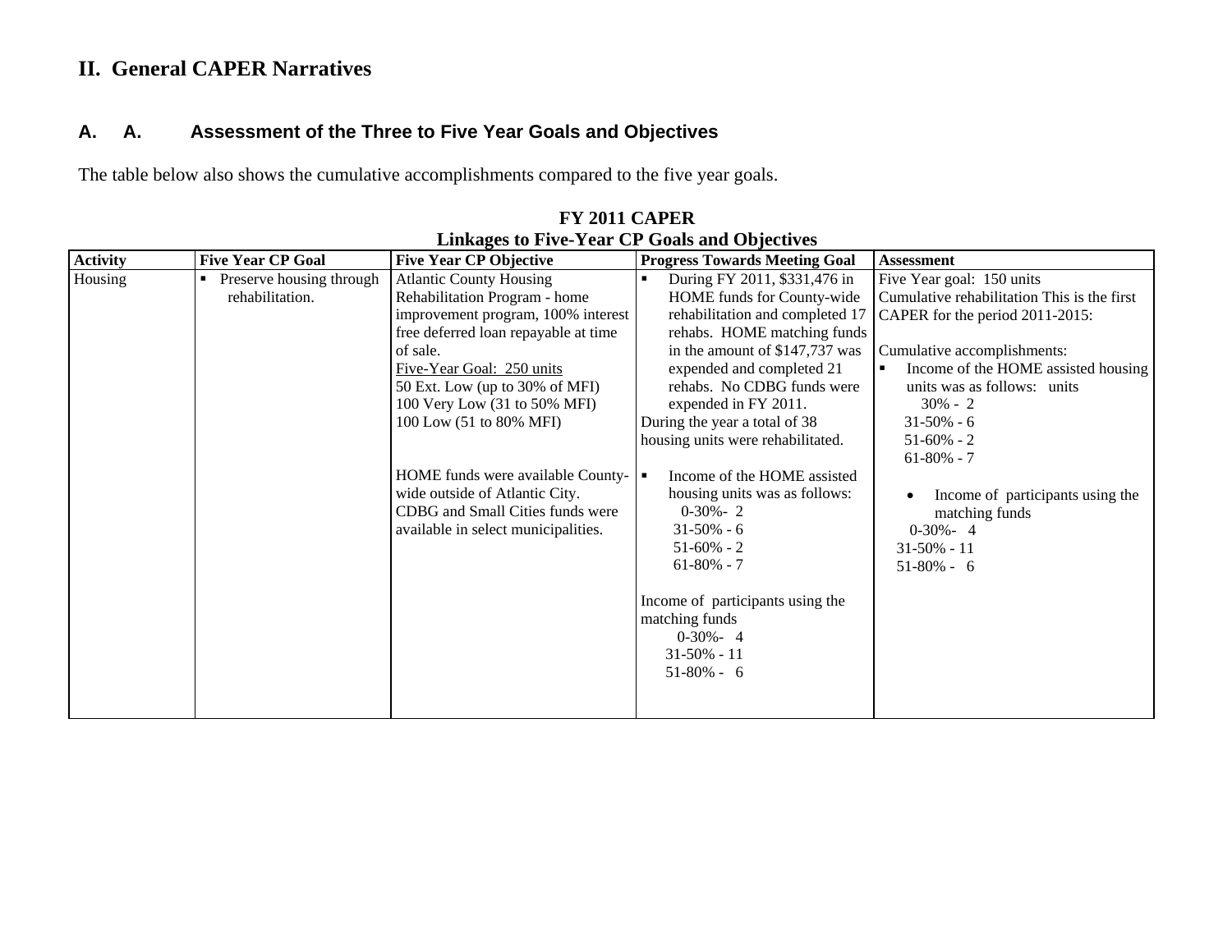## II. General CAPER Narratives

### A. A. Assessment of the Three to Five Year Goals and Objectives

The table below also shows the cumulative accomplishments compared to the five year goals.

**FY 2011 CAPER**
**Linkages to Five-Year CP Goals and Objectives**

| Activity | Five Year CP Goal | Five Year CP Objective | Progress Towards Meeting Goal | Assessment |
|---|---|---|---|---|
| Housing | ▪ Preserve housing through rehabilitation. | Atlantic County Housing Rehabilitation Program - home improvement program, 100% interest free deferred loan repayable at time of sale.<br>Five-Year Goal: 250 units<br>50 Ext. Low (up to 30% of MFI)<br>100 Very Low (31 to 50% MFI)<br>100 Low (51 to 80% MFI)<br><br>HOME funds were available County-wide outside of Atlantic City. CDBG and Small Cities funds were available in select municipalities. | ▪ During FY 2011, $331,476 in HOME funds for County-wide rehabilitation and completed 17 rehabs. HOME matching funds in the amount of $147,737 was expended and completed 21 rehabs. No CDBG funds were expended in FY 2011.<br>During the year a total of 38 housing units were rehabilitated.<br><br>▪ Income of the HOME assisted housing units was as follows:<br>0-30%- 2<br>31-50% - 6<br>51-60% - 2<br>61-80% - 7<br><br>Income of participants using the matching funds<br>0-30%- 4<br>31-50% - 11<br>51-80% - 6 | Five Year goal: 150 units<br>Cumulative rehabilitation This is the first CAPER for the period 2011-2015:<br><br>Cumulative accomplishments:<br>▪ Income of the HOME assisted housing units was as follows: units<br>30% - 2<br>31-50% - 6<br>51-60% - 2<br>61-80% - 7<br><br>• Income of participants using the matching funds<br>0-30%- 4<br>31-50% - 11<br>51-80% - 6 |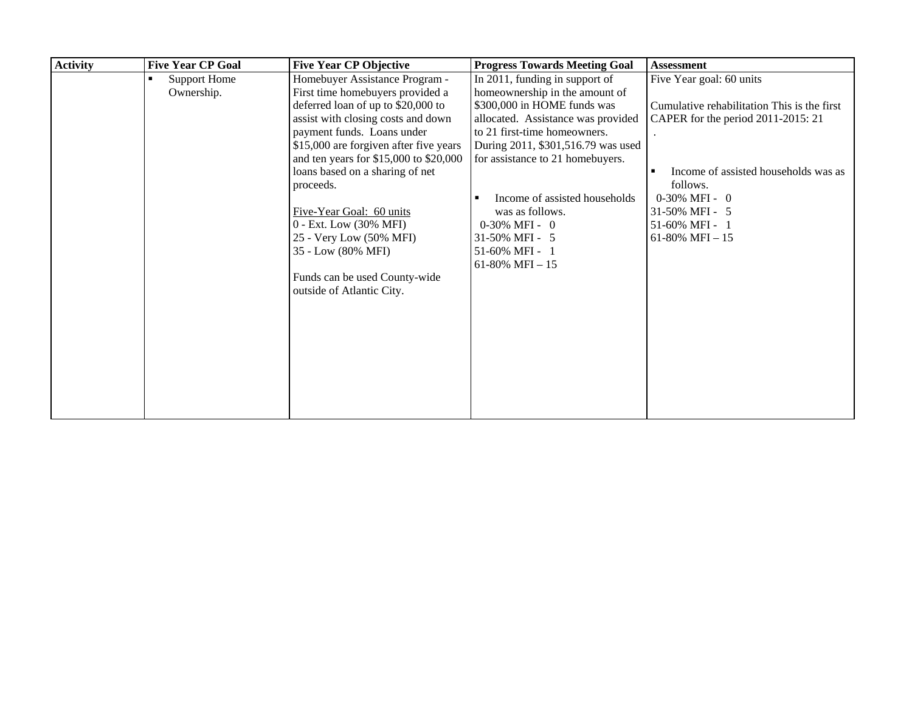| Activity | Five Year CP Goal | Five Year CP Objective | Progress Towards Meeting Goal | Assessment |
|---|---|---|---|---|
| | ▪ Support Home Ownership. | Homebuyer Assistance Program - First time homebuyers provided a deferred loan of up to $20,000 to assist with closing costs and down payment funds. Loans under $15,000 are forgiven after five years and ten years for $15,000 to $20,000 loans based on a sharing of net proceeds.<br><br><u>Five-Year Goal: 60 units</u><br>0 - Ext. Low (30% MFI)<br>25 - Very Low (50% MFI)<br>35 - Low (80% MFI)<br><br>Funds can be used County-wide outside of Atlantic City. | In 2011, funding in support of homeownership in the amount of $300,000 in HOME funds was allocated. Assistance was provided to 21 first-time homeowners. During 2011, $301,516.79 was used for assistance to 21 homebuyers.<br><br>▪ Income of assisted households was as follows.<br>0-30% MFI - 0<br>31-50% MFI - 5<br>51-60% MFI - 1<br>61-80% MFI – 15 | Five Year goal: 60 units<br><br>Cumulative rehabilitation This is the first CAPER for the period 2011-2015: 21<br>.<br><br>▪ Income of assisted households was as follows.<br>0-30% MFI - 0<br>31-50% MFI - 5<br>51-60% MFI - 1<br>61-80% MFI – 15 |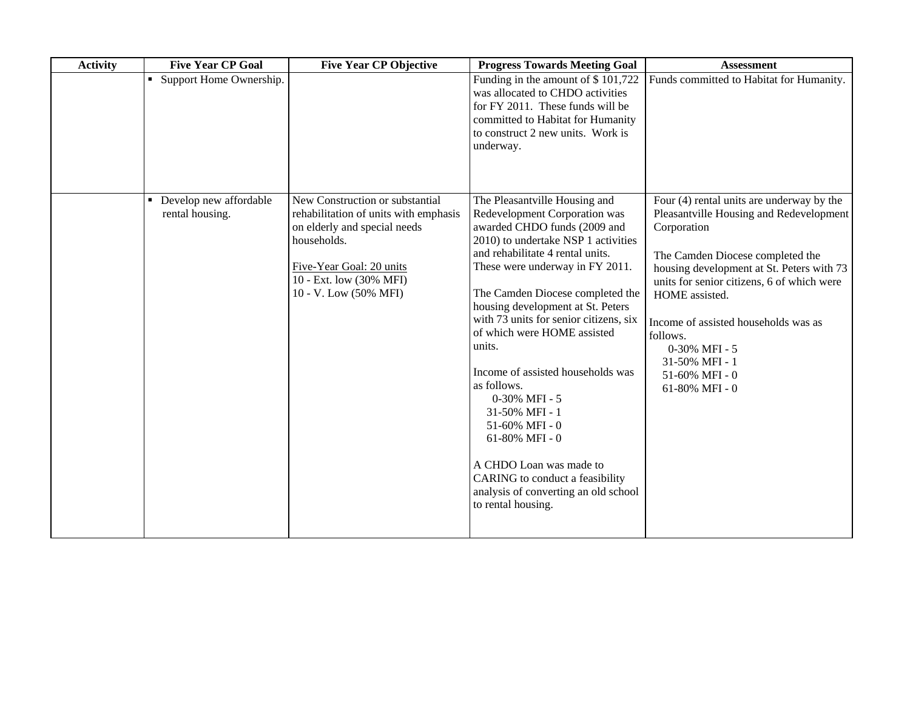| Activity | Five Year CP Goal | Five Year CP Objective | Progress Towards Meeting Goal | Assessment |
|---|---|---|---|---|
| | ▪ Support Home Ownership. | | Funding in the amount of $ 101,722 was allocated to CHDO activities for FY 2011. These funds will be committed to Habitat for Humanity to construct 2 new units. Work is underway. | Funds committed to Habitat for Humanity. |
| | ▪ Develop new affordable rental housing. | New Construction or substantial rehabilitation of units with emphasis on elderly and special needs households.<br><br>Five-Year Goal: 20 units<br>10 - Ext. low (30% MFI)<br>10 - V. Low (50% MFI) | The Pleasantville Housing and Redevelopment Corporation was awarded CHDO funds (2009 and 2010) to undertake NSP 1 activities and rehabilitate 4 rental units. These were underway in FY 2011.<br><br>The Camden Diocese completed the housing development at St. Peters with 73 units for senior citizens, six of which were HOME assisted units.<br><br>Income of assisted households was as follows.<br>0-30% MFI - 5<br>31-50% MFI - 1<br>51-60% MFI - 0<br>61-80% MFI - 0<br><br>A CHDO Loan was made to CARING to conduct a feasibility analysis of converting an old school to rental housing. | Four (4) rental units are underway by the Pleasantville Housing and Redevelopment Corporation<br><br>The Camden Diocese completed the housing development at St. Peters with 73 units for senior citizens, 6 of which were HOME assisted.<br><br>Income of assisted households was as follows.<br>0-30% MFI - 5<br>31-50% MFI - 1<br>51-60% MFI - 0<br>61-80% MFI - 0 |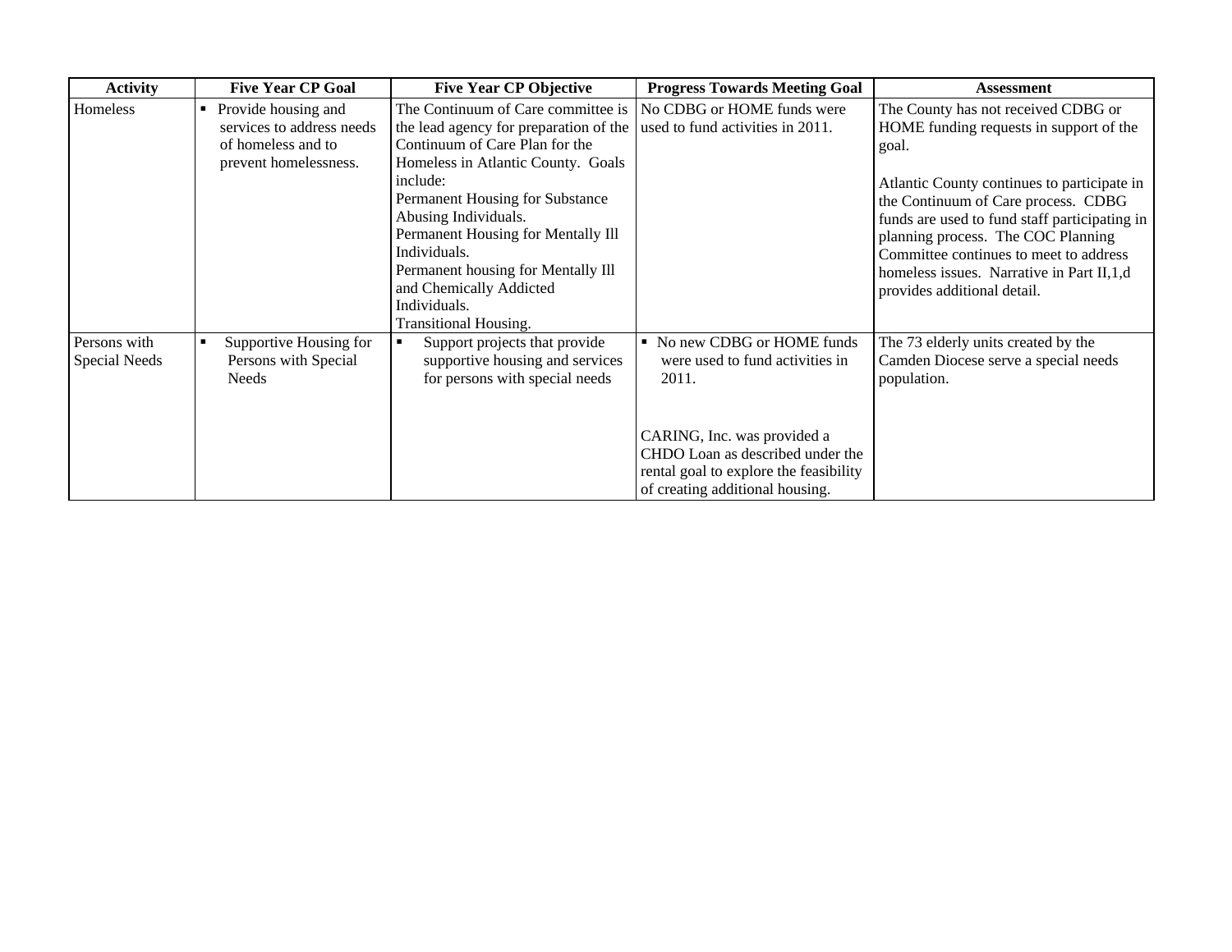| Activity | Five Year CP Goal | Five Year CP Objective | Progress Towards Meeting Goal | Assessment |
|---|---|---|---|---|
| Homeless | ▪ Provide housing and services to address needs of homeless and to prevent homelessness. | The Continuum of Care committee is the lead agency for preparation of the Continuum of Care Plan for the Homeless in Atlantic County. Goals include:<br>Permanent Housing for Substance Abusing Individuals.<br>Permanent Housing for Mentally Ill Individuals.<br>Permanent housing for Mentally Ill and Chemically Addicted Individuals.<br>Transitional Housing. | No CDBG or HOME funds were used to fund activities in 2011. | The County has not received CDBG or HOME funding requests in support of the goal.<br><br>Atlantic County continues to participate in the Continuum of Care process. CDBG funds are used to fund staff participating in planning process. The COC Planning Committee continues to meet to address homeless issues. Narrative in Part II,1,d provides additional detail. |
| Persons with Special Needs | ▪ Supportive Housing for Persons with Special Needs | ▪ Support projects that provide supportive housing and services for persons with special needs | ▪ No new CDBG or HOME funds were used to fund activities in 2011.<br><br>CARING, Inc. was provided a CHDO Loan as described under the rental goal to explore the feasibility of creating additional housing. | The 73 elderly units created by the Camden Diocese serve a special needs population. |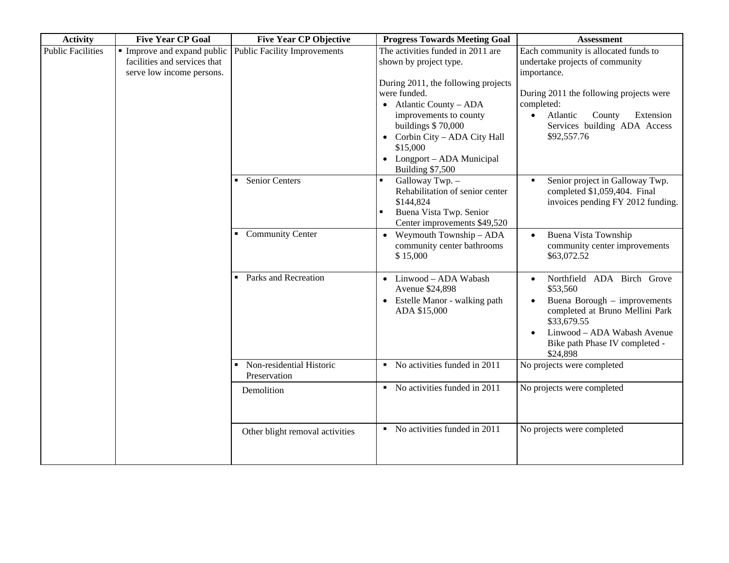| Activity | Five Year CP Goal | Five Year CP Objective | Progress Towards Meeting Goal | Assessment |
|---|---|---|---|---|
| Public Facilities | ▪ Improve and expand public facilities and services that serve low income persons. | Public Facility Improvements | The activities funded in 2011 are shown by project type.<br><br>During 2011, the following projects were funded.<br>• Atlantic County – ADA improvements to county buildings $ 70,000<br>• Corbin City – ADA City Hall $15,000<br>• Longport – ADA Municipal Building $7,500 | Each community is allocated funds to undertake projects of community importance.<br><br>During 2011 the following projects were completed:<br>• Atlantic County Extension Services building ADA Access $92,557.76 |
| | | ▪ Senior Centers | ▪ Galloway Twp. – Rehabilitation of senior center $144,824<br>▪ Buena Vista Twp. Senior Center improvements $49,520 | ▪ Senior project in Galloway Twp. completed $1,059,404. Final invoices pending FY 2012 funding. |
| | | ▪ Community Center | • Weymouth Township – ADA community center bathrooms $ 15,000 | • Buena Vista Township community center improvements $63,072.52 |
| | | ▪ Parks and Recreation | • Linwood – ADA Wabash Avenue $24,898<br>• Estelle Manor - walking path ADA $15,000 | • Northfield ADA Birch Grove $53,560<br>• Buena Borough – improvements completed at Bruno Mellini Park $33,679.55<br>• Linwood – ADA Wabash Avenue Bike path Phase IV completed - $24,898 |
| | | ▪ Non-residential Historic Preservation | ▪ No activities funded in 2011 | No projects were completed |
| | | Demolition | ▪ No activities funded in 2011 | No projects were completed |
| | | Other blight removal activities | ▪ No activities funded in 2011 | No projects were completed |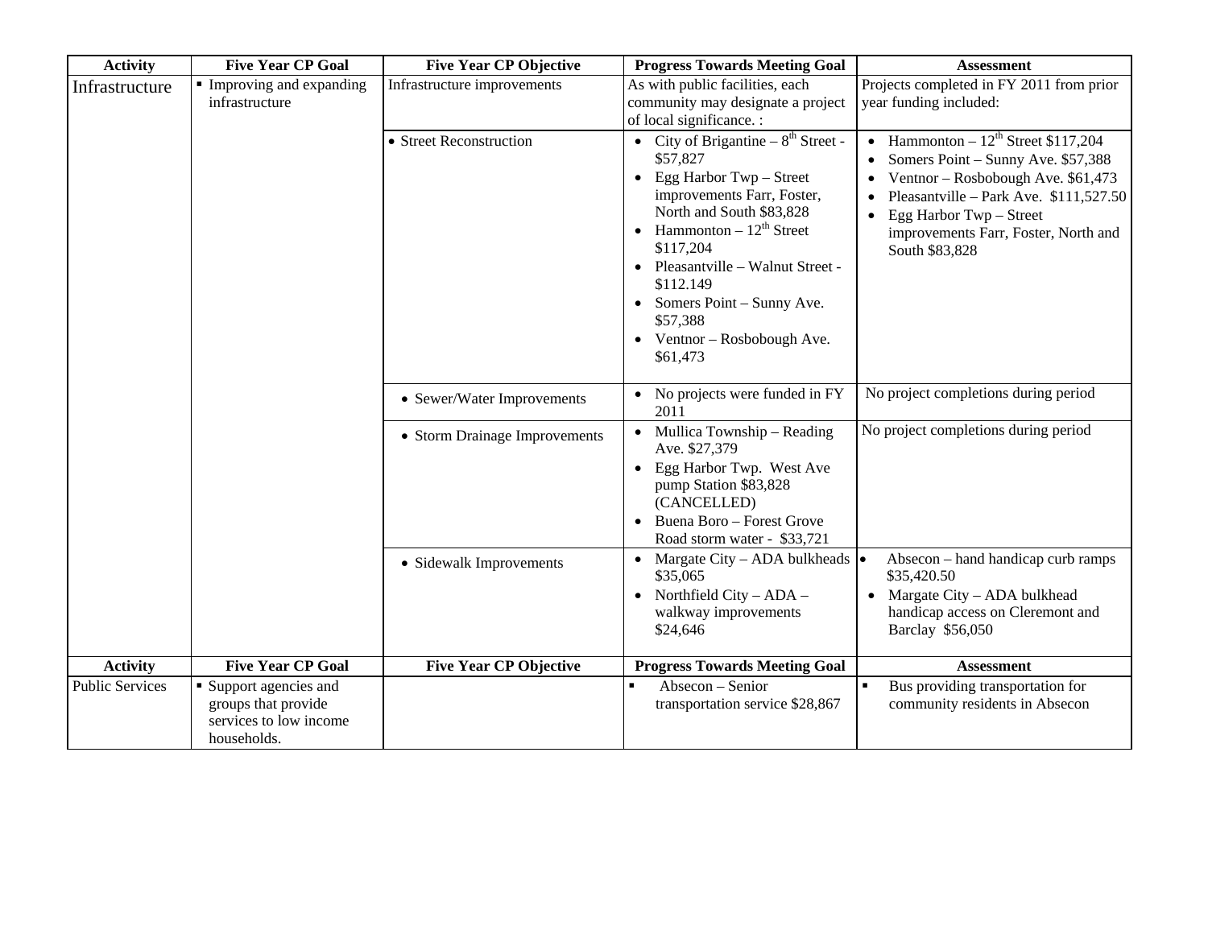| Activity | Five Year CP Goal | Five Year CP Objective | Progress Towards Meeting Goal | Assessment |
|---|---|---|---|---|
| Infrastructure | ▪ Improving and expanding infrastructure | Infrastructure improvements | As with public facilities, each community may designate a project of local significance. : | Projects completed in FY 2011 from prior year funding included: |
| | | • Street Reconstruction | • City of Brigantine – 8th Street - $57,827<br>• Egg Harbor Twp – Street improvements Farr, Foster, North and South $83,828<br>• Hammonton – 12th Street $117,204<br>• Pleasantville – Walnut Street - $112.149<br>• Somers Point – Sunny Ave. $57,388<br>• Ventnor – Rosbobough Ave. $61,473 | • Hammonton – 12th Street $117,204<br>• Somers Point – Sunny Ave. $57,388<br>• Ventnor – Rosbobough Ave. $61,473<br>• Pleasantville – Park Ave. $111,527.50<br>• Egg Harbor Twp – Street improvements Farr, Foster, North and South $83,828 |
| | | • Sewer/Water Improvements | • No projects were funded in FY 2011 | No project completions during period |
| | | • Storm Drainage Improvements | • Mullica Township – Reading Ave. $27,379<br>• Egg Harbor Twp. West Ave pump Station $83,828 (CANCELLED)<br>• Buena Boro – Forest Grove Road storm water - $33,721 | No project completions during period |
| | | • Sidewalk Improvements | • Margate City – ADA bulkheads $35,065<br>• Northfield City – ADA – walkway improvements $24,646 | • Absecon – hand handicap curb ramps $35,420.50<br>• Margate City – ADA bulkhead handicap access on Cleremont and Barclay $56,050 |
| **Activity** | **Five Year CP Goal** | **Five Year CP Objective** | **Progress Towards Meeting Goal** | **Assessment** |
| Public Services | ▪ Support agencies and groups that provide services to low income households. | | ▪ Absecon – Senior transportation service $28,867 | ▪ Bus providing transportation for community residents in Absecon |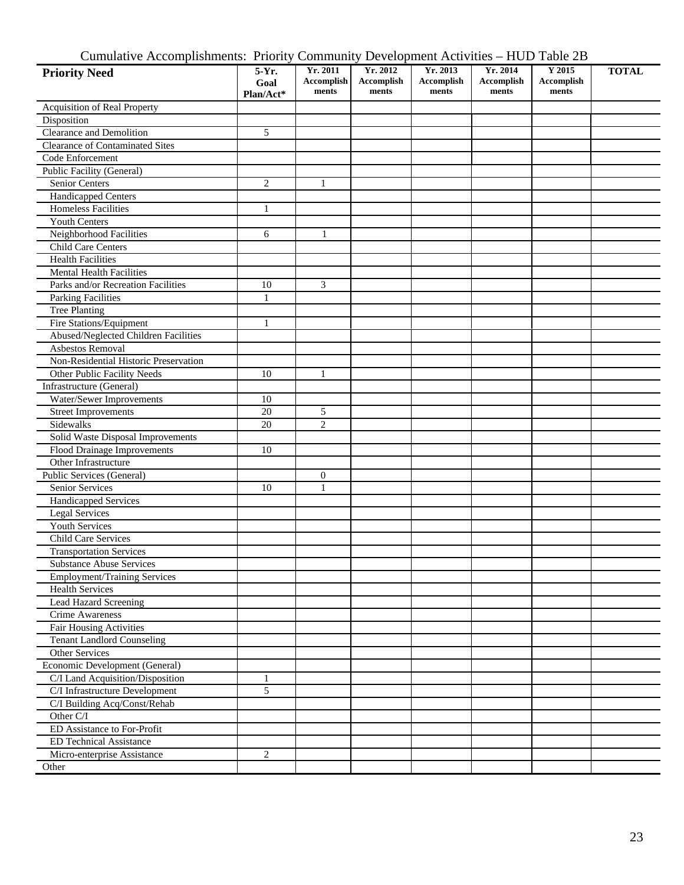Cumulative Accomplishments: Priority Community Development Activities – HUD Table 2B

| Priority Need | 5-Yr. Goal Plan/Act* | Yr. 2011 Accomplishments | Yr. 2012 Accomplishments | Yr. 2013 Accomplishments | Yr. 2014 Accomplishments | Y 2015 Accomplishments | TOTAL |
|---|---|---|---|---|---|---|---|
| Acquisition of Real Property | | | | | | | |
| Disposition | | | | | | | |
| Clearance and Demolition | 5 | | | | | | |
| Clearance of Contaminated Sites | | | | | | | |
| Code Enforcement | | | | | | | |
| Public Facility (General) | | | | | | | |
| Senior Centers | 2 | 1 | | | | | |
| Handicapped Centers | | | | | | | |
| Homeless Facilities | 1 | | | | | | |
| Youth Centers | | | | | | | |
| Neighborhood Facilities | 6 | 1 | | | | | |
| Child Care Centers | | | | | | | |
| Health Facilities | | | | | | | |
| Mental Health Facilities | | | | | | | |
| Parks and/or Recreation Facilities | 10 | 3 | | | | | |
| Parking Facilities | 1 | | | | | | |
| Tree Planting | | | | | | | |
| Fire Stations/Equipment | 1 | | | | | | |
| Abused/Neglected Children Facilities | | | | | | | |
| Asbestos Removal | | | | | | | |
| Non-Residential Historic Preservation | | | | | | | |
| Other Public Facility Needs | 10 | 1 | | | | | |
| Infrastructure (General) | | | | | | | |
| Water/Sewer Improvements | 10 | | | | | | |
| Street Improvements | 20 | 5 | | | | | |
| Sidewalks | 20 | 2 | | | | | |
| Solid Waste Disposal Improvements | | | | | | | |
| Flood Drainage Improvements | 10 | | | | | | |
| Other Infrastructure | | | | | | | |
| Public Services (General) | | 0 | | | | | |
| Senior Services | 10 | 1 | | | | | |
| Handicapped Services | | | | | | | |
| Legal Services | | | | | | | |
| Youth Services | | | | | | | |
| Child Care Services | | | | | | | |
| Transportation Services | | | | | | | |
| Substance Abuse Services | | | | | | | |
| Employment/Training Services | | | | | | | |
| Health Services | | | | | | | |
| Lead Hazard Screening | | | | | | | |
| Crime Awareness | | | | | | | |
| Fair Housing Activities | | | | | | | |
| Tenant Landlord Counseling | | | | | | | |
| Other Services | | | | | | | |
| Economic Development (General) | | | | | | | |
| C/I Land Acquisition/Disposition | 1 | | | | | | |
| C/I Infrastructure Development | 5 | | | | | | |
| C/I Building Acq/Const/Rehab | | | | | | | |
| Other C/I | | | | | | | |
| ED Assistance to For-Profit | | | | | | | |
| ED Technical Assistance | | | | | | | |
| Micro-enterprise Assistance | 2 | | | | | | |
| Other | | | | | | | |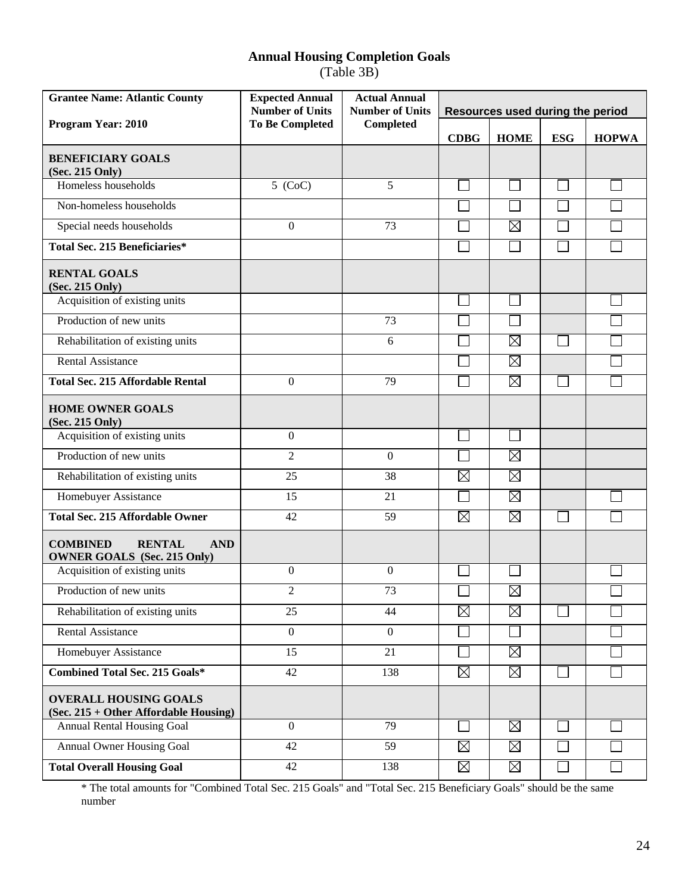## Annual Housing Completion Goals

(Table 3B)

| Grantee Name: Atlantic County<br><br>Program Year: 2010 | Expected Annual Number of Units To Be Completed | Actual Annual Number of Units Completed | Resources used during the period | | | |
|---|---|---|---|---|---|---|
| | | | CDBG | HOME | ESG | HOPWA |
| **BENEFICIARY GOALS (Sec. 215 Only)** | | | | | | |
| Homeless households | 5 (CoC) | 5 | ☐ | ☐ | ☐ | ☐ |
| Non-homeless households | | | ☐ | ☐ | ☐ | ☐ |
| Special needs households | 0 | 73 | ☐ | ☒ | ☐ | ☐ |
| **Total Sec. 215 Beneficiaries*** | | | ☐ | ☐ | ☐ | ☐ |
| **RENTAL GOALS (Sec. 215 Only)** | | | | | | |
| Acquisition of existing units | | | ☐ | ☐ | | ☐ |
| Production of new units | | 73 | ☐ | ☐ | | ☐ |
| Rehabilitation of existing units | | 6 | ☐ | ☒ | ☐ | ☐ |
| Rental Assistance | | | ☐ | ☒ | | ☐ |
| **Total Sec. 215 Affordable Rental** | 0 | 79 | ☐ | ☒ | ☐ | ☐ |
| **HOME OWNER GOALS (Sec. 215 Only)** | | | | | | |
| Acquisition of existing units | 0 | | ☐ | ☐ | | |
| Production of new units | 2 | 0 | ☐ | ☒ | | |
| Rehabilitation of existing units | 25 | 38 | ☒ | ☒ | | |
| Homebuyer Assistance | 15 | 21 | ☐ | ☒ | | ☐ |
| **Total Sec. 215 Affordable Owner** | 42 | 59 | ☒ | ☒ | ☐ | ☐ |
| **COMBINED RENTAL AND OWNER GOALS (Sec. 215 Only)** | | | | | | |
| Acquisition of existing units | 0 | 0 | ☐ | ☐ | | ☐ |
| Production of new units | 2 | 73 | ☐ | ☒ | | ☐ |
| Rehabilitation of existing units | 25 | 44 | ☒ | ☒ | ☐ | ☐ |
| Rental Assistance | 0 | 0 | ☐ | ☐ | | ☐ |
| Homebuyer Assistance | 15 | 21 | ☐ | ☒ | | ☐ |
| **Combined Total Sec. 215 Goals*** | 42 | 138 | ☒ | ☒ | ☐ | ☐ |
| **OVERALL HOUSING GOALS (Sec. 215 + Other Affordable Housing)** | | | | | | |
| Annual Rental Housing Goal | 0 | 79 | ☐ | ☒ | ☐ | ☐ |
| Annual Owner Housing Goal | 42 | 59 | ☒ | ☒ | ☐ | ☐ |
| **Total Overall Housing Goal** | 42 | 138 | ☒ | ☒ | ☐ | ☐ |

* The total amounts for "Combined Total Sec. 215 Goals" and "Total Sec. 215 Beneficiary Goals" should be the same number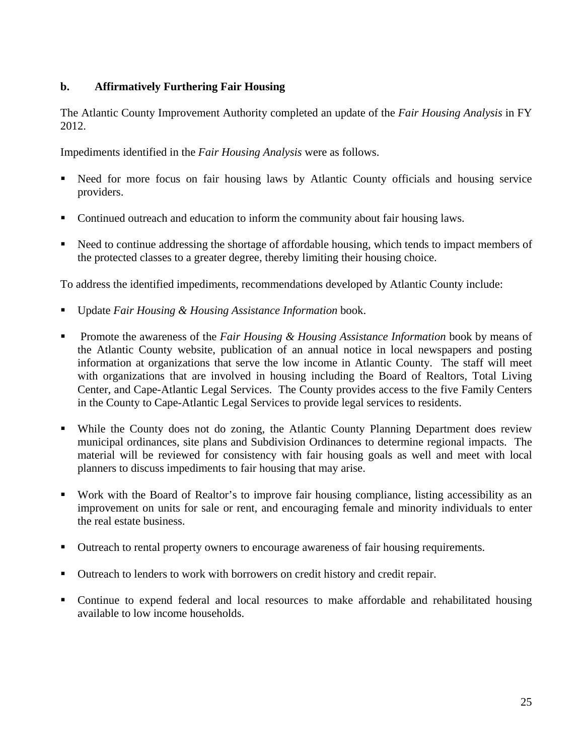### b. Affirmatively Furthering Fair Housing

The Atlantic County Improvement Authority completed an update of the *Fair Housing Analysis* in FY 2012.

Impediments identified in the *Fair Housing Analysis* were as follows.

- Need for more focus on fair housing laws by Atlantic County officials and housing service providers.
- Continued outreach and education to inform the community about fair housing laws.
- Need to continue addressing the shortage of affordable housing, which tends to impact members of the protected classes to a greater degree, thereby limiting their housing choice.

To address the identified impediments, recommendations developed by Atlantic County include:

- Update *Fair Housing & Housing Assistance Information* book.
- Promote the awareness of the *Fair Housing & Housing Assistance Information* book by means of the Atlantic County website, publication of an annual notice in local newspapers and posting information at organizations that serve the low income in Atlantic County. The staff will meet with organizations that are involved in housing including the Board of Realtors, Total Living Center, and Cape-Atlantic Legal Services. The County provides access to the five Family Centers in the County to Cape-Atlantic Legal Services to provide legal services to residents.
- While the County does not do zoning, the Atlantic County Planning Department does review municipal ordinances, site plans and Subdivision Ordinances to determine regional impacts. The material will be reviewed for consistency with fair housing goals as well and meet with local planners to discuss impediments to fair housing that may arise.
- Work with the Board of Realtor's to improve fair housing compliance, listing accessibility as an improvement on units for sale or rent, and encouraging female and minority individuals to enter the real estate business.
- Outreach to rental property owners to encourage awareness of fair housing requirements.
- Outreach to lenders to work with borrowers on credit history and credit repair.
- Continue to expend federal and local resources to make affordable and rehabilitated housing available to low income households.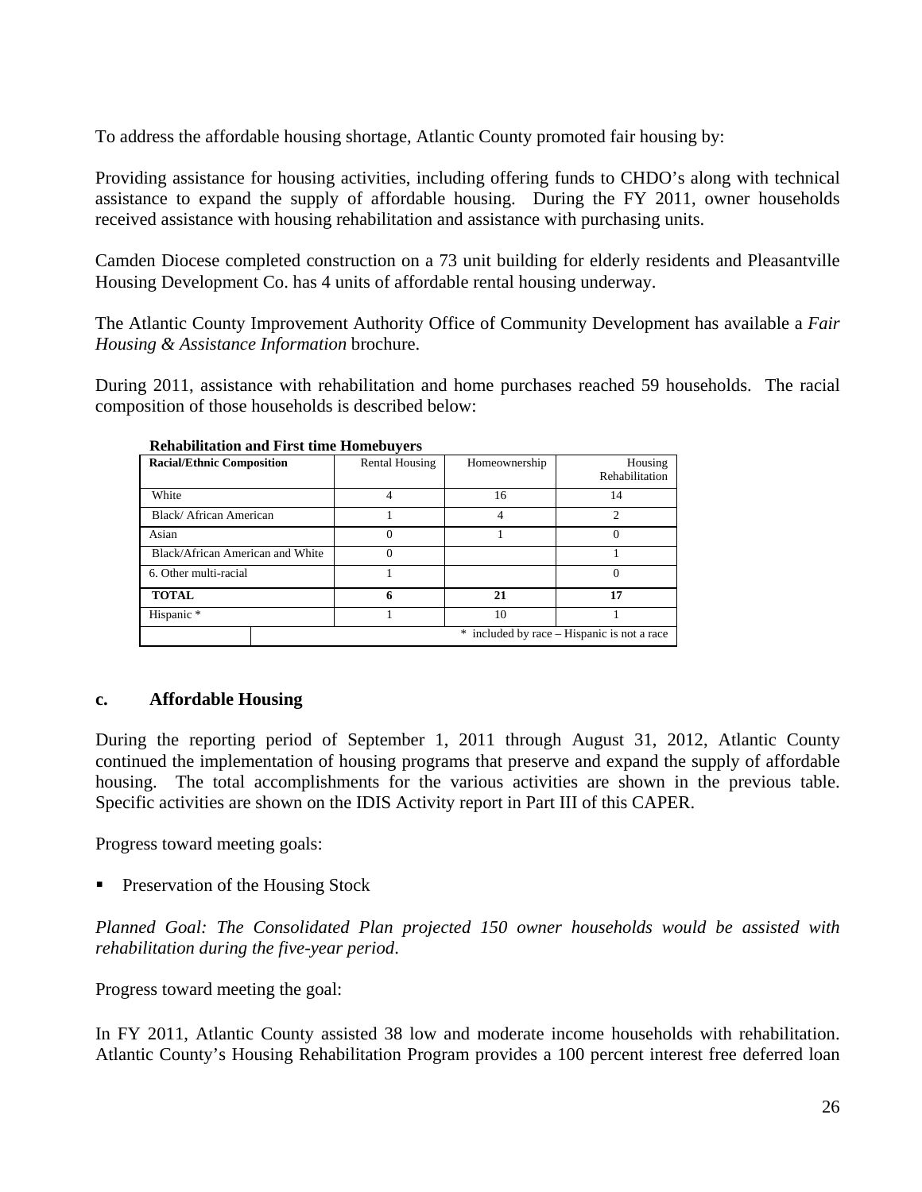To address the affordable housing shortage, Atlantic County promoted fair housing by:

Providing assistance for housing activities, including offering funds to CHDO's along with technical assistance to expand the supply of affordable housing. During the FY 2011, owner households received assistance with housing rehabilitation and assistance with purchasing units.

Camden Diocese completed construction on a 73 unit building for elderly residents and Pleasantville Housing Development Co. has 4 units of affordable rental housing underway.

The Atlantic County Improvement Authority Office of Community Development has available a *Fair Housing & Assistance Information* brochure.

During 2011, assistance with rehabilitation and home purchases reached 59 households. The racial composition of those households is described below:

**Rehabilitation and First time Homebuyers**

| Racial/Ethnic Composition | Rental Housing | Homeownership | Housing Rehabilitation |
|---|---|---|---|
| White | 4 | 16 | 14 |
| Black/ African American | 1 | 4 | 2 |
| Asian | 0 | 1 | 0 |
| Black/African American and White | 0 | | 1 |
| 6. Other multi-racial | 1 | | 0 |
| **TOTAL** | **6** | **21** | **17** |
| Hispanic * | 1 | 10 | 1 |
| | * included by race – Hispanic is not a race | | |

### c. Affordable Housing

During the reporting period of September 1, 2011 through August 31, 2012, Atlantic County continued the implementation of housing programs that preserve and expand the supply of affordable housing. The total accomplishments for the various activities are shown in the previous table. Specific activities are shown on the IDIS Activity report in Part III of this CAPER.

Progress toward meeting goals:

- Preservation of the Housing Stock

*Planned Goal: The Consolidated Plan projected 150 owner households would be assisted with rehabilitation during the five-year period*.

Progress toward meeting the goal:

In FY 2011, Atlantic County assisted 38 low and moderate income households with rehabilitation. Atlantic County's Housing Rehabilitation Program provides a 100 percent interest free deferred loan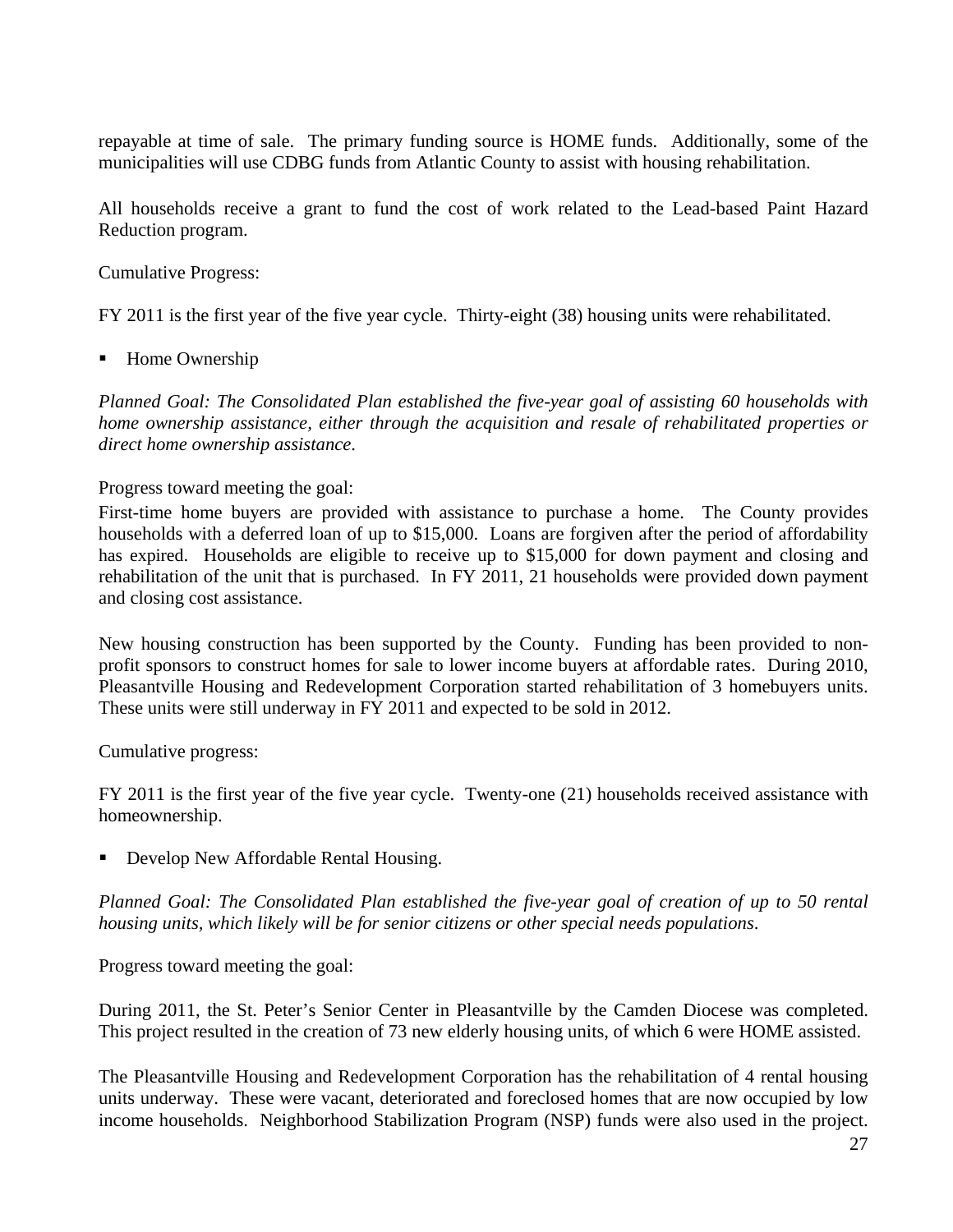repayable at time of sale. The primary funding source is HOME funds. Additionally, some of the municipalities will use CDBG funds from Atlantic County to assist with housing rehabilitation.

All households receive a grant to fund the cost of work related to the Lead-based Paint Hazard Reduction program.

Cumulative Progress:

FY 2011 is the first year of the five year cycle. Thirty-eight (38) housing units were rehabilitated.

- Home Ownership

*Planned Goal: The Consolidated Plan established the five-year goal of assisting 60 households with home ownership assistance, either through the acquisition and resale of rehabilitated properties or direct home ownership assistance.*

Progress toward meeting the goal:

First-time home buyers are provided with assistance to purchase a home. The County provides households with a deferred loan of up to $15,000. Loans are forgiven after the period of affordability has expired. Households are eligible to receive up to $15,000 for down payment and closing and rehabilitation of the unit that is purchased. In FY 2011, 21 households were provided down payment and closing cost assistance.

New housing construction has been supported by the County. Funding has been provided to non-profit sponsors to construct homes for sale to lower income buyers at affordable rates. During 2010, Pleasantville Housing and Redevelopment Corporation started rehabilitation of 3 homebuyers units. These units were still underway in FY 2011 and expected to be sold in 2012.

Cumulative progress:

FY 2011 is the first year of the five year cycle. Twenty-one (21) households received assistance with homeownership.

- Develop New Affordable Rental Housing.

*Planned Goal: The Consolidated Plan established the five-year goal of creation of up to 50 rental housing units, which likely will be for senior citizens or other special needs populations.*

Progress toward meeting the goal:

During 2011, the St. Peter's Senior Center in Pleasantville by the Camden Diocese was completed. This project resulted in the creation of 73 new elderly housing units, of which 6 were HOME assisted.

The Pleasantville Housing and Redevelopment Corporation has the rehabilitation of 4 rental housing units underway. These were vacant, deteriorated and foreclosed homes that are now occupied by low income households. Neighborhood Stabilization Program (NSP) funds were also used in the project.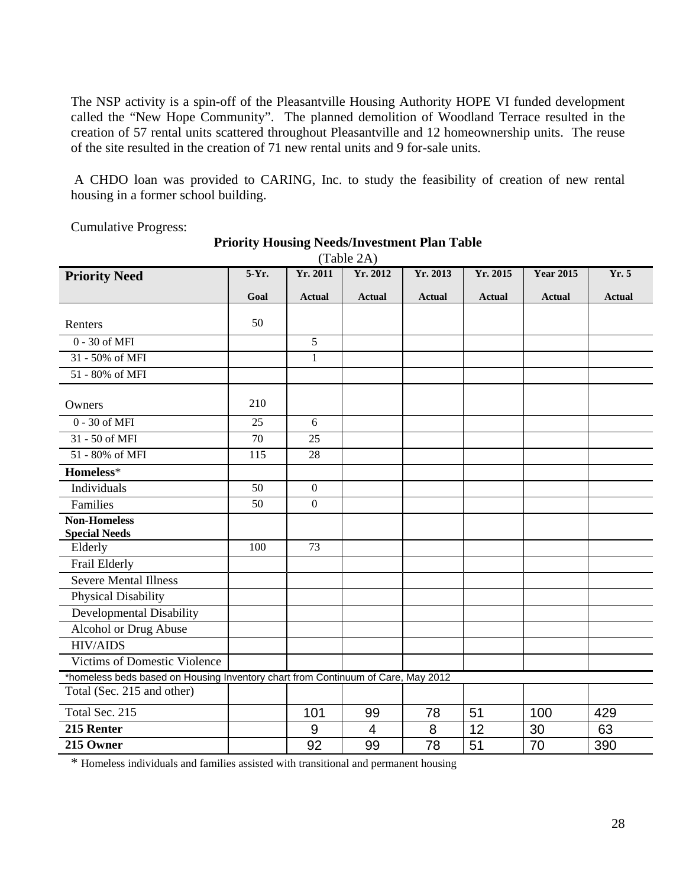The NSP activity is a spin-off of the Pleasantville Housing Authority HOPE VI funded development called the "New Hope Community". The planned demolition of Woodland Terrace resulted in the creation of 57 rental units scattered throughout Pleasantville and 12 homeownership units. The reuse of the site resulted in the creation of 71 new rental units and 9 for-sale units.

A CHDO loan was provided to CARING, Inc. to study the feasibility of creation of new rental housing in a former school building.

Cumulative Progress:

**Priority Housing Needs/Investment Plan Table**
(Table 2A)

| Priority Need | 5-Yr. Goal | Yr. 2011 Actual | Yr. 2012 Actual | Yr. 2013 Actual | Yr. 2015 Actual | Year 2015 Actual | Yr. 5 Actual |
|---|---|---|---|---|---|---|---|
| Renters | 50 | | | | | | |
| 0 - 30 of MFI | | 5 | | | | | |
| 31 - 50% of MFI | | 1 | | | | | |
| 51 - 80% of MFI | | | | | | | |
| Owners | 210 | | | | | | |
| 0 - 30 of MFI | 25 | 6 | | | | | |
| 31 - 50 of MFI | 70 | 25 | | | | | |
| 51 - 80% of MFI | 115 | 28 | | | | | |
| **Homeless*** | | | | | | | |
| Individuals | 50 | 0 | | | | | |
| Families | 50 | 0 | | | | | |
| **Non-Homeless Special Needs** | | | | | | | |
| Elderly | 100 | 73 | | | | | |
| Frail Elderly | | | | | | | |
| Severe Mental Illness | | | | | | | |
| Physical Disability | | | | | | | |
| Developmental Disability | | | | | | | |
| Alcohol or Drug Abuse | | | | | | | |
| HIV/AIDS | | | | | | | |
| Victims of Domestic Violence | | | | | | | |
| *homeless beds based on Housing Inventory chart from Continuum of Care, May 2012 | | | | | | | |
| Total (Sec. 215 and other) | | | | | | | |
| Total Sec. 215 | | 101 | 99 | 78 | 51 | 100 | 429 |
| **215 Renter** | | 9 | 4 | 8 | 12 | 30 | 63 |
| **215 Owner** | | 92 | 99 | 78 | 51 | 70 | 390 |

* Homeless individuals and families assisted with transitional and permanent housing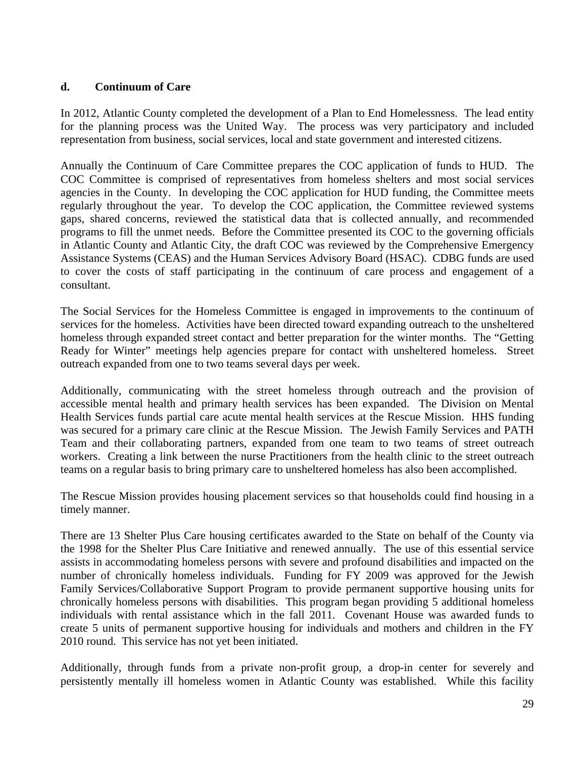### d. Continuum of Care

In 2012, Atlantic County completed the development of a Plan to End Homelessness. The lead entity for the planning process was the United Way. The process was very participatory and included representation from business, social services, local and state government and interested citizens.

Annually the Continuum of Care Committee prepares the COC application of funds to HUD. The COC Committee is comprised of representatives from homeless shelters and most social services agencies in the County. In developing the COC application for HUD funding, the Committee meets regularly throughout the year. To develop the COC application, the Committee reviewed systems gaps, shared concerns, reviewed the statistical data that is collected annually, and recommended programs to fill the unmet needs. Before the Committee presented its COC to the governing officials in Atlantic County and Atlantic City, the draft COC was reviewed by the Comprehensive Emergency Assistance Systems (CEAS) and the Human Services Advisory Board (HSAC). CDBG funds are used to cover the costs of staff participating in the continuum of care process and engagement of a consultant.

The Social Services for the Homeless Committee is engaged in improvements to the continuum of services for the homeless. Activities have been directed toward expanding outreach to the unsheltered homeless through expanded street contact and better preparation for the winter months. The "Getting Ready for Winter" meetings help agencies prepare for contact with unsheltered homeless. Street outreach expanded from one to two teams several days per week.

Additionally, communicating with the street homeless through outreach and the provision of accessible mental health and primary health services has been expanded. The Division on Mental Health Services funds partial care acute mental health services at the Rescue Mission. HHS funding was secured for a primary care clinic at the Rescue Mission. The Jewish Family Services and PATH Team and their collaborating partners, expanded from one team to two teams of street outreach workers. Creating a link between the nurse Practitioners from the health clinic to the street outreach teams on a regular basis to bring primary care to unsheltered homeless has also been accomplished.

The Rescue Mission provides housing placement services so that households could find housing in a timely manner.

There are 13 Shelter Plus Care housing certificates awarded to the State on behalf of the County via the 1998 for the Shelter Plus Care Initiative and renewed annually. The use of this essential service assists in accommodating homeless persons with severe and profound disabilities and impacted on the number of chronically homeless individuals. Funding for FY 2009 was approved for the Jewish Family Services/Collaborative Support Program to provide permanent supportive housing units for chronically homeless persons with disabilities. This program began providing 5 additional homeless individuals with rental assistance which in the fall 2011. Covenant House was awarded funds to create 5 units of permanent supportive housing for individuals and mothers and children in the FY 2010 round. This service has not yet been initiated.

Additionally, through funds from a private non-profit group, a drop-in center for severely and persistently mentally ill homeless women in Atlantic County was established. While this facility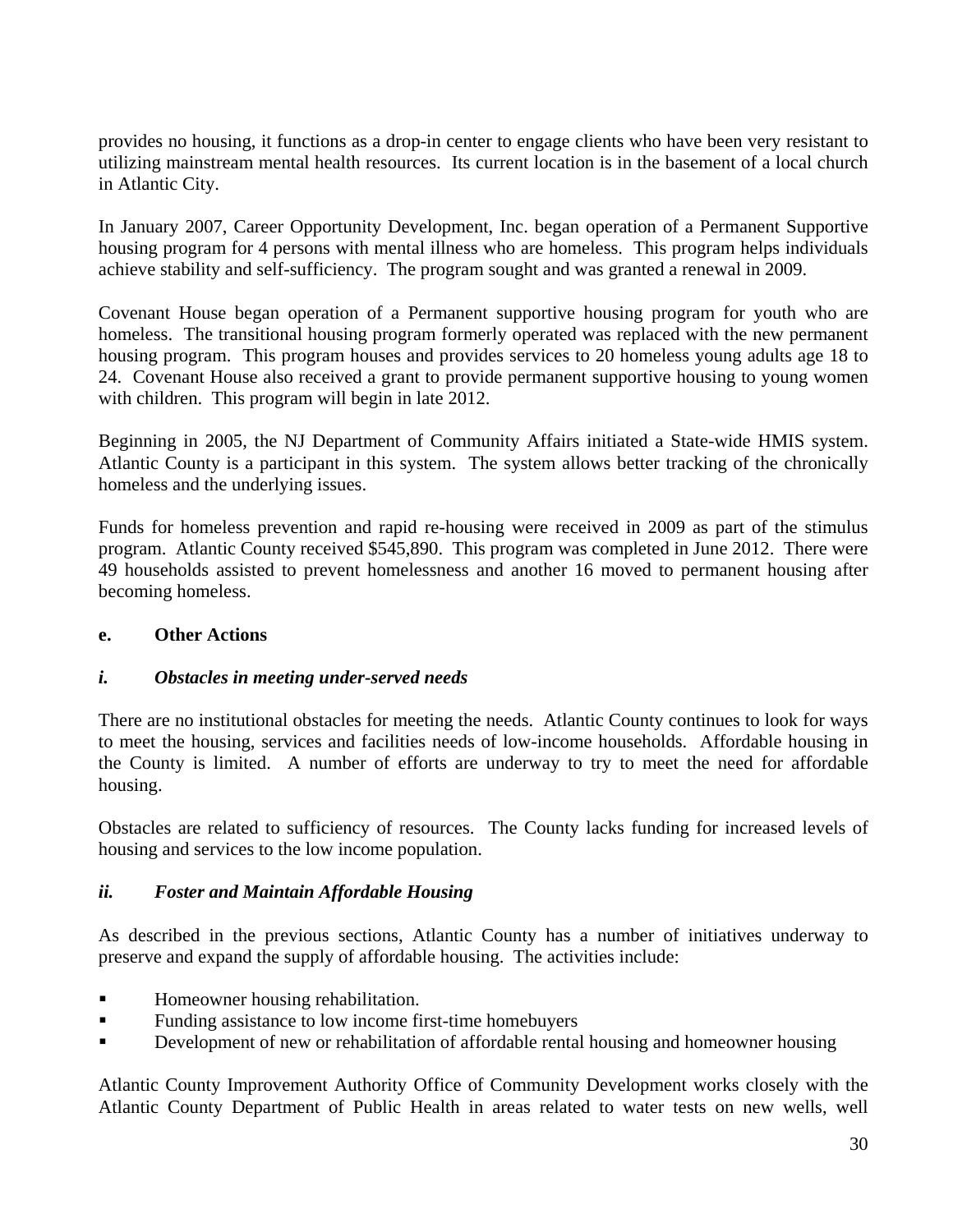provides no housing, it functions as a drop-in center to engage clients who have been very resistant to utilizing mainstream mental health resources. Its current location is in the basement of a local church in Atlantic City.

In January 2007, Career Opportunity Development, Inc. began operation of a Permanent Supportive housing program for 4 persons with mental illness who are homeless. This program helps individuals achieve stability and self-sufficiency. The program sought and was granted a renewal in 2009.

Covenant House began operation of a Permanent supportive housing program for youth who are homeless. The transitional housing program formerly operated was replaced with the new permanent housing program. This program houses and provides services to 20 homeless young adults age 18 to 24. Covenant House also received a grant to provide permanent supportive housing to young women with children. This program will begin in late 2012.

Beginning in 2005, the NJ Department of Community Affairs initiated a State-wide HMIS system. Atlantic County is a participant in this system. The system allows better tracking of the chronically homeless and the underlying issues.

Funds for homeless prevention and rapid re-housing were received in 2009 as part of the stimulus program. Atlantic County received $545,890. This program was completed in June 2012. There were 49 households assisted to prevent homelessness and another 16 moved to permanent housing after becoming homeless.

### e. Other Actions

#### *i. Obstacles in meeting under-served needs*

There are no institutional obstacles for meeting the needs. Atlantic County continues to look for ways to meet the housing, services and facilities needs of low-income households. Affordable housing in the County is limited. A number of efforts are underway to try to meet the need for affordable housing.

Obstacles are related to sufficiency of resources. The County lacks funding for increased levels of housing and services to the low income population.

#### *ii. Foster and Maintain Affordable Housing*

As described in the previous sections, Atlantic County has a number of initiatives underway to preserve and expand the supply of affordable housing. The activities include:

- Homeowner housing rehabilitation.
- Funding assistance to low income first-time homebuyers
- Development of new or rehabilitation of affordable rental housing and homeowner housing

Atlantic County Improvement Authority Office of Community Development works closely with the Atlantic County Department of Public Health in areas related to water tests on new wells, well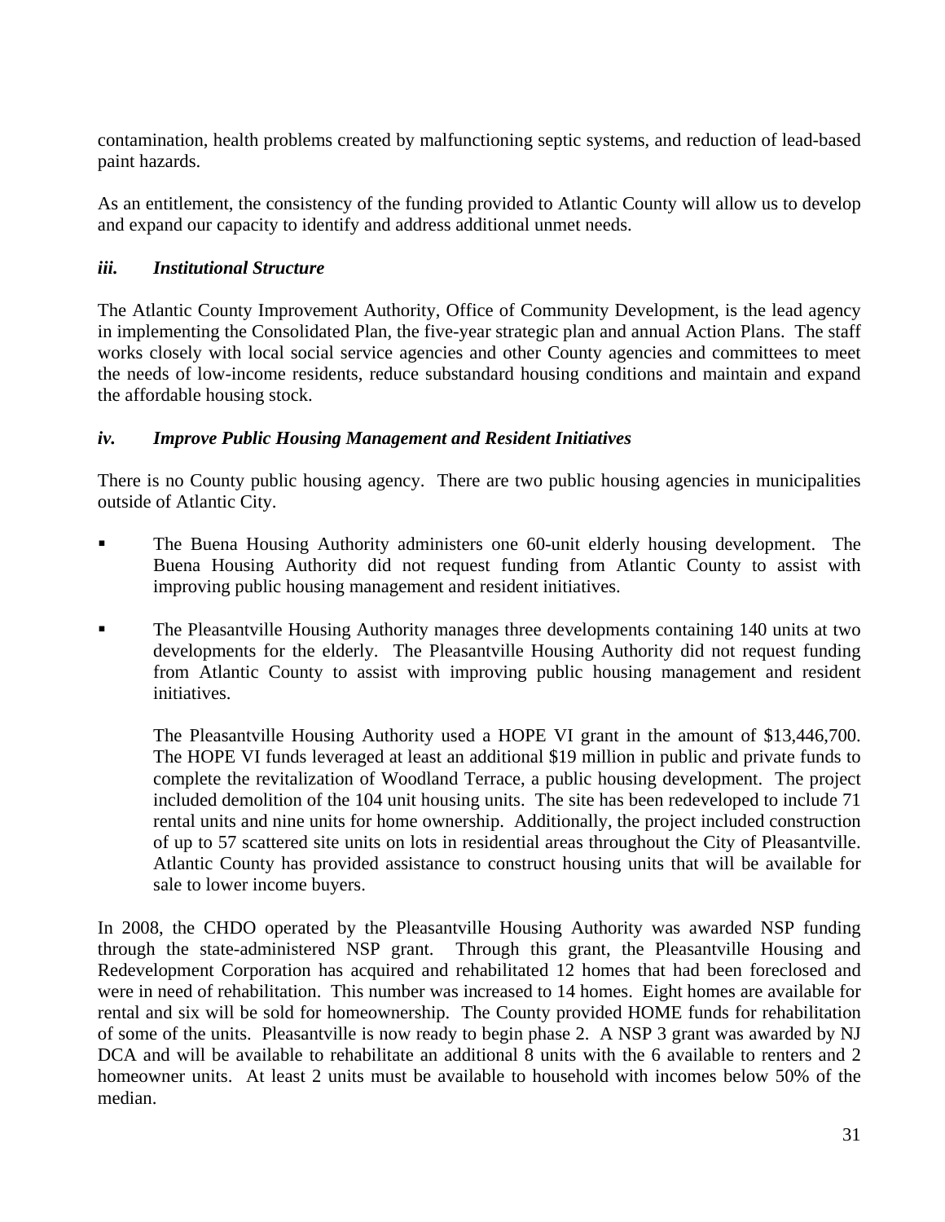contamination, health problems created by malfunctioning septic systems, and reduction of lead-based paint hazards.

As an entitlement, the consistency of the funding provided to Atlantic County will allow us to develop and expand our capacity to identify and address additional unmet needs.

### *iii. Institutional Structure*

The Atlantic County Improvement Authority, Office of Community Development, is the lead agency in implementing the Consolidated Plan, the five-year strategic plan and annual Action Plans. The staff works closely with local social service agencies and other County agencies and committees to meet the needs of low-income residents, reduce substandard housing conditions and maintain and expand the affordable housing stock.

### *iv. Improve Public Housing Management and Resident Initiatives*

There is no County public housing agency. There are two public housing agencies in municipalities outside of Atlantic City.

- The Buena Housing Authority administers one 60-unit elderly housing development. The Buena Housing Authority did not request funding from Atlantic County to assist with improving public housing management and resident initiatives.

- The Pleasantville Housing Authority manages three developments containing 140 units at two developments for the elderly. The Pleasantville Housing Authority did not request funding from Atlantic County to assist with improving public housing management and resident initiatives.

  The Pleasantville Housing Authority used a HOPE VI grant in the amount of $13,446,700. The HOPE VI funds leveraged at least an additional $19 million in public and private funds to complete the revitalization of Woodland Terrace, a public housing development. The project included demolition of the 104 unit housing units. The site has been redeveloped to include 71 rental units and nine units for home ownership. Additionally, the project included construction of up to 57 scattered site units on lots in residential areas throughout the City of Pleasantville. Atlantic County has provided assistance to construct housing units that will be available for sale to lower income buyers.

In 2008, the CHDO operated by the Pleasantville Housing Authority was awarded NSP funding through the state-administered NSP grant. Through this grant, the Pleasantville Housing and Redevelopment Corporation has acquired and rehabilitated 12 homes that had been foreclosed and were in need of rehabilitation. This number was increased to 14 homes. Eight homes are available for rental and six will be sold for homeownership. The County provided HOME funds for rehabilitation of some of the units. Pleasantville is now ready to begin phase 2. A NSP 3 grant was awarded by NJ DCA and will be available to rehabilitate an additional 8 units with the 6 available to renters and 2 homeowner units. At least 2 units must be available to household with incomes below 50% of the median.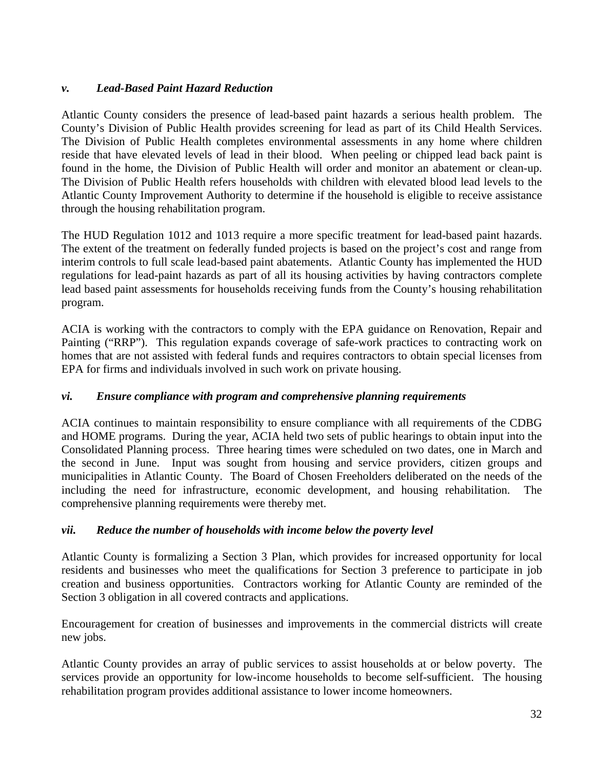### *v. Lead-Based Paint Hazard Reduction*

Atlantic County considers the presence of lead-based paint hazards a serious health problem. The County's Division of Public Health provides screening for lead as part of its Child Health Services. The Division of Public Health completes environmental assessments in any home where children reside that have elevated levels of lead in their blood. When peeling or chipped lead back paint is found in the home, the Division of Public Health will order and monitor an abatement or clean-up. The Division of Public Health refers households with children with elevated blood lead levels to the Atlantic County Improvement Authority to determine if the household is eligible to receive assistance through the housing rehabilitation program.

The HUD Regulation 1012 and 1013 require a more specific treatment for lead-based paint hazards. The extent of the treatment on federally funded projects is based on the project's cost and range from interim controls to full scale lead-based paint abatements. Atlantic County has implemented the HUD regulations for lead-paint hazards as part of all its housing activities by having contractors complete lead based paint assessments for households receiving funds from the County's housing rehabilitation program.

ACIA is working with the contractors to comply with the EPA guidance on Renovation, Repair and Painting ("RRP"). This regulation expands coverage of safe-work practices to contracting work on homes that are not assisted with federal funds and requires contractors to obtain special licenses from EPA for firms and individuals involved in such work on private housing.

### *vi. Ensure compliance with program and comprehensive planning requirements*

ACIA continues to maintain responsibility to ensure compliance with all requirements of the CDBG and HOME programs. During the year, ACIA held two sets of public hearings to obtain input into the Consolidated Planning process. Three hearing times were scheduled on two dates, one in March and the second in June. Input was sought from housing and service providers, citizen groups and municipalities in Atlantic County. The Board of Chosen Freeholders deliberated on the needs of the including the need for infrastructure, economic development, and housing rehabilitation. The comprehensive planning requirements were thereby met.

### *vii. Reduce the number of households with income below the poverty level*

Atlantic County is formalizing a Section 3 Plan, which provides for increased opportunity for local residents and businesses who meet the qualifications for Section 3 preference to participate in job creation and business opportunities. Contractors working for Atlantic County are reminded of the Section 3 obligation in all covered contracts and applications.

Encouragement for creation of businesses and improvements in the commercial districts will create new jobs.

Atlantic County provides an array of public services to assist households at or below poverty. The services provide an opportunity for low-income households to become self-sufficient. The housing rehabilitation program provides additional assistance to lower income homeowners.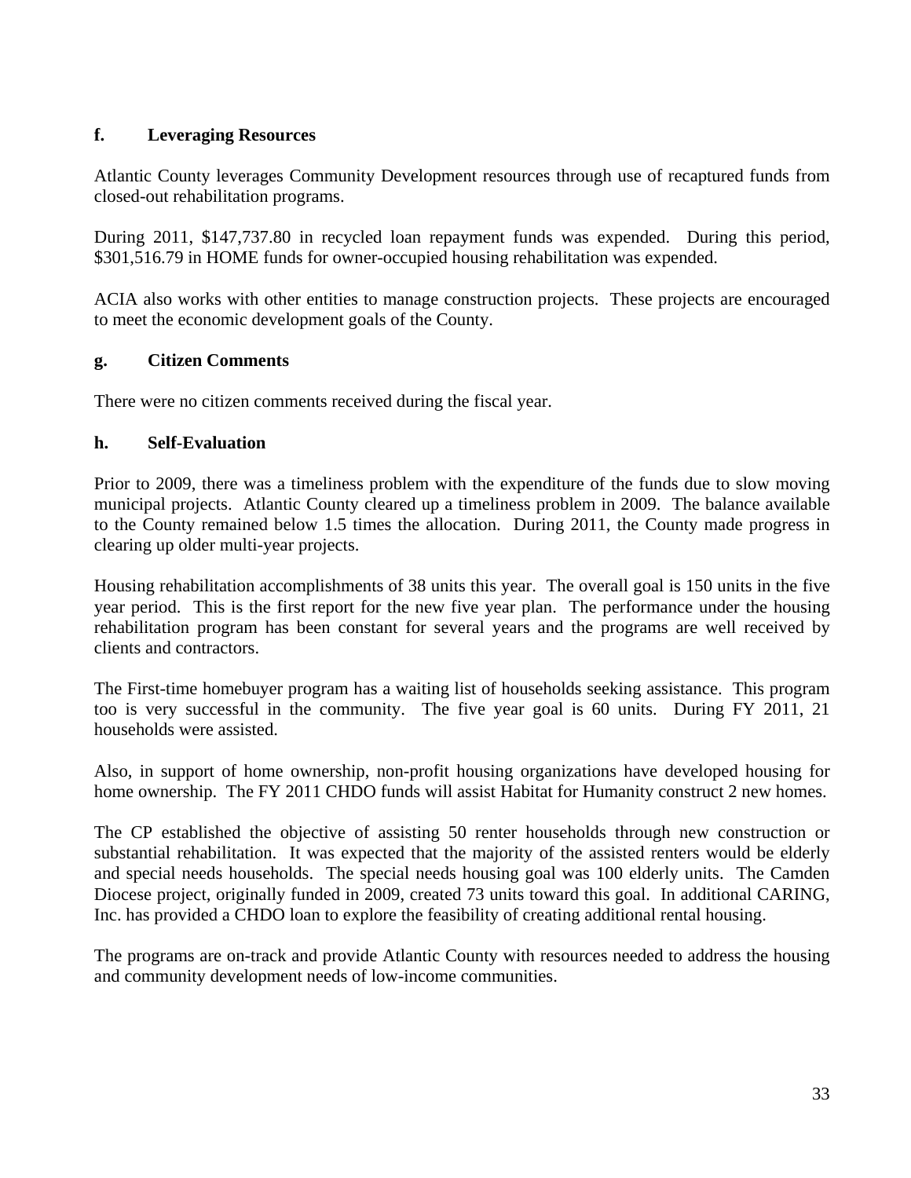### f. Leveraging Resources

Atlantic County leverages Community Development resources through use of recaptured funds from closed-out rehabilitation programs.

During 2011, $147,737.80 in recycled loan repayment funds was expended. During this period, $301,516.79 in HOME funds for owner-occupied housing rehabilitation was expended.

ACIA also works with other entities to manage construction projects. These projects are encouraged to meet the economic development goals of the County.

### g. Citizen Comments

There were no citizen comments received during the fiscal year.

### h. Self-Evaluation

Prior to 2009, there was a timeliness problem with the expenditure of the funds due to slow moving municipal projects. Atlantic County cleared up a timeliness problem in 2009. The balance available to the County remained below 1.5 times the allocation. During 2011, the County made progress in clearing up older multi-year projects.

Housing rehabilitation accomplishments of 38 units this year. The overall goal is 150 units in the five year period. This is the first report for the new five year plan. The performance under the housing rehabilitation program has been constant for several years and the programs are well received by clients and contractors.

The First-time homebuyer program has a waiting list of households seeking assistance. This program too is very successful in the community. The five year goal is 60 units. During FY 2011, 21 households were assisted.

Also, in support of home ownership, non-profit housing organizations have developed housing for home ownership. The FY 2011 CHDO funds will assist Habitat for Humanity construct 2 new homes.

The CP established the objective of assisting 50 renter households through new construction or substantial rehabilitation. It was expected that the majority of the assisted renters would be elderly and special needs households. The special needs housing goal was 100 elderly units. The Camden Diocese project, originally funded in 2009, created 73 units toward this goal. In additional CARING, Inc. has provided a CHDO loan to explore the feasibility of creating additional rental housing.

The programs are on-track and provide Atlantic County with resources needed to address the housing and community development needs of low-income communities.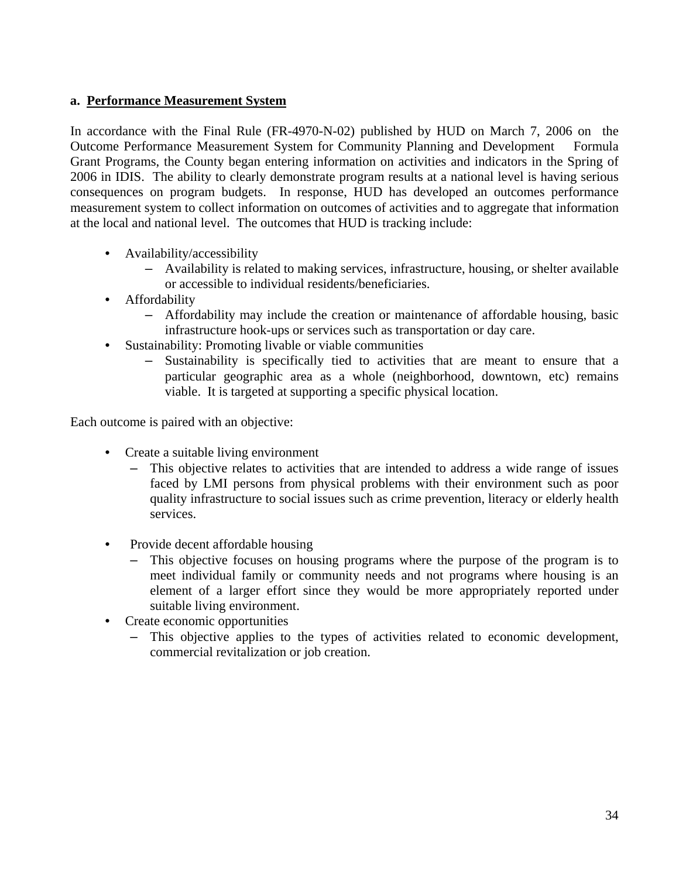**a. Performance Measurement System**

In accordance with the Final Rule (FR-4970-N-02) published by HUD on March 7, 2006 on the Outcome Performance Measurement System for Community Planning and Development Formula Grant Programs, the County began entering information on activities and indicators in the Spring of 2006 in IDIS. The ability to clearly demonstrate program results at a national level is having serious consequences on program budgets. In response, HUD has developed an outcomes performance measurement system to collect information on outcomes of activities and to aggregate that information at the local and national level. The outcomes that HUD is tracking include:

- Availability/accessibility
  - Availability is related to making services, infrastructure, housing, or shelter available or accessible to individual residents/beneficiaries.
- Affordability
  - Affordability may include the creation or maintenance of affordable housing, basic infrastructure hook-ups or services such as transportation or day care.
- Sustainability: Promoting livable or viable communities
  - Sustainability is specifically tied to activities that are meant to ensure that a particular geographic area as a whole (neighborhood, downtown, etc) remains viable. It is targeted at supporting a specific physical location.

Each outcome is paired with an objective:

- Create a suitable living environment
  - This objective relates to activities that are intended to address a wide range of issues faced by LMI persons from physical problems with their environment such as poor quality infrastructure to social issues such as crime prevention, literacy or elderly health services.
- Provide decent affordable housing
  - This objective focuses on housing programs where the purpose of the program is to meet individual family or community needs and not programs where housing is an element of a larger effort since they would be more appropriately reported under suitable living environment.
- Create economic opportunities
  - This objective applies to the types of activities related to economic development, commercial revitalization or job creation.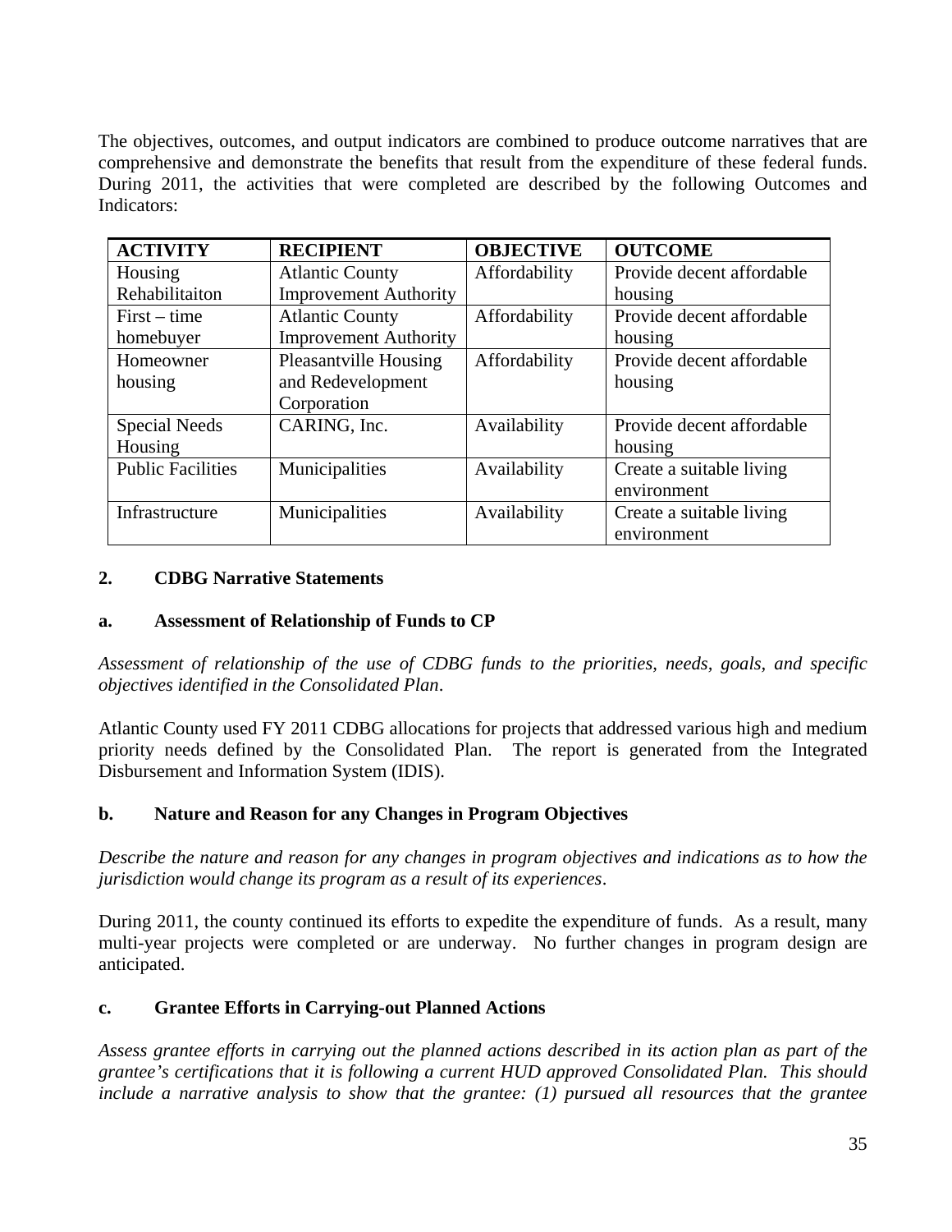The objectives, outcomes, and output indicators are combined to produce outcome narratives that are comprehensive and demonstrate the benefits that result from the expenditure of these federal funds. During 2011, the activities that were completed are described by the following Outcomes and Indicators:

| ACTIVITY | RECIPIENT | OBJECTIVE | OUTCOME |
|---|---|---|---|
| Housing Rehabilitaiton | Atlantic County Improvement Authority | Affordability | Provide decent affordable housing |
| First – time homebuyer | Atlantic County Improvement Authority | Affordability | Provide decent affordable housing |
| Homeowner housing | Pleasantville Housing and Redevelopment Corporation | Affordability | Provide decent affordable housing |
| Special Needs Housing | CARING, Inc. | Availability | Provide decent affordable housing |
| Public Facilities | Municipalities | Availability | Create a suitable living environment |
| Infrastructure | Municipalities | Availability | Create a suitable living environment |

## 2. CDBG Narrative Statements

### a. Assessment of Relationship of Funds to CP

*Assessment of relationship of the use of CDBG funds to the priorities, needs, goals, and specific objectives identified in the Consolidated Plan.*

Atlantic County used FY 2011 CDBG allocations for projects that addressed various high and medium priority needs defined by the Consolidated Plan. The report is generated from the Integrated Disbursement and Information System (IDIS).

### b. Nature and Reason for any Changes in Program Objectives

*Describe the nature and reason for any changes in program objectives and indications as to how the jurisdiction would change its program as a result of its experiences.*

During 2011, the county continued its efforts to expedite the expenditure of funds. As a result, many multi-year projects were completed or are underway. No further changes in program design are anticipated.

### c. Grantee Efforts in Carrying-out Planned Actions

*Assess grantee efforts in carrying out the planned actions described in its action plan as part of the grantee's certifications that it is following a current HUD approved Consolidated Plan. This should include a narrative analysis to show that the grantee: (1) pursued all resources that the grantee*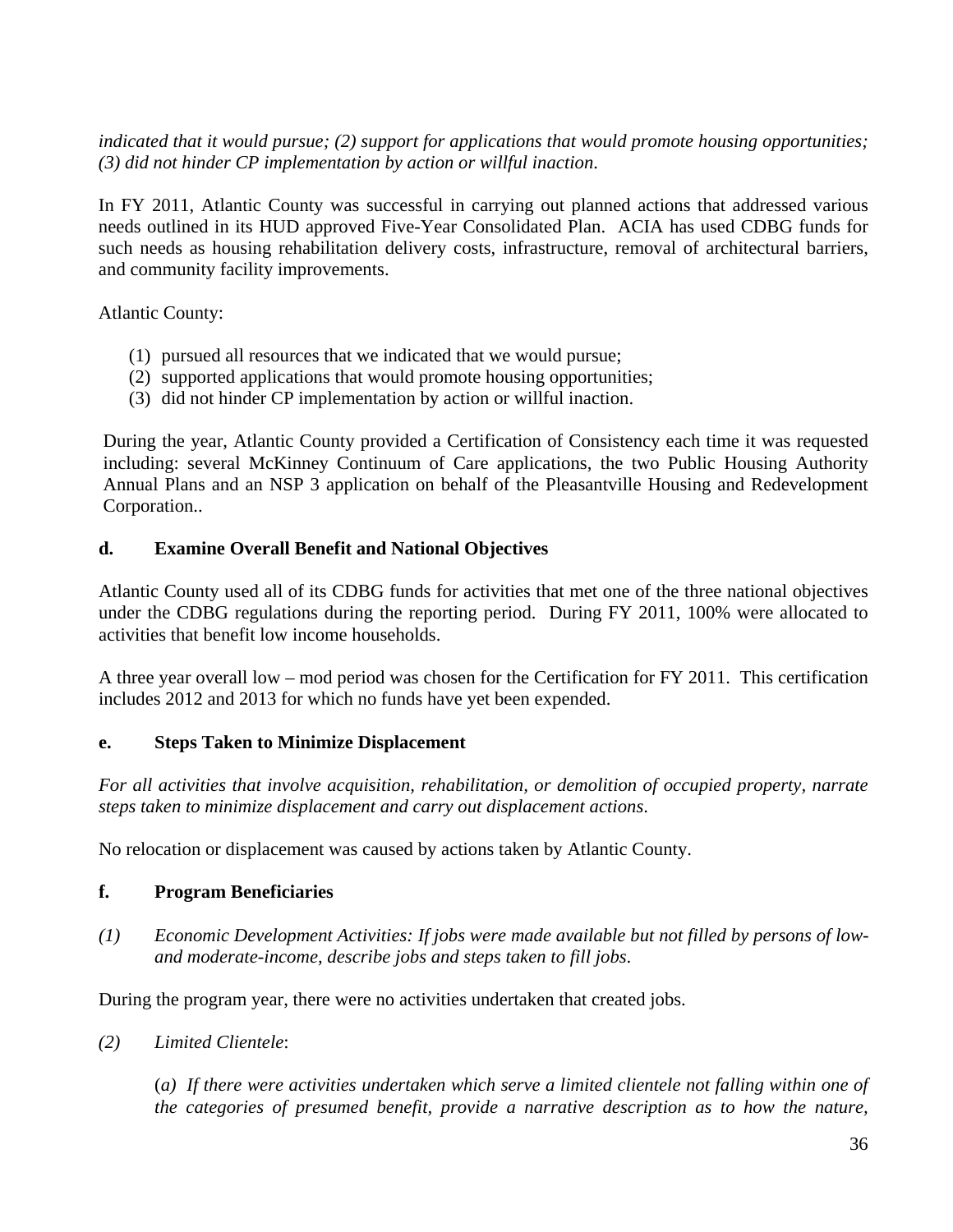*indicated that it would pursue; (2) support for applications that would promote housing opportunities; (3) did not hinder CP implementation by action or willful inaction.*

In FY 2011, Atlantic County was successful in carrying out planned actions that addressed various needs outlined in its HUD approved Five-Year Consolidated Plan. ACIA has used CDBG funds for such needs as housing rehabilitation delivery costs, infrastructure, removal of architectural barriers, and community facility improvements.

Atlantic County:

(1) pursued all resources that we indicated that we would pursue;
(2) supported applications that would promote housing opportunities;
(3) did not hinder CP implementation by action or willful inaction.

During the year, Atlantic County provided a Certification of Consistency each time it was requested including: several McKinney Continuum of Care applications, the two Public Housing Authority Annual Plans and an NSP 3 application on behalf of the Pleasantville Housing and Redevelopment Corporation..

**d. Examine Overall Benefit and National Objectives**

Atlantic County used all of its CDBG funds for activities that met one of the three national objectives under the CDBG regulations during the reporting period. During FY 2011, 100% were allocated to activities that benefit low income households.

A three year overall low – mod period was chosen for the Certification for FY 2011. This certification includes 2012 and 2013 for which no funds have yet been expended.

**e. Steps Taken to Minimize Displacement**

*For all activities that involve acquisition, rehabilitation, or demolition of occupied property, narrate steps taken to minimize displacement and carry out displacement actions.*

No relocation or displacement was caused by actions taken by Atlantic County.

**f. Program Beneficiaries**

*(1) Economic Development Activities: If jobs were made available but not filled by persons of low- and moderate-income, describe jobs and steps taken to fill jobs.*

During the program year, there were no activities undertaken that created jobs.

*(2) Limited Clientele*:

(*a) If there were activities undertaken which serve a limited clientele not falling within one of the categories of presumed benefit, provide a narrative description as to how the nature,*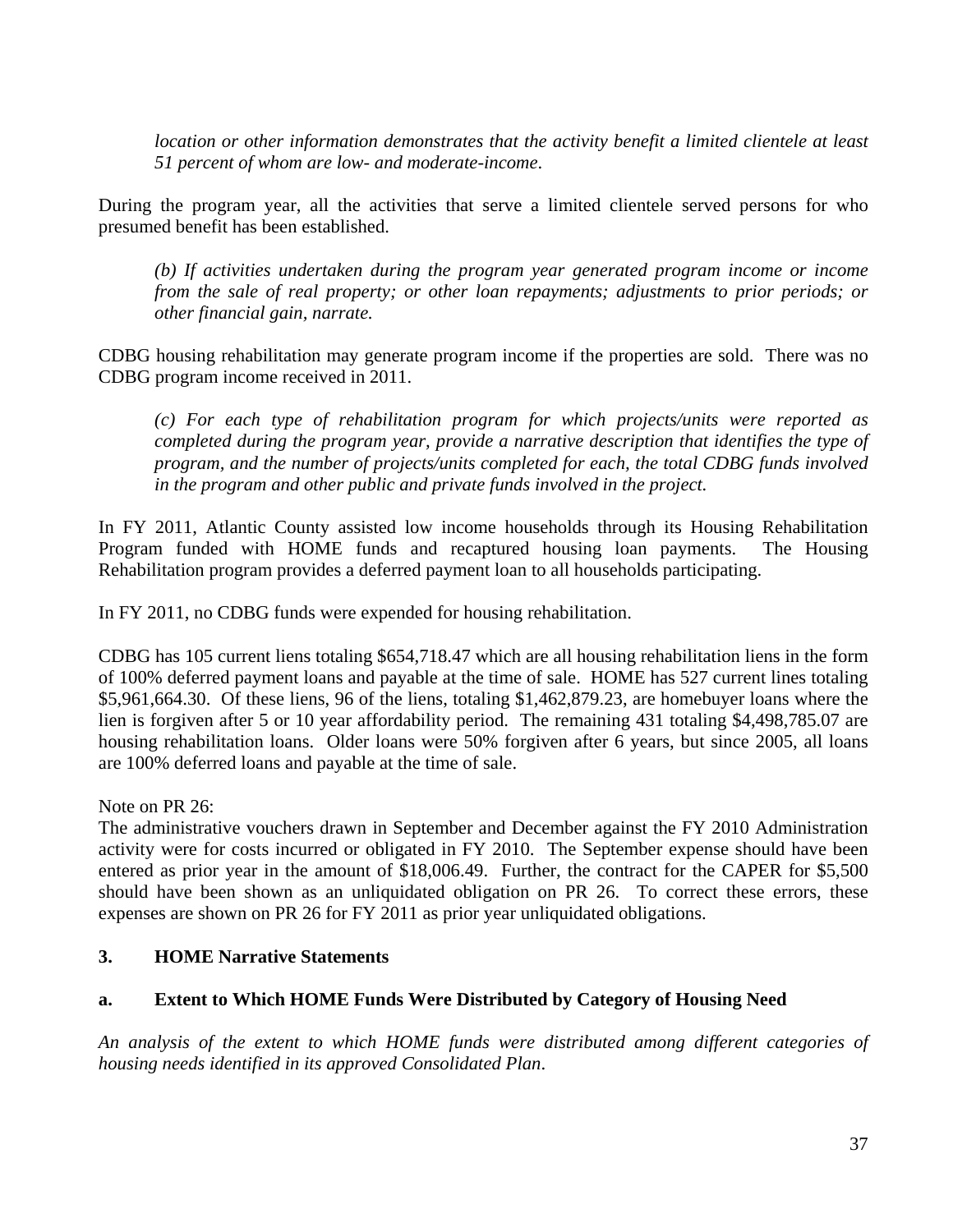*location or other information demonstrates that the activity benefit a limited clientele at least 51 percent of whom are low- and moderate-income*.

During the program year, all the activities that serve a limited clientele served persons for who presumed benefit has been established.

*(b) If activities undertaken during the program year generated program income or income from the sale of real property; or other loan repayments; adjustments to prior periods; or other financial gain, narrate.*

CDBG housing rehabilitation may generate program income if the properties are sold. There was no CDBG program income received in 2011.

*(c) For each type of rehabilitation program for which projects/units were reported as completed during the program year, provide a narrative description that identifies the type of program, and the number of projects/units completed for each, the total CDBG funds involved in the program and other public and private funds involved in the project.*

In FY 2011, Atlantic County assisted low income households through its Housing Rehabilitation Program funded with HOME funds and recaptured housing loan payments. The Housing Rehabilitation program provides a deferred payment loan to all households participating.

In FY 2011, no CDBG funds were expended for housing rehabilitation.

CDBG has 105 current liens totaling $654,718.47 which are all housing rehabilitation liens in the form of 100% deferred payment loans and payable at the time of sale. HOME has 527 current lines totaling $5,961,664.30. Of these liens, 96 of the liens, totaling $1,462,879.23, are homebuyer loans where the lien is forgiven after 5 or 10 year affordability period. The remaining 431 totaling $4,498,785.07 are housing rehabilitation loans. Older loans were 50% forgiven after 6 years, but since 2005, all loans are 100% deferred loans and payable at the time of sale.

Note on PR 26:
The administrative vouchers drawn in September and December against the FY 2010 Administration activity were for costs incurred or obligated in FY 2010. The September expense should have been entered as prior year in the amount of $18,006.49. Further, the contract for the CAPER for $5,500 should have been shown as an unliquidated obligation on PR 26. To correct these errors, these expenses are shown on PR 26 for FY 2011 as prior year unliquidated obligations.

### 3. HOME Narrative Statements

### a. Extent to Which HOME Funds Were Distributed by Category of Housing Need

*An analysis of the extent to which HOME funds were distributed among different categories of housing needs identified in its approved Consolidated Plan*.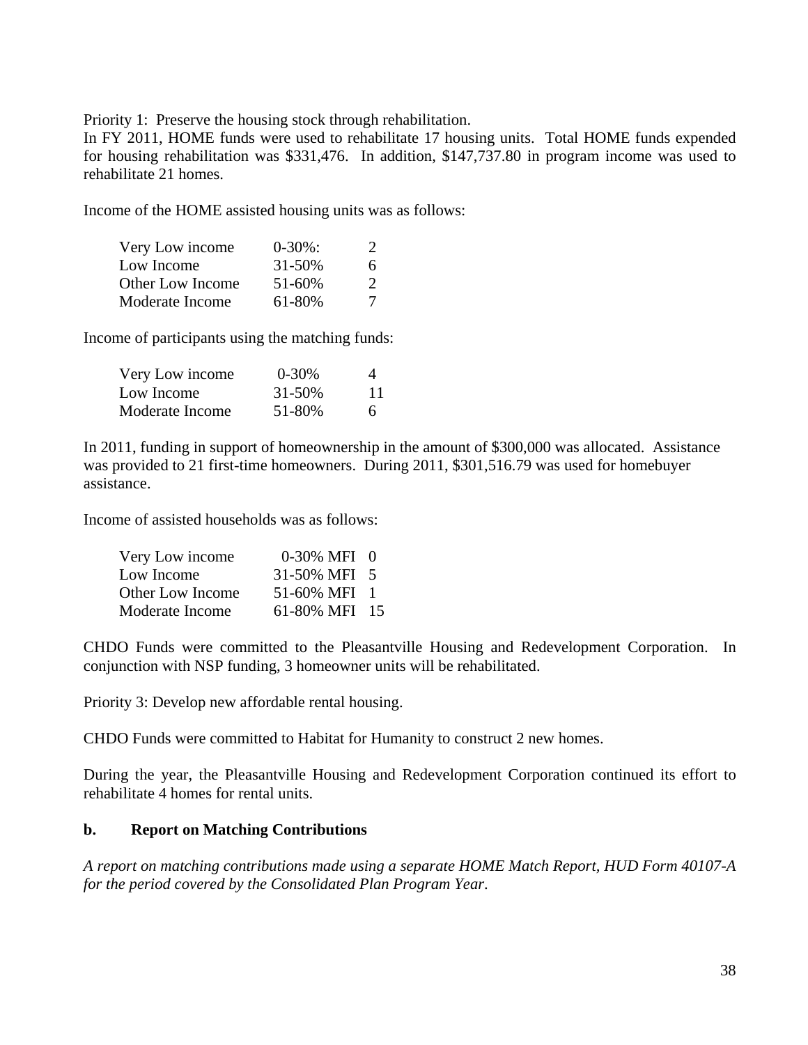Priority 1: Preserve the housing stock through rehabilitation.
In FY 2011, HOME funds were used to rehabilitate 17 housing units. Total HOME funds expended for housing rehabilitation was $331,476. In addition, $147,737.80 in program income was used to rehabilitate 21 homes.

Income of the HOME assisted housing units was as follows:

| | | |
|---|---|---|
| Very Low income | 0-30%: | 2 |
| Low Income | 31-50% | 6 |
| Other Low Income | 51-60% | 2 |
| Moderate Income | 61-80% | 7 |

Income of participants using the matching funds:

| | | |
|---|---|---|
| Very Low income | 0-30% | 4 |
| Low Income | 31-50% | 11 |
| Moderate Income | 51-80% | 6 |

In 2011, funding in support of homeownership in the amount of $300,000 was allocated. Assistance was provided to 21 first-time homeowners. During 2011, $301,516.79 was used for homebuyer assistance.

Income of assisted households was as follows:

| | | |
|---|---|---|
| Very Low income | 0-30% MFI | 0 |
| Low Income | 31-50% MFI | 5 |
| Other Low Income | 51-60% MFI | 1 |
| Moderate Income | 61-80% MFI | 15 |

CHDO Funds were committed to the Pleasantville Housing and Redevelopment Corporation. In conjunction with NSP funding, 3 homeowner units will be rehabilitated.

Priority 3: Develop new affordable rental housing.

CHDO Funds were committed to Habitat for Humanity to construct 2 new homes.

During the year, the Pleasantville Housing and Redevelopment Corporation continued its effort to rehabilitate 4 homes for rental units.

**b. Report on Matching Contributions**

*A report on matching contributions made using a separate HOME Match Report, HUD Form 40107-A for the period covered by the Consolidated Plan Program Year.*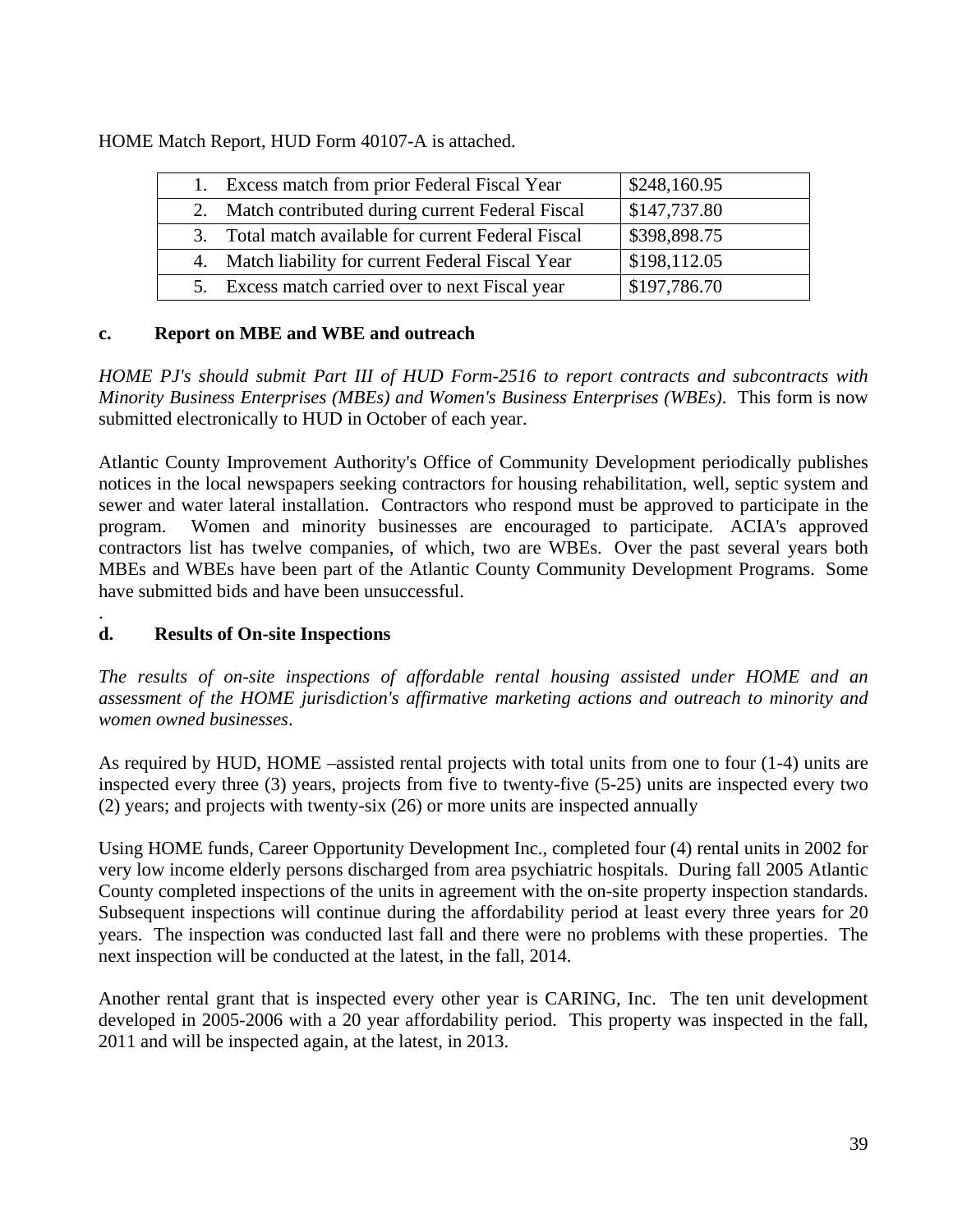HOME Match Report, HUD Form 40107-A is attached.

| | |
|---|---|
| 1. Excess match from prior Federal Fiscal Year | $248,160.95 |
| 2. Match contributed during current Federal Fiscal | $147,737.80 |
| 3. Total match available for current Federal Fiscal | $398,898.75 |
| 4. Match liability for current Federal Fiscal Year | $198,112.05 |
| 5. Excess match carried over to next Fiscal year | $197,786.70 |

### c. Report on MBE and WBE and outreach

*HOME PJ's should submit Part III of HUD Form-2516 to report contracts and subcontracts with Minority Business Enterprises (MBEs) and Women's Business Enterprises (WBEs)*. This form is now submitted electronically to HUD in October of each year.

Atlantic County Improvement Authority's Office of Community Development periodically publishes notices in the local newspapers seeking contractors for housing rehabilitation, well, septic system and sewer and water lateral installation. Contractors who respond must be approved to participate in the program. Women and minority businesses are encouraged to participate. ACIA's approved contractors list has twelve companies, of which, two are WBEs. Over the past several years both MBEs and WBEs have been part of the Atlantic County Community Development Programs. Some have submitted bids and have been unsuccessful.

.

### d. Results of On-site Inspections

*The results of on-site inspections of affordable rental housing assisted under HOME and an assessment of the HOME jurisdiction's affirmative marketing actions and outreach to minority and women owned businesses*.

As required by HUD, HOME –assisted rental projects with total units from one to four (1-4) units are inspected every three (3) years, projects from five to twenty-five (5-25) units are inspected every two (2) years; and projects with twenty-six (26) or more units are inspected annually

Using HOME funds, Career Opportunity Development Inc., completed four (4) rental units in 2002 for very low income elderly persons discharged from area psychiatric hospitals. During fall 2005 Atlantic County completed inspections of the units in agreement with the on-site property inspection standards. Subsequent inspections will continue during the affordability period at least every three years for 20 years. The inspection was conducted last fall and there were no problems with these properties. The next inspection will be conducted at the latest, in the fall, 2014.

Another rental grant that is inspected every other year is CARING, Inc. The ten unit development developed in 2005-2006 with a 20 year affordability period. This property was inspected in the fall, 2011 and will be inspected again, at the latest, in 2013.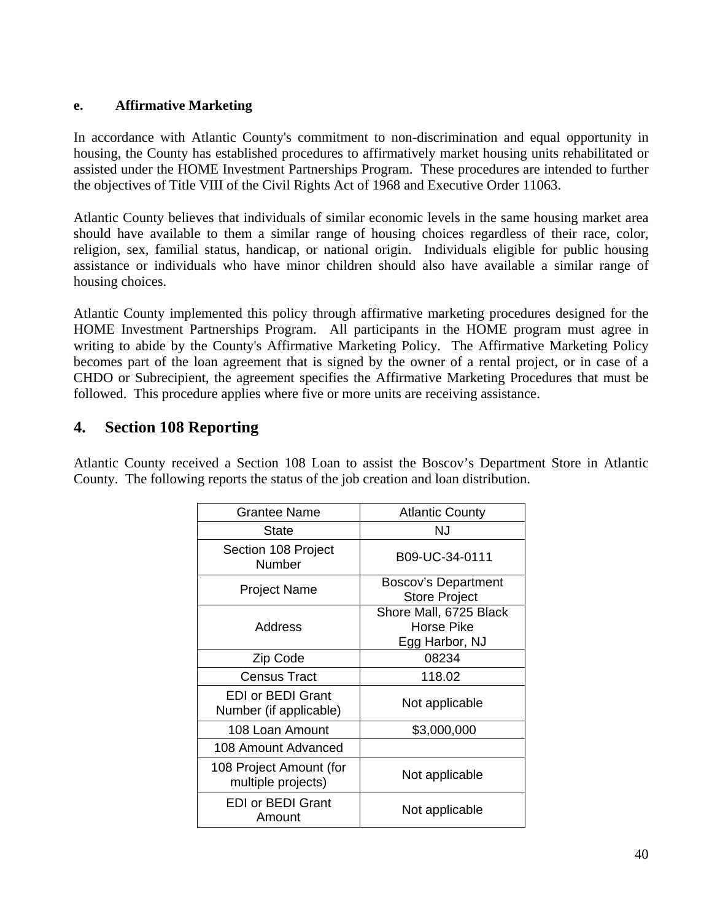### e. Affirmative Marketing

In accordance with Atlantic County's commitment to non-discrimination and equal opportunity in housing, the County has established procedures to affirmatively market housing units rehabilitated or assisted under the HOME Investment Partnerships Program. These procedures are intended to further the objectives of Title VIII of the Civil Rights Act of 1968 and Executive Order 11063.

Atlantic County believes that individuals of similar economic levels in the same housing market area should have available to them a similar range of housing choices regardless of their race, color, religion, sex, familial status, handicap, or national origin. Individuals eligible for public housing assistance or individuals who have minor children should also have available a similar range of housing choices.

Atlantic County implemented this policy through affirmative marketing procedures designed for the HOME Investment Partnerships Program. All participants in the HOME program must agree in writing to abide by the County's Affirmative Marketing Policy. The Affirmative Marketing Policy becomes part of the loan agreement that is signed by the owner of a rental project, or in case of a CHDO or Subrecipient, the agreement specifies the Affirmative Marketing Procedures that must be followed. This procedure applies where five or more units are receiving assistance.

## 4. Section 108 Reporting

Atlantic County received a Section 108 Loan to assist the Boscov’s Department Store in Atlantic County. The following reports the status of the job creation and loan distribution.

| Grantee Name | Atlantic County |
|---|---|
| State | NJ |
| Section 108 Project Number | B09-UC-34-0111 |
| Project Name | Boscov’s Department Store Project |
| Address | Shore Mall, 6725 Black Horse Pike Egg Harbor, NJ |
| Zip Code | 08234 |
| Census Tract | 118.02 |
| EDI or BEDI Grant Number (if applicable) | Not applicable |
| 108 Loan Amount | $3,000,000 |
| 108 Amount Advanced | |
| 108 Project Amount (for multiple projects) | Not applicable |
| EDI or BEDI Grant Amount | Not applicable |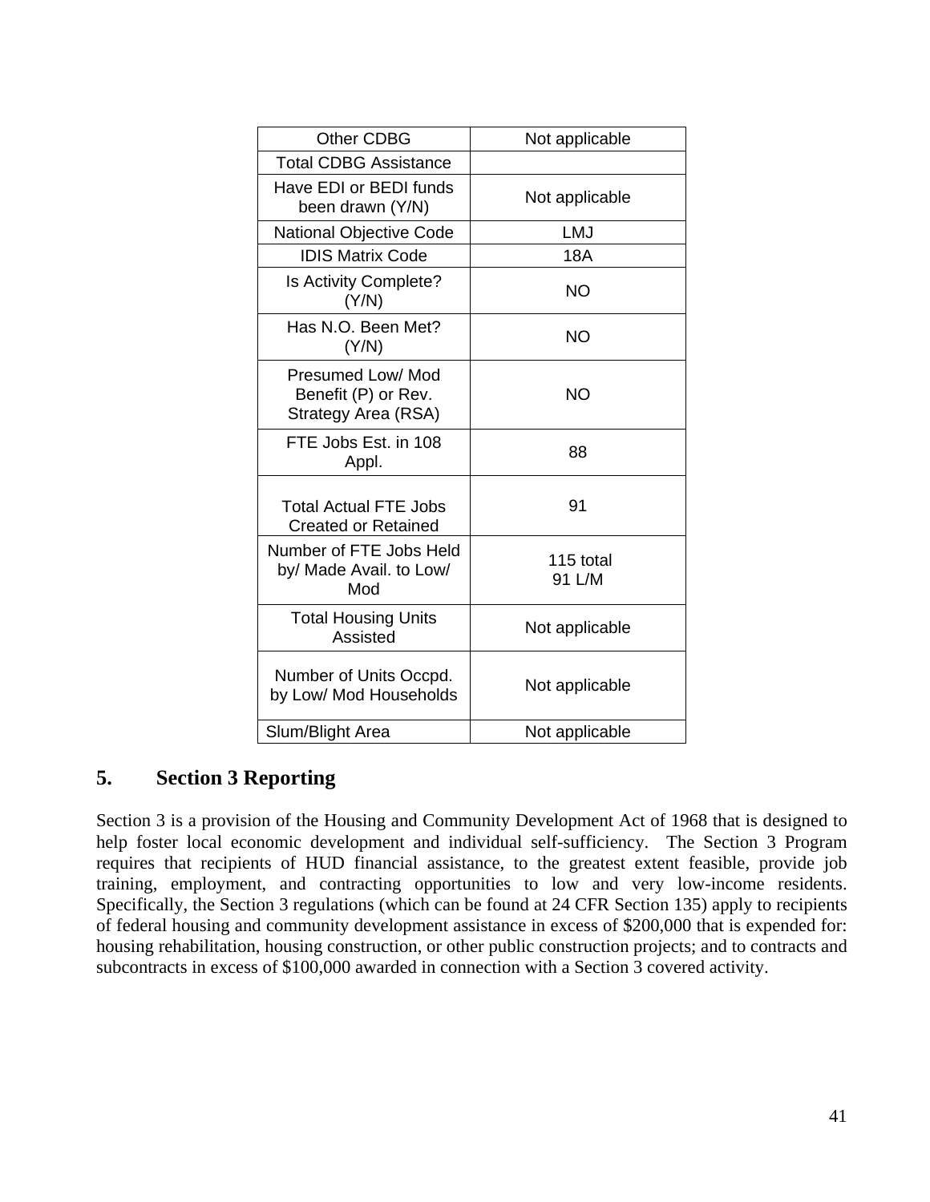| Other CDBG | Not applicable |
|---|---|
| Total CDBG Assistance | |
| Have EDI or BEDI funds been drawn (Y/N) | Not applicable |
| National Objective Code | LMJ |
| IDIS Matrix Code | 18A |
| Is Activity Complete? (Y/N) | NO |
| Has N.O. Been Met? (Y/N) | NO |
| Presumed Low/ Mod Benefit (P) or Rev. Strategy Area (RSA) | NO |
| FTE Jobs Est. in 108 Appl. | 88 |
| Total Actual FTE Jobs Created or Retained | 91 |
| Number of FTE Jobs Held by/ Made Avail. to Low/ Mod | 115 total 91 L/M |
| Total Housing Units Assisted | Not applicable |
| Number of Units Occpd. by Low/ Mod Households | Not applicable |
| Slum/Blight Area | Not applicable |

## 5. Section 3 Reporting

Section 3 is a provision of the Housing and Community Development Act of 1968 that is designed to help foster local economic development and individual self-sufficiency. The Section 3 Program requires that recipients of HUD financial assistance, to the greatest extent feasible, provide job training, employment, and contracting opportunities to low and very low-income residents. Specifically, the Section 3 regulations (which can be found at 24 CFR Section 135) apply to recipients of federal housing and community development assistance in excess of $200,000 that is expended for: housing rehabilitation, housing construction, or other public construction projects; and to contracts and subcontracts in excess of $100,000 awarded in connection with a Section 3 covered activity.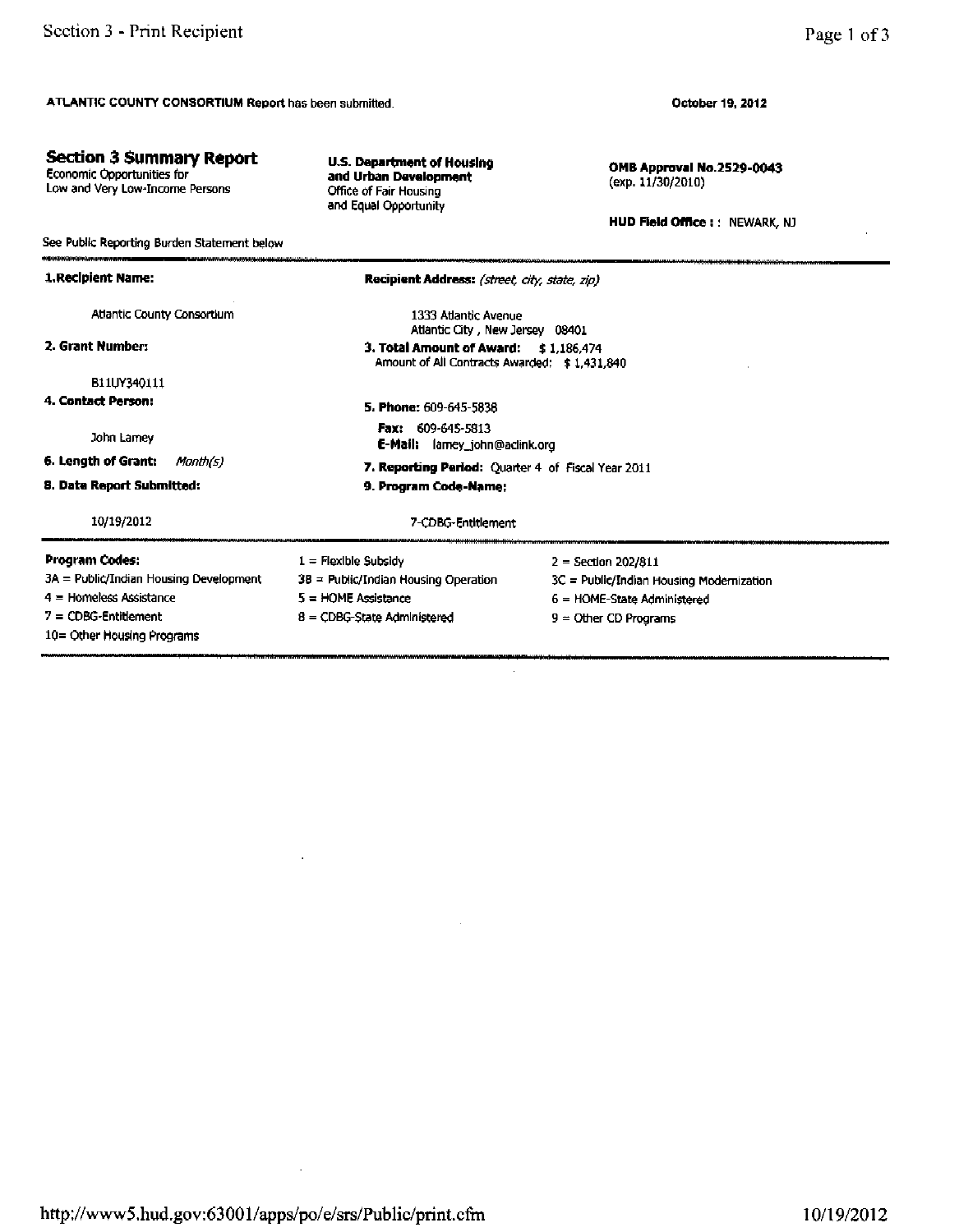**ATLANTIC COUNTY CONSORTIUM Report** has been submitted.

**October 19, 2012**

## Section 3 Summary Report

Economic Opportunities for
Low and Very Low-Income Persons

**U.S. Department of Housing and Urban Development**
Office of Fair Housing
and Equal Opportunity

**OMB Approval No.2529-0043**
(exp. 11/30/2010)

**HUD Field Office : :** NEWARK, NJ

See Public Reporting Burden Statement below

**1.Recipient Name:**

Atlantic County Consortium

**Recipient Address:** *(street, city, state, zip)*

1333 Atlantic Avenue
Atlantic City , New Jersey 08401

**2. Grant Number:**

B11UY340111

**3. Total Amount of Award:** $ 1,186,474
Amount of All Contracts Awarded: $ 1,431,840

**4. Contact Person:**

John Lamey

**5. Phone:** 609-645-5838

**Fax:** 609-645-5813
**E-Mail:** lamey_john@aclink.org

**6. Length of Grant:** *Month(s)*

**7. Reporting Period:** Quarter 4 of Fiscal Year 2011

**8. Date Report Submitted:**

10/19/2012

**9. Program Code-Name:**

7-CDBG-Entitlement

**Program Codes:**

| | | |
|---|---|---|
| 3A = Public/Indian Housing Development | 1 = Flexible Subsidy | 2 = Section 202/811 |
| 4 = Homeless Assistance | 3B = Public/Indian Housing Operation | 3C = Public/Indian Housing Modernization |
| 7 = CDBG-Entitlement | 5 = HOME Assistance | 6 = HOME-State Administered |
| 10= Other Housing Programs | 8 = CDBG-State Administered | 9 = Other CD Programs |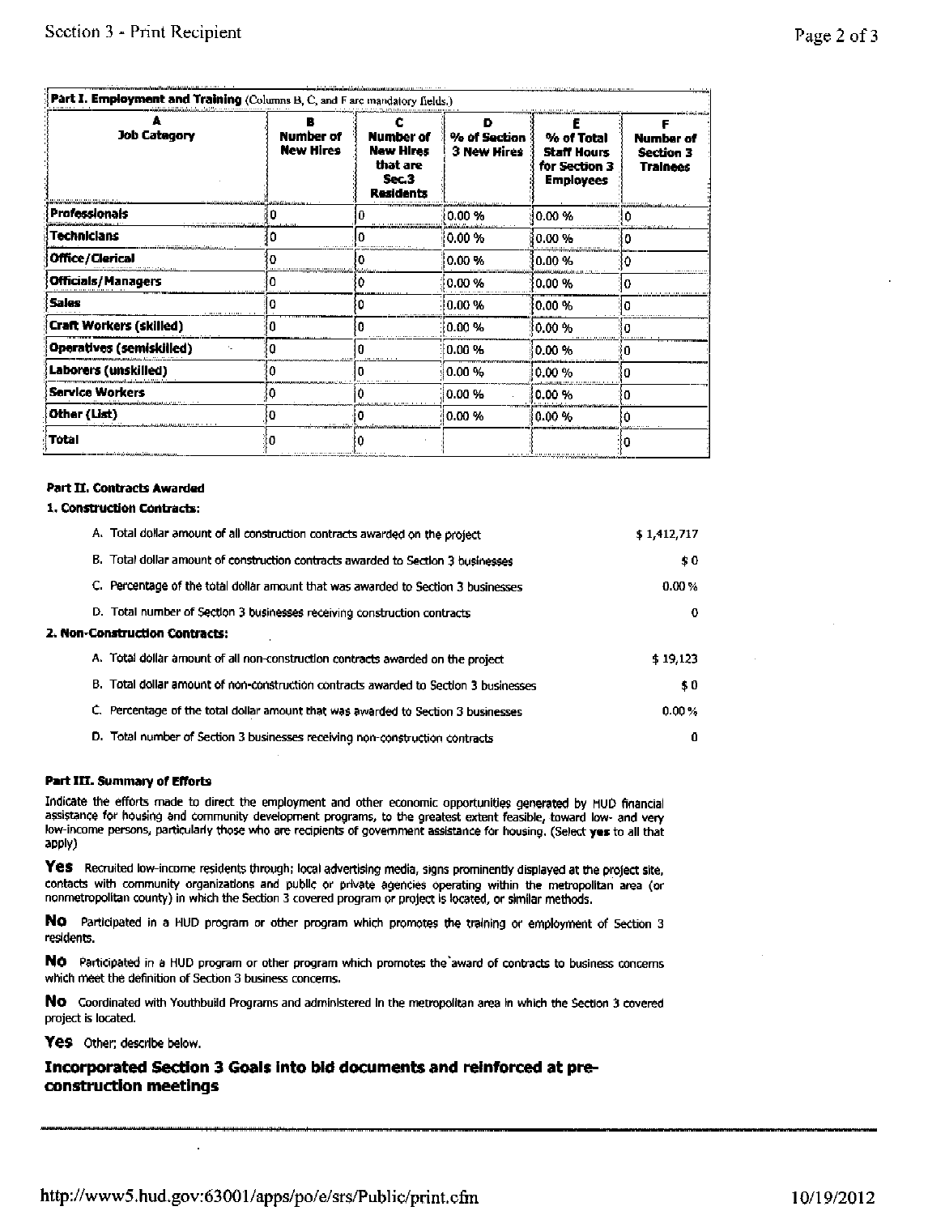### Part I. Employment and Training (Columns B, C, and F are mandatory fields.)

| A<br>Job Category | B<br>Number of New Hires | C<br>Number of New Hires that are Sec.3 Residents | D<br>% of Section 3 New Hires | E<br>% of Total Staff Hours for Section 3 Employees | F<br>Number of Section 3 Trainees |
|---|---|---|---|---|---|
| Professionals | 0 | 0 | 0.00 % | 0.00 % | 0 |
| Technicians | 0 | 0 | 0.00 % | 0.00 % | 0 |
| Office/Clerical | 0 | 0 | 0.00 % | 0.00 % | 0 |
| Officials/Managers | 0 | 0 | 0.00 % | 0.00 % | 0 |
| Sales | 0 | 0 | 0.00 % | 0.00 % | 0 |
| Craft Workers (skilled) | 0 | 0 | 0.00 % | 0.00 % | 0 |
| Operatives (semiskilled) | 0 | 0 | 0.00 % | 0.00 % | 0 |
| Laborers (unskilled) | 0 | 0 | 0.00 % | 0.00 % | 0 |
| Service Workers | 0 | 0 | 0.00 % | 0.00 % | 0 |
| Other (List) | 0 | 0 | 0.00 % | 0.00 % | 0 |
| Total | 0 | 0 | | | 0 |

### Part II. Contracts Awarded

**1. Construction Contracts:**

| | |
|---|---|
| A. Total dollar amount of all construction contracts awarded on the project | $ 1,412,717 |
| B. Total dollar amount of construction contracts awarded to Section 3 businesses | $ 0 |
| C. Percentage of the total dollar amount that was awarded to Section 3 businesses | 0.00 % |
| D. Total number of Section 3 businesses receiving construction contracts | 0 |

**2. Non-Construction Contracts:**

| | |
|---|---|
| A. Total dollar amount of all non-construction contracts awarded on the project | $ 19,123 |
| B. Total dollar amount of non-construction contracts awarded to Section 3 businesses | $ 0 |
| C. Percentage of the total dollar amount that was awarded to Section 3 businesses | 0.00 % |
| D. Total number of Section 3 businesses receiving non-construction contracts | 0 |

### Part III. Summary of Efforts

Indicate the efforts made to direct the employment and other economic opportunities generated by HUD financial assistance for housing and community development programs, to the greatest extent feasible, toward low- and very low-income persons, particularly those who are recipients of government assistance for housing. (Select **yes** to all that apply)

**Yes** Recruited low-income residents through; local advertising media, signs prominently displayed at the project site, contacts with community organizations and public or private agencies operating within the metropolitan area (or nonmetropolitan county) in which the Section 3 covered program or project is located, or similar methods.

**No** Participated in a HUD program or other program which promotes the training or employment of Section 3 residents.

**No** Participated in a HUD program or other program which promotes the award of contracts to business concerns which meet the definition of Section 3 business concerns.

**No** Coordinated with Youthbuild Programs and administered in the metropolitan area in which the Section 3 covered project is located.

**Yes** Other; describe below.

**Incorporated Section 3 Goals into bid documents and reinforced at pre-construction meetings**

http://www5.hud.gov:63001/apps/po/e/srs/Public/print.cfm 10/19/2012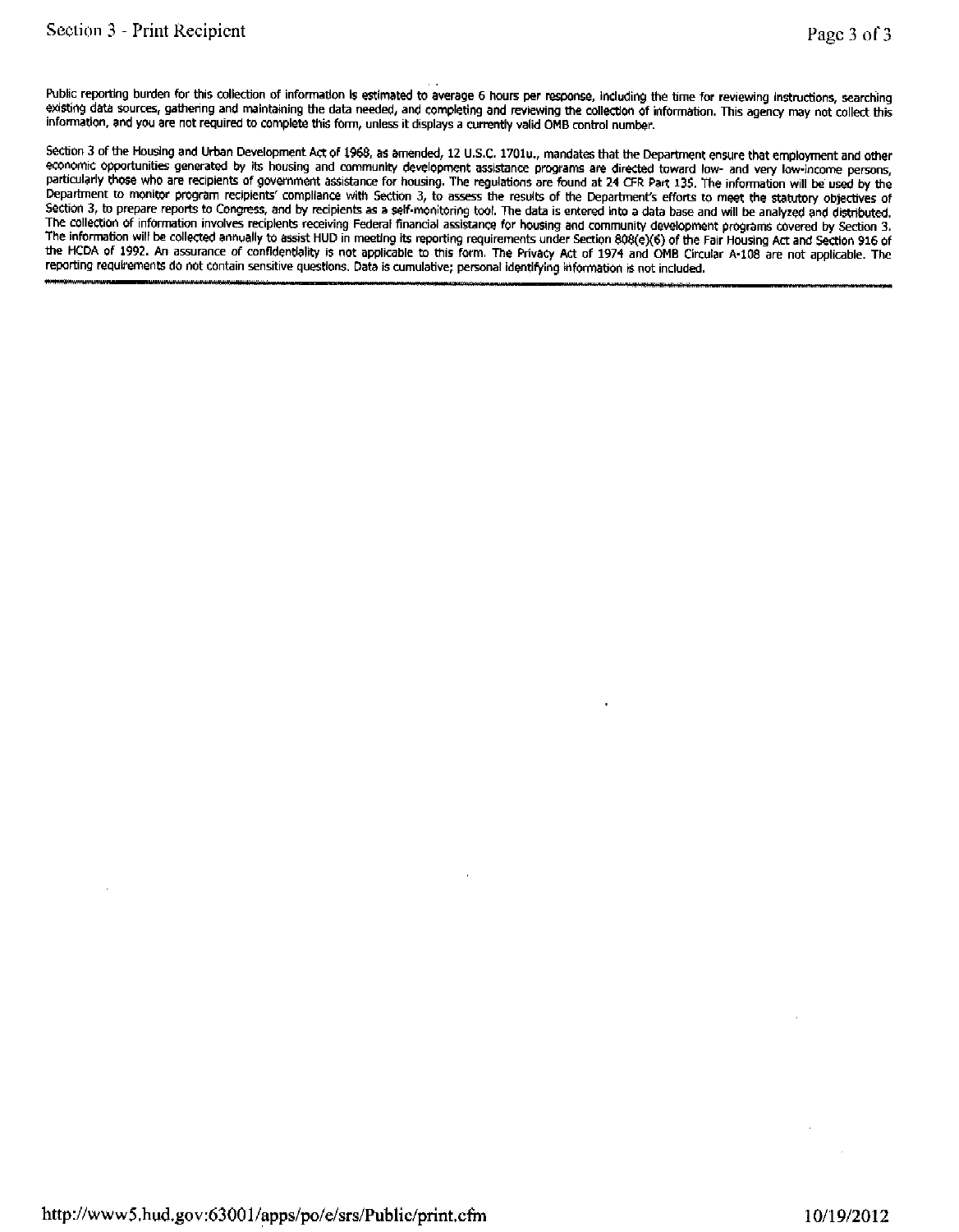Public reporting burden for this collection of information is estimated to average 6 hours per response, including the time for reviewing instructions, searching existing data sources, gathering and maintaining the data needed, and completing and reviewing the collection of information. This agency may not collect this information, and you are not required to complete this form, unless it displays a currently valid OMB control number.

Section 3 of the Housing and Urban Development Act of 1968, as amended, 12 U.S.C. 1701u., mandates that the Department ensure that employment and other economic opportunities generated by its housing and community development assistance programs are directed toward low- and very low-income persons, particularly those who are recipients of government assistance for housing. The regulations are found at 24 CFR Part 135. The information will be used by the Department to monitor program recipients' compliance with Section 3, to assess the results of the Department's efforts to meet the statutory objectives of Section 3, to prepare reports to Congress, and by recipients as a self-monitoring tool. The data is entered into a data base and will be analyzed and distributed. The collection of information involves recipients receiving Federal financial assistance for housing and community development programs covered by Section 3. The information will be collected annually to assist HUD in meeting its reporting requirements under Section 808(e)(6) of the Fair Housing Act and Section 916 of the HCDA of 1992. An assurance of confidentiality is not applicable to this form. The Privacy Act of 1974 and OMB Circular A-108 are not applicable. The reporting requirements do not contain sensitive questions. Data is cumulative; personal identifying information is not included.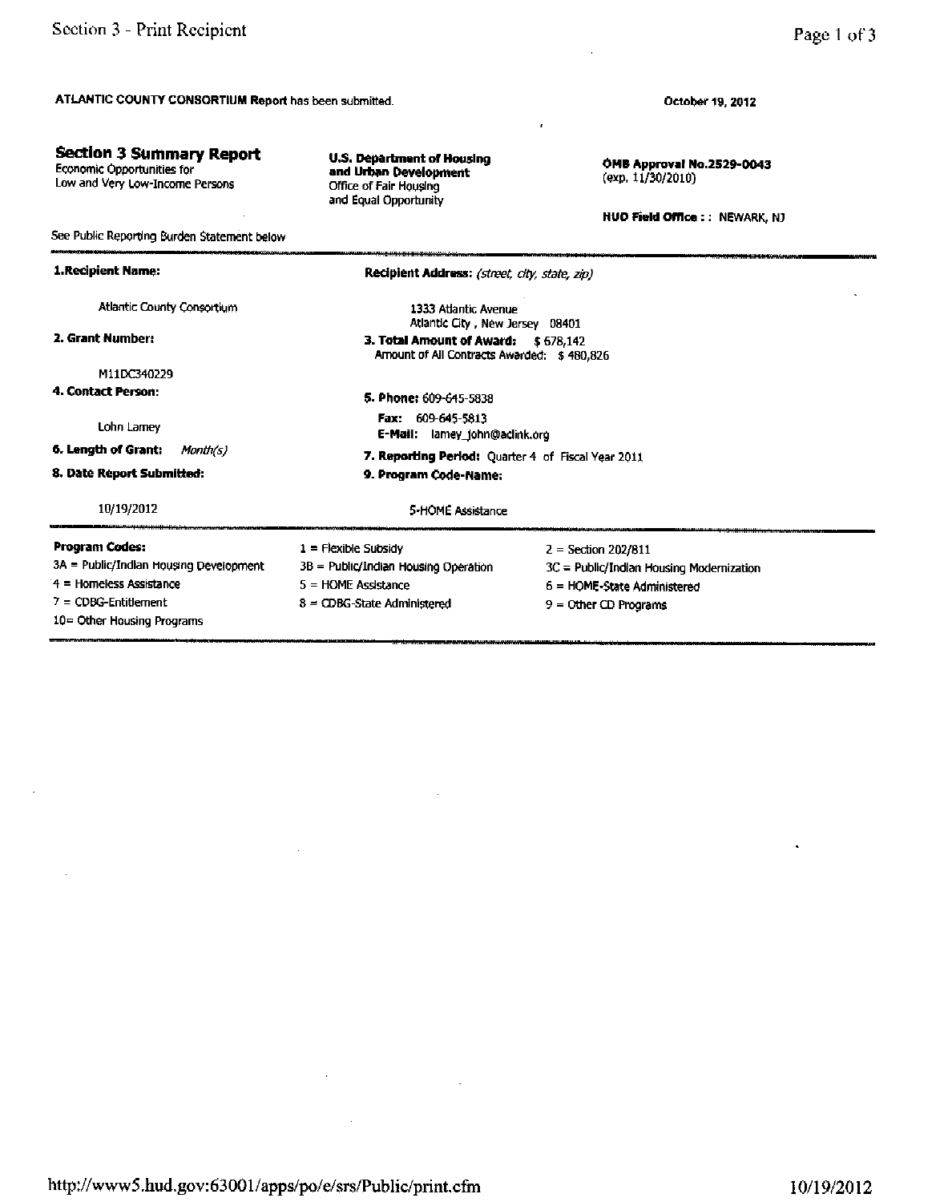ATLANTIC COUNTY CONSORTIUM Report has been submitted.

October 19, 2012

## Section 3 Summary Report

Economic Opportunities for Low and Very Low-Income Persons

**U.S. Department of Housing and Urban Development**
Office of Fair Housing and Equal Opportunity

**OMB Approval No.2529-0043**
(exp. 11/30/2010)

**HUD Field Office : :** NEWARK, NJ

See Public Reporting Burden Statement below

**1.Recipient Name:**

Atlantic County Consortium

**Recipient Address:** *(street, city, state, zip)*

1333 Atlantic Avenue
Atlantic City , New Jersey 08401

**2. Grant Number:**

M11DC340229

**3. Total Amount of Award:** $ 678,142
Amount of All Contracts Awarded: $ 480,826

**4. Contact Person:**

Lohn Lamey

**5. Phone:** 609-645-5838
**Fax:** 609-645-5813
**E-Mail:** lamey_john@aclink.org

**6. Length of Grant:** *Month(s)*

**7. Reporting Period:** Quarter 4 of Fiscal Year 2011

**8. Date Report Submitted:**

10/19/2012

**9. Program Code-Name:**

5-HOME Assistance

**Program Codes:**

- 1 = Flexible Subsidy
- 2 = Section 202/811
- 3A = Public/Indian Housing Development
- 3B = Public/Indian Housing Operation
- 3C = Public/Indian Housing Modernization
- 4 = Homeless Assistance
- 5 = HOME Assistance
- 6 = HOME-State Administered
- 7 = CDBG-Entitlement
- 8 = CDBG-State Administered
- 9 = Other CD Programs
- 10= Other Housing Programs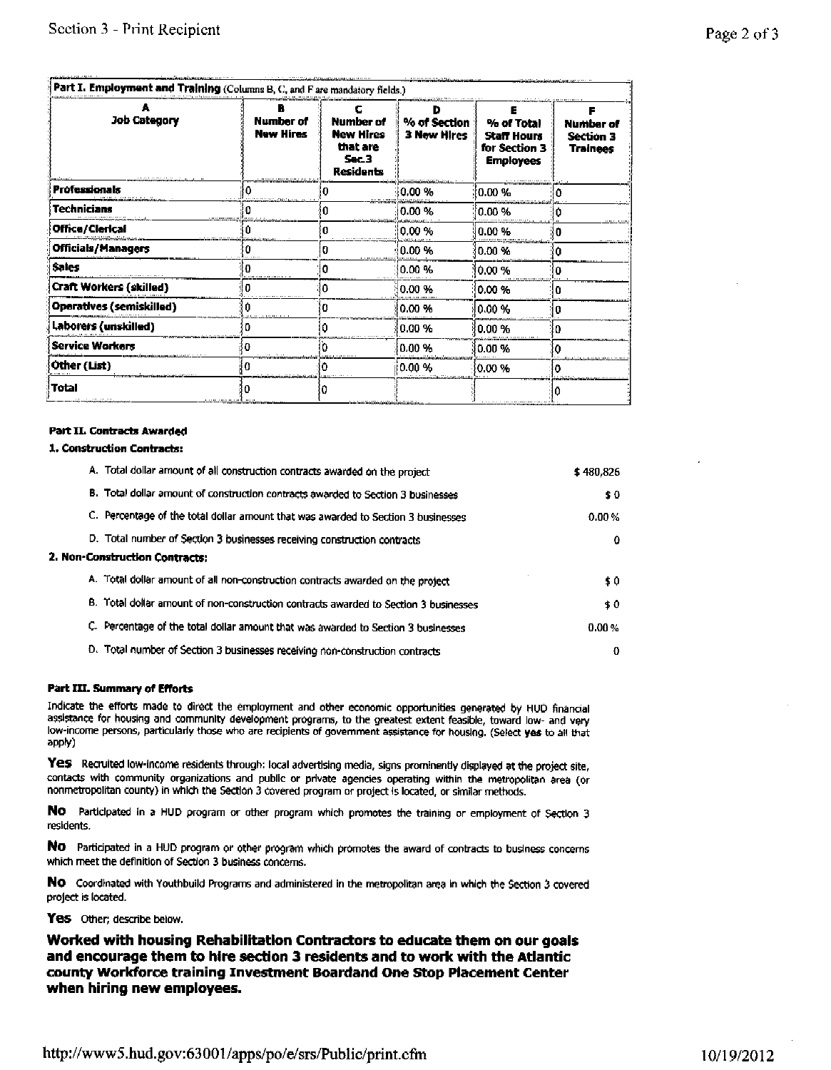| **Part I. Employment and Training** (Columns B, C, and F are mandatory fields.) | | | | | |
|---|---|---|---|---|---|
| **A**<br>**Job Category** | **B**<br>**Number of New Hires** | **C**<br>**Number of New Hires that are Sec.3 Residents** | **D**<br>**% of Section 3 New Hires** | **E**<br>**% of Total Staff Hours for Section 3 Employees** | **F**<br>**Number of Section 3 Trainees** |
| **Professionals** | 0 | 0 | 0.00 % | 0.00 % | 0 |
| **Technicians** | 0 | 0 | 0.00 % | 0.00 % | 0 |
| **Office/Clerical** | 0 | 0 | 0.00 % | 0.00 % | 0 |
| **Officials/Managers** | 0 | 0 | 0.00 % | 0.00 % | 0 |
| **Sales** | 0 | 0 | 0.00 % | 0.00 % | 0 |
| **Craft Workers (skilled)** | 0 | 0 | 0.00 % | 0.00 % | 0 |
| **Operatives (semiskilled)** | 0 | 0 | 0.00 % | 0.00 % | 0 |
| **Laborers (unskilled)** | 0 | 0 | 0.00 % | 0.00 % | 0 |
| **Service Workers** | 0 | 0 | 0.00 % | 0.00 % | 0 |
| **Other (List)** | 0 | 0 | 0.00 % | 0.00 % | 0 |
| **Total** | 0 | 0 | | | 0 |

**Part II. Contracts Awarded**

**1. Construction Contracts:**

| | |
|---|---|
| A. Total dollar amount of all construction contracts awarded on the project | $ 480,826 |
| B. Total dollar amount of construction contracts awarded to Section 3 businesses | $ 0 |
| C. Percentage of the total dollar amount that was awarded to Section 3 businesses | 0.00 % |
| D. Total number of Section 3 businesses receiving construction contracts | 0 |

**2. Non-Construction Contracts:**

| | |
|---|---|
| A. Total dollar amount of all non-construction contracts awarded on the project | $ 0 |
| B. Total dollar amount of non-construction contracts awarded to Section 3 businesses | $ 0 |
| C. Percentage of the total dollar amount that was awarded to Section 3 businesses | 0.00 % |
| D. Total number of Section 3 businesses receiving non-construction contracts | 0 |

**Part III. Summary of Efforts**

Indicate the efforts made to direct the employment and other economic opportunities generated by HUD financial assistance for housing and community development programs, to the greatest extent feasible, toward low- and very low-income persons, particularly those who are recipients of government assistance for housing. (Select **yes** to all that apply)

**Yes** Recruited low-income residents through: local advertising media, signs prominently displayed at the project site, contacts with community organizations and public or private agencies operating within the metropolitan area (or nonmetropolitan county) in which the Section 3 covered program or project is located, or similar methods.

**No** Participated in a HUD program or other program which promotes the training or employment of Section 3 residents.

**No** Participated in a HUD program or other program which promotes the award of contracts to business concerns which meet the definition of Section 3 business concerns.

**No** Coordinated with Youthbuild Programs and administered in the metropolitan area in which the Section 3 covered project is located.

**Yes** Other; describe below.

**Worked with housing Rehabilitation Contractors to educate them on our goals and encourage them to hire section 3 residents and to work with the Atlantic county Workforce training Investment Boardand One Stop Placement Center when hiring new employees.**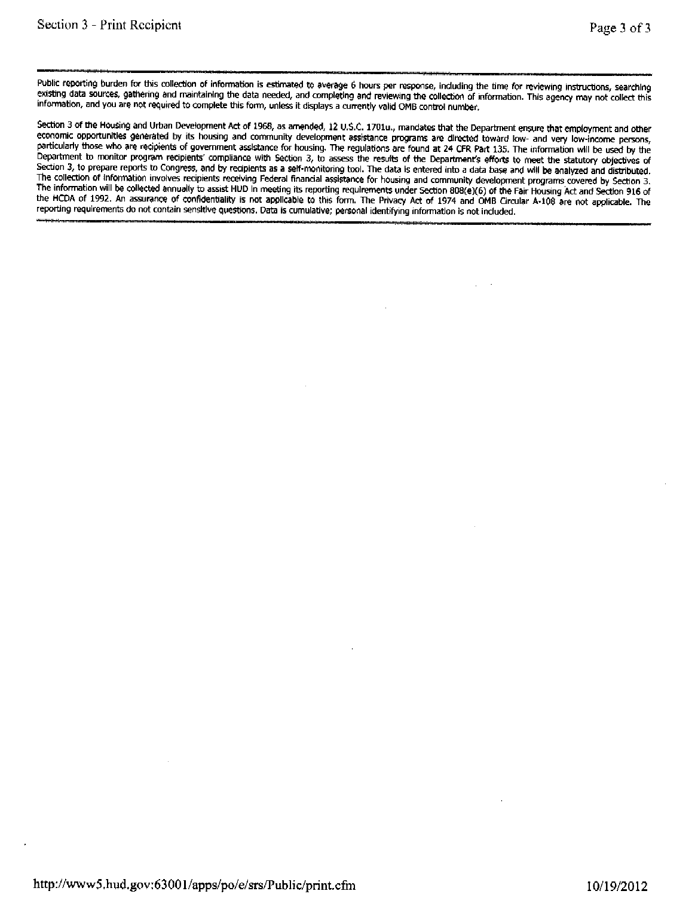Public reporting burden for this collection of information is estimated to average 6 hours per response, including the time for reviewing instructions, searching existing data sources, gathering and maintaining the data needed, and completing and reviewing the collection of information. This agency may not collect this information, and you are not required to complete this form, unless it displays a currently valid OMB control number.

Section 3 of the Housing and Urban Development Act of 1968, as amended, 12 U.S.C. 1701u., mandates that the Department ensure that employment and other economic opportunities generated by its housing and community development assistance programs are directed toward low- and very low-income persons, particularly those who are recipients of government assistance for housing. The regulations are found at 24 CFR Part 135. The information will be used by the Department to monitor program recipients' compliance with Section 3, to assess the results of the Department's efforts to meet the statutory objectives of Section 3, to prepare reports to Congress, and by recipients as a self-monitoring tool. The data is entered into a data base and will be analyzed and distributed. The collection of information involves recipients receiving Federal financial assistance for housing and community development programs covered by Section 3. The information will be collected annually to assist HUD in meeting its reporting requirements under Section 808(e)(6) of the Fair Housing Act and Section 916 of the HCDA of 1992. An assurance of confidentiality is not applicable to this form. The Privacy Act of 1974 and OMB Circular A-108 are not applicable. The reporting requirements do not contain sensitive questions. Data is cumulative; personal identifying information is not included.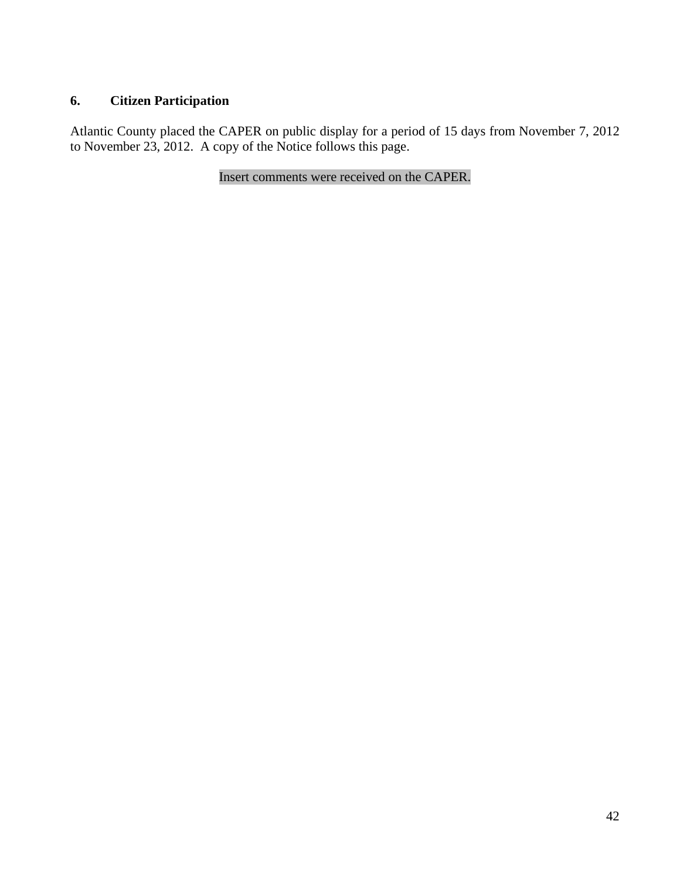## 6. Citizen Participation

Atlantic County placed the CAPER on public display for a period of 15 days from November 7, 2012 to November 23, 2012. A copy of the Notice follows this page.

Insert comments were received on the CAPER.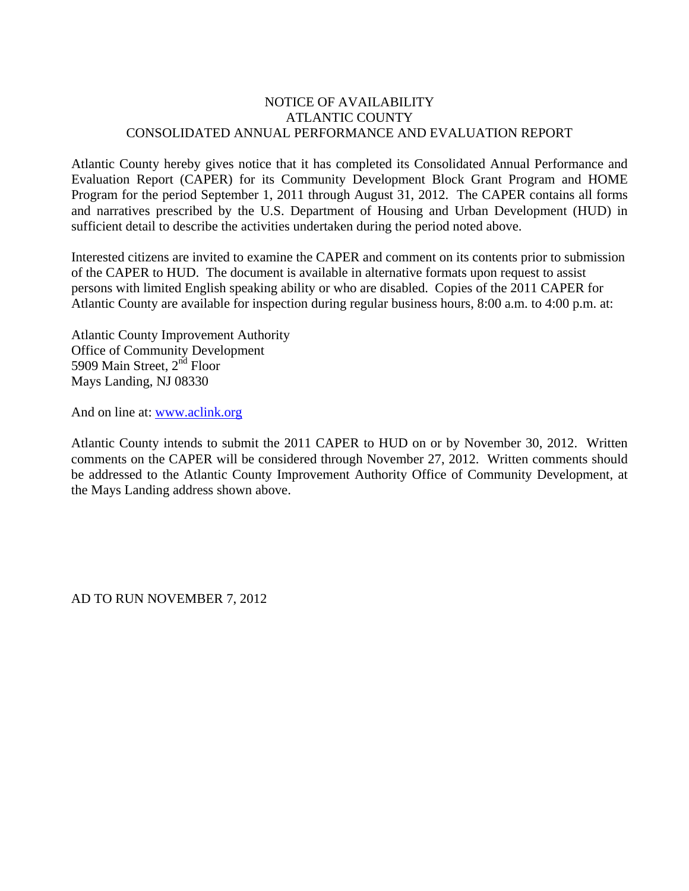# NOTICE OF AVAILABILITY
# ATLANTIC COUNTY
# CONSOLIDATED ANNUAL PERFORMANCE AND EVALUATION REPORT

Atlantic County hereby gives notice that it has completed its Consolidated Annual Performance and Evaluation Report (CAPER) for its Community Development Block Grant Program and HOME Program for the period September 1, 2011 through August 31, 2012. The CAPER contains all forms and narratives prescribed by the U.S. Department of Housing and Urban Development (HUD) in sufficient detail to describe the activities undertaken during the period noted above.

Interested citizens are invited to examine the CAPER and comment on its contents prior to submission of the CAPER to HUD. The document is available in alternative formats upon request to assist persons with limited English speaking ability or who are disabled. Copies of the 2011 CAPER for Atlantic County are available for inspection during regular business hours, 8:00 a.m. to 4:00 p.m. at:

Atlantic County Improvement Authority
Office of Community Development
5909 Main Street, 2nd Floor
Mays Landing, NJ 08330

And on line at: [www.aclink.org](http://www.aclink.org)

Atlantic County intends to submit the 2011 CAPER to HUD on or by November 30, 2012. Written comments on the CAPER will be considered through November 27, 2012. Written comments should be addressed to the Atlantic County Improvement Authority Office of Community Development, at the Mays Landing address shown above.

AD TO RUN NOVEMBER 7, 2012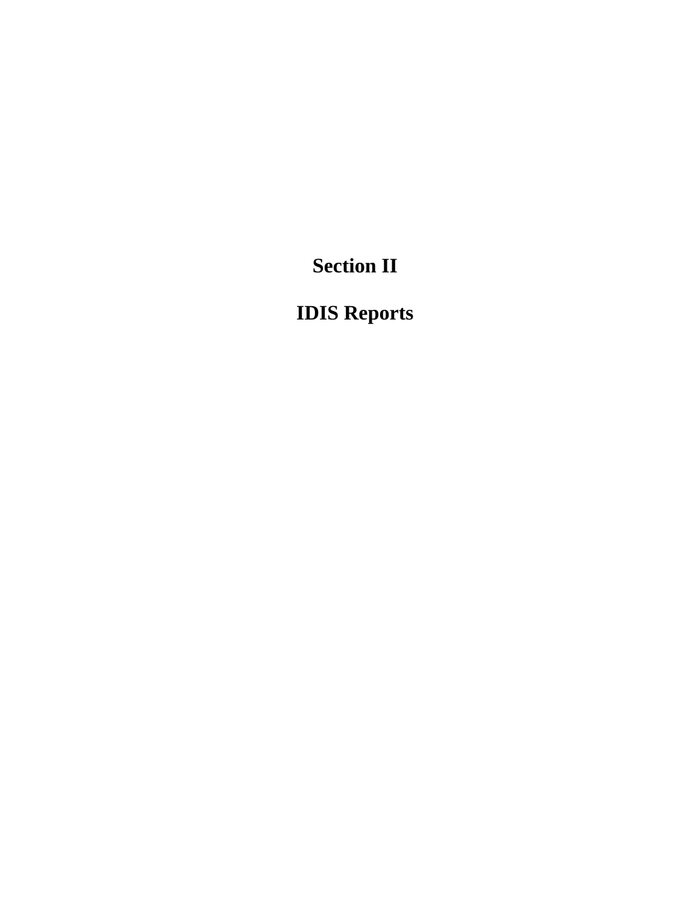# Section II

# IDIS Reports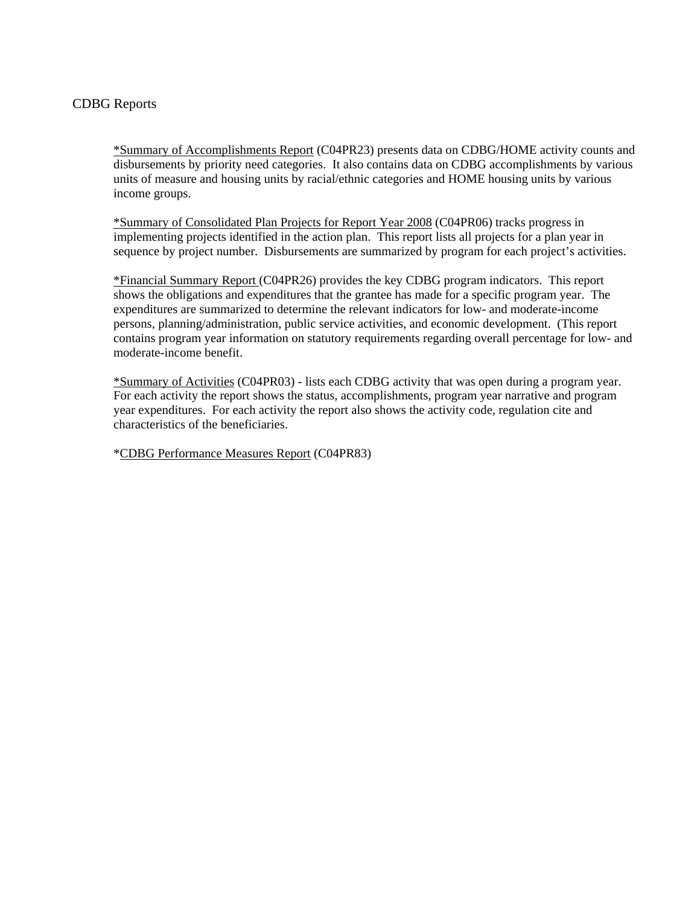CDBG Reports

*Summary of Accomplishments Report (C04PR23) presents data on CDBG/HOME activity counts and disbursements by priority need categories. It also contains data on CDBG accomplishments by various units of measure and housing units by racial/ethnic categories and HOME housing units by various income groups.

*Summary of Consolidated Plan Projects for Report Year 2008 (C04PR06) tracks progress in implementing projects identified in the action plan. This report lists all projects for a plan year in sequence by project number. Disbursements are summarized by program for each project's activities.

*Financial Summary Report (C04PR26) provides the key CDBG program indicators. This report shows the obligations and expenditures that the grantee has made for a specific program year. The expenditures are summarized to determine the relevant indicators for low- and moderate-income persons, planning/administration, public service activities, and economic development. (This report contains program year information on statutory requirements regarding overall percentage for low- and moderate-income benefit.

*Summary of Activities (C04PR03) - lists each CDBG activity that was open during a program year. For each activity the report shows the status, accomplishments, program year narrative and program year expenditures. For each activity the report also shows the activity code, regulation cite and characteristics of the beneficiaries.

*CDBG Performance Measures Report (C04PR83)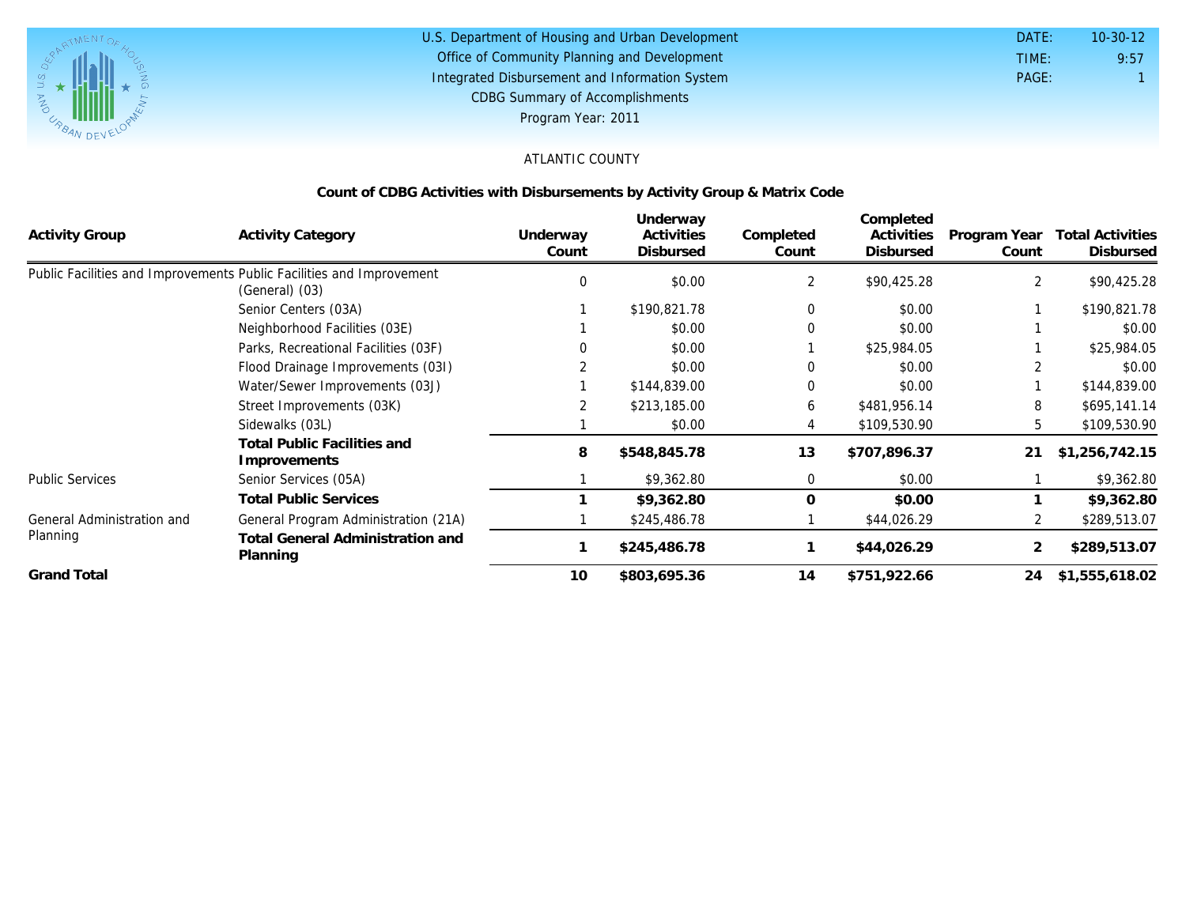U.S. Department of Housing and Urban Development
Office of Community Planning and Development
Integrated Disbursement and Information System
CDBG Summary of Accomplishments
Program Year: 2011

DATE: 10-30-12
TIME: 9:57
PAGE: 1

ATLANTIC COUNTY

## Count of CDBG Activities with Disbursements by Activity Group & Matrix Code

| Activity Group | Activity Category | Underway Count | Underway Activities Disbursed | Completed Count | Completed Activities Disbursed | Program Year Count | Total Activities Disbursed |
|---|---|---|---|---|---|---|---|
| Public Facilities and Improvements | Public Facilities and Improvement (General) (03) | 0 | $0.00 | 2 | $90,425.28 | 2 | $90,425.28 |
| | Senior Centers (03A) | 1 | $190,821.78 | 0 | $0.00 | 1 | $190,821.78 |
| | Neighborhood Facilities (03E) | 1 | $0.00 | 0 | $0.00 | 1 | $0.00 |
| | Parks, Recreational Facilities (03F) | 0 | $0.00 | 1 | $25,984.05 | 1 | $25,984.05 |
| | Flood Drainage Improvements (03I) | 2 | $0.00 | 0 | $0.00 | 2 | $0.00 |
| | Water/Sewer Improvements (03J) | 1 | $144,839.00 | 0 | $0.00 | 1 | $144,839.00 |
| | Street Improvements (03K) | 2 | $213,185.00 | 6 | $481,956.14 | 8 | $695,141.14 |
| | Sidewalks (03L) | 1 | $0.00 | 4 | $109,530.90 | 5 | $109,530.90 |
| | **Total Public Facilities and Improvements** | **8** | **$548,845.78** | **13** | **$707,896.37** | **21** | **$1,256,742.15** |
| Public Services | Senior Services (05A) | 1 | $9,362.80 | 0 | $0.00 | 1 | $9,362.80 |
| | **Total Public Services** | **1** | **$9,362.80** | **0** | **$0.00** | **1** | **$9,362.80** |
| General Administration and Planning | General Program Administration (21A) | 1 | $245,486.78 | 1 | $44,026.29 | 2 | $289,513.07 |
| | **Total General Administration and Planning** | **1** | **$245,486.78** | **1** | **$44,026.29** | **2** | **$289,513.07** |
| **Grand Total** | | **10** | **$803,695.36** | **14** | **$751,922.66** | **24** | **$1,555,618.02** |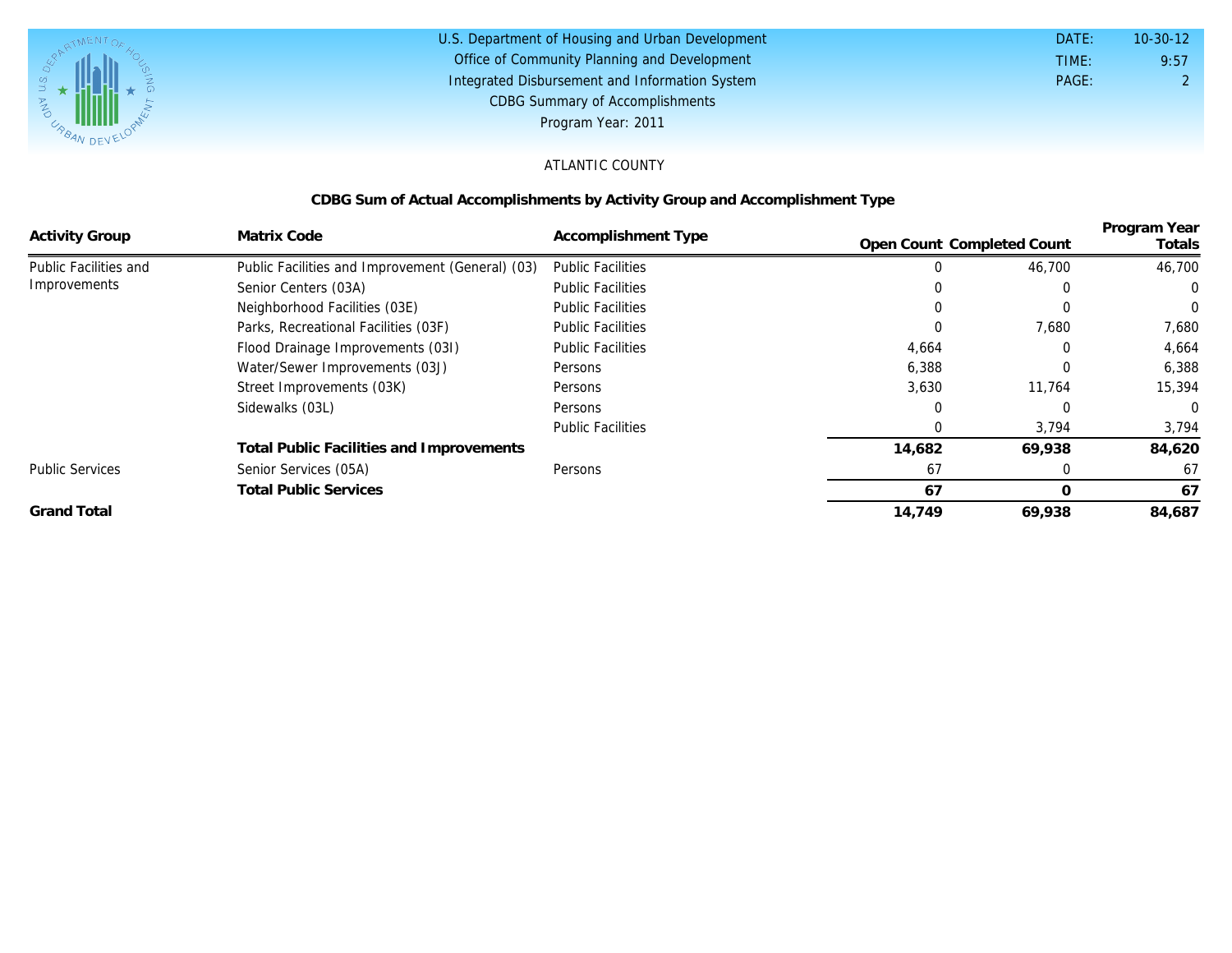U.S. Department of Housing and Urban Development
Office of Community Planning and Development
Integrated Disbursement and Information System
CDBG Summary of Accomplishments
Program Year: 2011

DATE: 10-30-12
TIME: 9:57

ATLANTIC COUNTY

## CDBG Sum of Actual Accomplishments by Activity Group and Accomplishment Type

| Activity Group | Matrix Code | Accomplishment Type | Open Count | Completed Count | Program Year Totals |
|---|---|---|---|---|---|
| Public Facilities and Improvements | Public Facilities and Improvement (General) (03) | Public Facilities | 0 | 46,700 | 46,700 |
| | Senior Centers (03A) | Public Facilities | 0 | 0 | 0 |
| | Neighborhood Facilities (03E) | Public Facilities | 0 | 0 | 0 |
| | Parks, Recreational Facilities (03F) | Public Facilities | 0 | 7,680 | 7,680 |
| | Flood Drainage Improvements (03I) | Public Facilities | 4,664 | 0 | 4,664 |
| | Water/Sewer Improvements (03J) | Persons | 6,388 | 0 | 6,388 |
| | Street Improvements (03K) | Persons | 3,630 | 11,764 | 15,394 |
| | Sidewalks (03L) | Persons | 0 | 0 | 0 |
| | | Public Facilities | 0 | 3,794 | 3,794 |
| | **Total Public Facilities and Improvements** | | **14,682** | **69,938** | **84,620** |
| Public Services | Senior Services (05A) | Persons | 67 | 0 | 67 |
| | **Total Public Services** | | **67** | **0** | **67** |
| **Grand Total** | | | **14,749** | **69,938** | **84,687** |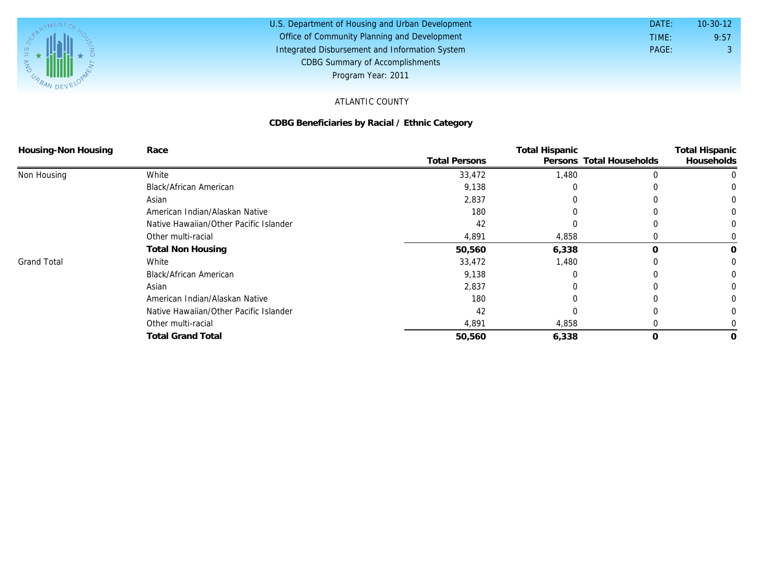U.S. Department of Housing and Urban Development
Office of Community Planning and Development
Integrated Disbursement and Information System
CDBG Summary of Accomplishments
Program Year: 2011

DATE: 10-30-12
TIME: 9:57
PAGE: 3

ATLANTIC COUNTY

**CDBG Beneficiaries by Racial / Ethnic Category**

| Housing-Non Housing | Race | Total Persons | Total Hispanic Persons | Total Households | Total Hispanic Households |
|---|---|---|---|---|---|
| Non Housing | White | 33,472 | 1,480 | 0 | 0 |
| | Black/African American | 9,138 | 0 | 0 | 0 |
| | Asian | 2,837 | 0 | 0 | 0 |
| | American Indian/Alaskan Native | 180 | 0 | 0 | 0 |
| | Native Hawaiian/Other Pacific Islander | 42 | 0 | 0 | 0 |
| | Other multi-racial | 4,891 | 4,858 | 0 | 0 |
| | **Total Non Housing** | **50,560** | **6,338** | **0** | **0** |
| Grand Total | White | 33,472 | 1,480 | 0 | 0 |
| | Black/African American | 9,138 | 0 | 0 | 0 |
| | Asian | 2,837 | 0 | 0 | 0 |
| | American Indian/Alaskan Native | 180 | 0 | 0 | 0 |
| | Native Hawaiian/Other Pacific Islander | 42 | 0 | 0 | 0 |
| | Other multi-racial | 4,891 | 4,858 | 0 | 0 |
| | **Total Grand Total** | **50,560** | **6,338** | **0** | **0** |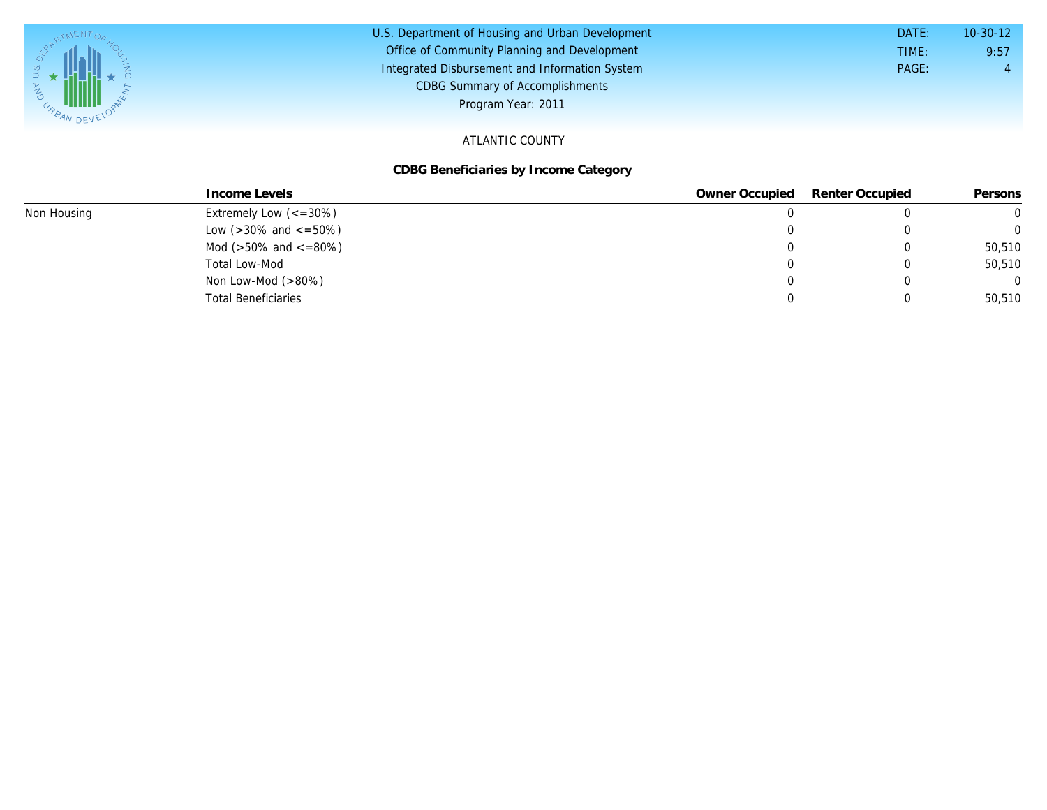U.S. Department of Housing and Urban Development
Office of Community Planning and Development
Integrated Disbursement and Information System
CDBG Summary of Accomplishments
Program Year: 2011

DATE: 10-30-12
TIME: 9:57
PAGE: 4

ATLANTIC COUNTY

**CDBG Beneficiaries by Income Category**

| | Income Levels | Owner Occupied | Renter Occupied | Persons |
|---|---|---|---|---|
| Non Housing | Extremely Low (<=30%) | 0 | 0 | 0 |
| | Low (>30% and <=50%) | 0 | 0 | 0 |
| | Mod (>50% and <=80%) | 0 | 0 | 50,510 |
| | Total Low-Mod | 0 | 0 | 50,510 |
| | Non Low-Mod (>80%) | 0 | 0 | 0 |
| | Total Beneficiaries | 0 | 0 | 50,510 |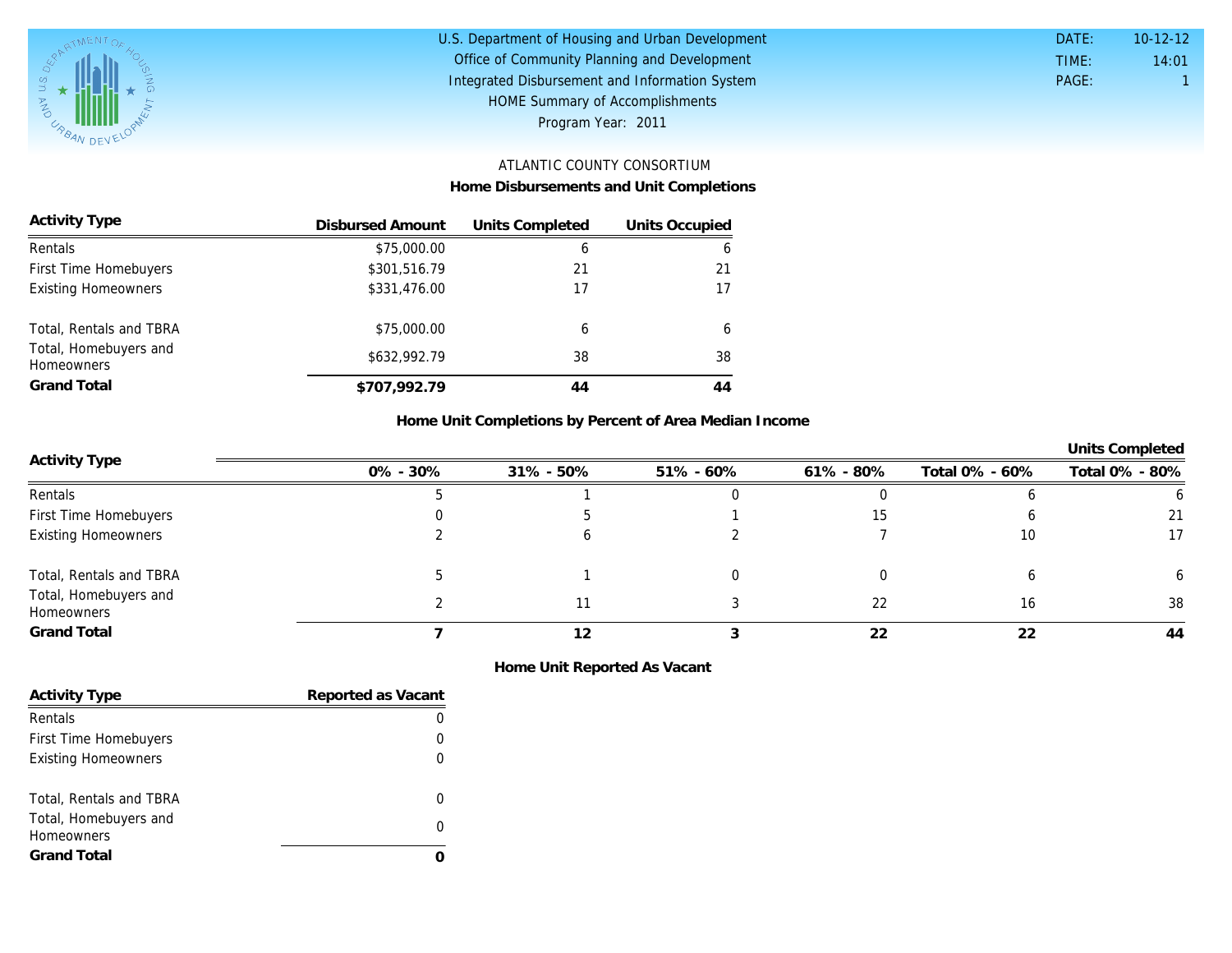U.S. Department of Housing and Urban Development
Office of Community Planning and Development
Integrated Disbursement and Information System
HOME Summary of Accomplishments
Program Year: 2011

DATE: 10-12-12
TIME: 14:01
PAGE: 1

ATLANTIC COUNTY CONSORTIUM

## Home Disbursements and Unit Completions

| Activity Type | Disbursed Amount | Units Completed | Units Occupied |
|---|---|---|---|
| Rentals | $75,000.00 | 6 | 6 |
| First Time Homebuyers | $301,516.79 | 21 | 21 |
| Existing Homeowners | $331,476.00 | 17 | 17 |
| Total, Rentals and TBRA | $75,000.00 | 6 | 6 |
| Total, Homebuyers and Homeowners | $632,992.79 | 38 | 38 |
| **Grand Total** | **$707,992.79** | **44** | **44** |

## Home Unit Completions by Percent of Area Median Income

| Activity Type | | | | | Units Completed | |
|---|---|---|---|---|---|---|
| | 0% - 30% | 31% - 50% | 51% - 60% | 61% - 80% | Total 0% - 60% | Total 0% - 80% |
| Rentals | 5 | 1 | 0 | 0 | 6 | 6 |
| First Time Homebuyers | 0 | 5 | 1 | 15 | 6 | 21 |
| Existing Homeowners | 2 | 6 | 2 | 7 | 10 | 17 |
| Total, Rentals and TBRA | 5 | 1 | 0 | 0 | 6 | 6 |
| Total, Homebuyers and Homeowners | 2 | 11 | 3 | 22 | 16 | 38 |
| **Grand Total** | **7** | **12** | **3** | **22** | **22** | **44** |

## Home Unit Reported As Vacant

| Activity Type | Reported as Vacant |
|---|---|
| Rentals | 0 |
| First Time Homebuyers | 0 |
| Existing Homeowners | 0 |
| Total, Rentals and TBRA | 0 |
| Total, Homebuyers and Homeowners | 0 |
| **Grand Total** | **0** |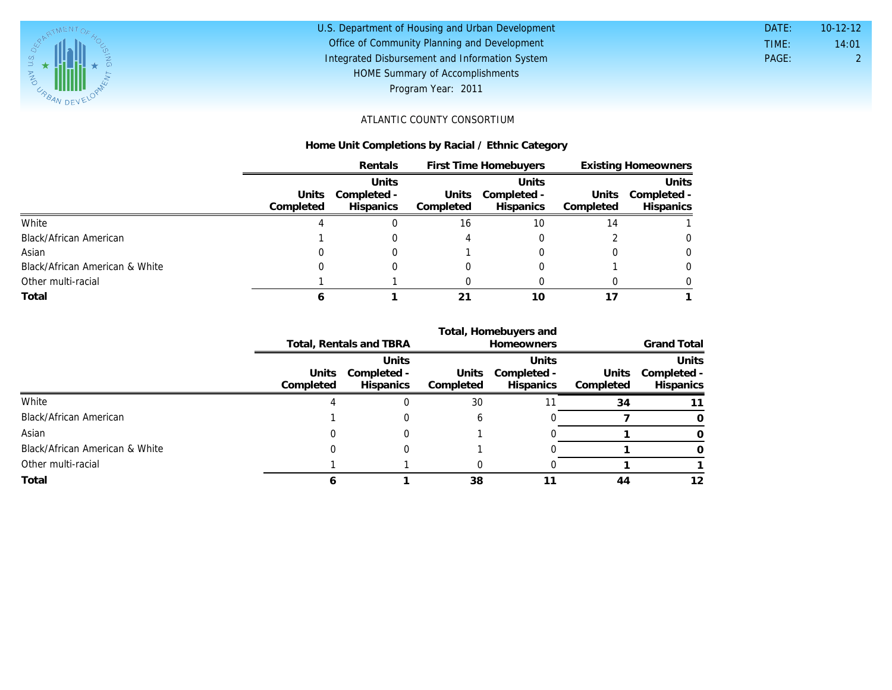U.S. Department of Housing and Urban Development
Office of Community Planning and Development
Integrated Disbursement and Information System
HOME Summary of Accomplishments
Program Year: 2011

DATE: 10-12-12
TIME: 14:01
PAGE: 2

ATLANTIC COUNTY CONSORTIUM

## Home Unit Completions by Racial / Ethnic Category

| | Rentals | | First Time Homebuyers | | Existing Homeowners | |
|---|---|---|---|---|---|---|
| | Units Completed | Units Completed - Hispanics | Units Completed | Units Completed - Hispanics | Units Completed | Units Completed - Hispanics |
| White | 4 | 0 | 16 | 10 | 14 | 1 |
| Black/African American | 1 | 0 | 4 | 0 | 2 | 0 |
| Asian | 0 | 0 | 1 | 0 | 0 | 0 |
| Black/African American & White | 0 | 0 | 0 | 0 | 1 | 0 |
| Other multi-racial | 1 | 1 | 0 | 0 | 0 | 0 |
| **Total** | **6** | **1** | **21** | **10** | **17** | **1** |

| | Total, Rentals and TBRA | | Total, Homebuyers and Homeowners | | Grand Total | |
|---|---|---|---|---|---|---|
| | Units Completed | Units Completed - Hispanics | Units Completed | Units Completed - Hispanics | Units Completed | Units Completed - Hispanics |
| White | 4 | 0 | 30 | 11 | **34** | **11** |
| Black/African American | 1 | 0 | 6 | 0 | **7** | **0** |
| Asian | 0 | 0 | 1 | 0 | **1** | **0** |
| Black/African American & White | 0 | 0 | 1 | 0 | **1** | **0** |
| Other multi-racial | 1 | 1 | 0 | 0 | **1** | **1** |
| **Total** | **6** | **1** | **38** | **11** | **44** | **12** |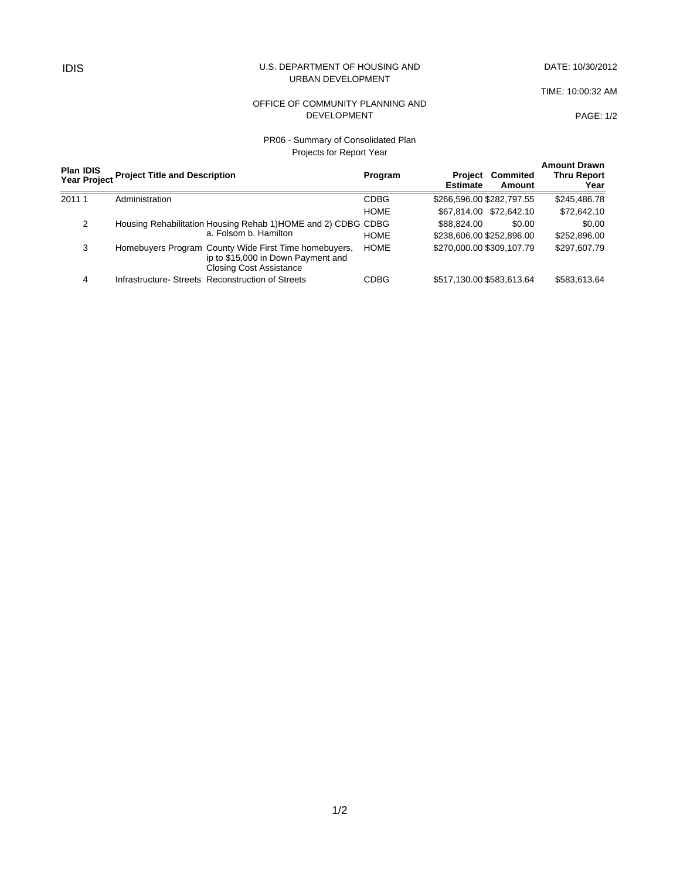IDIS

U.S. DEPARTMENT OF HOUSING AND URBAN DEVELOPMENT

DATE: 10/30/2012

TIME: 10:00:32 AM

OFFICE OF COMMUNITY PLANNING AND DEVELOPMENT

PAGE: 1/2

PR06 - Summary of Consolidated Plan Projects for Report Year

| Plan Year | IDIS Project | Project Title and Description | | Program | Project Estimate | Commited Amount | Amount Drawn Thru Report Year |
|---|---|---|---|---|---|---|---|
| 2011 | 1 | Administration | | CDBG | $266,596.00 | $282,797.55 | $245,486.78 |
| | | | | HOME | $67,814.00 | $72,642.10 | $72,642.10 |
| | 2 | Housing Rehabilitation | Housing Rehab 1)HOME and 2) CDBG a. Folsom b. Hamilton | CDBG | $88,824.00 | $0.00 | $0.00 |
| | | | | HOME | $238,606.00 | $252,896.00 | $252,896.00 |
| | 3 | Homebuyers Program | County Wide First Time homebuyers, ip to $15,000 in Down Payment and Closing Cost Assistance | HOME | $270,000.00 | $309,107.79 | $297,607.79 |
| | 4 | Infrastructure- Streets | Reconstruction of Streets | CDBG | $517,130.00 | $583,613.64 | $583,613.64 |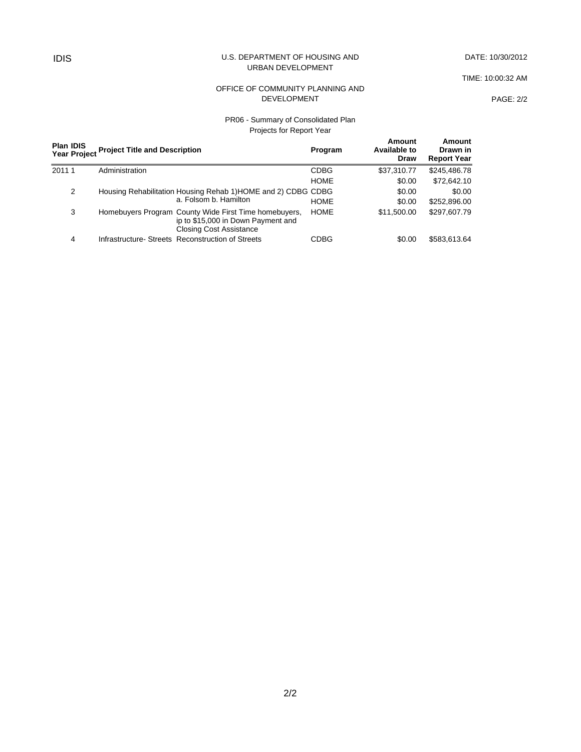IDIS

U.S. DEPARTMENT OF HOUSING AND URBAN DEVELOPMENT

DATE: 10/30/2012

TIME: 10:00:32 AM

OFFICE OF COMMUNITY PLANNING AND DEVELOPMENT

PAGE: 2/2

PR06 - Summary of Consolidated Plan
Projects for Report Year

| Plan Year | IDIS Project | Project Title and Description | | Program | Amount Available to Draw | Amount Drawn in Report Year |
|---|---|---|---|---|---|---|
| 2011 | 1 | Administration | | CDBG | $37,310.77 | $245,486.78 |
| | | | | HOME | $0.00 | $72,642.10 |
| | 2 | Housing Rehabilitation | Housing Rehab 1)HOME and 2) CDBG a. Folsom b. Hamilton | CDBG | $0.00 | $0.00 |
| | | | | HOME | $0.00 | $252,896.00 |
| | 3 | Homebuyers Program | County Wide First Time homebuyers, ip to $15,000 in Down Payment and Closing Cost Assistance | HOME | $11,500.00 | $297,607.79 |
| | 4 | Infrastructure- Streets | Reconstruction of Streets | CDBG | $0.00 | $583,613.64 |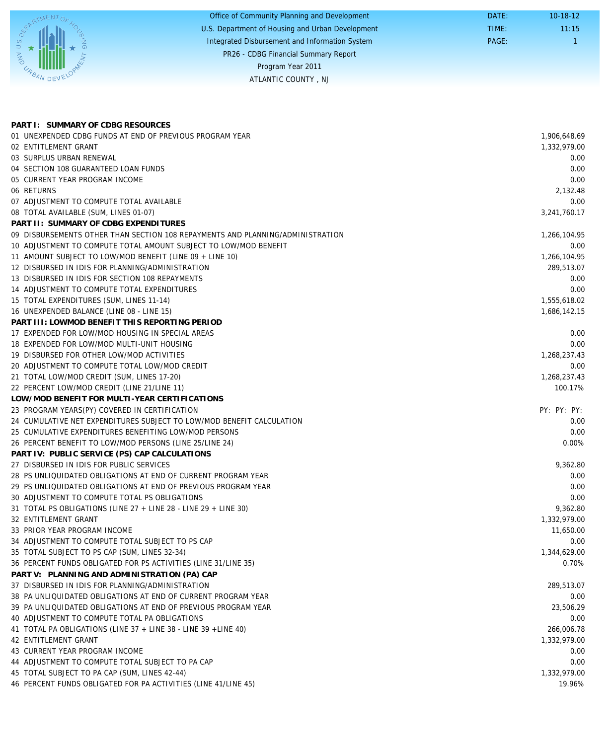Office of Community Planning and Development
U.S. Department of Housing and Urban Development
Integrated Disbursement and Information System
PR26 - CDBG Financial Summary Report
Program Year 2011
ATLANTIC COUNTY , NJ

DATE: 10-18-12
TIME: 11:15
PAGE: 1

| | |
|---|---|
| **PART I: SUMMARY OF CDBG RESOURCES** | |
| 01 UNEXPENDED CDBG FUNDS AT END OF PREVIOUS PROGRAM YEAR | 1,906,648.69 |
| 02 ENTITLEMENT GRANT | 1,332,979.00 |
| 03 SURPLUS URBAN RENEWAL | 0.00 |
| 04 SECTION 108 GUARANTEED LOAN FUNDS | 0.00 |
| 05 CURRENT YEAR PROGRAM INCOME | 0.00 |
| 06 RETURNS | 2,132.48 |
| 07 ADJUSTMENT TO COMPUTE TOTAL AVAILABLE | 0.00 |
| 08 TOTAL AVAILABLE (SUM, LINES 01-07) | 3,241,760.17 |
| **PART II: SUMMARY OF CDBG EXPENDITURES** | |
| 09 DISBURSEMENTS OTHER THAN SECTION 108 REPAYMENTS AND PLANNING/ADMINISTRATION | 1,266,104.95 |
| 10 ADJUSTMENT TO COMPUTE TOTAL AMOUNT SUBJECT TO LOW/MOD BENEFIT | 0.00 |
| 11 AMOUNT SUBJECT TO LOW/MOD BENEFIT (LINE 09 + LINE 10) | 1,266,104.95 |
| 12 DISBURSED IN IDIS FOR PLANNING/ADMINISTRATION | 289,513.07 |
| 13 DISBURSED IN IDIS FOR SECTION 108 REPAYMENTS | 0.00 |
| 14 ADJUSTMENT TO COMPUTE TOTAL EXPENDITURES | 0.00 |
| 15 TOTAL EXPENDITURES (SUM, LINES 11-14) | 1,555,618.02 |
| 16 UNEXPENDED BALANCE (LINE 08 - LINE 15) | 1,686,142.15 |
| **PART III: LOWMOD BENEFIT THIS REPORTING PERIOD** | |
| 17 EXPENDED FOR LOW/MOD HOUSING IN SPECIAL AREAS | 0.00 |
| 18 EXPENDED FOR LOW/MOD MULTI-UNIT HOUSING | 0.00 |
| 19 DISBURSED FOR OTHER LOW/MOD ACTIVITIES | 1,268,237.43 |
| 20 ADJUSTMENT TO COMPUTE TOTAL LOW/MOD CREDIT | 0.00 |
| 21 TOTAL LOW/MOD CREDIT (SUM, LINES 17-20) | 1,268,237.43 |
| 22 PERCENT LOW/MOD CREDIT (LINE 21/LINE 11) | 100.17% |
| **LOW/MOD BENEFIT FOR MULTI-YEAR CERTIFICATIONS** | |
| 23 PROGRAM YEARS(PY) COVERED IN CERTIFICATION | PY: PY: PY: |
| 24 CUMULATIVE NET EXPENDITURES SUBJECT TO LOW/MOD BENEFIT CALCULATION | 0.00 |
| 25 CUMULATIVE EXPENDITURES BENEFITING LOW/MOD PERSONS | 0.00 |
| 26 PERCENT BENEFIT TO LOW/MOD PERSONS (LINE 25/LINE 24) | 0.00% |
| **PART IV: PUBLIC SERVICE (PS) CAP CALCULATIONS** | |
| 27 DISBURSED IN IDIS FOR PUBLIC SERVICES | 9,362.80 |
| 28 PS UNLIQUIDATED OBLIGATIONS AT END OF CURRENT PROGRAM YEAR | 0.00 |
| 29 PS UNLIQUIDATED OBLIGATIONS AT END OF PREVIOUS PROGRAM YEAR | 0.00 |
| 30 ADJUSTMENT TO COMPUTE TOTAL PS OBLIGATIONS | 0.00 |
| 31 TOTAL PS OBLIGATIONS (LINE 27 + LINE 28 - LINE 29 + LINE 30) | 9,362.80 |
| 32 ENTITLEMENT GRANT | 1,332,979.00 |
| 33 PRIOR YEAR PROGRAM INCOME | 11,650.00 |
| 34 ADJUSTMENT TO COMPUTE TOTAL SUBJECT TO PS CAP | 0.00 |
| 35 TOTAL SUBJECT TO PS CAP (SUM, LINES 32-34) | 1,344,629.00 |
| 36 PERCENT FUNDS OBLIGATED FOR PS ACTIVITIES (LINE 31/LINE 35) | 0.70% |
| **PART V: PLANNING AND ADMINISTRATION (PA) CAP** | |
| 37 DISBURSED IN IDIS FOR PLANNING/ADMINISTRATION | 289,513.07 |
| 38 PA UNLIQUIDATED OBLIGATIONS AT END OF CURRENT PROGRAM YEAR | 0.00 |
| 39 PA UNLIQUIDATED OBLIGATIONS AT END OF PREVIOUS PROGRAM YEAR | 23,506.29 |
| 40 ADJUSTMENT TO COMPUTE TOTAL PA OBLIGATIONS | 0.00 |
| 41 TOTAL PA OBLIGATIONS (LINE 37 + LINE 38 - LINE 39 +LINE 40) | 266,006.78 |
| 42 ENTITLEMENT GRANT | 1,332,979.00 |
| 43 CURRENT YEAR PROGRAM INCOME | 0.00 |
| 44 ADJUSTMENT TO COMPUTE TOTAL SUBJECT TO PA CAP | 0.00 |
| 45 TOTAL SUBJECT TO PA CAP (SUM, LINES 42-44) | 1,332,979.00 |
| 46 PERCENT FUNDS OBLIGATED FOR PA ACTIVITIES (LINE 41/LINE 45) | 19.96% |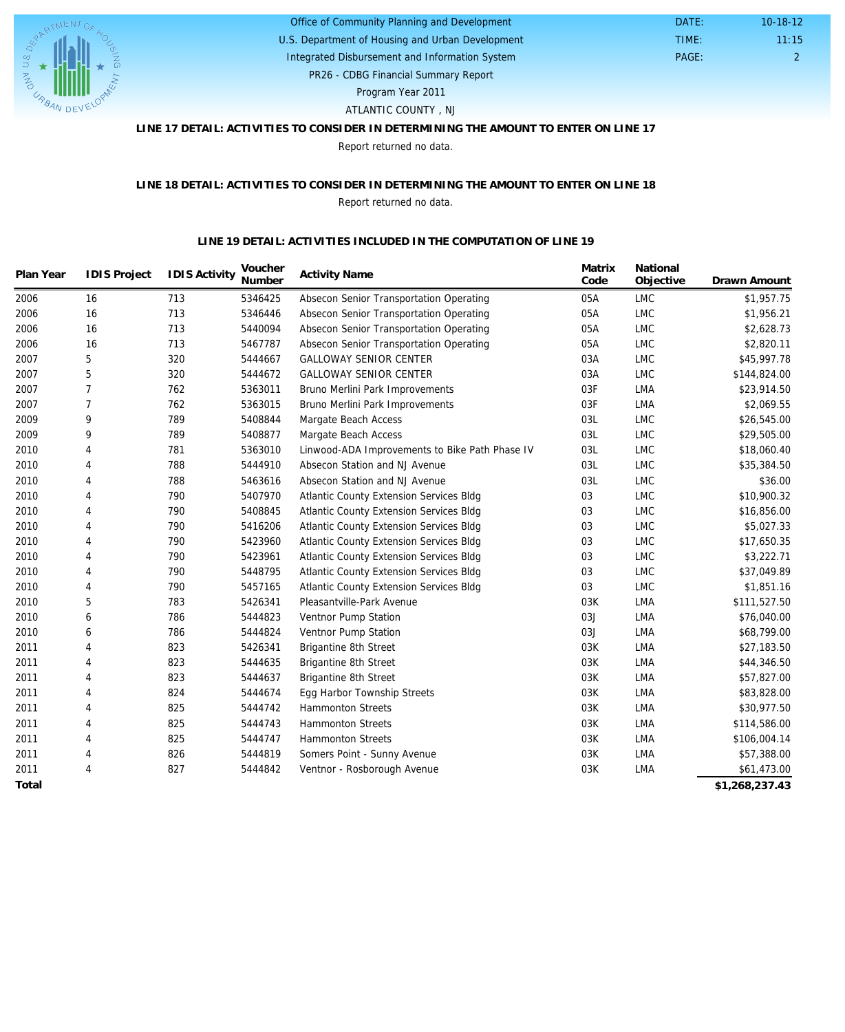Office of Community Planning and Development
U.S. Department of Housing and Urban Development
Integrated Disbursement and Information System
PR26 - CDBG Financial Summary Report
Program Year 2011
ATLANTIC COUNTY , NJ

DATE: 10-18-12
TIME: 11:15
PAGE: 2

### LINE 17 DETAIL: ACTIVITIES TO CONSIDER IN DETERMINING THE AMOUNT TO ENTER ON LINE 17

Report returned no data.

### LINE 18 DETAIL: ACTIVITIES TO CONSIDER IN DETERMINING THE AMOUNT TO ENTER ON LINE 18

Report returned no data.

### LINE 19 DETAIL: ACTIVITIES INCLUDED IN THE COMPUTATION OF LINE 19

| Plan Year | IDIS Project | IDIS Activity | Voucher Number | Activity Name | Matrix Code | National Objective | Drawn Amount |
|---|---|---|---|---|---|---|---|
| 2006 | 16 | 713 | 5346425 | Absecon Senior Transportation Operating | 05A | LMC | $1,957.75 |
| 2006 | 16 | 713 | 5346446 | Absecon Senior Transportation Operating | 05A | LMC | $1,956.21 |
| 2006 | 16 | 713 | 5440094 | Absecon Senior Transportation Operating | 05A | LMC | $2,628.73 |
| 2006 | 16 | 713 | 5467787 | Absecon Senior Transportation Operating | 05A | LMC | $2,820.11 |
| 2007 | 5 | 320 | 5444667 | GALLOWAY SENIOR CENTER | 03A | LMC | $45,997.78 |
| 2007 | 5 | 320 | 5444672 | GALLOWAY SENIOR CENTER | 03A | LMC | $144,824.00 |
| 2007 | 7 | 762 | 5363011 | Bruno Merlini Park Improvements | 03F | LMA | $23,914.50 |
| 2007 | 7 | 762 | 5363015 | Bruno Merlini Park Improvements | 03F | LMA | $2,069.55 |
| 2009 | 9 | 789 | 5408844 | Margate Beach Access | 03L | LMC | $26,545.00 |
| 2009 | 9 | 789 | 5408877 | Margate Beach Access | 03L | LMC | $29,505.00 |
| 2010 | 4 | 781 | 5363010 | Linwood-ADA Improvements to Bike Path Phase IV | 03L | LMC | $18,060.40 |
| 2010 | 4 | 788 | 5444910 | Absecon Station and NJ Avenue | 03L | LMC | $35,384.50 |
| 2010 | 4 | 788 | 5463616 | Absecon Station and NJ Avenue | 03L | LMC | $36.00 |
| 2010 | 4 | 790 | 5407970 | Atlantic County Extension Services Bldg | 03 | LMC | $10,900.32 |
| 2010 | 4 | 790 | 5408845 | Atlantic County Extension Services Bldg | 03 | LMC | $16,856.00 |
| 2010 | 4 | 790 | 5416206 | Atlantic County Extension Services Bldg | 03 | LMC | $5,027.33 |
| 2010 | 4 | 790 | 5423960 | Atlantic County Extension Services Bldg | 03 | LMC | $17,650.35 |
| 2010 | 4 | 790 | 5423961 | Atlantic County Extension Services Bldg | 03 | LMC | $3,222.71 |
| 2010 | 4 | 790 | 5448795 | Atlantic County Extension Services Bldg | 03 | LMC | $37,049.89 |
| 2010 | 4 | 790 | 5457165 | Atlantic County Extension Services Bldg | 03 | LMC | $1,851.16 |
| 2010 | 5 | 783 | 5426341 | Pleasantville-Park Avenue | 03K | LMA | $111,527.50 |
| 2010 | 6 | 786 | 5444823 | Ventnor Pump Station | 03J | LMA | $76,040.00 |
| 2010 | 6 | 786 | 5444824 | Ventnor Pump Station | 03J | LMA | $68,799.00 |
| 2011 | 4 | 823 | 5426341 | Brigantine 8th Street | 03K | LMA | $27,183.50 |
| 2011 | 4 | 823 | 5444635 | Brigantine 8th Street | 03K | LMA | $44,346.50 |
| 2011 | 4 | 823 | 5444637 | Brigantine 8th Street | 03K | LMA | $57,827.00 |
| 2011 | 4 | 824 | 5444674 | Egg Harbor Township Streets | 03K | LMA | $83,828.00 |
| 2011 | 4 | 825 | 5444742 | Hammonton Streets | 03K | LMA | $30,977.50 |
| 2011 | 4 | 825 | 5444743 | Hammonton Streets | 03K | LMA | $114,586.00 |
| 2011 | 4 | 825 | 5444747 | Hammonton Streets | 03K | LMA | $106,004.14 |
| 2011 | 4 | 826 | 5444819 | Somers Point - Sunny Avenue | 03K | LMA | $57,388.00 |
| 2011 | 4 | 827 | 5444842 | Ventnor - Rosborough Avenue | 03K | LMA | $61,473.00 |
| **Total** | | | | | | | **$1,268,237.43** |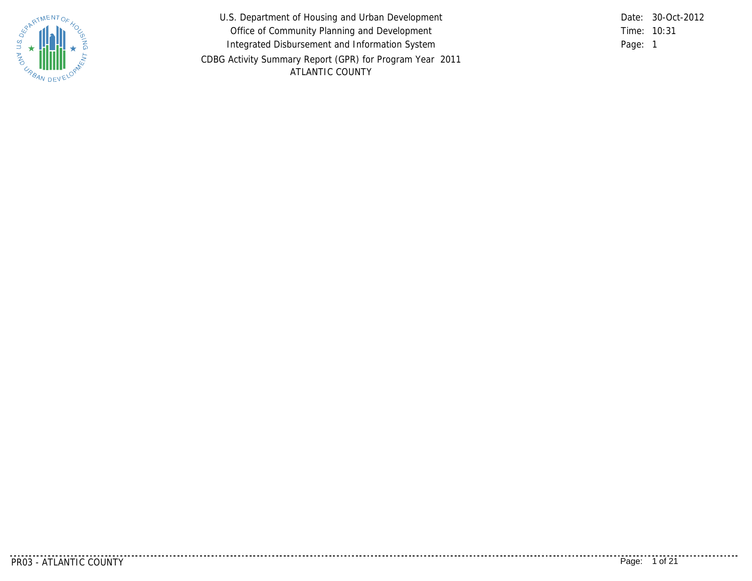U.S. Department of Housing and Urban Development

Office of Community Planning and Development

Integrated Disbursement and Information System

CDBG Activity Summary Report (GPR) for Program Year 2011

ATLANTIC COUNTY

Date: 30-Oct-2012

Time: 10:31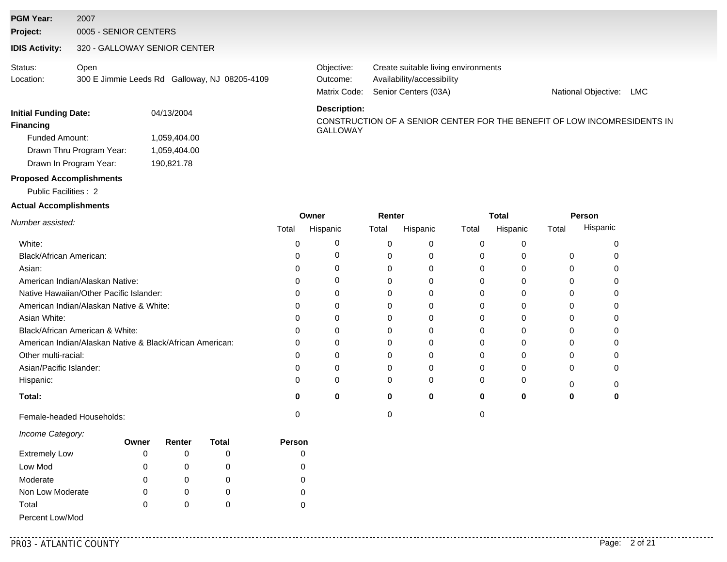**PGM Year:** 2007
**Project:** 0005 - SENIOR CENTERS
**IDIS Activity:** 320 - GALLOWAY SENIOR CENTER

Status: Open
Location: 300 E Jimmie Leeds Rd Galloway, NJ 08205-4109

Objective: Create suitable living environments
Outcome: Availability/accessibility
Matrix Code: Senior Centers (03A)
National Objective: LMC

**Initial Funding Date:** 04/13/2004

**Financing**

- Funded Amount: 1,059,404.00
- Drawn Thru Program Year: 1,059,404.00
- Drawn In Program Year: 190,821.78

**Description:**

CONSTRUCTION OF A SENIOR CENTER FOR THE BENEFIT OF LOW INCOMRESIDENTS IN GALLOWAY

**Proposed Accomplishments**

Public Facilities : 2

**Actual Accomplishments**

| *Number assisted:* | Owner | | Renter | | Total | | Person | |
|---|---|---|---|---|---|---|---|---|
| | Total | Hispanic | Total | Hispanic | Total | Hispanic | Total | Hispanic |
| White: | 0 | 0 | 0 | 0 | 0 | 0 | | 0 |
| Black/African American: | 0 | 0 | 0 | 0 | 0 | 0 | 0 | 0 |
| Asian: | 0 | 0 | 0 | 0 | 0 | 0 | 0 | 0 |
| American Indian/Alaskan Native: | 0 | 0 | 0 | 0 | 0 | 0 | 0 | 0 |
| Native Hawaiian/Other Pacific Islander: | 0 | 0 | 0 | 0 | 0 | 0 | 0 | 0 |
| American Indian/Alaskan Native & White: | 0 | 0 | 0 | 0 | 0 | 0 | 0 | 0 |
| Asian White: | 0 | 0 | 0 | 0 | 0 | 0 | 0 | 0 |
| Black/African American & White: | 0 | 0 | 0 | 0 | 0 | 0 | 0 | 0 |
| American Indian/Alaskan Native & Black/African American: | 0 | 0 | 0 | 0 | 0 | 0 | 0 | 0 |
| Other multi-racial: | 0 | 0 | 0 | 0 | 0 | 0 | 0 | 0 |
| Asian/Pacific Islander: | 0 | 0 | 0 | 0 | 0 | 0 | 0 | 0 |
| Hispanic: | 0 | 0 | 0 | 0 | 0 | 0 | 0 | 0 |
| **Total:** | **0** | **0** | **0** | **0** | **0** | **0** | **0** | **0** |
| Female-headed Households: | 0 | | 0 | | 0 | | | |

| *Income Category:* | Owner | Renter | Total | Person |
|---|---|---|---|---|
| Extremely Low | 0 | 0 | 0 | 0 |
| Low Mod | 0 | 0 | 0 | 0 |
| Moderate | 0 | 0 | 0 | 0 |
| Non Low Moderate | 0 | 0 | 0 | 0 |
| Total | 0 | 0 | 0 | 0 |
| Percent Low/Mod | | | | |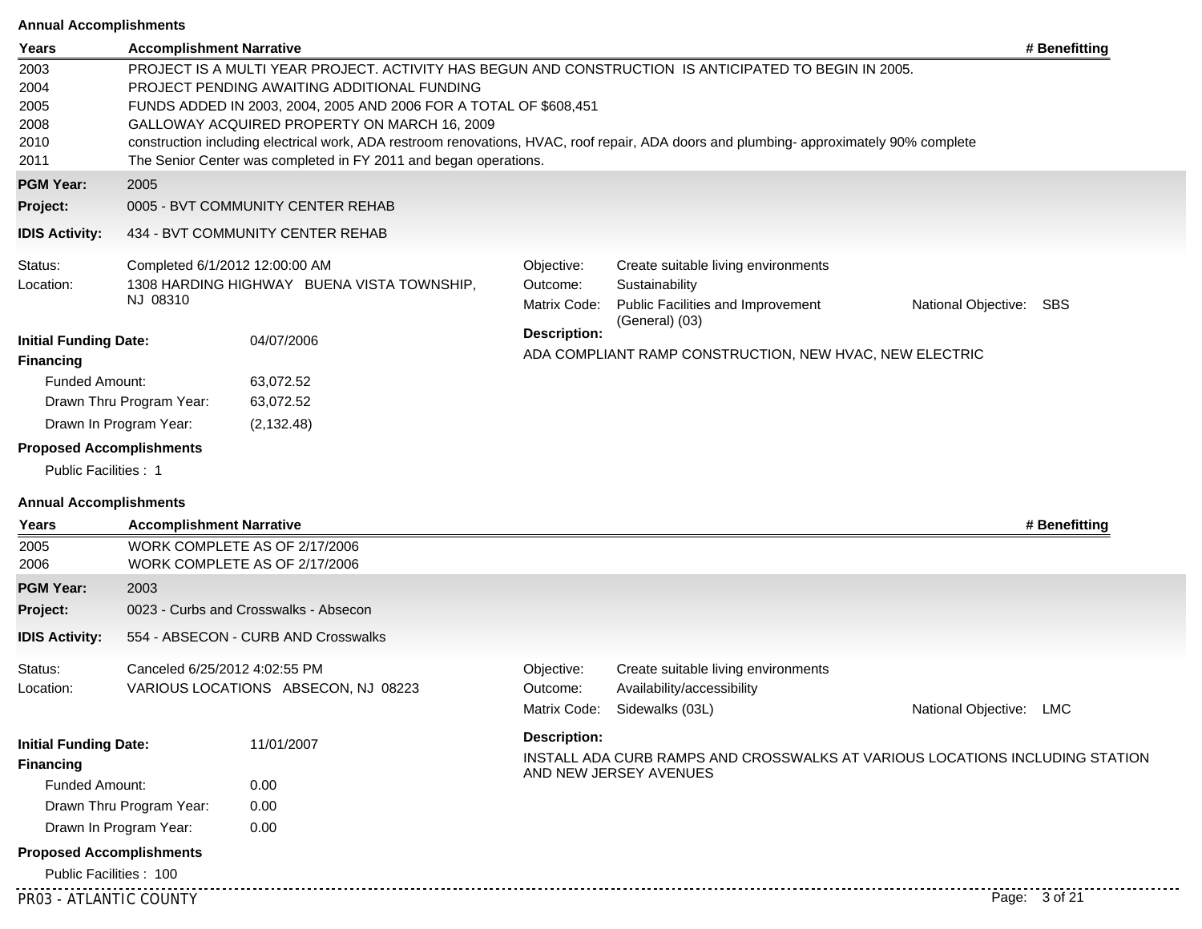**Annual Accomplishments**

| Years | Accomplishment Narrative | # Benefitting |
|---|---|---|
| 2003 | PROJECT IS A MULTI YEAR PROJECT. ACTIVITY HAS BEGUN AND CONSTRUCTION IS ANTICIPATED TO BEGIN IN 2005. | |
| 2004 | PROJECT PENDING AWAITING ADDITIONAL FUNDING | |
| 2005 | FUNDS ADDED IN 2003, 2004, 2005 AND 2006 FOR A TOTAL OF $608,451 | |
| 2008 | GALLOWAY ACQUIRED PROPERTY ON MARCH 16, 2009 | |
| 2010 | construction including electrical work, ADA restroom renovations, HVAC, roof repair, ADA doors and plumbing- approximately 90% complete | |
| 2011 | The Senior Center was completed in FY 2011 and began operations. | |

**PGM Year:** 2005

**Project:** 0005 - BVT COMMUNITY CENTER REHAB

**IDIS Activity:** 434 - BVT COMMUNITY CENTER REHAB

Status: Completed 6/1/2012 12:00:00 AM

Location: 1308 HARDING HIGHWAY BUENA VISTA TOWNSHIP, NJ 08310

Objective: Create suitable living environments

Outcome: Sustainability

Matrix Code: Public Facilities and Improvement (General) (03)

National Objective: SBS

**Initial Funding Date:** 04/07/2006

**Financing**

Funded Amount: 63,072.52

Drawn Thru Program Year: 63,072.52

Drawn In Program Year: (2,132.48)

**Description:**

ADA COMPLIANT RAMP CONSTRUCTION, NEW HVAC, NEW ELECTRIC

**Proposed Accomplishments**

Public Facilities : 1

**Annual Accomplishments**

| Years | Accomplishment Narrative | # Benefitting |
|---|---|---|
| 2005 | WORK COMPLETE AS OF 2/17/2006 | |
| 2006 | WORK COMPLETE AS OF 2/17/2006 | |

**PGM Year:** 2003

**Project:** 0023 - Curbs and Crosswalks - Absecon

**IDIS Activity:** 554 - ABSECON - CURB AND Crosswalks

Status: Canceled 6/25/2012 4:02:55 PM

Location: VARIOUS LOCATIONS ABSECON, NJ 08223

Objective: Create suitable living environments

Outcome: Availability/accessibility

Matrix Code: Sidewalks (03L)

National Objective: LMC

**Initial Funding Date:** 11/01/2007

**Financing**

Funded Amount: 0.00

Drawn Thru Program Year: 0.00

Drawn In Program Year: 0.00

**Description:**

INSTALL ADA CURB RAMPS AND CROSSWALKS AT VARIOUS LOCATIONS INCLUDING STATION AND NEW JERSEY AVENUES

**Proposed Accomplishments**

Public Facilities : 100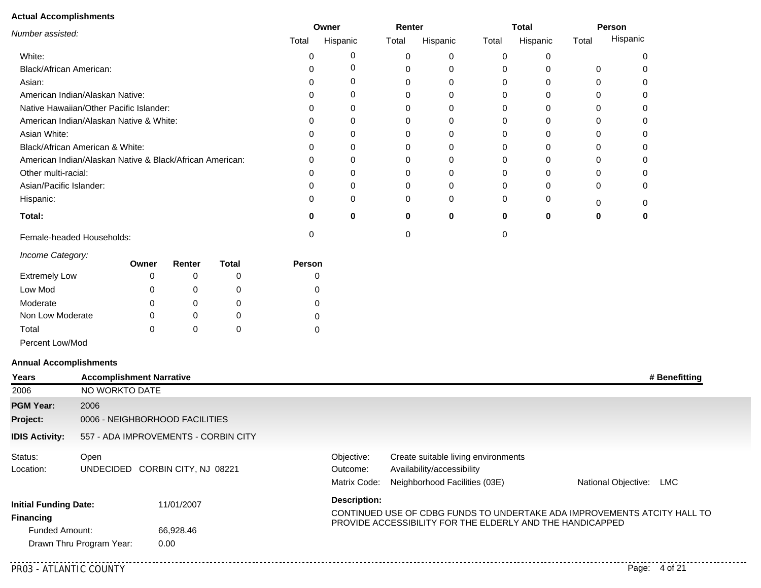**Actual Accomplishments**

| *Number assisted:* | Owner Total | Owner Hispanic | Renter Total | Renter Hispanic | Total Total | Total Hispanic | Person Total | Person Hispanic |
|---|---|---|---|---|---|---|---|---|
| White: | 0 | 0 | 0 | 0 | 0 | 0 | | 0 |
| Black/African American: | 0 | 0 | 0 | 0 | 0 | 0 | 0 | 0 |
| Asian: | 0 | 0 | 0 | 0 | 0 | 0 | 0 | 0 |
| American Indian/Alaskan Native: | 0 | 0 | 0 | 0 | 0 | 0 | 0 | 0 |
| Native Hawaiian/Other Pacific Islander: | 0 | 0 | 0 | 0 | 0 | 0 | 0 | 0 |
| American Indian/Alaskan Native & White: | 0 | 0 | 0 | 0 | 0 | 0 | 0 | 0 |
| Asian White: | 0 | 0 | 0 | 0 | 0 | 0 | 0 | 0 |
| Black/African American & White: | 0 | 0 | 0 | 0 | 0 | 0 | 0 | 0 |
| American Indian/Alaskan Native & Black/African American: | 0 | 0 | 0 | 0 | 0 | 0 | 0 | 0 |
| Other multi-racial: | 0 | 0 | 0 | 0 | 0 | 0 | 0 | 0 |
| Asian/Pacific Islander: | 0 | 0 | 0 | 0 | 0 | 0 | 0 | 0 |
| Hispanic: | 0 | 0 | 0 | 0 | 0 | 0 | 0 | 0 |
| **Total:** | **0** | **0** | **0** | **0** | **0** | **0** | **0** | **0** |
| Female-headed Households: | 0 | | 0 | | 0 | | | |

| *Income Category:* | Owner | Renter | Total | Person |
|---|---|---|---|---|
| Extremely Low | 0 | 0 | 0 | 0 |
| Low Mod | 0 | 0 | 0 | 0 |
| Moderate | 0 | 0 | 0 | 0 |
| Non Low Moderate | 0 | 0 | 0 | 0 |
| Total | 0 | 0 | 0 | 0 |
| Percent Low/Mod | | | | |

**Annual Accomplishments**

| Years | Accomplishment Narrative | # Benefitting |
|---|---|---|
| 2006 | NO WORKTO DATE | |

**PGM Year:** 2006

**Project:** 0006 - NEIGHBORHOOD FACILITIES

**IDIS Activity:** 557 - ADA IMPROVEMENTS - CORBIN CITY

Status: Open

Location: UNDECIDED CORBIN CITY, NJ 08221

Objective: Create suitable living environments

Outcome: Availability/accessibility

Matrix Code: Neighborhood Facilities (03E)

National Objective: LMC

**Initial Funding Date:** 11/01/2007

**Financing**

Funded Amount: 66,928.46

Drawn Thru Program Year: 0.00

**Description:**

CONTINUED USE OF CDBG FUNDS TO UNDERTAKE ADA IMPROVEMENTS ATCITY HALL TO PROVIDE ACCESSIBILITY FOR THE ELDERLY AND THE HANDICAPPED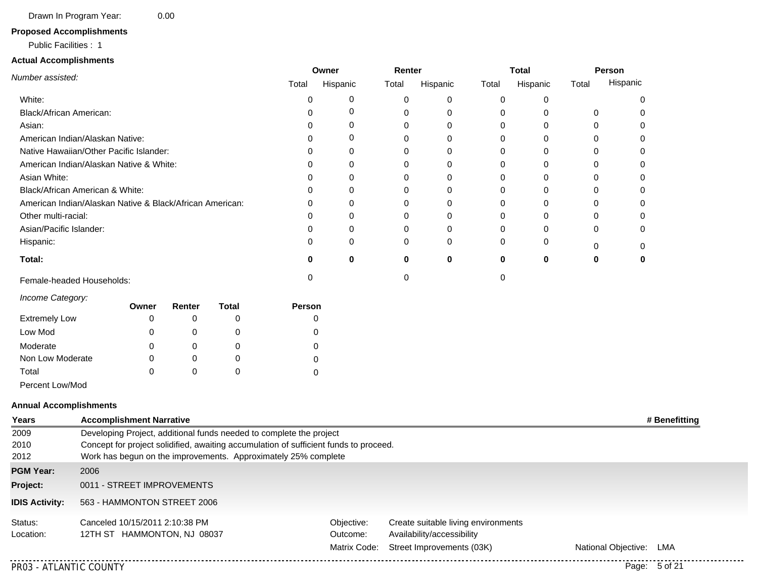Drawn In Program Year: 0.00

**Proposed Accomplishments**

Public Facilities : 1

**Actual Accomplishments**

| *Number assisted:* | Owner | | Renter | | Total | | Person | |
|---|---|---|---|---|---|---|---|---|
| | Total | Hispanic | Total | Hispanic | Total | Hispanic | Total | Hispanic |
| White: | 0 | 0 | 0 | 0 | 0 | 0 | | 0 |
| Black/African American: | 0 | 0 | 0 | 0 | 0 | 0 | 0 | 0 |
| Asian: | 0 | 0 | 0 | 0 | 0 | 0 | 0 | 0 |
| American Indian/Alaskan Native: | 0 | 0 | 0 | 0 | 0 | 0 | 0 | 0 |
| Native Hawaiian/Other Pacific Islander: | 0 | 0 | 0 | 0 | 0 | 0 | 0 | 0 |
| American Indian/Alaskan Native & White: | 0 | 0 | 0 | 0 | 0 | 0 | 0 | 0 |
| Asian White: | 0 | 0 | 0 | 0 | 0 | 0 | 0 | 0 |
| Black/African American & White: | 0 | 0 | 0 | 0 | 0 | 0 | 0 | 0 |
| American Indian/Alaskan Native & Black/African American: | 0 | 0 | 0 | 0 | 0 | 0 | 0 | 0 |
| Other multi-racial: | 0 | 0 | 0 | 0 | 0 | 0 | 0 | 0 |
| Asian/Pacific Islander: | 0 | 0 | 0 | 0 | 0 | 0 | 0 | 0 |
| Hispanic: | 0 | 0 | 0 | 0 | 0 | 0 | 0 | 0 |
| **Total:** | **0** | **0** | **0** | **0** | **0** | **0** | **0** | **0** |
| Female-headed Households: | 0 | | 0 | | 0 | | | |

| *Income Category:* | Owner | Renter | Total | Person |
|---|---|---|---|---|
| Extremely Low | 0 | 0 | 0 | 0 |
| Low Mod | 0 | 0 | 0 | 0 |
| Moderate | 0 | 0 | 0 | 0 |
| Non Low Moderate | 0 | 0 | 0 | 0 |
| Total | 0 | 0 | 0 | 0 |
| Percent Low/Mod | | | | |

**Annual Accomplishments**

| Years | Accomplishment Narrative | # Benefitting |
|---|---|---|
| 2009 | Developing Project, additional funds needed to complete the project | |
| 2010 | Concept for project solidified, awaiting accumulation of sufficient funds to proceed. | |
| 2012 | Work has begun on the improvements. Approximately 25% complete | |

**PGM Year:** 2006

**Project:** 0011 - STREET IMPROVEMENTS

**IDIS Activity:** 563 - HAMMONTON STREET 2006

Status: Canceled 10/15/2011 2:10:38 PM

Location: 12TH ST HAMMONTON, NJ 08037

Objective: Create suitable living environments

Outcome: Availability/accessibility

Matrix Code: Street Improvements (03K)

National Objective: LMA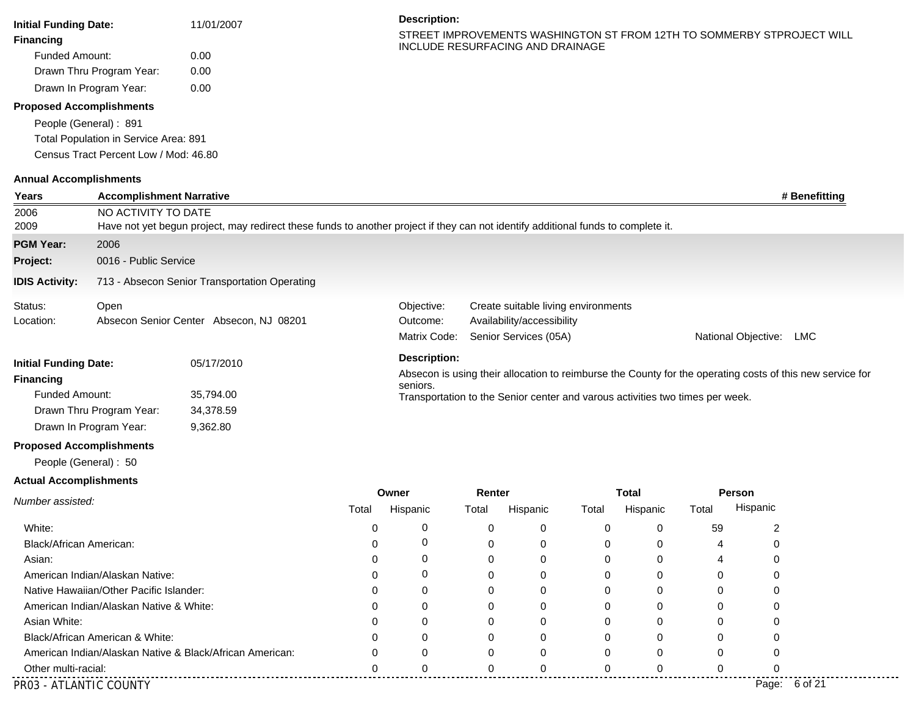**Initial Funding Date:** 11/01/2007

**Financing**

Funded Amount: 0.00

Drawn Thru Program Year: 0.00

Drawn In Program Year: 0.00

**Description:**

STREET IMPROVEMENTS WASHINGTON ST FROM 12TH TO SOMMERBY STPROJECT WILL INCLUDE RESURFACING AND DRAINAGE

**Proposed Accomplishments**

People (General) : 891

Total Population in Service Area: 891

Census Tract Percent Low / Mod: 46.80

**Annual Accomplishments**

| Years | Accomplishment Narrative | # Benefitting |
|---|---|---|
| 2006 | NO ACTIVITY TO DATE | |
| 2009 | Have not yet begun project, may redirect these funds to another project if they can not identify additional funds to complete it. | |

**PGM Year:** 2006

**Project:** 0016 - Public Service

**IDIS Activity:** 713 - Absecon Senior Transportation Operating

Status: Open

Location: Absecon Senior Center Absecon, NJ 08201

Objective: Create suitable living environments

Outcome: Availability/accessibility

Matrix Code: Senior Services (05A)

National Objective: LMC

**Initial Funding Date:** 05/17/2010

**Financing**

Funded Amount: 35,794.00

Drawn Thru Program Year: 34,378.59

Drawn In Program Year: 9,362.80

**Description:**

Absecon is using their allocation to reimburse the County for the operating costs of this new service for seniors.
Transportation to the Senior center and varous activities two times per week.

**Proposed Accomplishments**

People (General) : 50

**Actual Accomplishments**

| *Number assisted:* | Owner | | Renter | | Total | | Person | |
|---|---|---|---|---|---|---|---|---|
| | Total | Hispanic | Total | Hispanic | Total | Hispanic | Total | Hispanic |
| White: | 0 | 0 | 0 | 0 | 0 | 0 | 59 | 2 |
| Black/African American: | 0 | 0 | 0 | 0 | 0 | 0 | 4 | 0 |
| Asian: | 0 | 0 | 0 | 0 | 0 | 0 | 4 | 0 |
| American Indian/Alaskan Native: | 0 | 0 | 0 | 0 | 0 | 0 | 0 | 0 |
| Native Hawaiian/Other Pacific Islander: | 0 | 0 | 0 | 0 | 0 | 0 | 0 | 0 |
| American Indian/Alaskan Native & White: | 0 | 0 | 0 | 0 | 0 | 0 | 0 | 0 |
| Asian White: | 0 | 0 | 0 | 0 | 0 | 0 | 0 | 0 |
| Black/African American & White: | 0 | 0 | 0 | 0 | 0 | 0 | 0 | 0 |
| American Indian/Alaskan Native & Black/African American: | 0 | 0 | 0 | 0 | 0 | 0 | 0 | 0 |
| Other multi-racial: | 0 | 0 | 0 | 0 | 0 | 0 | 0 | 0 |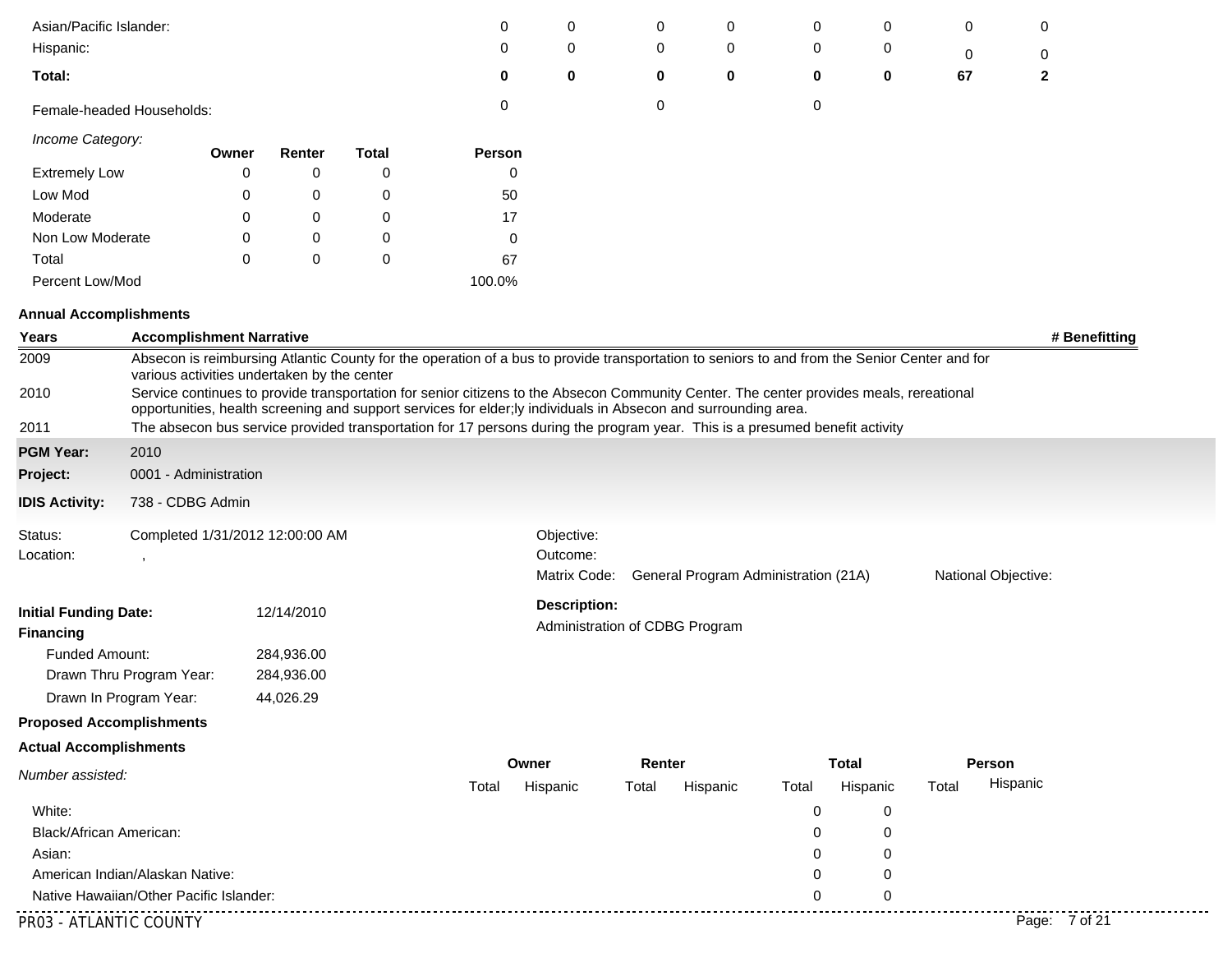| | Owner Total | Owner Hispanic | Renter Total | Renter Hispanic | Total Total | Total Hispanic | Person Total | Person Hispanic |
|---|---|---|---|---|---|---|---|---|
| Asian/Pacific Islander: | 0 | 0 | 0 | 0 | 0 | 0 | 0 | 0 |
| Hispanic: | 0 | 0 | 0 | 0 | 0 | 0 | 0 | 0 |
| **Total:** | **0** | **0** | **0** | **0** | **0** | **0** | **67** | **2** |
| Female-headed Households: | 0 | | 0 | | 0 | | | |

*Income Category:*

| | Owner | Renter | Total | Person |
|---|---|---|---|---|
| Extremely Low | 0 | 0 | 0 | 0 |
| Low Mod | 0 | 0 | 0 | 50 |
| Moderate | 0 | 0 | 0 | 17 |
| Non Low Moderate | 0 | 0 | 0 | 0 |
| Total | 0 | 0 | 0 | 67 |
| Percent Low/Mod | | | | 100.0% |

**Annual Accomplishments**

| Years | Accomplishment Narrative | # Benefitting |
|---|---|---|
| 2009 | Absecon is reimbursing Atlantic County for the operation of a bus to provide transportation to seniors to and from the Senior Center and for various activities undertaken by the center | |
| 2010 | Service continues to provide transportation for senior citizens to the Absecon Community Center. The center provides meals, rereational opportunities, health screening and support services for elder;ly individuals in Absecon and surrounding area. | |
| 2011 | The absecon bus service provided transportation for 17 persons during the program year. This is a presumed benefit activity | |

**PGM Year:** 2010

**Project:** 0001 - Administration

**IDIS Activity:** 738 - CDBG Admin

Status: Completed 1/31/2012 12:00:00 AM

Location: ,

Objective:

Outcome:

Matrix Code: General Program Administration (21A)

National Objective:

**Initial Funding Date:** 12/14/2010

**Financing**

- Funded Amount: 284,936.00
- Drawn Thru Program Year: 284,936.00
- Drawn In Program Year: 44,026.29

**Description:**

Administration of CDBG Program

**Proposed Accomplishments**

**Actual Accomplishments**

| *Number assisted:* | Owner Total | Owner Hispanic | Renter Total | Renter Hispanic | Total Total | Total Hispanic | Person Total | Person Hispanic |
|---|---|---|---|---|---|---|---|---|
| White: | | | | | 0 | 0 | | |
| Black/African American: | | | | | 0 | 0 | | |
| Asian: | | | | | 0 | 0 | | |
| American Indian/Alaskan Native: | | | | | 0 | 0 | | |
| Native Hawaiian/Other Pacific Islander: | | | | | 0 | 0 | | |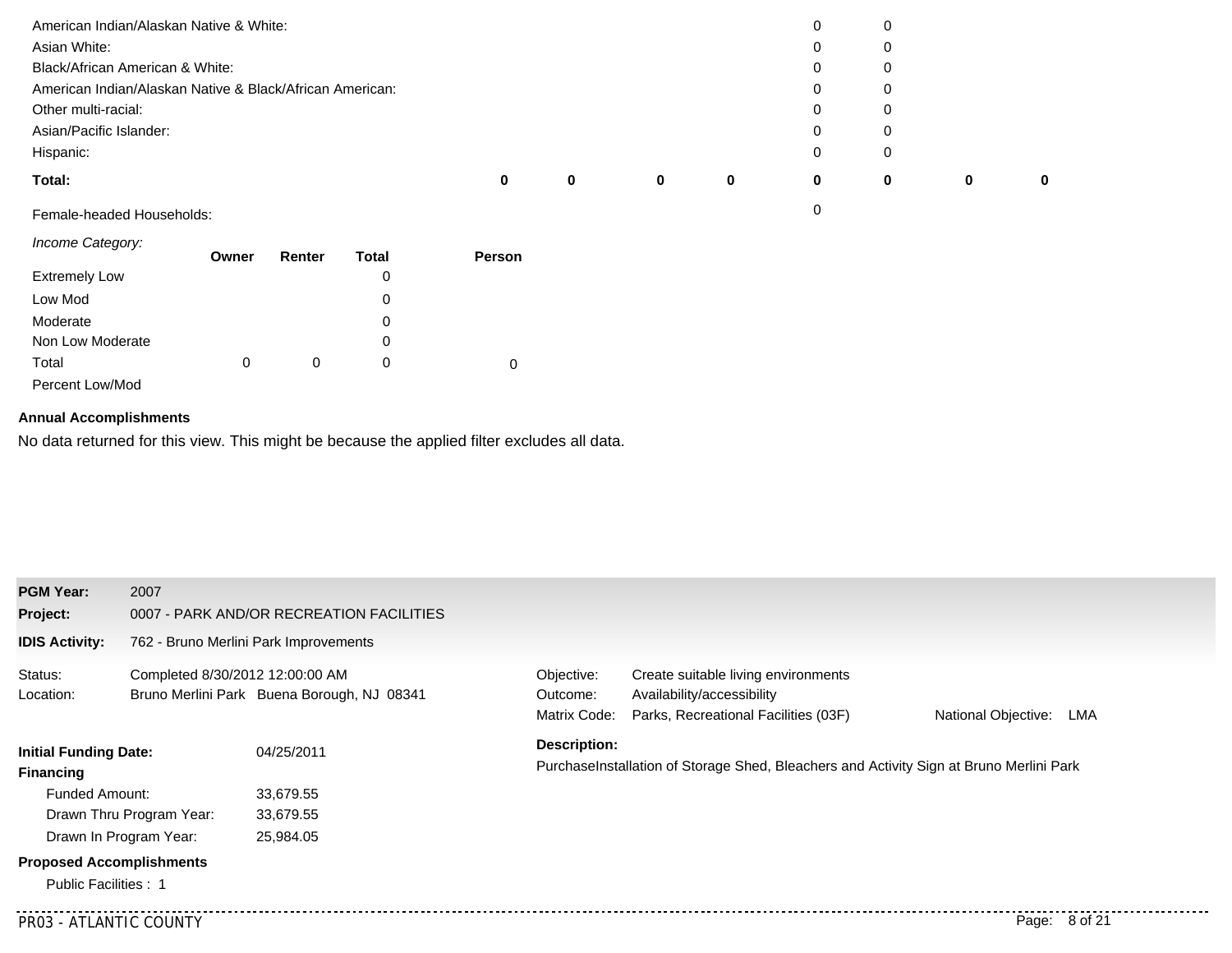| | | | | | | | | |
|---|---|---|---|---|---|---|---|---|
| American Indian/Alaskan Native & White: | | | | | 0 | 0 | | |
| Asian White: | | | | | 0 | 0 | | |
| Black/African American & White: | | | | | 0 | 0 | | |
| American Indian/Alaskan Native & Black/African American: | | | | | 0 | 0 | | |
| Other multi-racial: | | | | | 0 | 0 | | |
| Asian/Pacific Islander: | | | | | 0 | 0 | | |
| Hispanic: | | | | | 0 | 0 | | |
| **Total:** | **0** | **0** | **0** | **0** | **0** | **0** | **0** | **0** |
| Female-headed Households: | | | | | 0 | | | |

| *Income Category:* | Owner | Renter | Total | Person |
|---|---|---|---|---|
| Extremely Low | | | 0 | |
| Low Mod | | | 0 | |
| Moderate | | | 0 | |
| Non Low Moderate | | | 0 | |
| Total | 0 | 0 | 0 | 0 |
| Percent Low/Mod | | | | |

**Annual Accomplishments**

No data returned for this view. This might be because the applied filter excludes all data.

**PGM Year:** 2007

**Project:** 0007 - PARK AND/OR RECREATION FACILITIES

**IDIS Activity:** 762 - Bruno Merlini Park Improvements

Status: Completed 8/30/2012 12:00:00 AM

Location: Bruno Merlini Park Buena Borough, NJ 08341

Objective: Create suitable living environments

Outcome: Availability/accessibility

Matrix Code: Parks, Recreational Facilities (03F)

National Objective: LMA

**Initial Funding Date:** 04/25/2011

**Financing**

Funded Amount: 33,679.55

Drawn Thru Program Year: 33,679.55

Drawn In Program Year: 25,984.05

**Description:**

PurchaseInstallation of Storage Shed, Bleachers and Activity Sign at Bruno Merlini Park

**Proposed Accomplishments**

Public Facilities : 1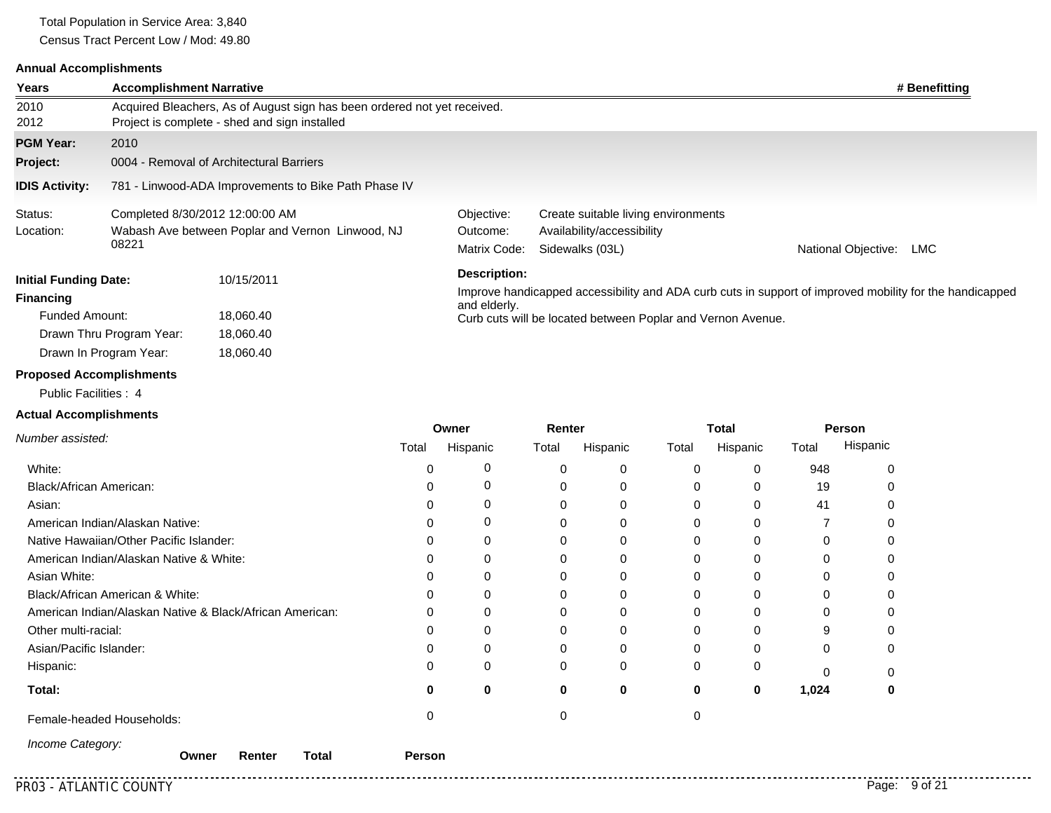Total Population in Service Area: 3,840

Census Tract Percent Low / Mod: 49.80

**Annual Accomplishments**

| Years | Accomplishment Narrative | # Benefitting |
|---|---|---|
| 2010 | Acquired Bleachers, As of August sign has been ordered not yet received. | |
| 2012 | Project is complete - shed and sign installed | |

**PGM Year:** 2010

**Project:** 0004 - Removal of Architectural Barriers

**IDIS Activity:** 781 - Linwood-ADA Improvements to Bike Path Phase IV

Status: Completed 8/30/2012 12:00:00 AM

Location: Wabash Ave between Poplar and Vernon Linwood, NJ 08221

Objective: Create suitable living environments

Outcome: Availability/accessibility

Matrix Code: Sidewalks (03L)

National Objective: LMC

**Initial Funding Date:** 10/15/2011

**Financing**

Funded Amount: 18,060.40

Drawn Thru Program Year: 18,060.40

Drawn In Program Year: 18,060.40

**Description:**

Improve handicapped accessibility and ADA curb cuts in support of improved mobility for the handicapped and elderly.
Curb cuts will be located between Poplar and Vernon Avenue.

**Proposed Accomplishments**

Public Facilities : 4

**Actual Accomplishments**

| *Number assisted:* | Owner | | Renter | | Total | | Person | |
|---|---|---|---|---|---|---|---|---|
| | Total | Hispanic | Total | Hispanic | Total | Hispanic | Total | Hispanic |
| White: | 0 | 0 | 0 | 0 | 0 | 0 | 948 | 0 |
| Black/African American: | 0 | 0 | 0 | 0 | 0 | 0 | 19 | 0 |
| Asian: | 0 | 0 | 0 | 0 | 0 | 0 | 41 | 0 |
| American Indian/Alaskan Native: | 0 | 0 | 0 | 0 | 0 | 0 | 7 | 0 |
| Native Hawaiian/Other Pacific Islander: | 0 | 0 | 0 | 0 | 0 | 0 | 0 | 0 |
| American Indian/Alaskan Native & White: | 0 | 0 | 0 | 0 | 0 | 0 | 0 | 0 |
| Asian White: | 0 | 0 | 0 | 0 | 0 | 0 | 0 | 0 |
| Black/African American & White: | 0 | 0 | 0 | 0 | 0 | 0 | 0 | 0 |
| American Indian/Alaskan Native & Black/African American: | 0 | 0 | 0 | 0 | 0 | 0 | 0 | 0 |
| Other multi-racial: | 0 | 0 | 0 | 0 | 0 | 0 | 9 | 0 |
| Asian/Pacific Islander: | 0 | 0 | 0 | 0 | 0 | 0 | 0 | 0 |
| Hispanic: | 0 | 0 | 0 | 0 | 0 | 0 | 0 | 0 |
| **Total:** | **0** | **0** | **0** | **0** | **0** | **0** | **1,024** | **0** |
| Female-headed Households: | 0 | | 0 | | 0 | | | |

*Income Category:*

| | Owner | Renter | Total | Person |
|---|---|---|---|---|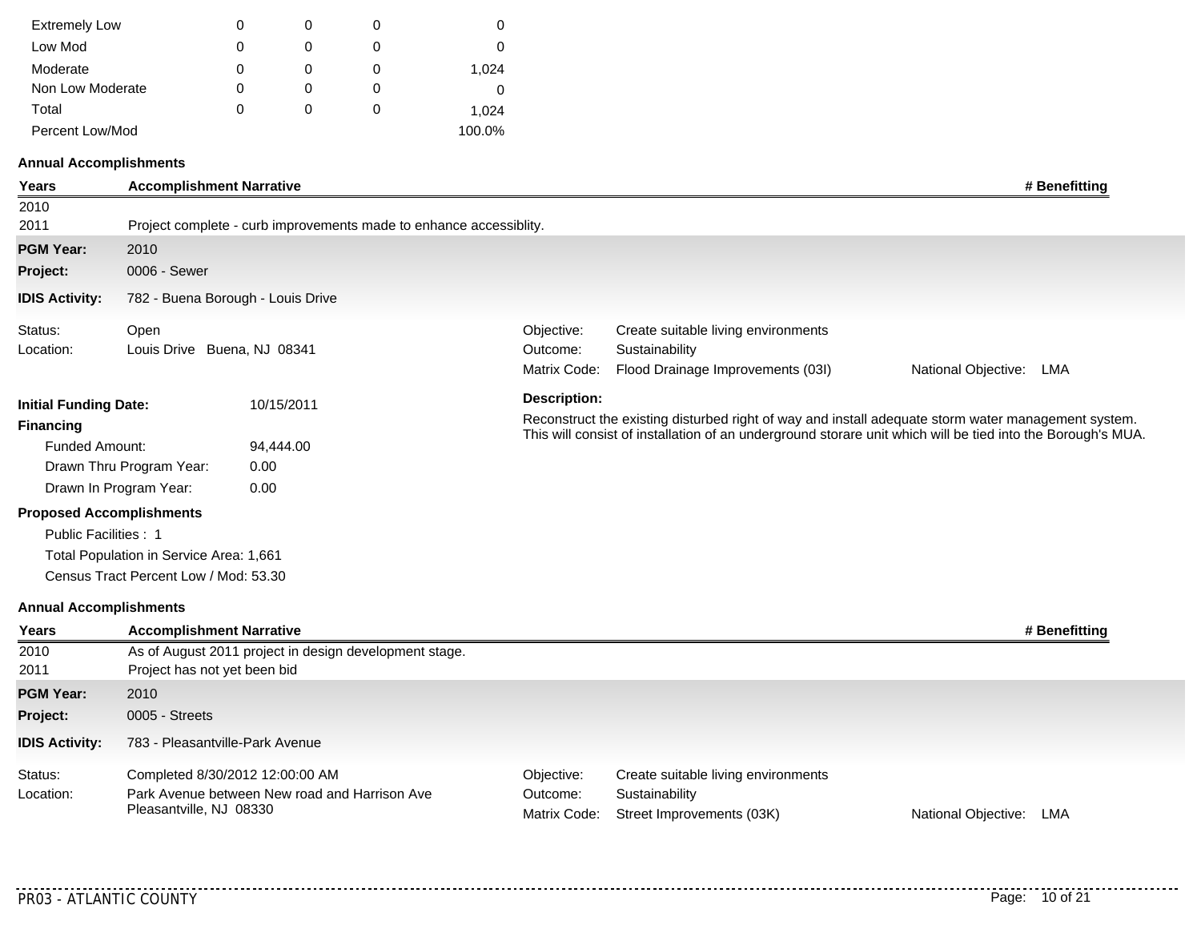| | | | | |
|---|---|---|---|---|
| Extremely Low | 0 | 0 | 0 | 0 |
| Low Mod | 0 | 0 | 0 | 0 |
| Moderate | 0 | 0 | 0 | 1,024 |
| Non Low Moderate | 0 | 0 | 0 | 0 |
| Total | 0 | 0 | 0 | 1,024 |
| Percent Low/Mod | | | | 100.0% |

**Annual Accomplishments**

| Years | Accomplishment Narrative | # Benefitting |
|---|---|---|
| 2010 | | |
| 2011 | Project complete - curb improvements made to enhance accessiblity. | |

**PGM Year:** 2010

**Project:** 0006 - Sewer

**IDIS Activity:** 782 - Buena Borough - Louis Drive

Status: Open

Location: Louis Drive Buena, NJ 08341

Objective: Create suitable living environments

Outcome: Sustainability

Matrix Code: Flood Drainage Improvements (03I) National Objective: LMA

**Initial Funding Date:** 10/15/2011

**Financing**

Funded Amount: 94,444.00

Drawn Thru Program Year: 0.00

Drawn In Program Year: 0.00

**Description:**

Reconstruct the existing disturbed right of way and install adequate storm water management system. This will consist of installation of an underground storare unit which will be tied into the Borough's MUA.

**Proposed Accomplishments**

Public Facilities : 1

Total Population in Service Area: 1,661

Census Tract Percent Low / Mod: 53.30

**Annual Accomplishments**

| Years | Accomplishment Narrative | # Benefitting |
|---|---|---|
| 2010 | As of August 2011 project in design development stage. | |
| 2011 | Project has not yet been bid | |

**PGM Year:** 2010

**Project:** 0005 - Streets

**IDIS Activity:** 783 - Pleasantville-Park Avenue

Status: Completed 8/30/2012 12:00:00 AM

Location: Park Avenue between New road and Harrison Ave Pleasantville, NJ 08330

Objective: Create suitable living environments

Outcome: Sustainability

Matrix Code: Street Improvements (03K) National Objective: LMA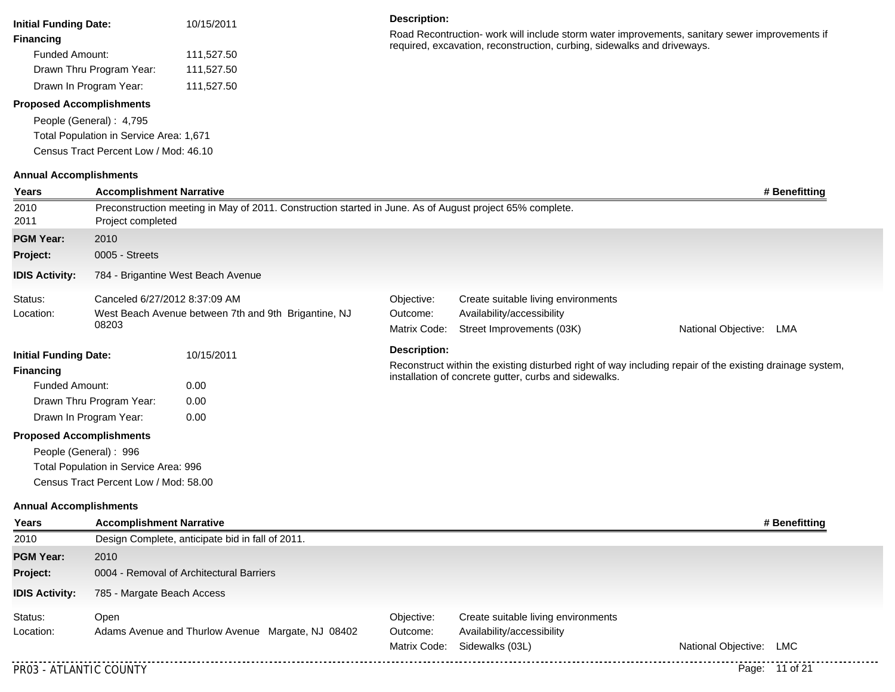**Initial Funding Date:** 10/15/2011

**Financing**

Funded Amount: 111,527.50

Drawn Thru Program Year: 111,527.50

Drawn In Program Year: 111,527.50

**Proposed Accomplishments**

People (General) : 4,795

Total Population in Service Area: 1,671

Census Tract Percent Low / Mod: 46.10

**Description:**

Road Recontruction- work will include storm water improvements, sanitary sewer improvements if required, excavation, reconstruction, curbing, sidewalks and driveways.

**Annual Accomplishments**

| Years | Accomplishment Narrative | # Benefitting |
|---|---|---|
| 2010 | Preconstruction meeting in May of 2011. Construction started in June. As of August project 65% complete. | |
| 2011 | Project completed | |

**PGM Year:** 2010

**Project:** 0005 - Streets

**IDIS Activity:** 784 - Brigantine West Beach Avenue

Status: Canceled 6/27/2012 8:37:09 AM

Location: West Beach Avenue between 7th and 9th Brigantine, NJ 08203

Objective: Create suitable living environments

Outcome: Availability/accessibility

Matrix Code: Street Improvements (03K)

National Objective: LMA

**Initial Funding Date:** 10/15/2011

**Financing**

Funded Amount: 0.00

Drawn Thru Program Year: 0.00

Drawn In Program Year: 0.00

**Proposed Accomplishments**

People (General) : 996

Total Population in Service Area: 996

Census Tract Percent Low / Mod: 58.00

**Description:**

Reconstruct within the existing disturbed right of way including repair of the existing drainage system, installation of concrete gutter, curbs and sidewalks.

**Annual Accomplishments**

| Years | Accomplishment Narrative | # Benefitting |
|---|---|---|
| 2010 | Design Complete, anticipate bid in fall of 2011. | |

**PGM Year:** 2010

**Project:** 0004 - Removal of Architectural Barriers

**IDIS Activity:** 785 - Margate Beach Access

Status: Open

Location: Adams Avenue and Thurlow Avenue Margate, NJ 08402

Objective: Create suitable living environments

Outcome: Availability/accessibility

Matrix Code: Sidewalks (03L)

National Objective: LMC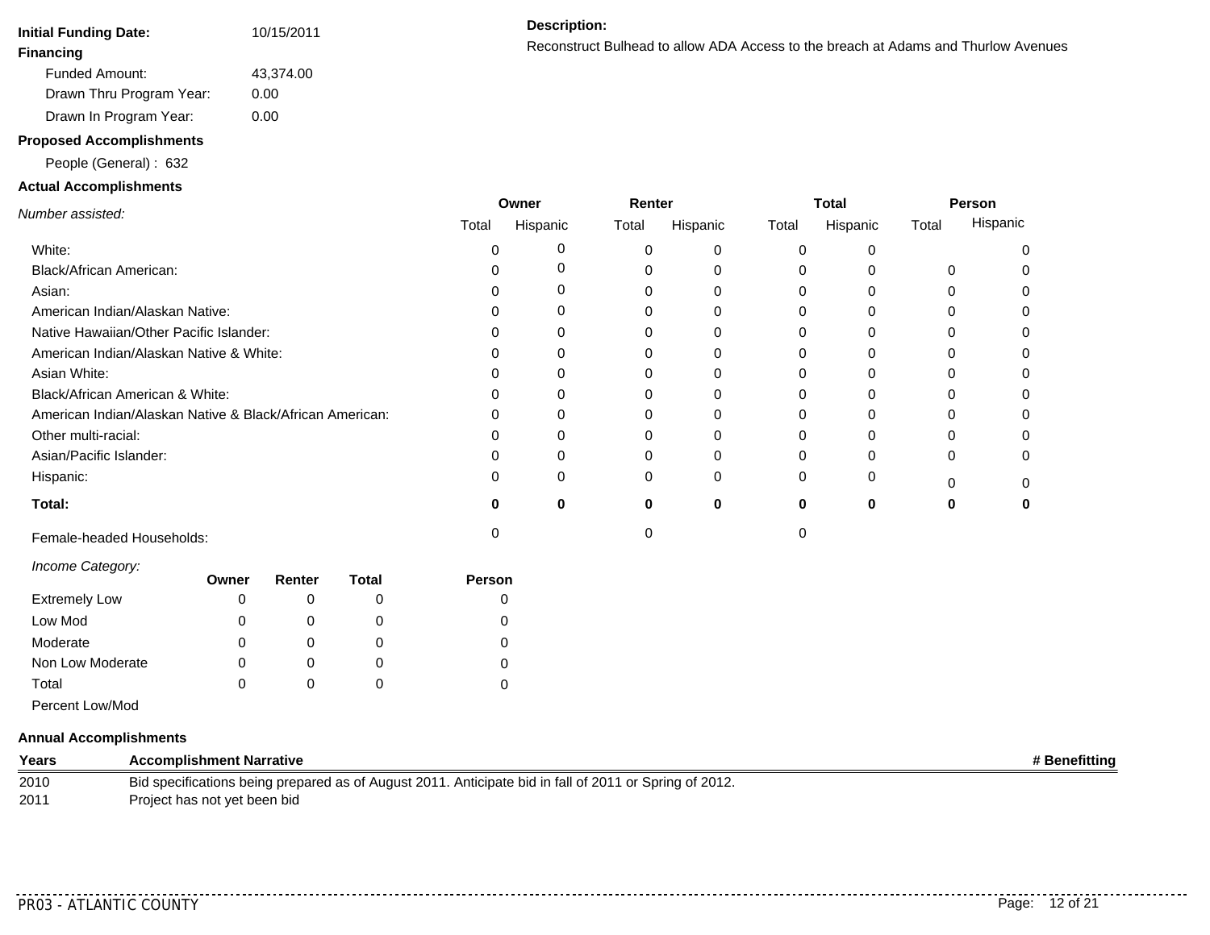**Initial Funding Date:** 10/15/2011

**Description:**

Reconstruct Bulhead to allow ADA Access to the breach at Adams and Thurlow Avenues

**Financing**

Funded Amount: 43,374.00

Drawn Thru Program Year: 0.00

Drawn In Program Year: 0.00

**Proposed Accomplishments**

People (General) : 632

**Actual Accomplishments**

| *Number assisted:* | Owner | | Renter | | Total | | Person | |
|---|---|---|---|---|---|---|---|---|
| | Total | Hispanic | Total | Hispanic | Total | Hispanic | Total | Hispanic |
| White: | 0 | 0 | 0 | 0 | 0 | 0 | | 0 |
| Black/African American: | 0 | 0 | 0 | 0 | 0 | 0 | 0 | 0 |
| Asian: | 0 | 0 | 0 | 0 | 0 | 0 | 0 | 0 |
| American Indian/Alaskan Native: | 0 | 0 | 0 | 0 | 0 | 0 | 0 | 0 |
| Native Hawaiian/Other Pacific Islander: | 0 | 0 | 0 | 0 | 0 | 0 | 0 | 0 |
| American Indian/Alaskan Native & White: | 0 | 0 | 0 | 0 | 0 | 0 | 0 | 0 |
| Asian White: | 0 | 0 | 0 | 0 | 0 | 0 | 0 | 0 |
| Black/African American & White: | 0 | 0 | 0 | 0 | 0 | 0 | 0 | 0 |
| American Indian/Alaskan Native & Black/African American: | 0 | 0 | 0 | 0 | 0 | 0 | 0 | 0 |
| Other multi-racial: | 0 | 0 | 0 | 0 | 0 | 0 | 0 | 0 |
| Asian/Pacific Islander: | 0 | 0 | 0 | 0 | 0 | 0 | 0 | 0 |
| Hispanic: | 0 | 0 | 0 | 0 | 0 | 0 | 0 | 0 |
| **Total:** | **0** | **0** | **0** | **0** | **0** | **0** | **0** | **0** |
| Female-headed Households: | 0 | | 0 | | 0 | | | |

| *Income Category:* | Owner | Renter | Total | Person |
|---|---|---|---|---|
| Extremely Low | 0 | 0 | 0 | 0 |
| Low Mod | 0 | 0 | 0 | 0 |
| Moderate | 0 | 0 | 0 | 0 |
| Non Low Moderate | 0 | 0 | 0 | 0 |
| Total | 0 | 0 | 0 | 0 |
| Percent Low/Mod | | | | |

**Annual Accomplishments**

| Years | Accomplishment Narrative | # Benefitting |
|---|---|---|
| 2010 | Bid specifications being prepared as of August 2011. Anticipate bid in fall of 2011 or Spring of 2012. | |
| 2011 | Project has not yet been bid | |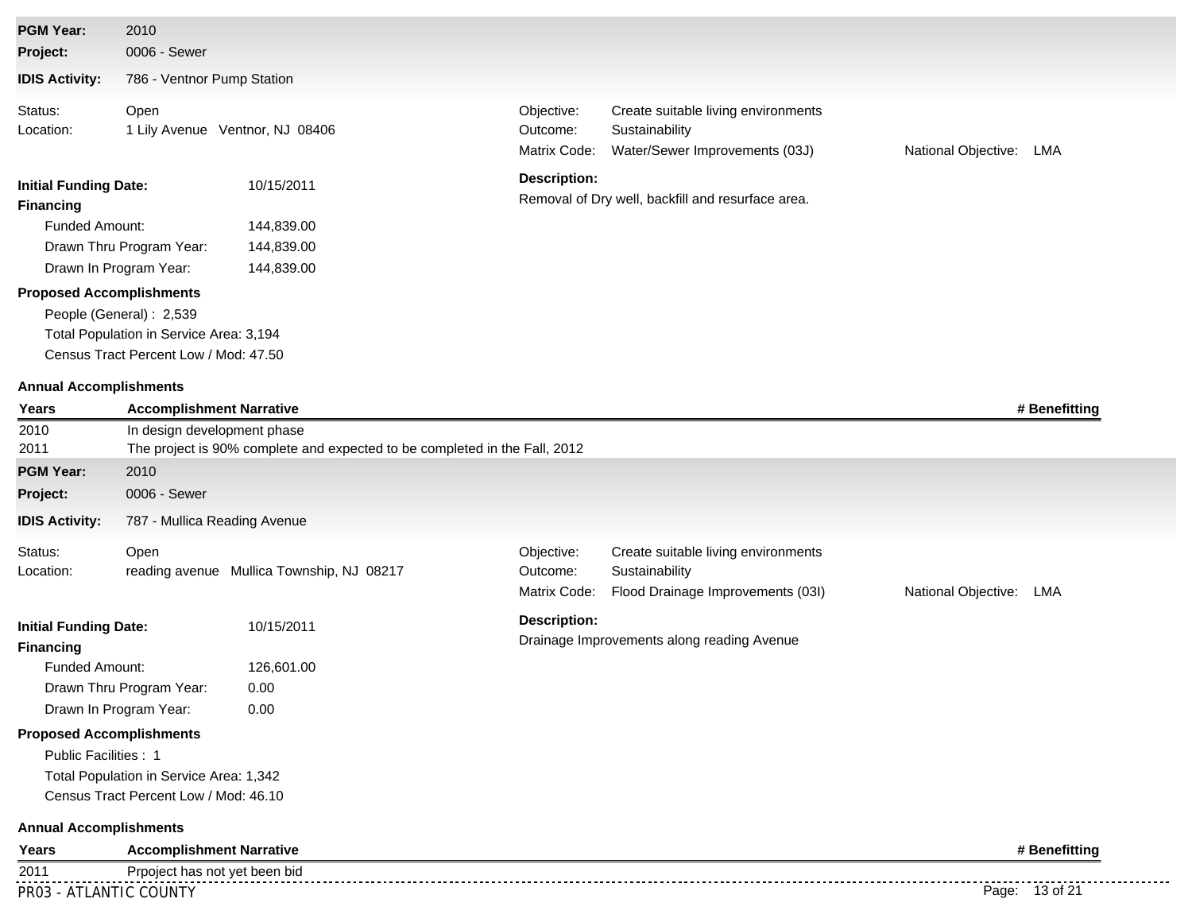**PGM Year:** 2010
**Project:** 0006 - Sewer
**IDIS Activity:** 786 - Ventnor Pump Station

Status: Open
Location: 1 Lily Avenue Ventnor, NJ 08406

Objective: Create suitable living environments
Outcome: Sustainability
Matrix Code: Water/Sewer Improvements (03J)
National Objective: LMA

**Initial Funding Date:** 10/15/2011

**Financing**

Funded Amount: 144,839.00
Drawn Thru Program Year: 144,839.00
Drawn In Program Year: 144,839.00

**Description:**
Removal of Dry well, backfill and resurface area.

**Proposed Accomplishments**

People (General) : 2,539
Total Population in Service Area: 3,194
Census Tract Percent Low / Mod: 47.50

**Annual Accomplishments**

| Years | Accomplishment Narrative | # Benefitting |
|---|---|---|
| 2010 | In design development phase | |
| 2011 | The project is 90% complete and expected to be completed in the Fall, 2012 | |

**PGM Year:** 2010
**Project:** 0006 - Sewer
**IDIS Activity:** 787 - Mullica Reading Avenue

Status: Open
Location: reading avenue Mullica Township, NJ 08217

Objective: Create suitable living environments
Outcome: Sustainability
Matrix Code: Flood Drainage Improvements (03I)
National Objective: LMA

**Initial Funding Date:** 10/15/2011

**Financing**

Funded Amount: 126,601.00
Drawn Thru Program Year: 0.00
Drawn In Program Year: 0.00

**Description:**
Drainage Improvements along reading Avenue

**Proposed Accomplishments**

Public Facilities : 1
Total Population in Service Area: 1,342
Census Tract Percent Low / Mod: 46.10

**Annual Accomplishments**

| Years | Accomplishment Narrative | # Benefitting |
|---|---|---|
| 2011 | Prpoject has not yet been bid | |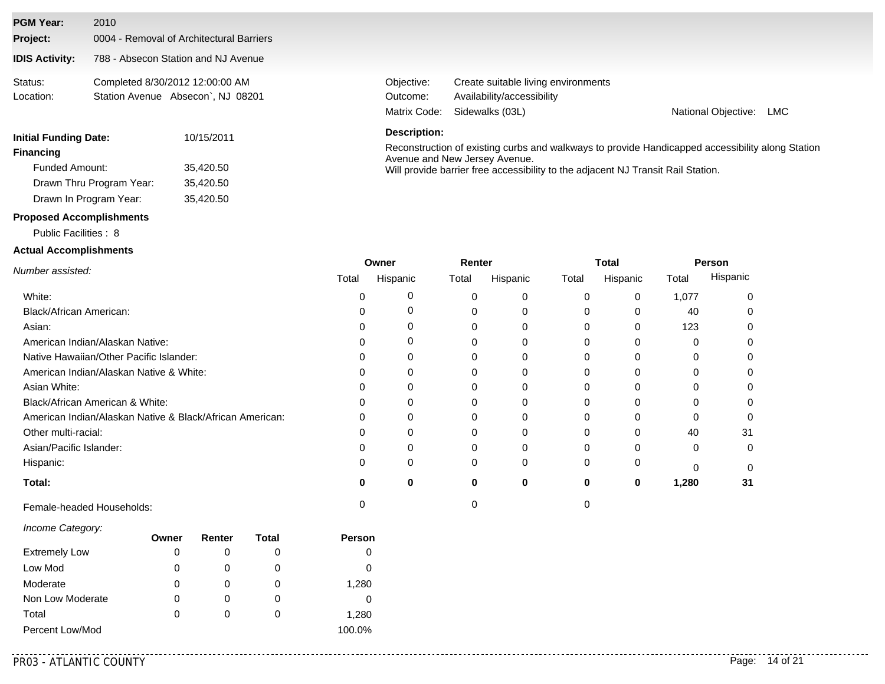**PGM Year:** 2010

**Project:** 0004 - Removal of Architectural Barriers

**IDIS Activity:** 788 - Absecon Station and NJ Avenue

Status: Completed 8/30/2012 12:00:00 AM

Location: Station Avenue Absecon`, NJ 08201

Objective: Create suitable living environments

Outcome: Availability/accessibility

Matrix Code: Sidewalks (03L)

National Objective: LMC

**Initial Funding Date:** 10/15/2011

**Financing**

Funded Amount: 35,420.50

Drawn Thru Program Year: 35,420.50

Drawn In Program Year: 35,420.50

**Description:**

Reconstruction of existing curbs and walkways to provide Handicapped accessibility along Station Avenue and New Jersey Avenue.
Will provide barrier free accessibility to the adjacent NJ Transit Rail Station.

**Proposed Accomplishments**

Public Facilities : 8

**Actual Accomplishments**

| *Number assisted:* | Owner | | Renter | | Total | | Person | |
|---|---|---|---|---|---|---|---|---|
| | Total | Hispanic | Total | Hispanic | Total | Hispanic | Total | Hispanic |
| White: | 0 | 0 | 0 | 0 | 0 | 0 | 1,077 | 0 |
| Black/African American: | 0 | 0 | 0 | 0 | 0 | 0 | 40 | 0 |
| Asian: | 0 | 0 | 0 | 0 | 0 | 0 | 123 | 0 |
| American Indian/Alaskan Native: | 0 | 0 | 0 | 0 | 0 | 0 | 0 | 0 |
| Native Hawaiian/Other Pacific Islander: | 0 | 0 | 0 | 0 | 0 | 0 | 0 | 0 |
| American Indian/Alaskan Native & White: | 0 | 0 | 0 | 0 | 0 | 0 | 0 | 0 |
| Asian White: | 0 | 0 | 0 | 0 | 0 | 0 | 0 | 0 |
| Black/African American & White: | 0 | 0 | 0 | 0 | 0 | 0 | 0 | 0 |
| American Indian/Alaskan Native & Black/African American: | 0 | 0 | 0 | 0 | 0 | 0 | 0 | 0 |
| Other multi-racial: | 0 | 0 | 0 | 0 | 0 | 0 | 40 | 31 |
| Asian/Pacific Islander: | 0 | 0 | 0 | 0 | 0 | 0 | 0 | 0 |
| Hispanic: | 0 | 0 | 0 | 0 | 0 | 0 | 0 | 0 |
| **Total:** | **0** | **0** | **0** | **0** | **0** | **0** | **1,280** | **31** |
| Female-headed Households: | 0 | | 0 | | 0 | | | |

| *Income Category:* | Owner | Renter | Total | Person |
|---|---|---|---|---|
| Extremely Low | 0 | 0 | 0 | 0 |
| Low Mod | 0 | 0 | 0 | 0 |
| Moderate | 0 | 0 | 0 | 1,280 |
| Non Low Moderate | 0 | 0 | 0 | 0 |
| Total | 0 | 0 | 0 | 1,280 |
| Percent Low/Mod | | | | 100.0% |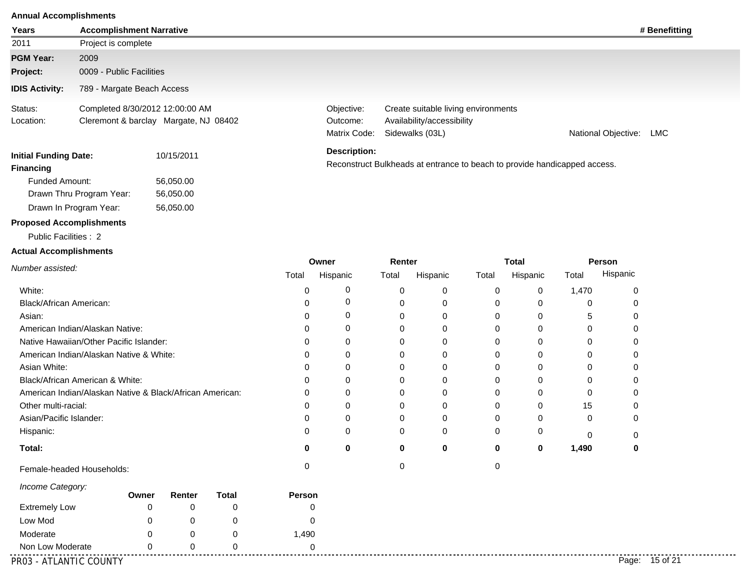**Annual Accomplishments**

| Years | Accomplishment Narrative | # Benefitting |
|---|---|---|
| 2011 | Project is complete | |

**PGM Year:** 2009

**Project:** 0009 - Public Facilities

**IDIS Activity:** 789 - Margate Beach Access

Status: Completed 8/30/2012 12:00:00 AM

Location: Cleremont & barclay Margate, NJ 08402

Objective: Create suitable living environments

Outcome: Availability/accessibility

Matrix Code: Sidewalks (03L)

National Objective: LMC

**Initial Funding Date:** 10/15/2011

**Financing**

Funded Amount: 56,050.00

Drawn Thru Program Year: 56,050.00

Drawn In Program Year: 56,050.00

**Description:**

Reconstruct Bulkheads at entrance to beach to provide handicapped access.

**Proposed Accomplishments**

Public Facilities : 2

**Actual Accomplishments**

| *Number assisted:* | Owner | | Renter | | Total | | Person | |
|---|---|---|---|---|---|---|---|---|
| | Total | Hispanic | Total | Hispanic | Total | Hispanic | Total | Hispanic |
| White: | 0 | 0 | 0 | 0 | 0 | 0 | 1,470 | 0 |
| Black/African American: | 0 | 0 | 0 | 0 | 0 | 0 | 0 | 0 |
| Asian: | 0 | 0 | 0 | 0 | 0 | 0 | 5 | 0 |
| American Indian/Alaskan Native: | 0 | 0 | 0 | 0 | 0 | 0 | 0 | 0 |
| Native Hawaiian/Other Pacific Islander: | 0 | 0 | 0 | 0 | 0 | 0 | 0 | 0 |
| American Indian/Alaskan Native & White: | 0 | 0 | 0 | 0 | 0 | 0 | 0 | 0 |
| Asian White: | 0 | 0 | 0 | 0 | 0 | 0 | 0 | 0 |
| Black/African American & White: | 0 | 0 | 0 | 0 | 0 | 0 | 0 | 0 |
| American Indian/Alaskan Native & Black/African American: | 0 | 0 | 0 | 0 | 0 | 0 | 0 | 0 |
| Other multi-racial: | 0 | 0 | 0 | 0 | 0 | 0 | 15 | 0 |
| Asian/Pacific Islander: | 0 | 0 | 0 | 0 | 0 | 0 | 0 | 0 |
| Hispanic: | 0 | 0 | 0 | 0 | 0 | 0 | 0 | 0 |
| **Total:** | **0** | **0** | **0** | **0** | **0** | **0** | **1,490** | **0** |
| Female-headed Households: | 0 | | 0 | | 0 | | | |

| *Income Category:* | Owner | Renter | Total | Person |
|---|---|---|---|---|
| Extremely Low | 0 | 0 | 0 | 0 |
| Low Mod | 0 | 0 | 0 | 0 |
| Moderate | 0 | 0 | 0 | 1,490 |
| Non Low Moderate | 0 | 0 | 0 | 0 |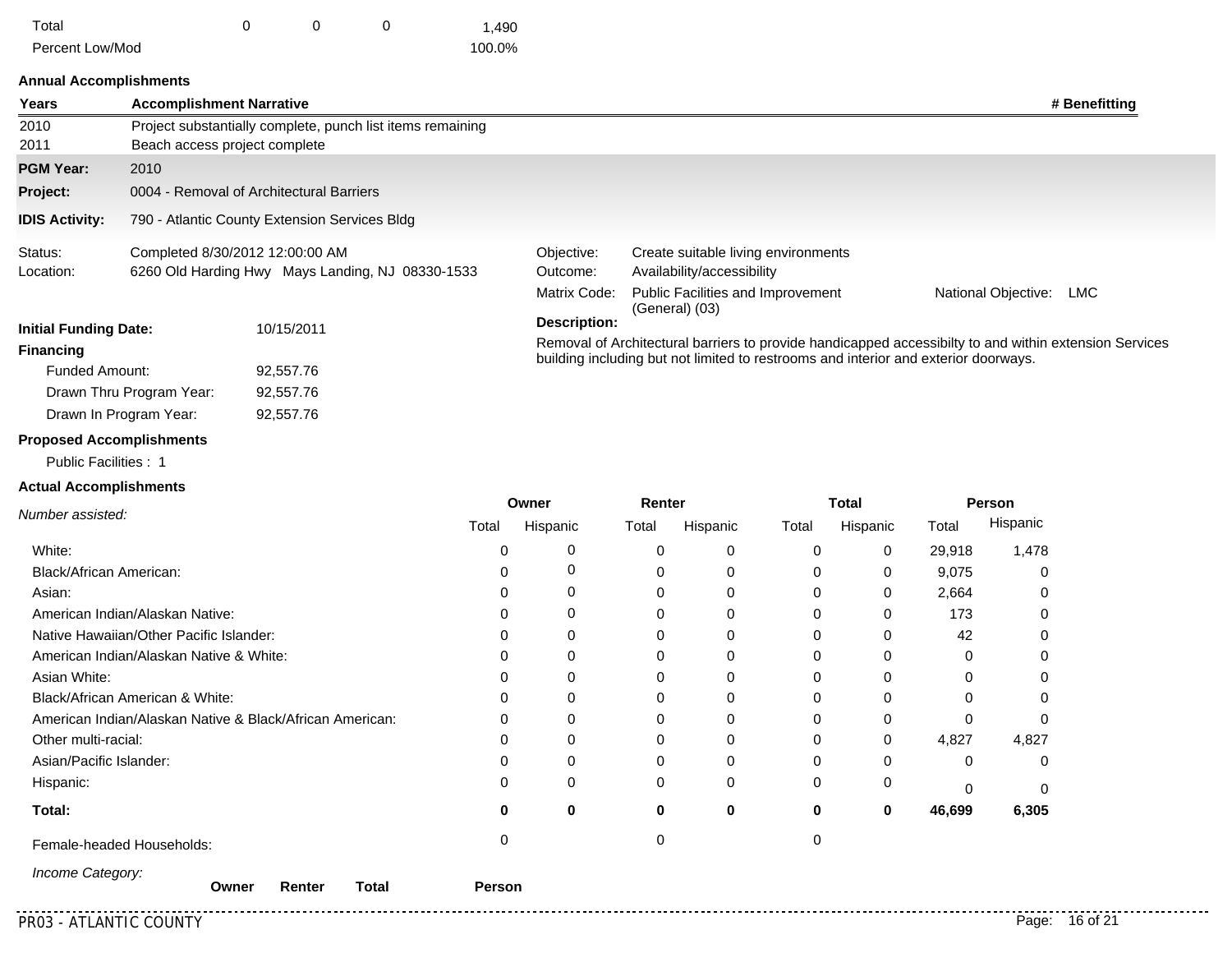| | | | | |
|---|---|---|---|---|
| Total | 0 | 0 | 0 | 1,490 |
| Percent Low/Mod | | | | 100.0% |

**Annual Accomplishments**

| Years | Accomplishment Narrative | # Benefitting |
|---|---|---|
| 2010 | Project substantially complete, punch list items remaining | |
| 2011 | Beach access project complete | |

**PGM Year:** 2010

**Project:** 0004 - Removal of Architectural Barriers

**IDIS Activity:** 790 - Atlantic County Extension Services Bldg

Status: Completed 8/30/2012 12:00:00 AM

Location: 6260 Old Harding Hwy Mays Landing, NJ 08330-1533

Objective: Create suitable living environments

Outcome: Availability/accessibility

Matrix Code: Public Facilities and Improvement (General) (03)

National Objective: LMC

**Initial Funding Date:** 10/15/2011

**Financing**

Funded Amount: 92,557.76

Drawn Thru Program Year: 92,557.76

Drawn In Program Year: 92,557.76

**Description:**

Removal of Architectural barriers to provide handicapped accessibilty to and within extension Services building including but not limited to restrooms and interior and exterior doorways.

**Proposed Accomplishments**

Public Facilities : 1

**Actual Accomplishments**

| *Number assisted:* | Owner | | Renter | | Total | | Person | |
|---|---|---|---|---|---|---|---|---|
| | Total | Hispanic | Total | Hispanic | Total | Hispanic | Total | Hispanic |
| White: | 0 | 0 | 0 | 0 | 0 | 0 | 29,918 | 1,478 |
| Black/African American: | 0 | 0 | 0 | 0 | 0 | 0 | 9,075 | 0 |
| Asian: | 0 | 0 | 0 | 0 | 0 | 0 | 2,664 | 0 |
| American Indian/Alaskan Native: | 0 | 0 | 0 | 0 | 0 | 0 | 173 | 0 |
| Native Hawaiian/Other Pacific Islander: | 0 | 0 | 0 | 0 | 0 | 0 | 42 | 0 |
| American Indian/Alaskan Native & White: | 0 | 0 | 0 | 0 | 0 | 0 | 0 | 0 |
| Asian White: | 0 | 0 | 0 | 0 | 0 | 0 | 0 | 0 |
| Black/African American & White: | 0 | 0 | 0 | 0 | 0 | 0 | 0 | 0 |
| American Indian/Alaskan Native & Black/African American: | 0 | 0 | 0 | 0 | 0 | 0 | 0 | 0 |
| Other multi-racial: | 0 | 0 | 0 | 0 | 0 | 0 | 4,827 | 4,827 |
| Asian/Pacific Islander: | 0 | 0 | 0 | 0 | 0 | 0 | 0 | 0 |
| Hispanic: | 0 | 0 | 0 | 0 | 0 | 0 | 0 | 0 |
| **Total:** | **0** | **0** | **0** | **0** | **0** | **0** | **46,699** | **6,305** |
| Female-headed Households: | 0 | | 0 | | 0 | | | |

| *Income Category:* | Owner | Renter | Total | Person |
|---|---|---|---|---|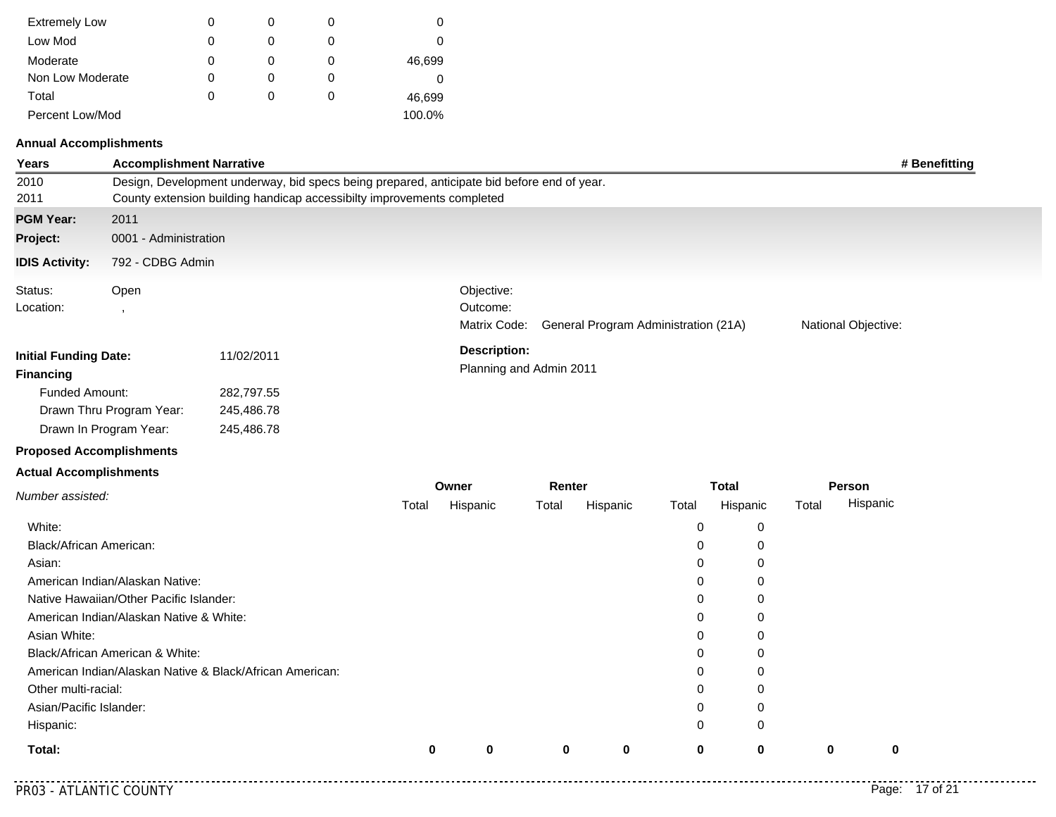| | | | | |
|---|---|---|---|---|
| Extremely Low | 0 | 0 | 0 | 0 |
| Low Mod | 0 | 0 | 0 | 0 |
| Moderate | 0 | 0 | 0 | 46,699 |
| Non Low Moderate | 0 | 0 | 0 | 0 |
| Total | 0 | 0 | 0 | 46,699 |
| Percent Low/Mod | | | | 100.0% |

**Annual Accomplishments**

| Years | Accomplishment Narrative | # Benefitting |
|---|---|---|
| 2010 | Design, Development underway, bid specs being prepared, anticipate bid before end of year. | |
| 2011 | County extension building handicap accessibilty improvements completed | |

**PGM Year:** 2011

**Project:** 0001 - Administration

**IDIS Activity:** 792 - CDBG Admin

Status: Open

Location: ,

Objective:

Outcome:

Matrix Code: General Program Administration (21A)

National Objective:

**Initial Funding Date:** 11/02/2011

**Financing**

Funded Amount: 282,797.55

Drawn Thru Program Year: 245,486.78

Drawn In Program Year: 245,486.78

**Description:**

Planning and Admin 2011

**Proposed Accomplishments**

**Actual Accomplishments**

| *Number assisted:* | Owner Total | Owner Hispanic | Renter Total | Renter Hispanic | Total Total | Total Hispanic | Person Total | Person Hispanic |
|---|---|---|---|---|---|---|---|---|
| White: | | | | | 0 | 0 | | |
| Black/African American: | | | | | 0 | 0 | | |
| Asian: | | | | | 0 | 0 | | |
| American Indian/Alaskan Native: | | | | | 0 | 0 | | |
| Native Hawaiian/Other Pacific Islander: | | | | | 0 | 0 | | |
| American Indian/Alaskan Native & White: | | | | | 0 | 0 | | |
| Asian White: | | | | | 0 | 0 | | |
| Black/African American & White: | | | | | 0 | 0 | | |
| American Indian/Alaskan Native & Black/African American: | | | | | 0 | 0 | | |
| Other multi-racial: | | | | | 0 | 0 | | |
| Asian/Pacific Islander: | | | | | 0 | 0 | | |
| Hispanic: | | | | | 0 | 0 | | |
| **Total:** | **0** | **0** | **0** | **0** | **0** | **0** | **0** | **0** |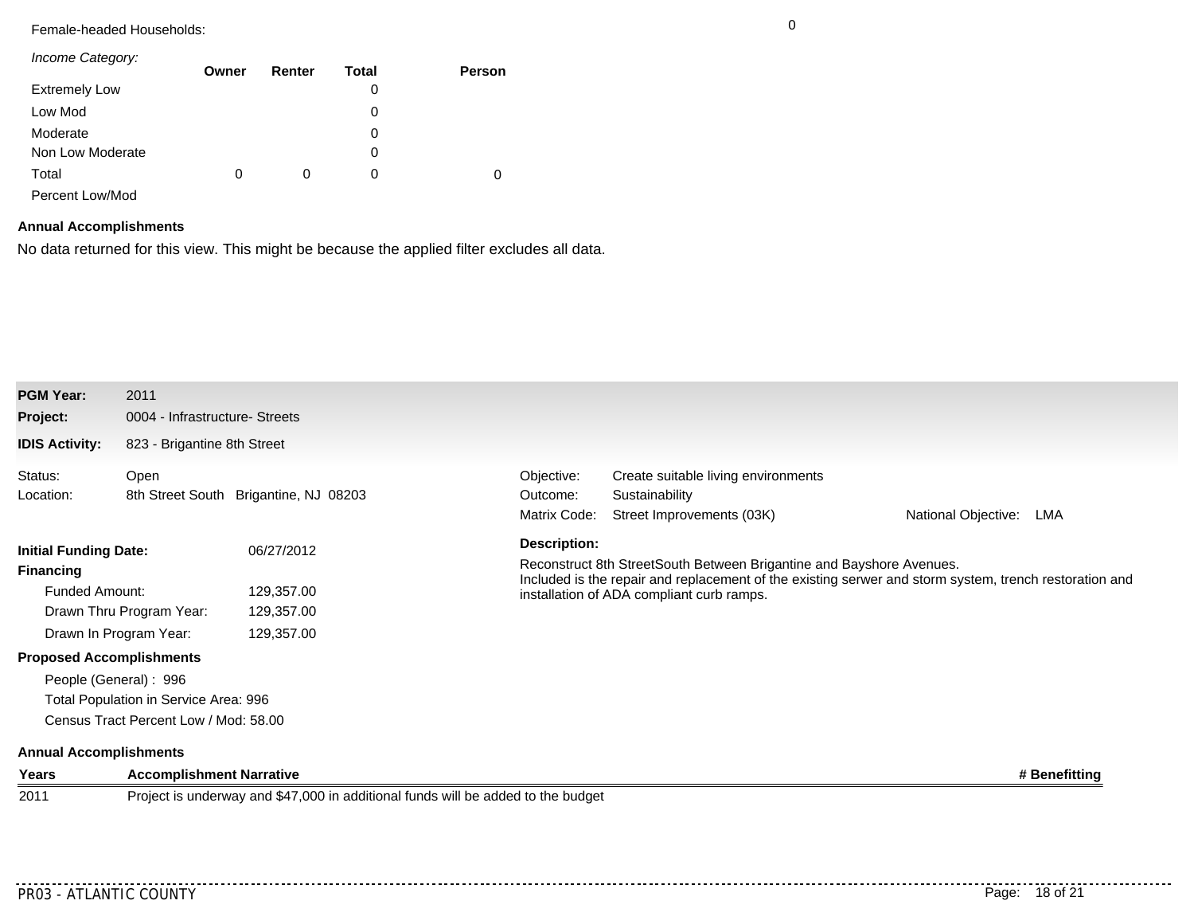Female-headed Households: 0

| *Income Category:* | Owner | Renter | Total | Person |
|---|---|---|---|---|
| Extremely Low | | | 0 | |
| Low Mod | | | 0 | |
| Moderate | | | 0 | |
| Non Low Moderate | | | 0 | |
| Total | 0 | 0 | 0 | 0 |
| Percent Low/Mod | | | | |

**Annual Accomplishments**

No data returned for this view. This might be because the applied filter excludes all data.

**PGM Year:** 2011
**Project:** 0004 - Infrastructure- Streets
**IDIS Activity:** 823 - Brigantine 8th Street

Status: Open
Location: 8th Street South Brigantine, NJ 08203

Objective: Create suitable living environments
Outcome: Sustainability
Matrix Code: Street Improvements (03K)
National Objective: LMA

**Initial Funding Date:** 06/27/2012

**Financing**

Funded Amount: 129,357.00
Drawn Thru Program Year: 129,357.00
Drawn In Program Year: 129,357.00

**Description:**

Reconstruct 8th StreetSouth Between Brigantine and Bayshore Avenues.
Included is the repair and replacement of the existing serwer and storm system, trench restoration and installation of ADA compliant curb ramps.

**Proposed Accomplishments**

People (General) : 996
Total Population in Service Area: 996
Census Tract Percent Low / Mod: 58.00

**Annual Accomplishments**

| Years | Accomplishment Narrative | # Benefitting |
|---|---|---|
| 2011 | Project is underway and $47,000 in additional funds will be added to the budget | |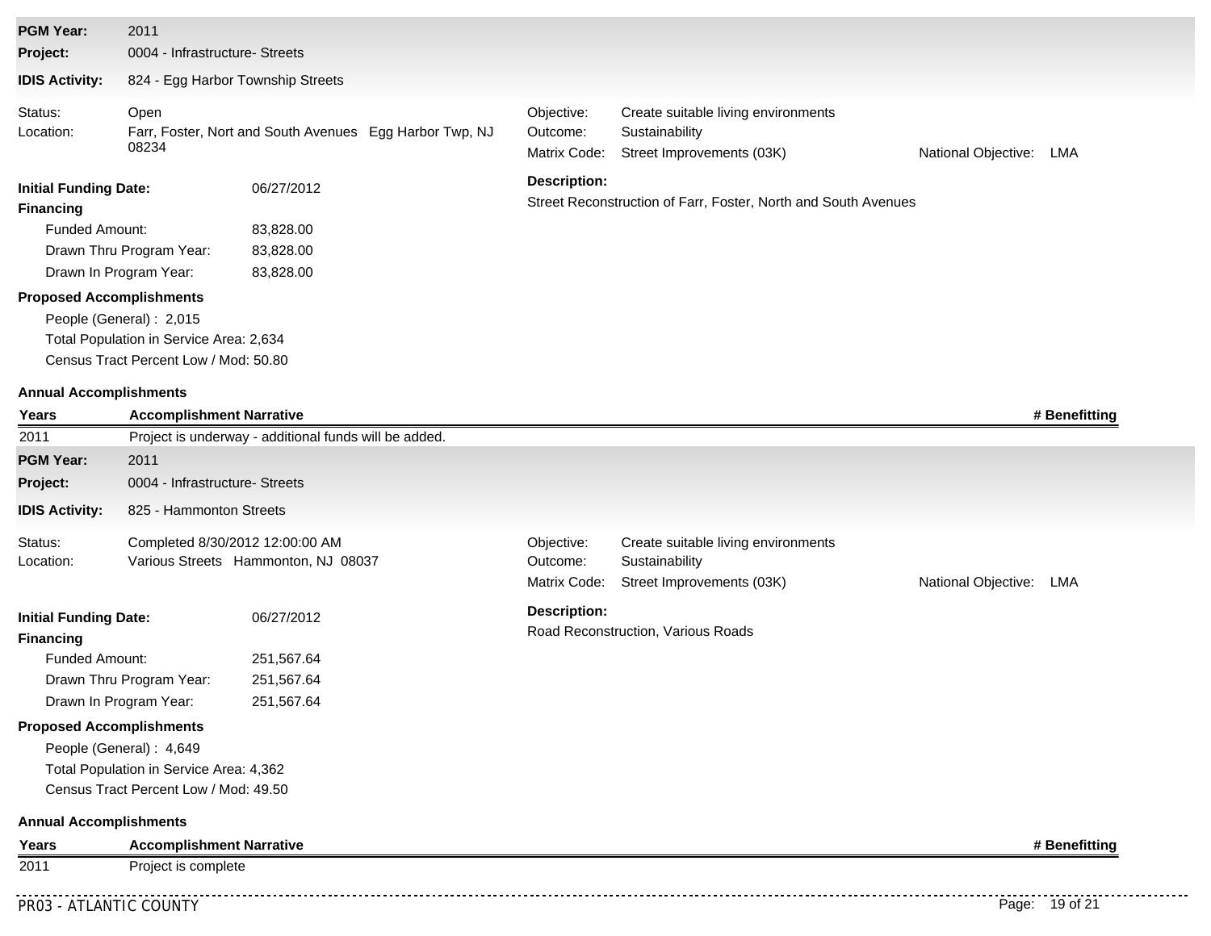**PGM Year:** 2011

**Project:** 0004 - Infrastructure- Streets

**IDIS Activity:** 824 - Egg Harbor Township Streets

Status: Open

Location: Farr, Foster, Nort and South Avenues Egg Harbor Twp, NJ 08234

Objective: Create suitable living environments

Outcome: Sustainability

Matrix Code: Street Improvements (03K)

National Objective: LMA

**Initial Funding Date:** 06/27/2012

**Description:**

Street Reconstruction of Farr, Foster, North and South Avenues

**Financing**

Funded Amount: 83,828.00

Drawn Thru Program Year: 83,828.00

Drawn In Program Year: 83,828.00

**Proposed Accomplishments**

People (General) : 2,015

Total Population in Service Area: 2,634

Census Tract Percent Low / Mod: 50.80

**Annual Accomplishments**

| Years | Accomplishment Narrative | # Benefitting |
|---|---|---|
| 2011 | Project is underway - additional funds will be added. | |

**PGM Year:** 2011

**Project:** 0004 - Infrastructure- Streets

**IDIS Activity:** 825 - Hammonton Streets

Status: Completed 8/30/2012 12:00:00 AM

Location: Various Streets Hammonton, NJ 08037

Objective: Create suitable living environments

Outcome: Sustainability

Matrix Code: Street Improvements (03K)

National Objective: LMA

**Initial Funding Date:** 06/27/2012

**Description:**

Road Reconstruction, Various Roads

**Financing**

Funded Amount: 251,567.64

Drawn Thru Program Year: 251,567.64

Drawn In Program Year: 251,567.64

**Proposed Accomplishments**

People (General) : 4,649

Total Population in Service Area: 4,362

Census Tract Percent Low / Mod: 49.50

**Annual Accomplishments**

| Years | Accomplishment Narrative | # Benefitting |
|---|---|---|
| 2011 | Project is complete | |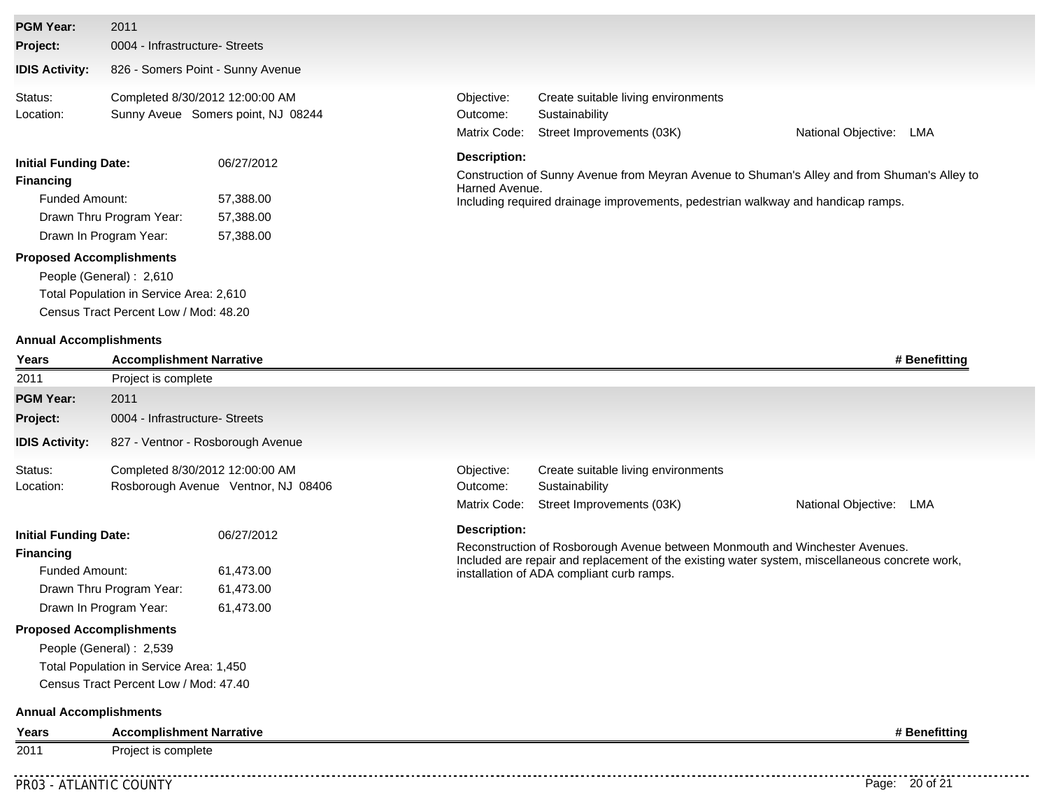**PGM Year:** 2011

**Project:** 0004 - Infrastructure- Streets

**IDIS Activity:** 826 - Somers Point - Sunny Avenue

Status: Completed 8/30/2012 12:00:00 AM

Location: Sunny Aveue Somers point, NJ 08244

Objective: Create suitable living environments

Outcome: Sustainability

Matrix Code: Street Improvements (03K)

National Objective: LMA

**Initial Funding Date:** 06/27/2012

**Financing**

- Funded Amount: 57,388.00
- Drawn Thru Program Year: 57,388.00
- Drawn In Program Year: 57,388.00

**Description:**

Construction of Sunny Avenue from Meyran Avenue to Shuman's Alley and from Shuman's Alley to Harned Avenue.
Including required drainage improvements, pedestrian walkway and handicap ramps.

**Proposed Accomplishments**

- People (General) : 2,610
- Total Population in Service Area: 2,610
- Census Tract Percent Low / Mod: 48.20

**Annual Accomplishments**

| Years | Accomplishment Narrative | # Benefitting |
|---|---|---|
| 2011 | Project is complete | |

**PGM Year:** 2011

**Project:** 0004 - Infrastructure- Streets

**IDIS Activity:** 827 - Ventnor - Rosborough Avenue

Status: Completed 8/30/2012 12:00:00 AM

Location: Rosborough Avenue Ventnor, NJ 08406

Objective: Create suitable living environments

Outcome: Sustainability

Matrix Code: Street Improvements (03K)

National Objective: LMA

**Initial Funding Date:** 06/27/2012

**Financing**

- Funded Amount: 61,473.00
- Drawn Thru Program Year: 61,473.00
- Drawn In Program Year: 61,473.00

**Description:**

Reconstruction of Rosborough Avenue between Monmouth and Winchester Avenues.
Included are repair and replacement of the existing water system, miscellaneous concrete work, installation of ADA compliant curb ramps.

**Proposed Accomplishments**

- People (General) : 2,539
- Total Population in Service Area: 1,450
- Census Tract Percent Low / Mod: 47.40

**Annual Accomplishments**

| Years | Accomplishment Narrative | # Benefitting |
|---|---|---|
| 2011 | Project is complete | |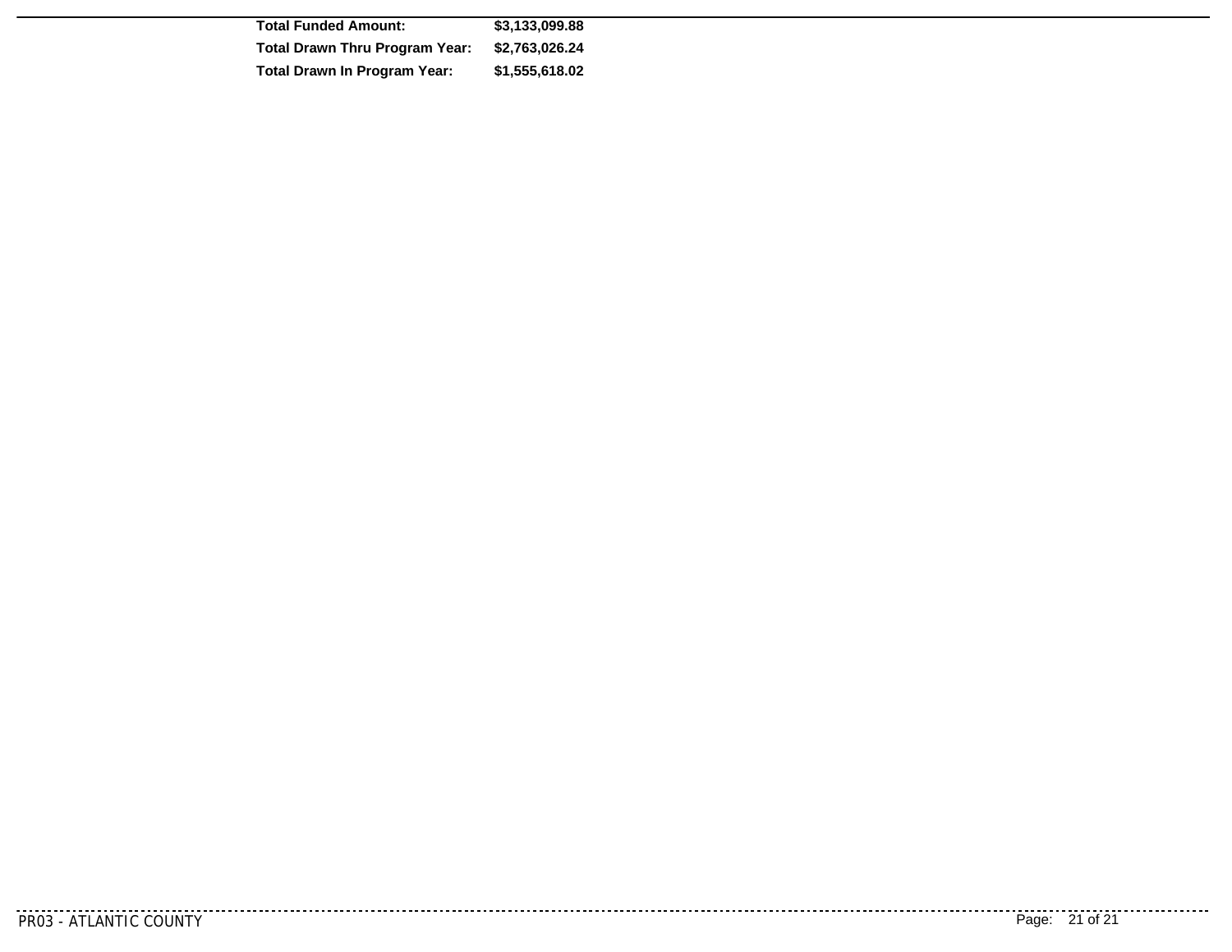| | |
|---|---|
| **Total Funded Amount:** | **$3,133,099.88** |
| **Total Drawn Thru Program Year:** | **$2,763,026.24** |
| **Total Drawn In Program Year:** | **$1,555,618.02** |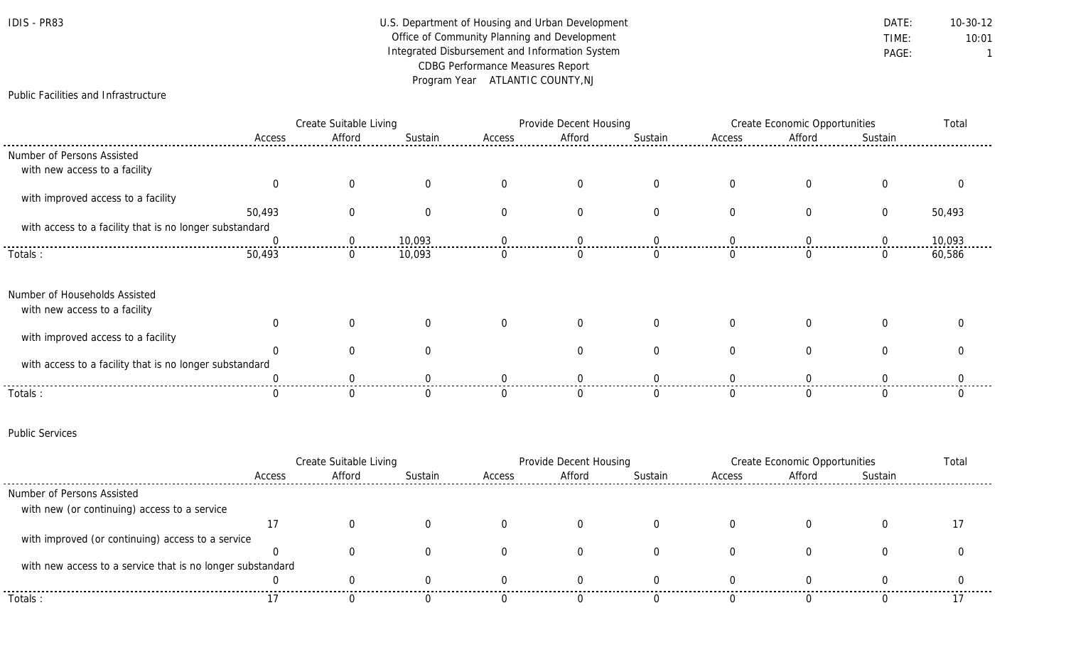IDIS - PR83

# U.S. Department of Housing and Urban Development
## Office of Community Planning and Development
## Integrated Disbursement and Information System
## CDBG Performance Measures Report
## Program Year ATLANTIC COUNTY,NJ

DATE: 10-30-12
TIME: 10:01

### Public Facilities and Infrastructure

| | Create Suitable Living | | | Provide Decent Housing | | | Create Economic Opportunities | | | Total |
|---|---|---|---|---|---|---|---|---|---|---|
| | Access | Afford | Sustain | Access | Afford | Sustain | Access | Afford | Sustain | |
| **Number of Persons Assisted** | | | | | | | | | | |
| with new access to a facility | 0 | 0 | 0 | 0 | 0 | 0 | 0 | 0 | 0 | 0 |
| with improved access to a facility | 50,493 | 0 | 0 | 0 | 0 | 0 | 0 | 0 | 0 | 50,493 |
| with access to a facility that is no longer substandard | 0 | 0 | 10,093 | 0 | 0 | 0 | 0 | 0 | 0 | 10,093 |
| Totals : | 50,493 | 0 | 10,093 | 0 | 0 | 0 | 0 | 0 | 0 | 60,586 |

| | Create Suitable Living | | | Provide Decent Housing | | | Create Economic Opportunities | | | Total |
|---|---|---|---|---|---|---|---|---|---|---|
| | Access | Afford | Sustain | Access | Afford | Sustain | Access | Afford | Sustain | |
| **Number of Households Assisted** | | | | | | | | | | |
| with new access to a facility | 0 | 0 | 0 | 0 | 0 | 0 | 0 | 0 | 0 | 0 |
| with improved access to a facility | 0 | 0 | 0 | | 0 | 0 | 0 | 0 | 0 | 0 |
| with access to a facility that is no longer substandard | 0 | 0 | 0 | 0 | 0 | 0 | 0 | 0 | 0 | 0 |
| Totals : | 0 | 0 | 0 | 0 | 0 | 0 | 0 | 0 | 0 | 0 |

### Public Services

| | Create Suitable Living | | | Provide Decent Housing | | | Create Economic Opportunities | | | Total |
|---|---|---|---|---|---|---|---|---|---|---|
| | Access | Afford | Sustain | Access | Afford | Sustain | Access | Afford | Sustain | |
| **Number of Persons Assisted** | | | | | | | | | | |
| with new (or continuing) access to a service | 17 | 0 | 0 | 0 | 0 | 0 | 0 | 0 | 0 | 17 |
| with improved (or continuing) access to a service | 0 | 0 | 0 | 0 | 0 | 0 | 0 | 0 | 0 | 0 |
| with new access to a service that is no longer substandard | 0 | 0 | 0 | 0 | 0 | 0 | 0 | 0 | 0 | 0 |
| Totals : | 17 | 0 | 0 | 0 | 0 | 0 | 0 | 0 | 0 | 17 |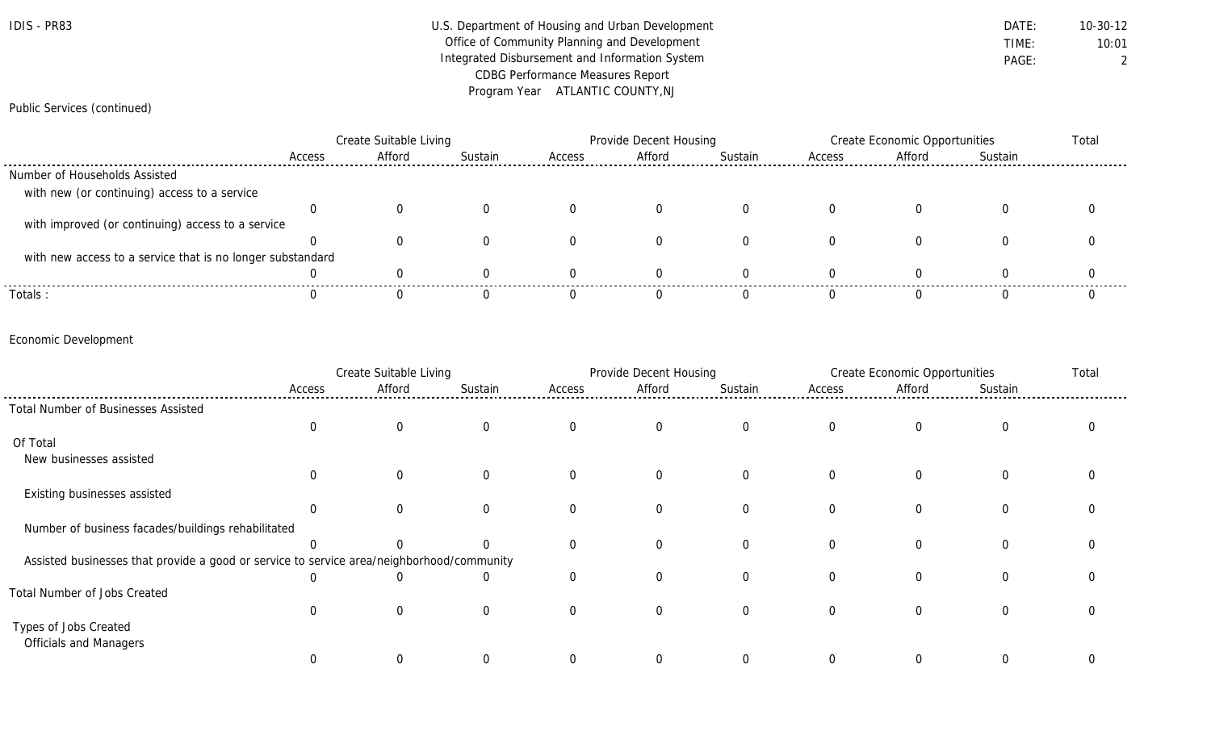IDIS - PR83

U.S. Department of Housing and Urban Development
Office of Community Planning and Development
Integrated Disbursement and Information System
CDBG Performance Measures Report
Program Year ATLANTIC COUNTY,NJ

DATE: 10-30-12
TIME: 10:01

Public Services (continued)

| | Create Suitable Living | | | Provide Decent Housing | | | Create Economic Opportunities | | | Total |
|---|---|---|---|---|---|---|---|---|---|---|
| | Access | Afford | Sustain | Access | Afford | Sustain | Access | Afford | Sustain | |
| Number of Households Assisted | | | | | | | | | | |
| with new (or continuing) access to a service | 0 | 0 | 0 | 0 | 0 | 0 | 0 | 0 | 0 | 0 |
| with improved (or continuing) access to a service | 0 | 0 | 0 | 0 | 0 | 0 | 0 | 0 | 0 | 0 |
| with new access to a service that is no longer substandard | 0 | 0 | 0 | 0 | 0 | 0 | 0 | 0 | 0 | 0 |
| Totals : | 0 | 0 | 0 | 0 | 0 | 0 | 0 | 0 | 0 | 0 |

Economic Development

| | Create Suitable Living | | | Provide Decent Housing | | | Create Economic Opportunities | | | Total |
|---|---|---|---|---|---|---|---|---|---|---|
| | Access | Afford | Sustain | Access | Afford | Sustain | Access | Afford | Sustain | |
| Total Number of Businesses Assisted | 0 | 0 | 0 | 0 | 0 | 0 | 0 | 0 | 0 | 0 |
| Of Total | | | | | | | | | | |
| New businesses assisted | 0 | 0 | 0 | 0 | 0 | 0 | 0 | 0 | 0 | 0 |
| Existing businesses assisted | 0 | 0 | 0 | 0 | 0 | 0 | 0 | 0 | 0 | 0 |
| Number of business facades/buildings rehabilitated | 0 | 0 | 0 | 0 | 0 | 0 | 0 | 0 | 0 | 0 |
| Assisted businesses that provide a good or service to service area/neighborhood/community | 0 | 0 | 0 | 0 | 0 | 0 | 0 | 0 | 0 | 0 |
| Total Number of Jobs Created | 0 | 0 | 0 | 0 | 0 | 0 | 0 | 0 | 0 | 0 |
| Types of Jobs Created | | | | | | | | | | |
| Officials and Managers | 0 | 0 | 0 | 0 | 0 | 0 | 0 | 0 | 0 | 0 |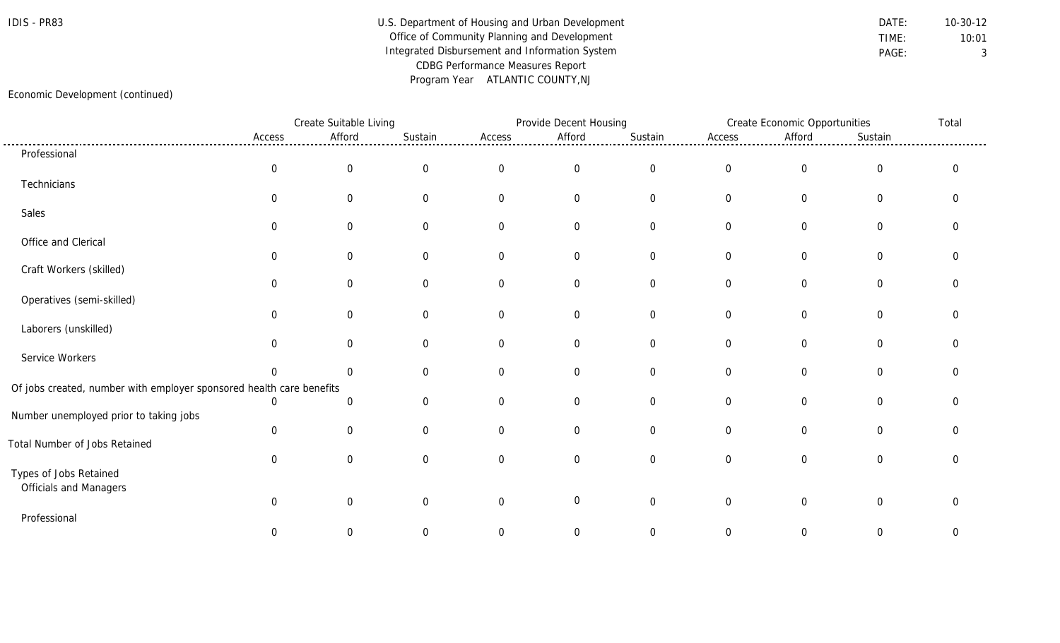IDIS - PR83

U.S. Department of Housing and Urban Development
Office of Community Planning and Development
Integrated Disbursement and Information System
CDBG Performance Measures Report
Program Year ATLANTIC COUNTY,NJ

DATE: 10-30-12
TIME: 10:01

Economic Development (continued)

| | Create Suitable Living | | | Provide Decent Housing | | | Create Economic Opportunities | | | Total |
|---|---|---|---|---|---|---|---|---|---|---|
| | Access | Afford | Sustain | Access | Afford | Sustain | Access | Afford | Sustain | |
| Professional | 0 | 0 | 0 | 0 | 0 | 0 | 0 | 0 | 0 | 0 |
| Technicians | 0 | 0 | 0 | 0 | 0 | 0 | 0 | 0 | 0 | 0 |
| Sales | 0 | 0 | 0 | 0 | 0 | 0 | 0 | 0 | 0 | 0 |
| Office and Clerical | 0 | 0 | 0 | 0 | 0 | 0 | 0 | 0 | 0 | 0 |
| Craft Workers (skilled) | 0 | 0 | 0 | 0 | 0 | 0 | 0 | 0 | 0 | 0 |
| Operatives (semi-skilled) | 0 | 0 | 0 | 0 | 0 | 0 | 0 | 0 | 0 | 0 |
| Laborers (unskilled) | 0 | 0 | 0 | 0 | 0 | 0 | 0 | 0 | 0 | 0 |
| Service Workers | 0 | 0 | 0 | 0 | 0 | 0 | 0 | 0 | 0 | 0 |
| Of jobs created, number with employer sponsored health care benefits | 0 | 0 | 0 | 0 | 0 | 0 | 0 | 0 | 0 | 0 |
| Number unemployed prior to taking jobs | 0 | 0 | 0 | 0 | 0 | 0 | 0 | 0 | 0 | 0 |
| Total Number of Jobs Retained | 0 | 0 | 0 | 0 | 0 | 0 | 0 | 0 | 0 | 0 |
| Types of Jobs Retained | | | | | | | | | | |
| Officials and Managers | 0 | 0 | 0 | 0 | 0 | 0 | 0 | 0 | 0 | 0 |
| Professional | 0 | 0 | 0 | 0 | 0 | 0 | 0 | 0 | 0 | 0 |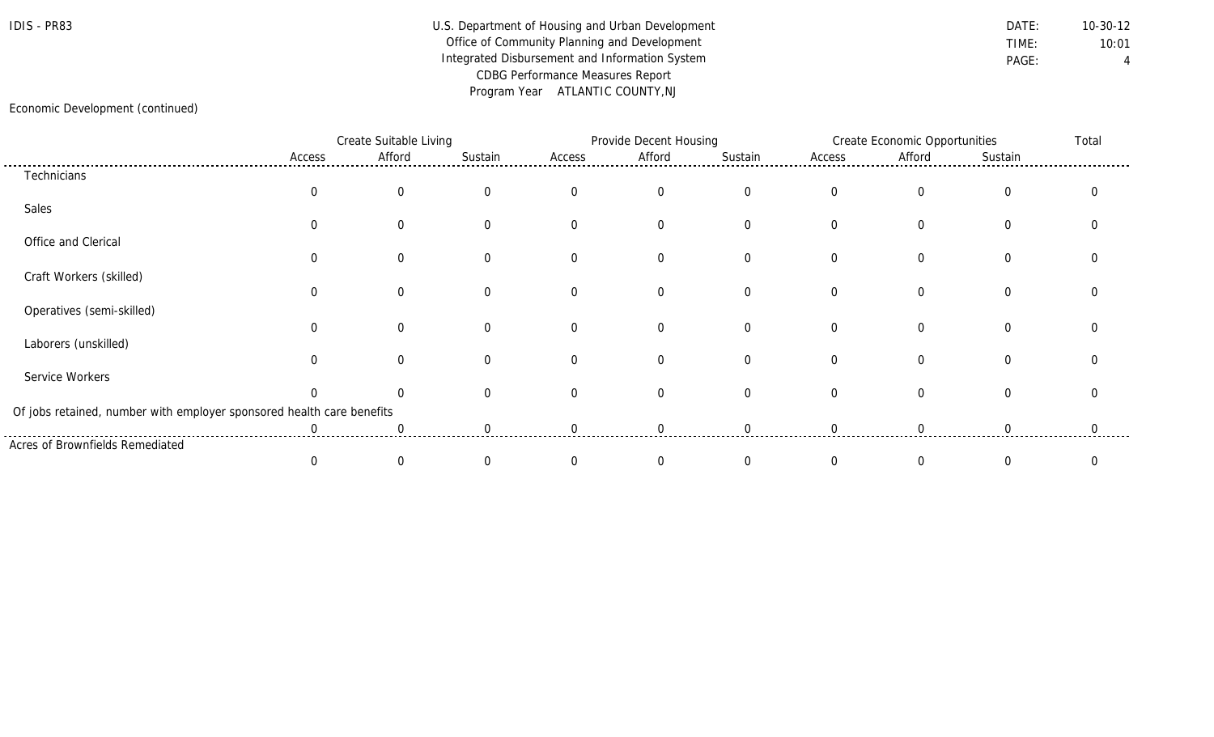IDIS - PR83

U.S. Department of Housing and Urban Development
Office of Community Planning and Development
Integrated Disbursement and Information System
CDBG Performance Measures Report
Program Year ATLANTIC COUNTY,NJ

DATE: 10-30-12
TIME: 10:01

Economic Development (continued)

| | Create Suitable Living | | | Provide Decent Housing | | | Create Economic Opportunities | | | Total |
|---|---|---|---|---|---|---|---|---|---|---|
| | Access | Afford | Sustain | Access | Afford | Sustain | Access | Afford | Sustain | |
| Technicians | 0 | 0 | 0 | 0 | 0 | 0 | 0 | 0 | 0 | 0 |
| Sales | 0 | 0 | 0 | 0 | 0 | 0 | 0 | 0 | 0 | 0 |
| Office and Clerical | 0 | 0 | 0 | 0 | 0 | 0 | 0 | 0 | 0 | 0 |
| Craft Workers (skilled) | 0 | 0 | 0 | 0 | 0 | 0 | 0 | 0 | 0 | 0 |
| Operatives (semi-skilled) | 0 | 0 | 0 | 0 | 0 | 0 | 0 | 0 | 0 | 0 |
| Laborers (unskilled) | 0 | 0 | 0 | 0 | 0 | 0 | 0 | 0 | 0 | 0 |
| Service Workers | 0 | 0 | 0 | 0 | 0 | 0 | 0 | 0 | 0 | 0 |
| Of jobs retained, number with employer sponsored health care benefits | 0 | 0 | 0 | 0 | 0 | 0 | 0 | 0 | 0 | 0 |
| Acres of Brownfields Remediated | 0 | 0 | 0 | 0 | 0 | 0 | 0 | 0 | 0 | 0 |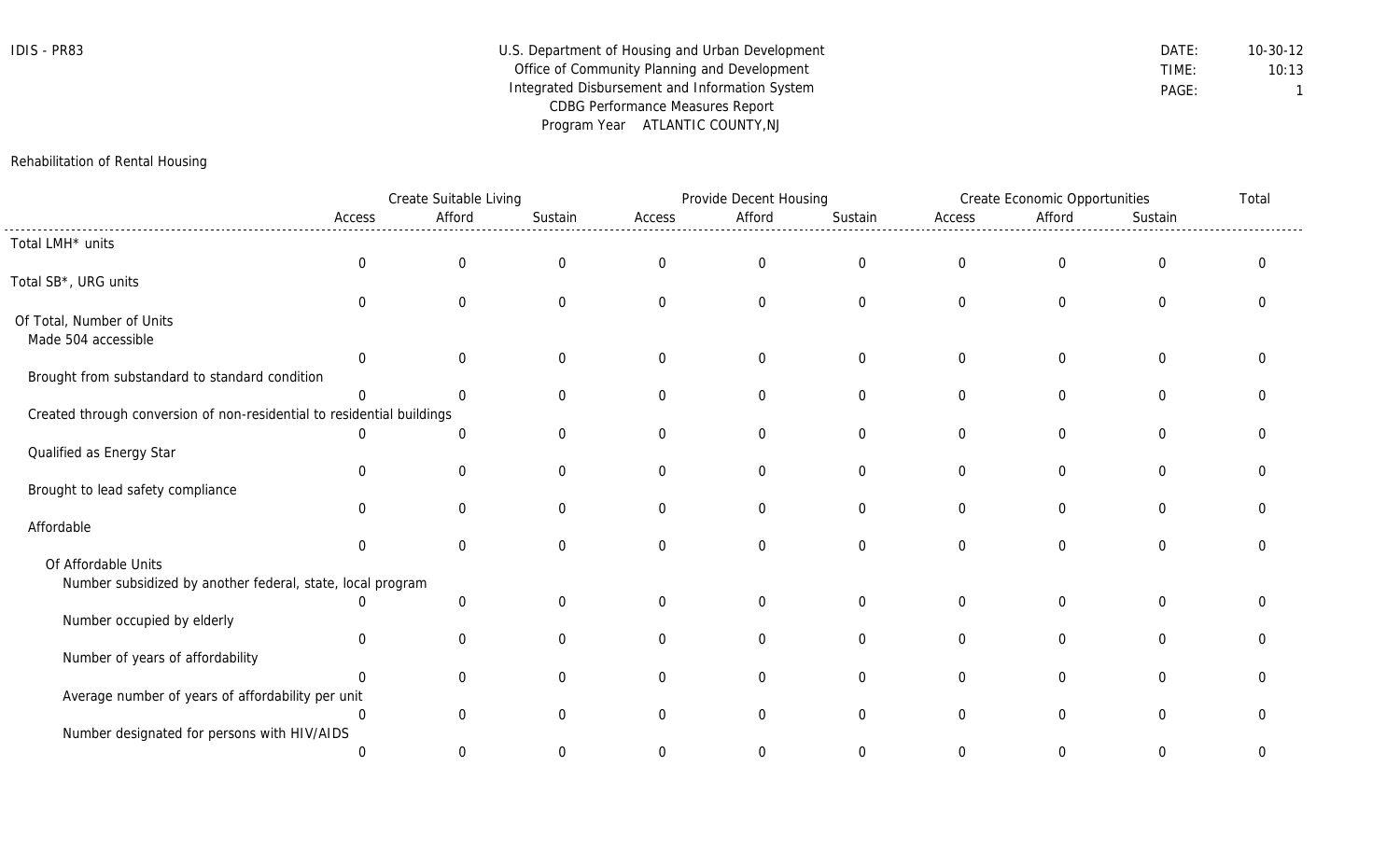IDIS - PR83

U.S. Department of Housing and Urban Development
Office of Community Planning and Development
Integrated Disbursement and Information System
CDBG Performance Measures Report
Program Year ATLANTIC COUNTY,NJ

DATE: 10-30-12
TIME: 10:13
PAGE: 1

## Rehabilitation of Rental Housing

| | Create Suitable Living | | | Provide Decent Housing | | | Create Economic Opportunities | | | Total |
|---|---|---|---|---|---|---|---|---|---|---|
| | Access | Afford | Sustain | Access | Afford | Sustain | Access | Afford | Sustain | |
| Total LMH* units | 0 | 0 | 0 | 0 | 0 | 0 | 0 | 0 | 0 | 0 |
| Total SB*, URG units | 0 | 0 | 0 | 0 | 0 | 0 | 0 | 0 | 0 | 0 |
| Of Total, Number of Units | | | | | | | | | | |
| Made 504 accessible | 0 | 0 | 0 | 0 | 0 | 0 | 0 | 0 | 0 | 0 |
| Brought from substandard to standard condition | 0 | 0 | 0 | 0 | 0 | 0 | 0 | 0 | 0 | 0 |
| Created through conversion of non-residential to residential buildings | 0 | 0 | 0 | 0 | 0 | 0 | 0 | 0 | 0 | 0 |
| Qualified as Energy Star | 0 | 0 | 0 | 0 | 0 | 0 | 0 | 0 | 0 | 0 |
| Brought to lead safety compliance | 0 | 0 | 0 | 0 | 0 | 0 | 0 | 0 | 0 | 0 |
| Affordable | 0 | 0 | 0 | 0 | 0 | 0 | 0 | 0 | 0 | 0 |
| Of Affordable Units | | | | | | | | | | |
| Number subsidized by another federal, state, local program | 0 | 0 | 0 | 0 | 0 | 0 | 0 | 0 | 0 | 0 |
| Number occupied by elderly | 0 | 0 | 0 | 0 | 0 | 0 | 0 | 0 | 0 | 0 |
| Number of years of affordability | 0 | 0 | 0 | 0 | 0 | 0 | 0 | 0 | 0 | 0 |
| Average number of years of affordability per unit | 0 | 0 | 0 | 0 | 0 | 0 | 0 | 0 | 0 | 0 |
| Number designated for persons with HIV/AIDS | 0 | 0 | 0 | 0 | 0 | 0 | 0 | 0 | 0 | 0 |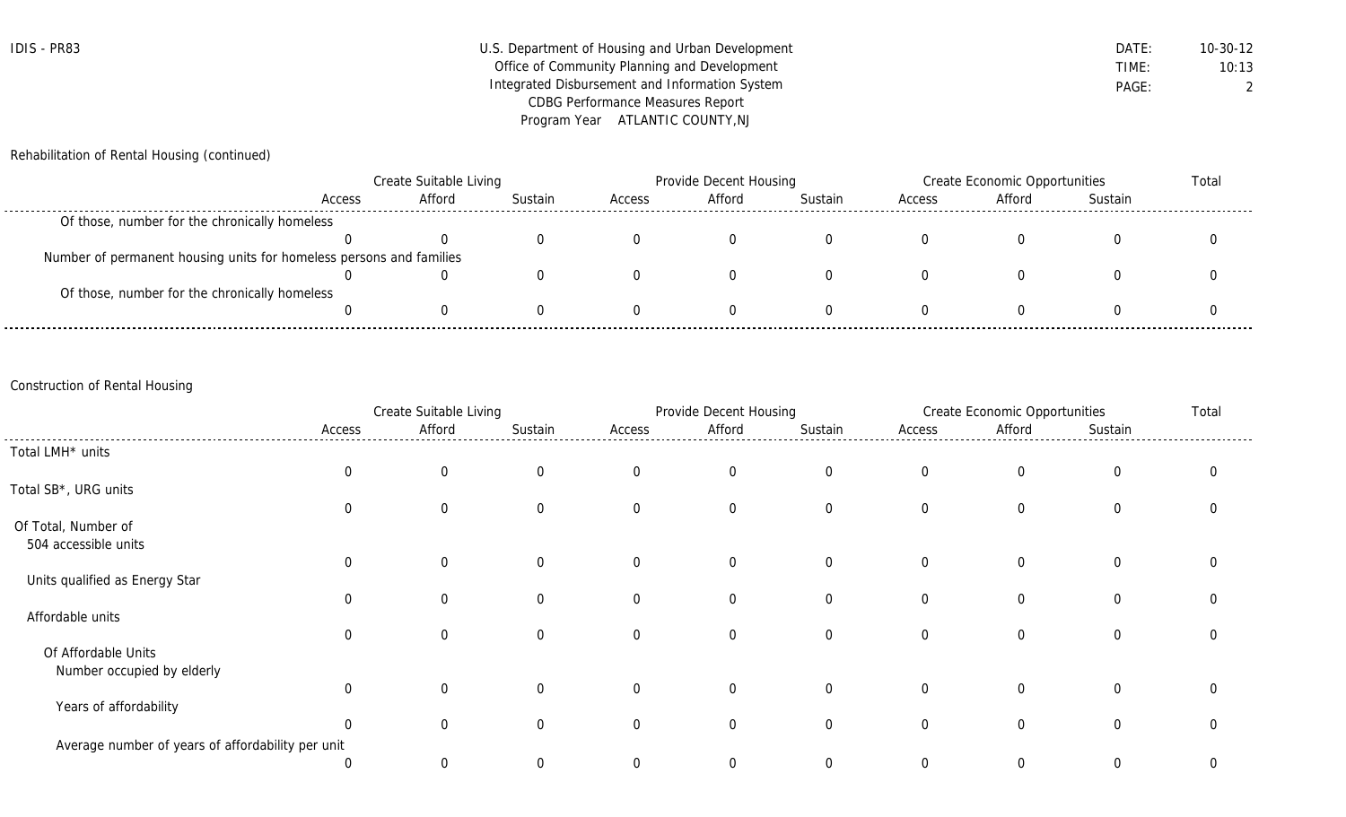Rehabilitation of Rental Housing (continued)

| | Create Suitable Living | | | Provide Decent Housing | | | Create Economic Opportunities | | | Total |
|---|---|---|---|---|---|---|---|---|---|---|
| | Access | Afford | Sustain | Access | Afford | Sustain | Access | Afford | Sustain | |
| Of those, number for the chronically homeless | 0 | 0 | 0 | 0 | 0 | 0 | 0 | 0 | 0 | 0 |
| Number of permanent housing units for homeless persons and families | 0 | 0 | 0 | 0 | 0 | 0 | 0 | 0 | 0 | 0 |
| Of those, number for the chronically homeless | 0 | 0 | 0 | 0 | 0 | 0 | 0 | 0 | 0 | 0 |

Construction of Rental Housing

| | Create Suitable Living | | | Provide Decent Housing | | | Create Economic Opportunities | | | Total |
|---|---|---|---|---|---|---|---|---|---|---|
| | Access | Afford | Sustain | Access | Afford | Sustain | Access | Afford | Sustain | |
| Total LMH* units | 0 | 0 | 0 | 0 | 0 | 0 | 0 | 0 | 0 | 0 |
| Total SB*, URG units | 0 | 0 | 0 | 0 | 0 | 0 | 0 | 0 | 0 | 0 |
| Of Total, Number of 504 accessible units | 0 | 0 | 0 | 0 | 0 | 0 | 0 | 0 | 0 | 0 |
| Units qualified as Energy Star | 0 | 0 | 0 | 0 | 0 | 0 | 0 | 0 | 0 | 0 |
| Affordable units | 0 | 0 | 0 | 0 | 0 | 0 | 0 | 0 | 0 | 0 |
| Of Affordable Units Number occupied by elderly | 0 | 0 | 0 | 0 | 0 | 0 | 0 | 0 | 0 | 0 |
| Years of affordability | 0 | 0 | 0 | 0 | 0 | 0 | 0 | 0 | 0 | 0 |
| Average number of years of affordability per unit | 0 | 0 | 0 | 0 | 0 | 0 | 0 | 0 | 0 | 0 |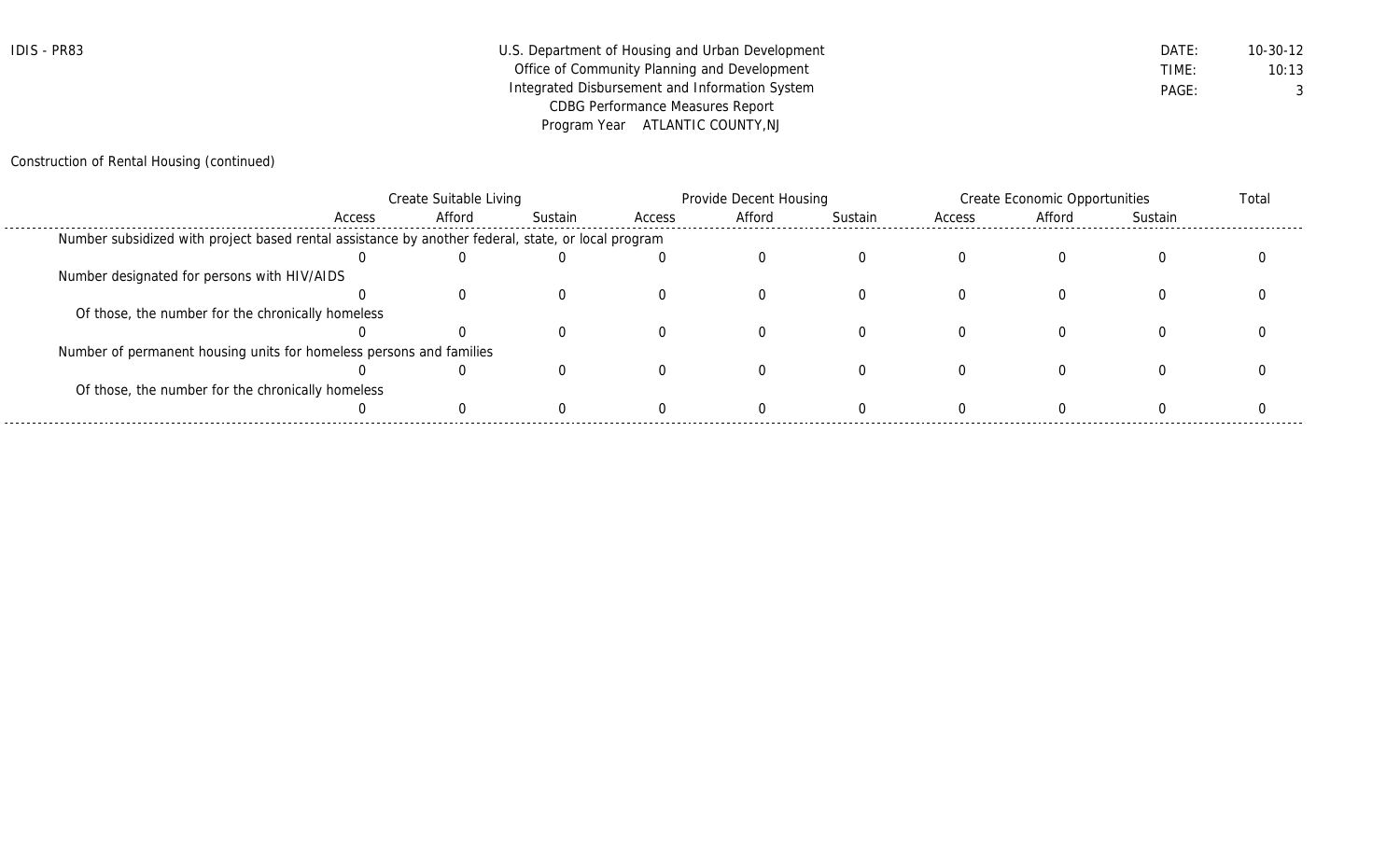U.S. Department of Housing and Urban Development
Office of Community Planning and Development
Integrated Disbursement and Information System
CDBG Performance Measures Report
Program Year ATLANTIC COUNTY,NJ

Construction of Rental Housing (continued)

| | Create Suitable Living | | | Provide Decent Housing | | | Create Economic Opportunities | | | Total |
|---|---|---|---|---|---|---|---|---|---|---|
| | Access | Afford | Sustain | Access | Afford | Sustain | Access | Afford | Sustain | |
| Number subsidized with project based rental assistance by another federal, state, or local program | 0 | 0 | 0 | 0 | 0 | 0 | 0 | 0 | 0 | 0 |
| Number designated for persons with HIV/AIDS | 0 | 0 | 0 | 0 | 0 | 0 | 0 | 0 | 0 | 0 |
| Of those, the number for the chronically homeless | 0 | 0 | 0 | 0 | 0 | 0 | 0 | 0 | 0 | 0 |
| Number of permanent housing units for homeless persons and families | 0 | 0 | 0 | 0 | 0 | 0 | 0 | 0 | 0 | 0 |
| Of those, the number for the chronically homeless | 0 | 0 | 0 | 0 | 0 | 0 | 0 | 0 | 0 | 0 |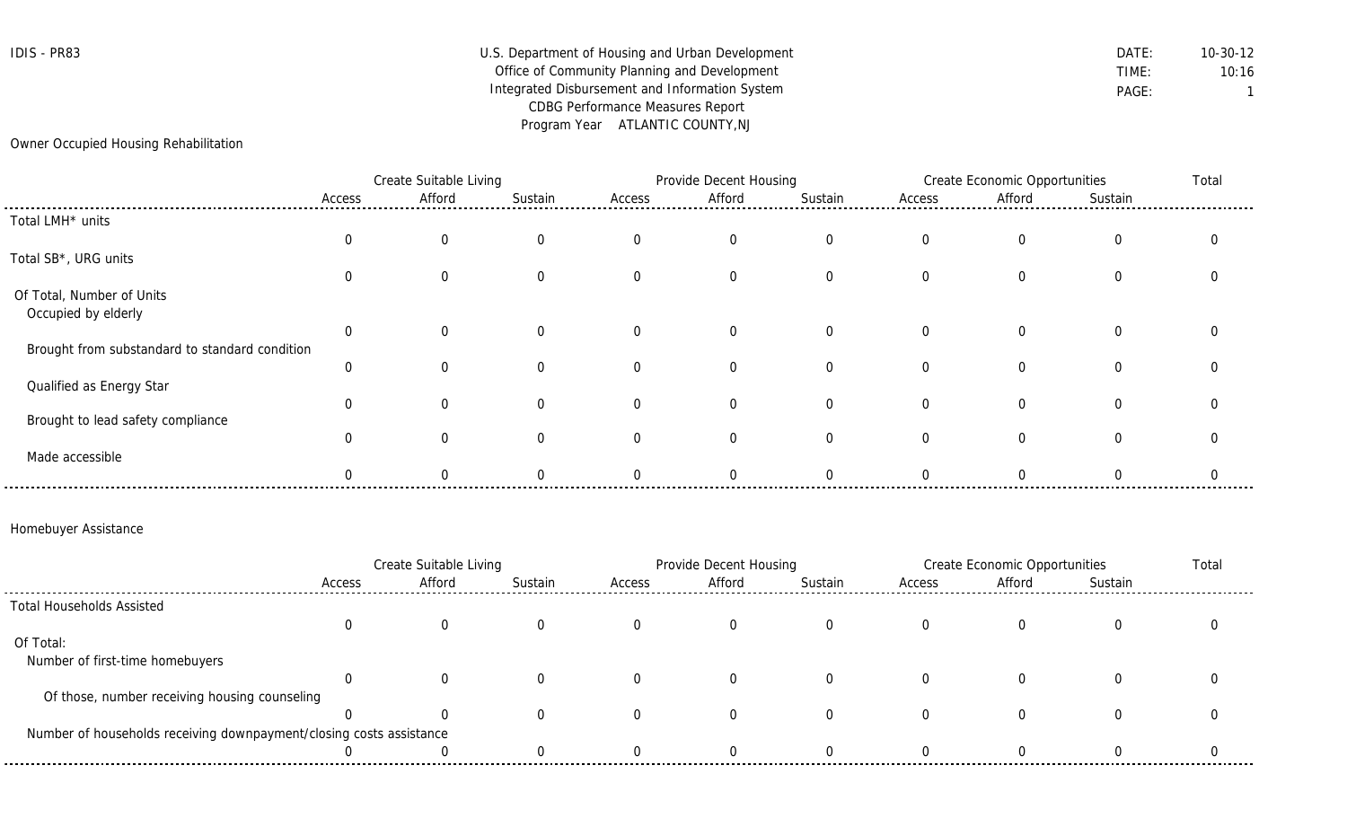IDIS - PR83

U.S. Department of Housing and Urban Development
Office of Community Planning and Development
Integrated Disbursement and Information System
CDBG Performance Measures Report
Program Year ATLANTIC COUNTY,NJ

DATE: 10-30-12
TIME: 10:16
PAGE: 1

## Owner Occupied Housing Rehabilitation

| | Create Suitable Living | | | Provide Decent Housing | | | Create Economic Opportunities | | | Total |
|---|---|---|---|---|---|---|---|---|---|---|
| | Access | Afford | Sustain | Access | Afford | Sustain | Access | Afford | Sustain | |
| Total LMH* units | 0 | 0 | 0 | 0 | 0 | 0 | 0 | 0 | 0 | 0 |
| Total SB*, URG units | 0 | 0 | 0 | 0 | 0 | 0 | 0 | 0 | 0 | 0 |
| Of Total, Number of Units | | | | | | | | | | |
| Occupied by elderly | 0 | 0 | 0 | 0 | 0 | 0 | 0 | 0 | 0 | 0 |
| Brought from substandard to standard condition | 0 | 0 | 0 | 0 | 0 | 0 | 0 | 0 | 0 | 0 |
| Qualified as Energy Star | 0 | 0 | 0 | 0 | 0 | 0 | 0 | 0 | 0 | 0 |
| Brought to lead safety compliance | 0 | 0 | 0 | 0 | 0 | 0 | 0 | 0 | 0 | 0 |
| Made accessible | 0 | 0 | 0 | 0 | 0 | 0 | 0 | 0 | 0 | 0 |

## Homebuyer Assistance

| | Create Suitable Living | | | Provide Decent Housing | | | Create Economic Opportunities | | | Total |
|---|---|---|---|---|---|---|---|---|---|---|
| | Access | Afford | Sustain | Access | Afford | Sustain | Access | Afford | Sustain | |
| Total Households Assisted | 0 | 0 | 0 | 0 | 0 | 0 | 0 | 0 | 0 | 0 |
| Of Total: | | | | | | | | | | |
| Number of first-time homebuyers | 0 | 0 | 0 | 0 | 0 | 0 | 0 | 0 | 0 | 0 |
| Of those, number receiving housing counseling | 0 | 0 | 0 | 0 | 0 | 0 | 0 | 0 | 0 | 0 |
| Number of households receiving downpayment/closing costs assistance | 0 | 0 | 0 | 0 | 0 | 0 | 0 | 0 | 0 | 0 |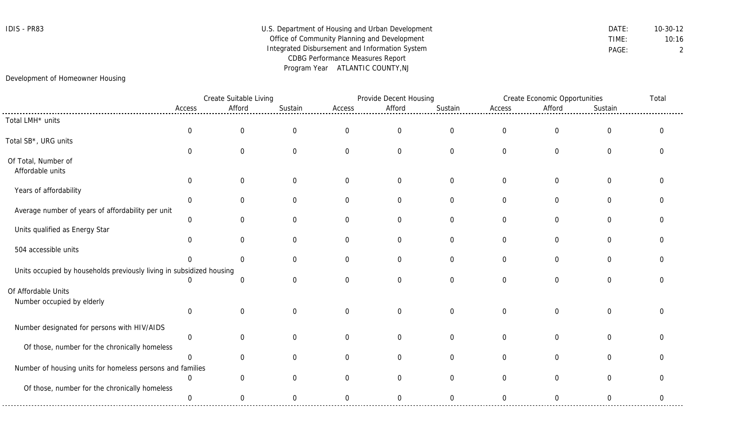IDIS - PR83

U.S. Department of Housing and Urban Development
Office of Community Planning and Development
Integrated Disbursement and Information System
CDBG Performance Measures Report
Program Year ATLANTIC COUNTY,NJ

DATE: 10-30-12
TIME: 10:16

## Development of Homeowner Housing

| | Create Suitable Living | | | Provide Decent Housing | | | Create Economic Opportunities | | | Total |
|---|---|---|---|---|---|---|---|---|---|---|
| | Access | Afford | Sustain | Access | Afford | Sustain | Access | Afford | Sustain | |
| Total LMH* units | 0 | 0 | 0 | 0 | 0 | 0 | 0 | 0 | 0 | 0 |
| Total SB*, URG units | 0 | 0 | 0 | 0 | 0 | 0 | 0 | 0 | 0 | 0 |
| Of Total, Number of | | | | | | | | | | |
| Affordable units | 0 | 0 | 0 | 0 | 0 | 0 | 0 | 0 | 0 | 0 |
| Years of affordability | 0 | 0 | 0 | 0 | 0 | 0 | 0 | 0 | 0 | 0 |
| Average number of years of affordability per unit | 0 | 0 | 0 | 0 | 0 | 0 | 0 | 0 | 0 | 0 |
| Units qualified as Energy Star | 0 | 0 | 0 | 0 | 0 | 0 | 0 | 0 | 0 | 0 |
| 504 accessible units | 0 | 0 | 0 | 0 | 0 | 0 | 0 | 0 | 0 | 0 |
| Units occupied by households previously living in subsidized housing | 0 | 0 | 0 | 0 | 0 | 0 | 0 | 0 | 0 | 0 |
| Of Affordable Units | | | | | | | | | | |
| Number occupied by elderly | 0 | 0 | 0 | 0 | 0 | 0 | 0 | 0 | 0 | 0 |
| Number designated for persons with HIV/AIDS | 0 | 0 | 0 | 0 | 0 | 0 | 0 | 0 | 0 | 0 |
| Of those, number for the chronically homeless | 0 | 0 | 0 | 0 | 0 | 0 | 0 | 0 | 0 | 0 |
| Number of housing units for homeless persons and families | 0 | 0 | 0 | 0 | 0 | 0 | 0 | 0 | 0 | 0 |
| Of those, number for the chronically homeless | 0 | 0 | 0 | 0 | 0 | 0 | 0 | 0 | 0 | 0 |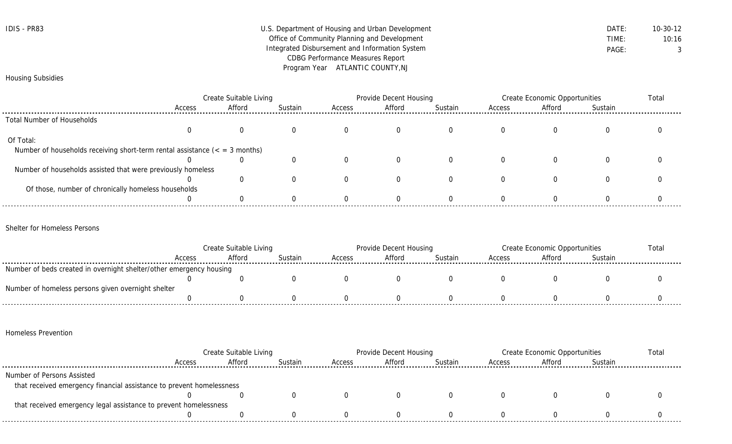IDIS - PR83

U.S. Department of Housing and Urban Development
Office of Community Planning and Development
Integrated Disbursement and Information System
CDBG Performance Measures Report
Program Year ATLANTIC COUNTY,NJ

DATE: 10-30-12
TIME: 10:16
PAGE: 3

## Housing Subsidies

| | Create Suitable Living | | | Provide Decent Housing | | | Create Economic Opportunities | | | Total |
|---|---|---|---|---|---|---|---|---|---|---|
| | Access | Afford | Sustain | Access | Afford | Sustain | Access | Afford | Sustain | |
| Total Number of Households | 0 | 0 | 0 | 0 | 0 | 0 | 0 | 0 | 0 | 0 |
| Of Total: | | | | | | | | | | |
| Number of households receiving short-term rental assistance (< = 3 months) | 0 | 0 | 0 | 0 | 0 | 0 | 0 | 0 | 0 | 0 |
| Number of households assisted that were previously homeless | 0 | 0 | 0 | 0 | 0 | 0 | 0 | 0 | 0 | 0 |
| Of those, number of chronically homeless households | 0 | 0 | 0 | 0 | 0 | 0 | 0 | 0 | 0 | 0 |

## Shelter for Homeless Persons

| | Create Suitable Living | | | Provide Decent Housing | | | Create Economic Opportunities | | | Total |
|---|---|---|---|---|---|---|---|---|---|---|
| | Access | Afford | Sustain | Access | Afford | Sustain | Access | Afford | Sustain | |
| Number of beds created in overnight shelter/other emergency housing | 0 | 0 | 0 | 0 | 0 | 0 | 0 | 0 | 0 | 0 |
| Number of homeless persons given overnight shelter | 0 | 0 | 0 | 0 | 0 | 0 | 0 | 0 | 0 | 0 |

## Homeless Prevention

| | Create Suitable Living | | | Provide Decent Housing | | | Create Economic Opportunities | | | Total |
|---|---|---|---|---|---|---|---|---|---|---|
| | Access | Afford | Sustain | Access | Afford | Sustain | Access | Afford | Sustain | |
| Number of Persons Assisted | | | | | | | | | | |
| that received emergency financial assistance to prevent homelessness | 0 | 0 | 0 | 0 | 0 | 0 | 0 | 0 | 0 | 0 |
| that received emergency legal assistance to prevent homelessness | 0 | 0 | 0 | 0 | 0 | 0 | 0 | 0 | 0 | 0 |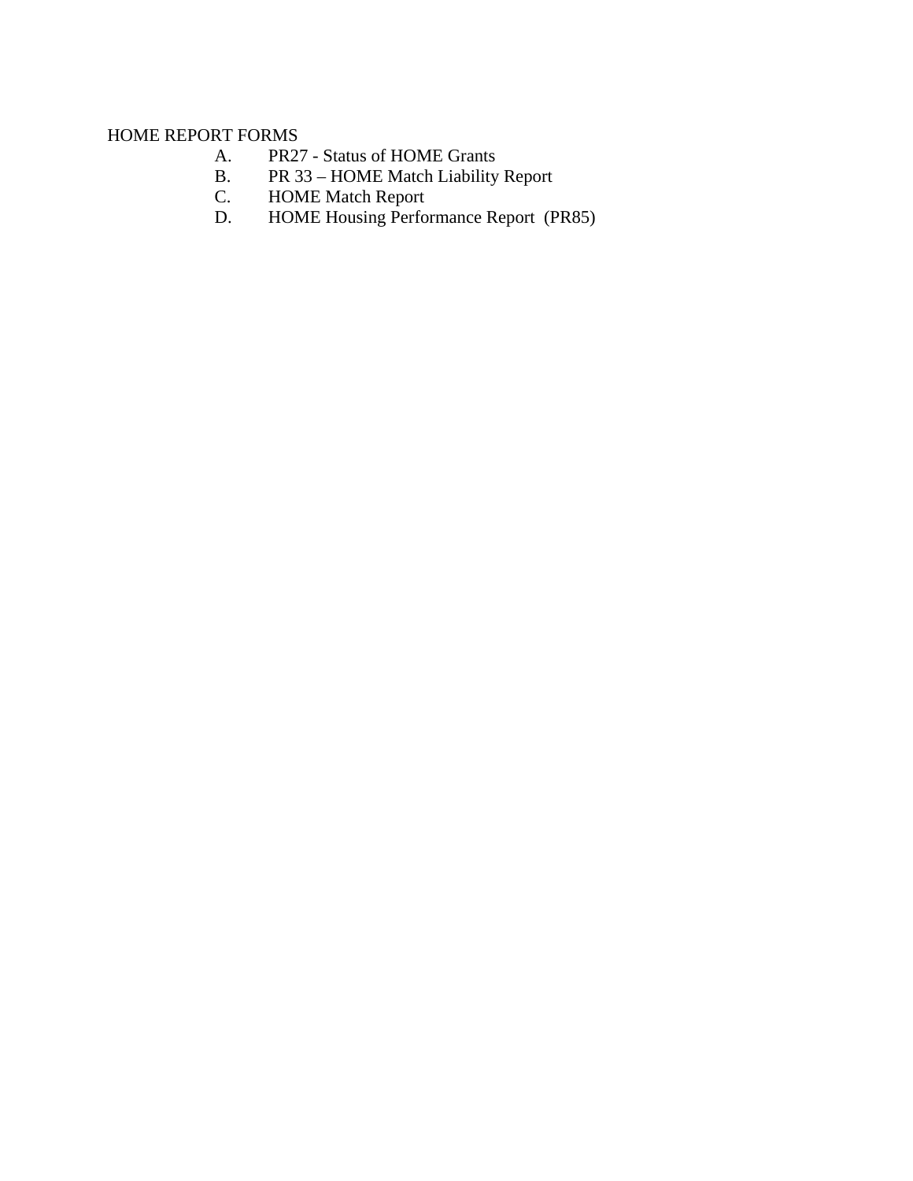HOME REPORT FORMS

A. PR27 - Status of HOME Grants
B. PR 33 – HOME Match Liability Report
C. HOME Match Report
D. HOME Housing Performance Report (PR85)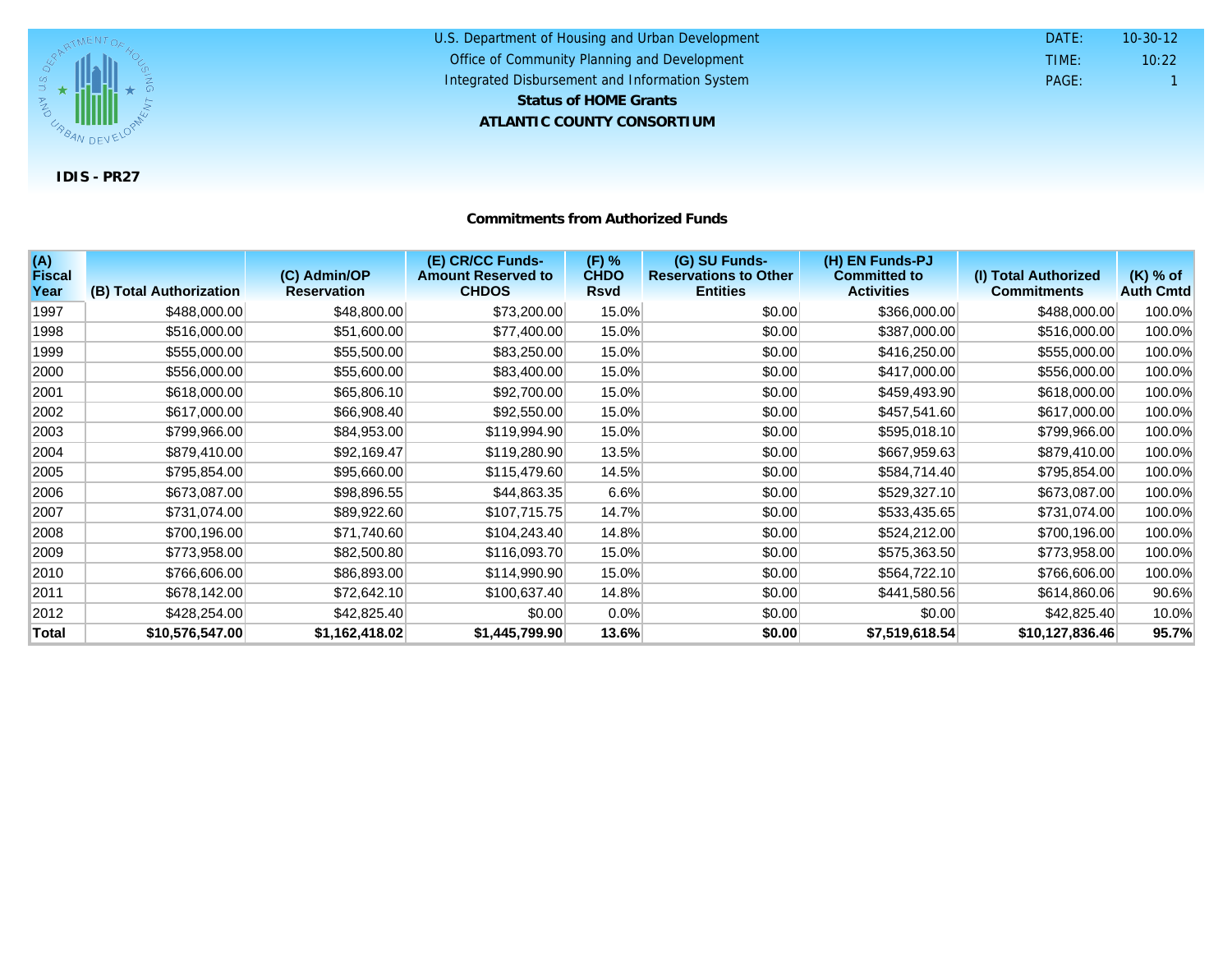U.S. Department of Housing and Urban Development
Office of Community Planning and Development
Integrated Disbursement and Information System

**Status of HOME Grants**

**ATLANTIC COUNTY CONSORTIUM**

DATE: 10-30-12
TIME: 10:22
PAGE: 1

**IDIS - PR27**

## Commitments from Authorized Funds

| (A) Fiscal Year | (B) Total Authorization | (C) Admin/OP Reservation | (E) CR/CC Funds-Amount Reserved to CHDOS | (F) % CHDO Rsvd | (G) SU Funds-Reservations to Other Entities | (H) EN Funds-PJ Committed to Activities | (I) Total Authorized Commitments | (K) % of Auth Cmtd |
|---|---|---|---|---|---|---|---|---|
| 1997 | $488,000.00 | $48,800.00 | $73,200.00 | 15.0% | $0.00 | $366,000.00 | $488,000.00 | 100.0% |
| 1998 | $516,000.00 | $51,600.00 | $77,400.00 | 15.0% | $0.00 | $387,000.00 | $516,000.00 | 100.0% |
| 1999 | $555,000.00 | $55,500.00 | $83,250.00 | 15.0% | $0.00 | $416,250.00 | $555,000.00 | 100.0% |
| 2000 | $556,000.00 | $55,600.00 | $83,400.00 | 15.0% | $0.00 | $417,000.00 | $556,000.00 | 100.0% |
| 2001 | $618,000.00 | $65,806.10 | $92,700.00 | 15.0% | $0.00 | $459,493.90 | $618,000.00 | 100.0% |
| 2002 | $617,000.00 | $66,908.40 | $92,550.00 | 15.0% | $0.00 | $457,541.60 | $617,000.00 | 100.0% |
| 2003 | $799,966.00 | $84,953.00 | $119,994.90 | 15.0% | $0.00 | $595,018.10 | $799,966.00 | 100.0% |
| 2004 | $879,410.00 | $92,169.47 | $119,280.90 | 13.5% | $0.00 | $667,959.63 | $879,410.00 | 100.0% |
| 2005 | $795,854.00 | $95,660.00 | $115,479.60 | 14.5% | $0.00 | $584,714.40 | $795,854.00 | 100.0% |
| 2006 | $673,087.00 | $98,896.55 | $44,863.35 | 6.6% | $0.00 | $529,327.10 | $673,087.00 | 100.0% |
| 2007 | $731,074.00 | $89,922.60 | $107,715.75 | 14.7% | $0.00 | $533,435.65 | $731,074.00 | 100.0% |
| 2008 | $700,196.00 | $71,740.60 | $104,243.40 | 14.8% | $0.00 | $524,212.00 | $700,196.00 | 100.0% |
| 2009 | $773,958.00 | $82,500.80 | $116,093.70 | 15.0% | $0.00 | $575,363.50 | $773,958.00 | 100.0% |
| 2010 | $766,606.00 | $86,893.00 | $114,990.90 | 15.0% | $0.00 | $564,722.10 | $766,606.00 | 100.0% |
| 2011 | $678,142.00 | $72,642.10 | $100,637.40 | 14.8% | $0.00 | $441,580.56 | $614,860.06 | 90.6% |
| 2012 | $428,254.00 | $42,825.40 | $0.00 | 0.0% | $0.00 | $0.00 | $42,825.40 | 10.0% |
| **Total** | **$10,576,547.00** | **$1,162,418.02** | **$1,445,799.90** | **13.6%** | **$0.00** | **$7,519,618.54** | **$10,127,836.46** | **95.7%** |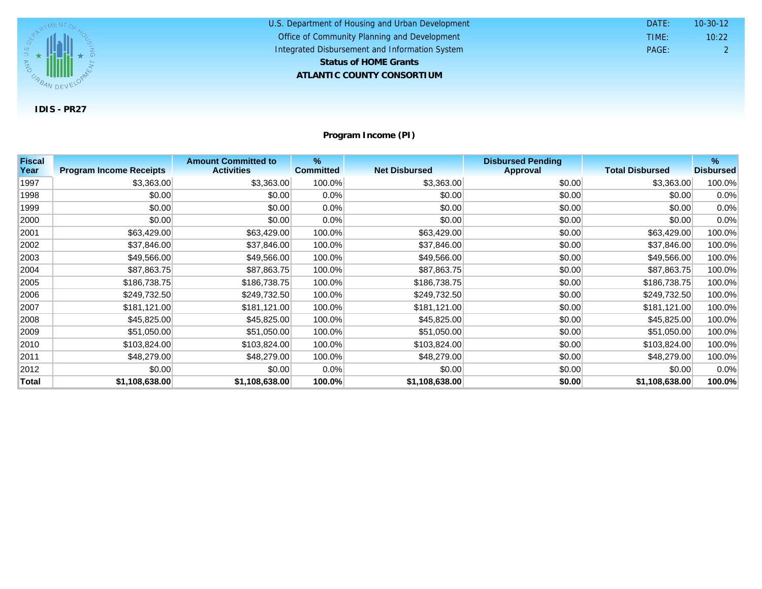U.S. Department of Housing and Urban Development
Office of Community Planning and Development
Integrated Disbursement and Information System

**Status of HOME Grants**

**ATLANTIC COUNTY CONSORTIUM**

DATE: 10-30-12
TIME: 10:22
PAGE: 2

**IDIS - PR27**

## Program Income (PI)

| Fiscal Year | Program Income Receipts | Amount Committed to Activities | % Committed | Net Disbursed | Disbursed Pending Approval | Total Disbursed | % Disbursed |
|---|---|---|---|---|---|---|---|
| 1997 | $3,363.00 | $3,363.00 | 100.0% | $3,363.00 | $0.00 | $3,363.00 | 100.0% |
| 1998 | $0.00 | $0.00 | 0.0% | $0.00 | $0.00 | $0.00 | 0.0% |
| 1999 | $0.00 | $0.00 | 0.0% | $0.00 | $0.00 | $0.00 | 0.0% |
| 2000 | $0.00 | $0.00 | 0.0% | $0.00 | $0.00 | $0.00 | 0.0% |
| 2001 | $63,429.00 | $63,429.00 | 100.0% | $63,429.00 | $0.00 | $63,429.00 | 100.0% |
| 2002 | $37,846.00 | $37,846.00 | 100.0% | $37,846.00 | $0.00 | $37,846.00 | 100.0% |
| 2003 | $49,566.00 | $49,566.00 | 100.0% | $49,566.00 | $0.00 | $49,566.00 | 100.0% |
| 2004 | $87,863.75 | $87,863.75 | 100.0% | $87,863.75 | $0.00 | $87,863.75 | 100.0% |
| 2005 | $186,738.75 | $186,738.75 | 100.0% | $186,738.75 | $0.00 | $186,738.75 | 100.0% |
| 2006 | $249,732.50 | $249,732.50 | 100.0% | $249,732.50 | $0.00 | $249,732.50 | 100.0% |
| 2007 | $181,121.00 | $181,121.00 | 100.0% | $181,121.00 | $0.00 | $181,121.00 | 100.0% |
| 2008 | $45,825.00 | $45,825.00 | 100.0% | $45,825.00 | $0.00 | $45,825.00 | 100.0% |
| 2009 | $51,050.00 | $51,050.00 | 100.0% | $51,050.00 | $0.00 | $51,050.00 | 100.0% |
| 2010 | $103,824.00 | $103,824.00 | 100.0% | $103,824.00 | $0.00 | $103,824.00 | 100.0% |
| 2011 | $48,279.00 | $48,279.00 | 100.0% | $48,279.00 | $0.00 | $48,279.00 | 100.0% |
| 2012 | $0.00 | $0.00 | 0.0% | $0.00 | $0.00 | $0.00 | 0.0% |
| **Total** | **$1,108,638.00** | **$1,108,638.00** | **100.0%** | **$1,108,638.00** | **$0.00** | **$1,108,638.00** | **100.0%** |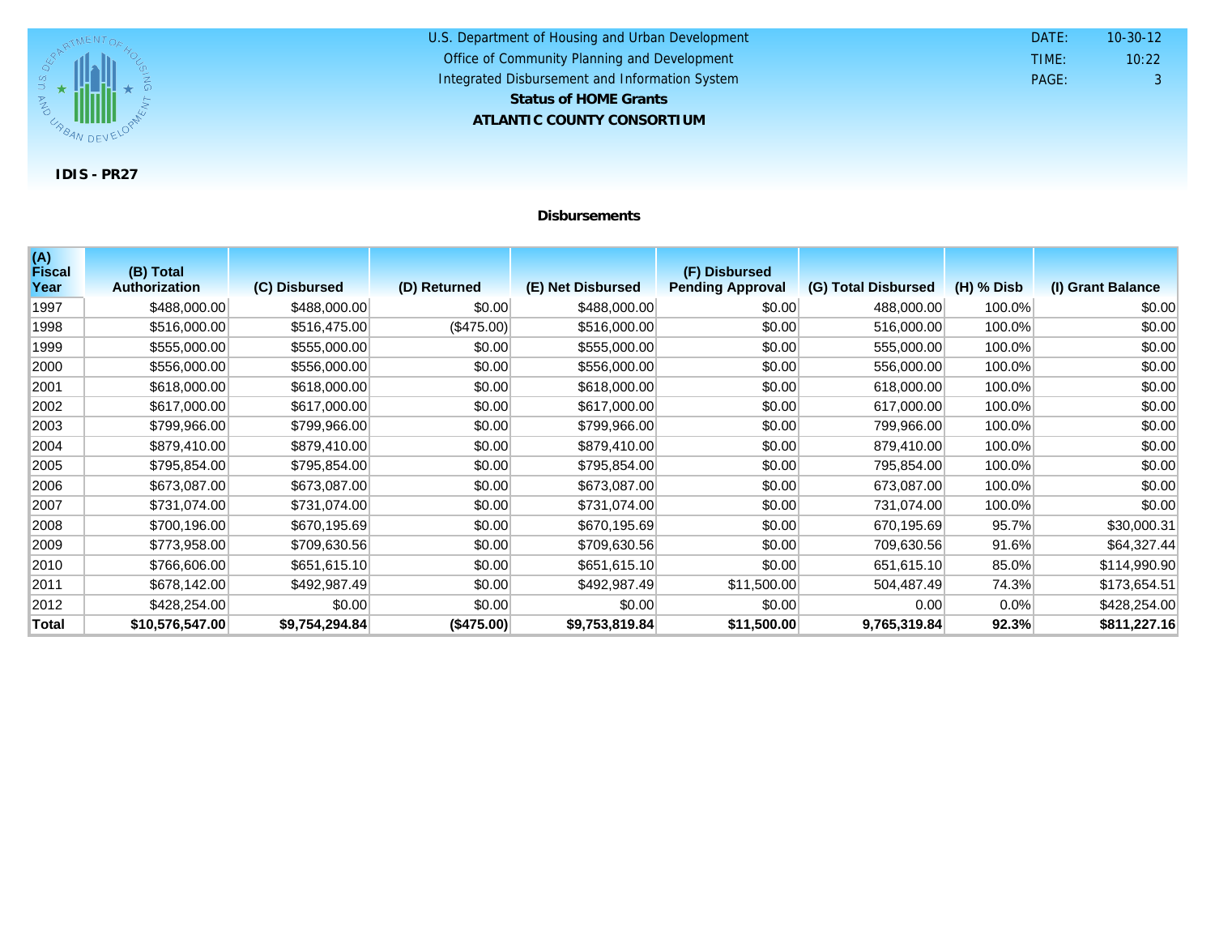U.S. Department of Housing and Urban Development
Office of Community Planning and Development
Integrated Disbursement and Information System
**Status of HOME Grants**
**ATLANTIC COUNTY CONSORTIUM**

DATE: 10-30-12
TIME: 10:22

**IDIS - PR27**

### Disbursements

| (A) Fiscal Year | (B) Total Authorization | (C) Disbursed | (D) Returned | (E) Net Disbursed | (F) Disbursed Pending Approval | (G) Total Disbursed | (H) % Disb | (I) Grant Balance |
|---|---|---|---|---|---|---|---|---|
| 1997 | $488,000.00 | $488,000.00 | $0.00 | $488,000.00 | $0.00 | 488,000.00 | 100.0% | $0.00 |
| 1998 | $516,000.00 | $516,475.00 | ($475.00) | $516,000.00 | $0.00 | 516,000.00 | 100.0% | $0.00 |
| 1999 | $555,000.00 | $555,000.00 | $0.00 | $555,000.00 | $0.00 | 555,000.00 | 100.0% | $0.00 |
| 2000 | $556,000.00 | $556,000.00 | $0.00 | $556,000.00 | $0.00 | 556,000.00 | 100.0% | $0.00 |
| 2001 | $618,000.00 | $618,000.00 | $0.00 | $618,000.00 | $0.00 | 618,000.00 | 100.0% | $0.00 |
| 2002 | $617,000.00 | $617,000.00 | $0.00 | $617,000.00 | $0.00 | 617,000.00 | 100.0% | $0.00 |
| 2003 | $799,966.00 | $799,966.00 | $0.00 | $799,966.00 | $0.00 | 799,966.00 | 100.0% | $0.00 |
| 2004 | $879,410.00 | $879,410.00 | $0.00 | $879,410.00 | $0.00 | 879,410.00 | 100.0% | $0.00 |
| 2005 | $795,854.00 | $795,854.00 | $0.00 | $795,854.00 | $0.00 | 795,854.00 | 100.0% | $0.00 |
| 2006 | $673,087.00 | $673,087.00 | $0.00 | $673,087.00 | $0.00 | 673,087.00 | 100.0% | $0.00 |
| 2007 | $731,074.00 | $731,074.00 | $0.00 | $731,074.00 | $0.00 | 731,074.00 | 100.0% | $0.00 |
| 2008 | $700,196.00 | $670,195.69 | $0.00 | $670,195.69 | $0.00 | 670,195.69 | 95.7% | $30,000.31 |
| 2009 | $773,958.00 | $709,630.56 | $0.00 | $709,630.56 | $0.00 | 709,630.56 | 91.6% | $64,327.44 |
| 2010 | $766,606.00 | $651,615.10 | $0.00 | $651,615.10 | $0.00 | 651,615.10 | 85.0% | $114,990.90 |
| 2011 | $678,142.00 | $492,987.49 | $0.00 | $492,987.49 | $11,500.00 | 504,487.49 | 74.3% | $173,654.51 |
| 2012 | $428,254.00 | $0.00 | $0.00 | $0.00 | $0.00 | 0.00 | 0.0% | $428,254.00 |
| **Total** | **$10,576,547.00** | **$9,754,294.84** | **($475.00)** | **$9,753,819.84** | **$11,500.00** | **9,765,319.84** | **92.3%** | **$811,227.16** |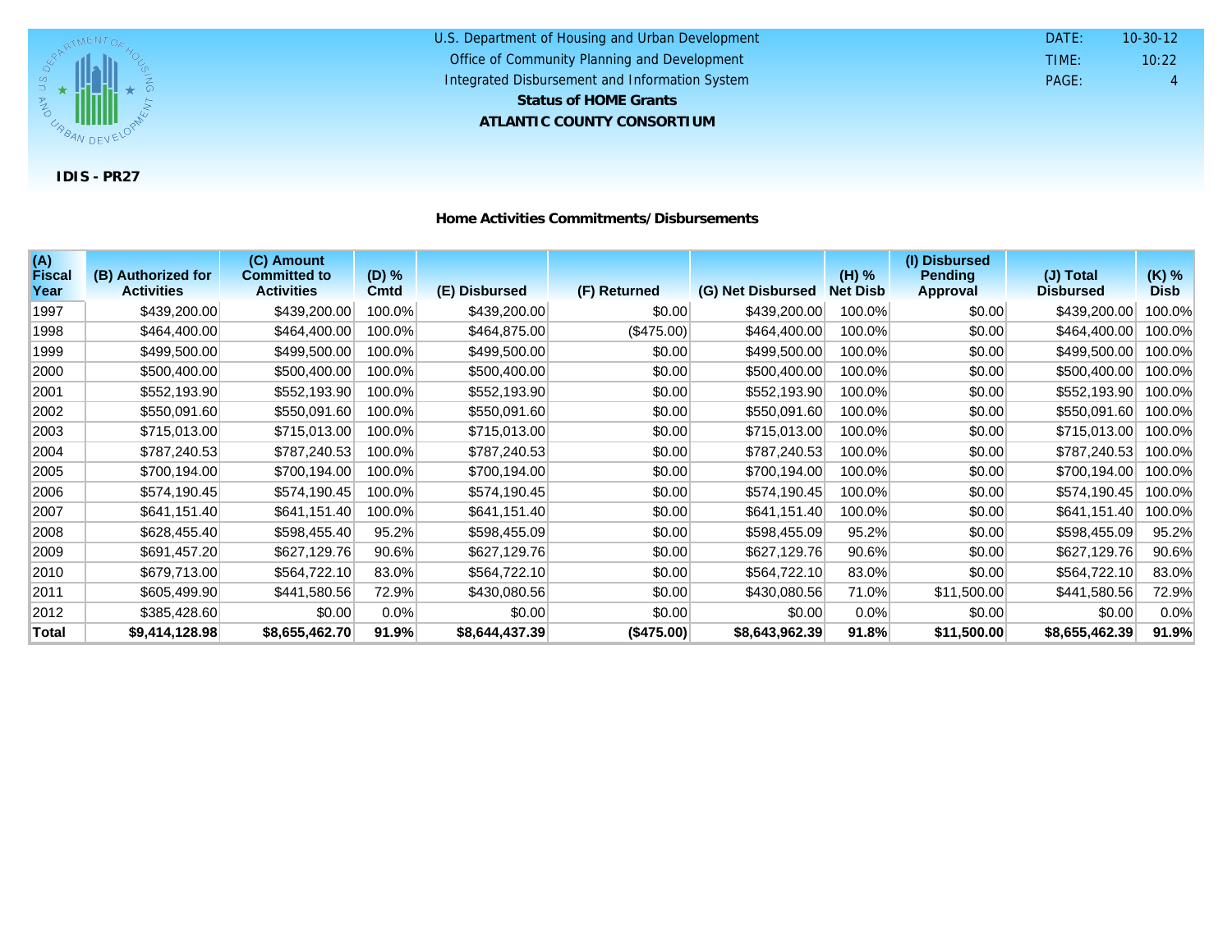U.S. Department of Housing and Urban Development
Office of Community Planning and Development
Integrated Disbursement and Information System
**Status of HOME Grants**
**ATLANTIC COUNTY CONSORTIUM**

DATE: 10-30-12
TIME: 10:22

**IDIS - PR27**

## Home Activities Commitments/Disbursements

| (A) Fiscal Year | (B) Authorized for Activities | (C) Amount Committed to Activities | (D) % Cmtd | (E) Disbursed | (F) Returned | (G) Net Disbursed | (H) % Net Disb | (I) Disbursed Pending Approval | (J) Total Disbursed | (K) % Disb |
|---|---|---|---|---|---|---|---|---|---|---|
| 1997 | $439,200.00 | $439,200.00 | 100.0% | $439,200.00 | $0.00 | $439,200.00 | 100.0% | $0.00 | $439,200.00 | 100.0% |
| 1998 | $464,400.00 | $464,400.00 | 100.0% | $464,875.00 | ($475.00) | $464,400.00 | 100.0% | $0.00 | $464,400.00 | 100.0% |
| 1999 | $499,500.00 | $499,500.00 | 100.0% | $499,500.00 | $0.00 | $499,500.00 | 100.0% | $0.00 | $499,500.00 | 100.0% |
| 2000 | $500,400.00 | $500,400.00 | 100.0% | $500,400.00 | $0.00 | $500,400.00 | 100.0% | $0.00 | $500,400.00 | 100.0% |
| 2001 | $552,193.90 | $552,193.90 | 100.0% | $552,193.90 | $0.00 | $552,193.90 | 100.0% | $0.00 | $552,193.90 | 100.0% |
| 2002 | $550,091.60 | $550,091.60 | 100.0% | $550,091.60 | $0.00 | $550,091.60 | 100.0% | $0.00 | $550,091.60 | 100.0% |
| 2003 | $715,013.00 | $715,013.00 | 100.0% | $715,013.00 | $0.00 | $715,013.00 | 100.0% | $0.00 | $715,013.00 | 100.0% |
| 2004 | $787,240.53 | $787,240.53 | 100.0% | $787,240.53 | $0.00 | $787,240.53 | 100.0% | $0.00 | $787,240.53 | 100.0% |
| 2005 | $700,194.00 | $700,194.00 | 100.0% | $700,194.00 | $0.00 | $700,194.00 | 100.0% | $0.00 | $700,194.00 | 100.0% |
| 2006 | $574,190.45 | $574,190.45 | 100.0% | $574,190.45 | $0.00 | $574,190.45 | 100.0% | $0.00 | $574,190.45 | 100.0% |
| 2007 | $641,151.40 | $641,151.40 | 100.0% | $641,151.40 | $0.00 | $641,151.40 | 100.0% | $0.00 | $641,151.40 | 100.0% |
| 2008 | $628,455.40 | $598,455.40 | 95.2% | $598,455.09 | $0.00 | $598,455.09 | 95.2% | $0.00 | $598,455.09 | 95.2% |
| 2009 | $691,457.20 | $627,129.76 | 90.6% | $627,129.76 | $0.00 | $627,129.76 | 90.6% | $0.00 | $627,129.76 | 90.6% |
| 2010 | $679,713.00 | $564,722.10 | 83.0% | $564,722.10 | $0.00 | $564,722.10 | 83.0% | $0.00 | $564,722.10 | 83.0% |
| 2011 | $605,499.90 | $441,580.56 | 72.9% | $430,080.56 | $0.00 | $430,080.56 | 71.0% | $11,500.00 | $441,580.56 | 72.9% |
| 2012 | $385,428.60 | $0.00 | 0.0% | $0.00 | $0.00 | $0.00 | 0.0% | $0.00 | $0.00 | 0.0% |
| **Total** | **$9,414,128.98** | **$8,655,462.70** | **91.9%** | **$8,644,437.39** | **($475.00)** | **$8,643,962.39** | **91.8%** | **$11,500.00** | **$8,655,462.39** | **91.9%** |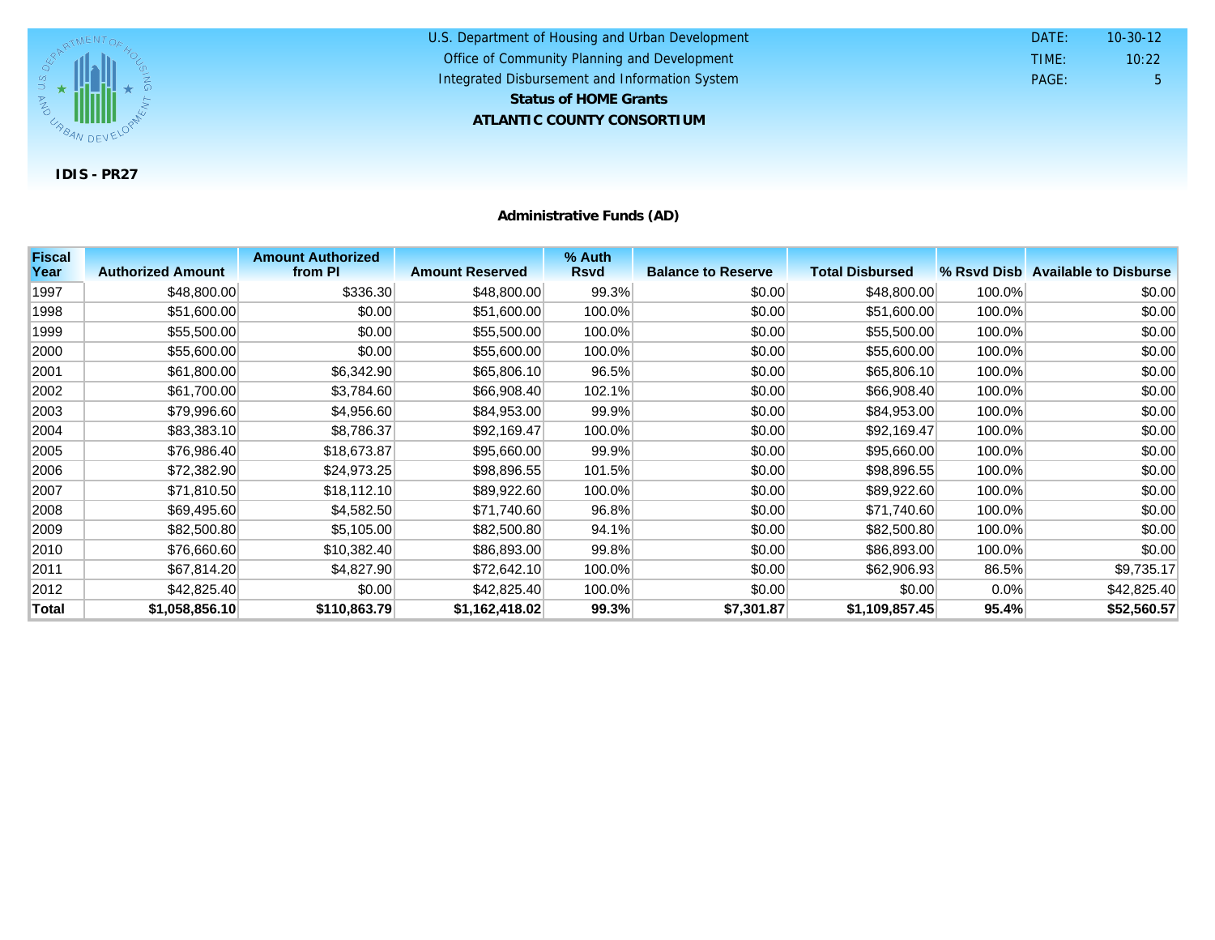U.S. Department of Housing and Urban Development
Office of Community Planning and Development
Integrated Disbursement and Information System

**Status of HOME Grants**

**ATLANTIC COUNTY CONSORTIUM**

DATE: 10-30-12
TIME: 10:22

**IDIS - PR27**

**Administrative Funds (AD)**

| Fiscal Year | Authorized Amount | Amount Authorized from PI | Amount Reserved | % Auth Rsvd | Balance to Reserve | Total Disbursed | % Rsvd Disb | Available to Disburse |
|---|---|---|---|---|---|---|---|---|
| 1997 | $48,800.00 | $336.30 | $48,800.00 | 99.3% | $0.00 | $48,800.00 | 100.0% | $0.00 |
| 1998 | $51,600.00 | $0.00 | $51,600.00 | 100.0% | $0.00 | $51,600.00 | 100.0% | $0.00 |
| 1999 | $55,500.00 | $0.00 | $55,500.00 | 100.0% | $0.00 | $55,500.00 | 100.0% | $0.00 |
| 2000 | $55,600.00 | $0.00 | $55,600.00 | 100.0% | $0.00 | $55,600.00 | 100.0% | $0.00 |
| 2001 | $61,800.00 | $6,342.90 | $65,806.10 | 96.5% | $0.00 | $65,806.10 | 100.0% | $0.00 |
| 2002 | $61,700.00 | $3,784.60 | $66,908.40 | 102.1% | $0.00 | $66,908.40 | 100.0% | $0.00 |
| 2003 | $79,996.60 | $4,956.60 | $84,953.00 | 99.9% | $0.00 | $84,953.00 | 100.0% | $0.00 |
| 2004 | $83,383.10 | $8,786.37 | $92,169.47 | 100.0% | $0.00 | $92,169.47 | 100.0% | $0.00 |
| 2005 | $76,986.40 | $18,673.87 | $95,660.00 | 99.9% | $0.00 | $95,660.00 | 100.0% | $0.00 |
| 2006 | $72,382.90 | $24,973.25 | $98,896.55 | 101.5% | $0.00 | $98,896.55 | 100.0% | $0.00 |
| 2007 | $71,810.50 | $18,112.10 | $89,922.60 | 100.0% | $0.00 | $89,922.60 | 100.0% | $0.00 |
| 2008 | $69,495.60 | $4,582.50 | $71,740.60 | 96.8% | $0.00 | $71,740.60 | 100.0% | $0.00 |
| 2009 | $82,500.80 | $5,105.00 | $82,500.80 | 94.1% | $0.00 | $82,500.80 | 100.0% | $0.00 |
| 2010 | $76,660.60 | $10,382.40 | $86,893.00 | 99.8% | $0.00 | $86,893.00 | 100.0% | $0.00 |
| 2011 | $67,814.20 | $4,827.90 | $72,642.10 | 100.0% | $0.00 | $62,906.93 | 86.5% | $9,735.17 |
| 2012 | $42,825.40 | $0.00 | $42,825.40 | 100.0% | $0.00 | $0.00 | 0.0% | $42,825.40 |
| **Total** | **$1,058,856.10** | **$110,863.79** | **$1,162,418.02** | **99.3%** | **$7,301.87** | **$1,109,857.45** | **95.4%** | **$52,560.57** |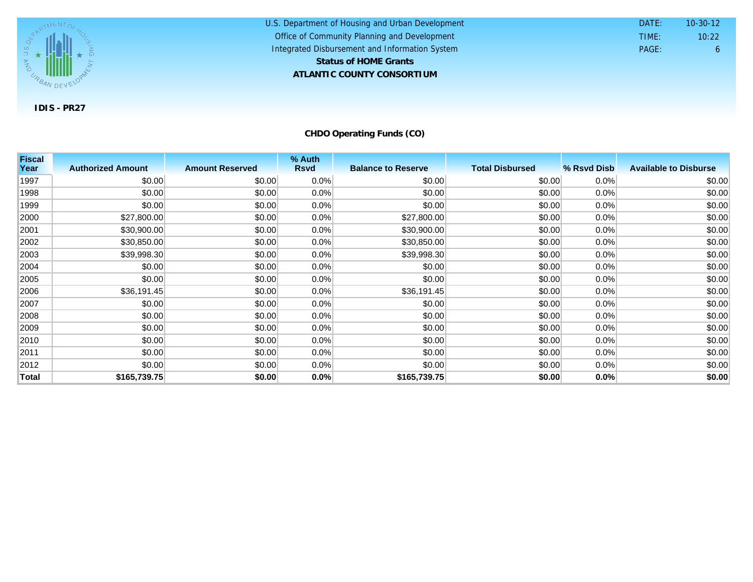U.S. Department of Housing and Urban Development
Office of Community Planning and Development
Integrated Disbursement and Information System

**Status of HOME Grants**

**ATLANTIC COUNTY CONSORTIUM**

DATE: 10-30-12
TIME: 10:22
PAGE: 6

**IDIS - PR27**

## CHDO Operating Funds (CO)

| Fiscal Year | Authorized Amount | Amount Reserved | % Auth Rsvd | Balance to Reserve | Total Disbursed | % Rsvd Disb | Available to Disburse |
|---|---|---|---|---|---|---|---|
| 1997 | $0.00 | $0.00 | 0.0% | $0.00 | $0.00 | 0.0% | $0.00 |
| 1998 | $0.00 | $0.00 | 0.0% | $0.00 | $0.00 | 0.0% | $0.00 |
| 1999 | $0.00 | $0.00 | 0.0% | $0.00 | $0.00 | 0.0% | $0.00 |
| 2000 | $27,800.00 | $0.00 | 0.0% | $27,800.00 | $0.00 | 0.0% | $0.00 |
| 2001 | $30,900.00 | $0.00 | 0.0% | $30,900.00 | $0.00 | 0.0% | $0.00 |
| 2002 | $30,850.00 | $0.00 | 0.0% | $30,850.00 | $0.00 | 0.0% | $0.00 |
| 2003 | $39,998.30 | $0.00 | 0.0% | $39,998.30 | $0.00 | 0.0% | $0.00 |
| 2004 | $0.00 | $0.00 | 0.0% | $0.00 | $0.00 | 0.0% | $0.00 |
| 2005 | $0.00 | $0.00 | 0.0% | $0.00 | $0.00 | 0.0% | $0.00 |
| 2006 | $36,191.45 | $0.00 | 0.0% | $36,191.45 | $0.00 | 0.0% | $0.00 |
| 2007 | $0.00 | $0.00 | 0.0% | $0.00 | $0.00 | 0.0% | $0.00 |
| 2008 | $0.00 | $0.00 | 0.0% | $0.00 | $0.00 | 0.0% | $0.00 |
| 2009 | $0.00 | $0.00 | 0.0% | $0.00 | $0.00 | 0.0% | $0.00 |
| 2010 | $0.00 | $0.00 | 0.0% | $0.00 | $0.00 | 0.0% | $0.00 |
| 2011 | $0.00 | $0.00 | 0.0% | $0.00 | $0.00 | 0.0% | $0.00 |
| 2012 | $0.00 | $0.00 | 0.0% | $0.00 | $0.00 | 0.0% | $0.00 |
| **Total** | **$165,739.75** | **$0.00** | **0.0%** | **$165,739.75** | **$0.00** | **0.0%** | **$0.00** |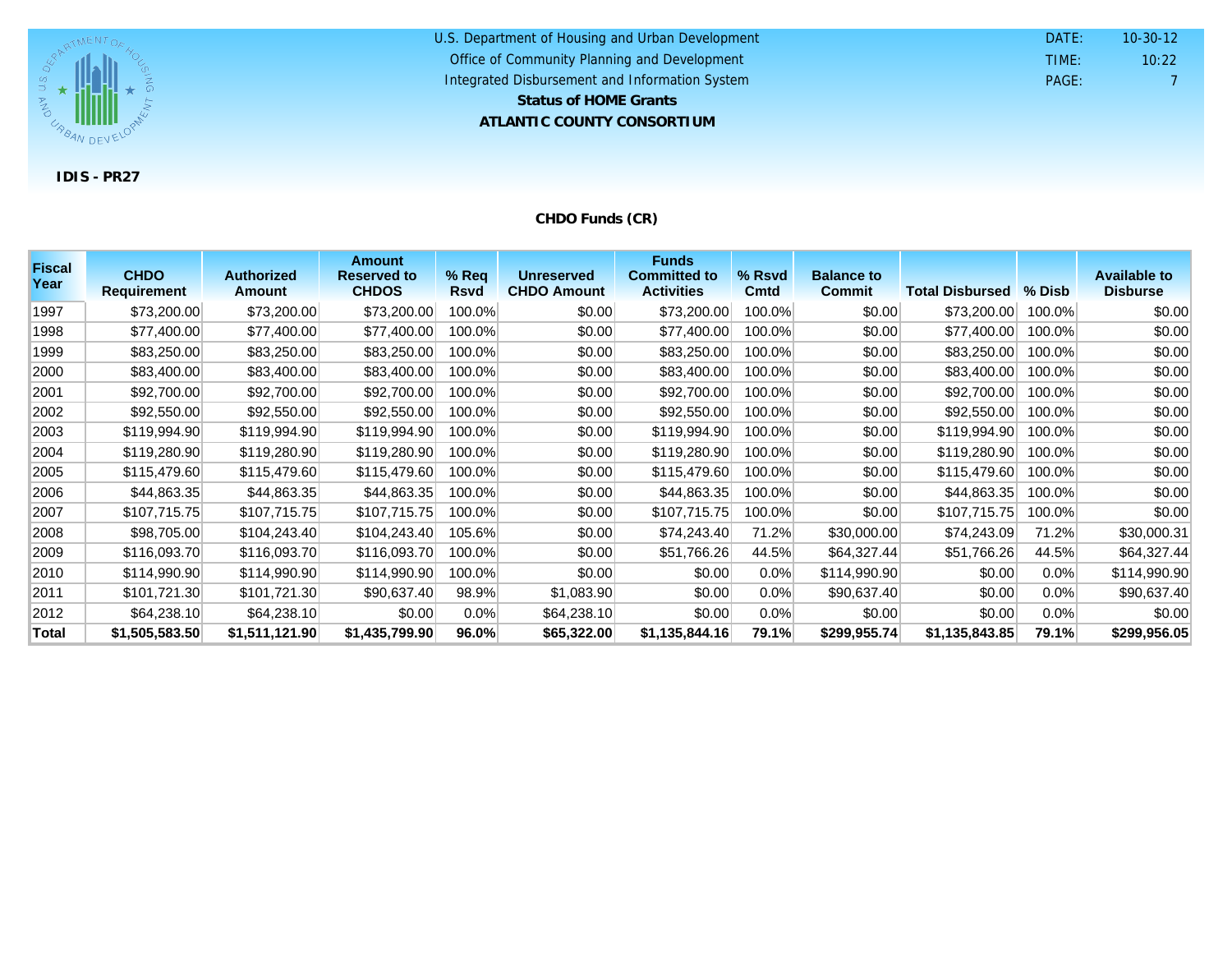U.S. Department of Housing and Urban Development
Office of Community Planning and Development
Integrated Disbursement and Information System

**Status of HOME Grants**

**ATLANTIC COUNTY CONSORTIUM**

DATE: 10-30-12
TIME: 10:22

**IDIS - PR27**

## CHDO Funds (CR)

| Fiscal Year | CHDO Requirement | Authorized Amount | Amount Reserved to CHDOS | % Req Rsvd | Unreserved CHDO Amount | Funds Committed to Activities | % Rsvd Cmtd | Balance to Commit | Total Disbursed | % Disb | Available to Disburse |
|---|---|---|---|---|---|---|---|---|---|---|---|
| 1997 | $73,200.00 | $73,200.00 | $73,200.00 | 100.0% | $0.00 | $73,200.00 | 100.0% | $0.00 | $73,200.00 | 100.0% | $0.00 |
| 1998 | $77,400.00 | $77,400.00 | $77,400.00 | 100.0% | $0.00 | $77,400.00 | 100.0% | $0.00 | $77,400.00 | 100.0% | $0.00 |
| 1999 | $83,250.00 | $83,250.00 | $83,250.00 | 100.0% | $0.00 | $83,250.00 | 100.0% | $0.00 | $83,250.00 | 100.0% | $0.00 |
| 2000 | $83,400.00 | $83,400.00 | $83,400.00 | 100.0% | $0.00 | $83,400.00 | 100.0% | $0.00 | $83,400.00 | 100.0% | $0.00 |
| 2001 | $92,700.00 | $92,700.00 | $92,700.00 | 100.0% | $0.00 | $92,700.00 | 100.0% | $0.00 | $92,700.00 | 100.0% | $0.00 |
| 2002 | $92,550.00 | $92,550.00 | $92,550.00 | 100.0% | $0.00 | $92,550.00 | 100.0% | $0.00 | $92,550.00 | 100.0% | $0.00 |
| 2003 | $119,994.90 | $119,994.90 | $119,994.90 | 100.0% | $0.00 | $119,994.90 | 100.0% | $0.00 | $119,994.90 | 100.0% | $0.00 |
| 2004 | $119,280.90 | $119,280.90 | $119,280.90 | 100.0% | $0.00 | $119,280.90 | 100.0% | $0.00 | $119,280.90 | 100.0% | $0.00 |
| 2005 | $115,479.60 | $115,479.60 | $115,479.60 | 100.0% | $0.00 | $115,479.60 | 100.0% | $0.00 | $115,479.60 | 100.0% | $0.00 |
| 2006 | $44,863.35 | $44,863.35 | $44,863.35 | 100.0% | $0.00 | $44,863.35 | 100.0% | $0.00 | $44,863.35 | 100.0% | $0.00 |
| 2007 | $107,715.75 | $107,715.75 | $107,715.75 | 100.0% | $0.00 | $107,715.75 | 100.0% | $0.00 | $107,715.75 | 100.0% | $0.00 |
| 2008 | $98,705.00 | $104,243.40 | $104,243.40 | 105.6% | $0.00 | $74,243.40 | 71.2% | $30,000.00 | $74,243.09 | 71.2% | $30,000.31 |
| 2009 | $116,093.70 | $116,093.70 | $116,093.70 | 100.0% | $0.00 | $51,766.26 | 44.5% | $64,327.44 | $51,766.26 | 44.5% | $64,327.44 |
| 2010 | $114,990.90 | $114,990.90 | $114,990.90 | 100.0% | $0.00 | $0.00 | 0.0% | $114,990.90 | $0.00 | 0.0% | $114,990.90 |
| 2011 | $101,721.30 | $101,721.30 | $90,637.40 | 98.9% | $1,083.90 | $0.00 | 0.0% | $90,637.40 | $0.00 | 0.0% | $90,637.40 |
| 2012 | $64,238.10 | $64,238.10 | $0.00 | 0.0% | $64,238.10 | $0.00 | 0.0% | $0.00 | $0.00 | 0.0% | $0.00 |
| **Total** | **$1,505,583.50** | **$1,511,121.90** | **$1,435,799.90** | **96.0%** | **$65,322.00** | **$1,135,844.16** | **79.1%** | **$299,955.74** | **$1,135,843.85** | **79.1%** | **$299,956.05** |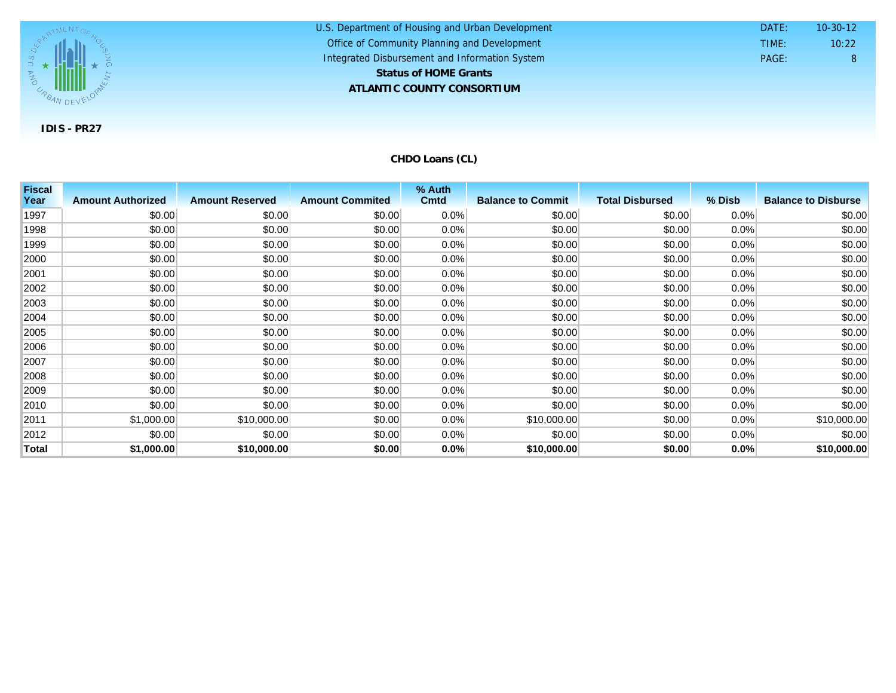U.S. Department of Housing and Urban Development
Office of Community Planning and Development
Integrated Disbursement and Information System

**Status of HOME Grants**

**ATLANTIC COUNTY CONSORTIUM**

DATE: 10-30-12
TIME: 10:22

**IDIS - PR27**

## CHDO Loans (CL)

| Fiscal Year | Amount Authorized | Amount Reserved | Amount Commited | % Auth Cmtd | Balance to Commit | Total Disbursed | % Disb | Balance to Disburse |
|---|---|---|---|---|---|---|---|---|
| 1997 | $0.00 | $0.00 | $0.00 | 0.0% | $0.00 | $0.00 | 0.0% | $0.00 |
| 1998 | $0.00 | $0.00 | $0.00 | 0.0% | $0.00 | $0.00 | 0.0% | $0.00 |
| 1999 | $0.00 | $0.00 | $0.00 | 0.0% | $0.00 | $0.00 | 0.0% | $0.00 |
| 2000 | $0.00 | $0.00 | $0.00 | 0.0% | $0.00 | $0.00 | 0.0% | $0.00 |
| 2001 | $0.00 | $0.00 | $0.00 | 0.0% | $0.00 | $0.00 | 0.0% | $0.00 |
| 2002 | $0.00 | $0.00 | $0.00 | 0.0% | $0.00 | $0.00 | 0.0% | $0.00 |
| 2003 | $0.00 | $0.00 | $0.00 | 0.0% | $0.00 | $0.00 | 0.0% | $0.00 |
| 2004 | $0.00 | $0.00 | $0.00 | 0.0% | $0.00 | $0.00 | 0.0% | $0.00 |
| 2005 | $0.00 | $0.00 | $0.00 | 0.0% | $0.00 | $0.00 | 0.0% | $0.00 |
| 2006 | $0.00 | $0.00 | $0.00 | 0.0% | $0.00 | $0.00 | 0.0% | $0.00 |
| 2007 | $0.00 | $0.00 | $0.00 | 0.0% | $0.00 | $0.00 | 0.0% | $0.00 |
| 2008 | $0.00 | $0.00 | $0.00 | 0.0% | $0.00 | $0.00 | 0.0% | $0.00 |
| 2009 | $0.00 | $0.00 | $0.00 | 0.0% | $0.00 | $0.00 | 0.0% | $0.00 |
| 2010 | $0.00 | $0.00 | $0.00 | 0.0% | $0.00 | $0.00 | 0.0% | $0.00 |
| 2011 | $1,000.00 | $10,000.00 | $0.00 | 0.0% | $10,000.00 | $0.00 | 0.0% | $10,000.00 |
| 2012 | $0.00 | $0.00 | $0.00 | 0.0% | $0.00 | $0.00 | 0.0% | $0.00 |
| **Total** | **$1,000.00** | **$10,000.00** | **$0.00** | **0.0%** | **$10,000.00** | **$0.00** | **0.0%** | **$10,000.00** |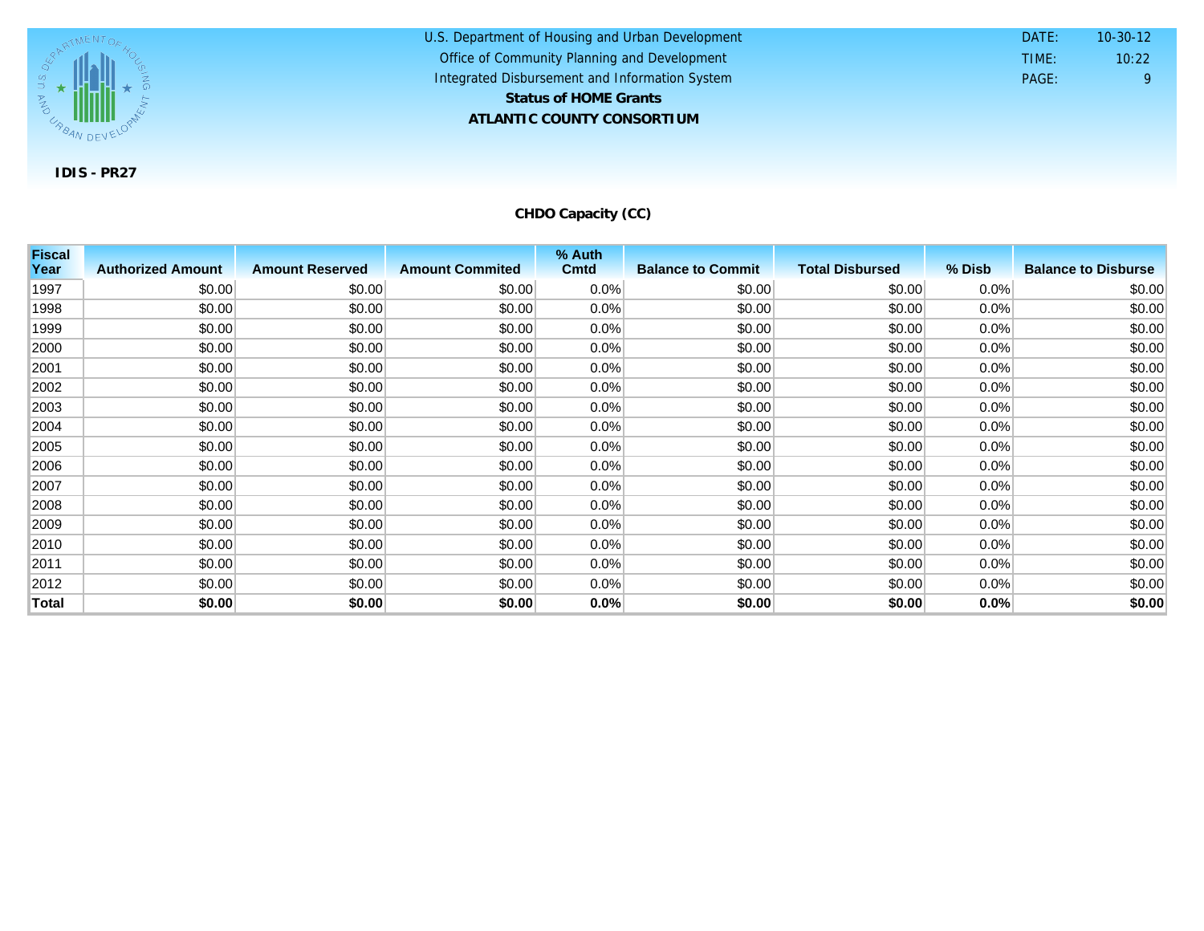U.S. Department of Housing and Urban Development

Office of Community Planning and Development

Integrated Disbursement and Information System

**Status of HOME Grants**

**ATLANTIC COUNTY CONSORTIUM**

DATE: 10-30-12
TIME: 10:22

**IDIS - PR27**

## CHDO Capacity (CC)

| Fiscal Year | Authorized Amount | Amount Reserved | Amount Commited | % Auth Cmtd | Balance to Commit | Total Disbursed | % Disb | Balance to Disburse |
|---|---|---|---|---|---|---|---|---|
| 1997 | $0.00 | $0.00 | $0.00 | 0.0% | $0.00 | $0.00 | 0.0% | $0.00 |
| 1998 | $0.00 | $0.00 | $0.00 | 0.0% | $0.00 | $0.00 | 0.0% | $0.00 |
| 1999 | $0.00 | $0.00 | $0.00 | 0.0% | $0.00 | $0.00 | 0.0% | $0.00 |
| 2000 | $0.00 | $0.00 | $0.00 | 0.0% | $0.00 | $0.00 | 0.0% | $0.00 |
| 2001 | $0.00 | $0.00 | $0.00 | 0.0% | $0.00 | $0.00 | 0.0% | $0.00 |
| 2002 | $0.00 | $0.00 | $0.00 | 0.0% | $0.00 | $0.00 | 0.0% | $0.00 |
| 2003 | $0.00 | $0.00 | $0.00 | 0.0% | $0.00 | $0.00 | 0.0% | $0.00 |
| 2004 | $0.00 | $0.00 | $0.00 | 0.0% | $0.00 | $0.00 | 0.0% | $0.00 |
| 2005 | $0.00 | $0.00 | $0.00 | 0.0% | $0.00 | $0.00 | 0.0% | $0.00 |
| 2006 | $0.00 | $0.00 | $0.00 | 0.0% | $0.00 | $0.00 | 0.0% | $0.00 |
| 2007 | $0.00 | $0.00 | $0.00 | 0.0% | $0.00 | $0.00 | 0.0% | $0.00 |
| 2008 | $0.00 | $0.00 | $0.00 | 0.0% | $0.00 | $0.00 | 0.0% | $0.00 |
| 2009 | $0.00 | $0.00 | $0.00 | 0.0% | $0.00 | $0.00 | 0.0% | $0.00 |
| 2010 | $0.00 | $0.00 | $0.00 | 0.0% | $0.00 | $0.00 | 0.0% | $0.00 |
| 2011 | $0.00 | $0.00 | $0.00 | 0.0% | $0.00 | $0.00 | 0.0% | $0.00 |
| 2012 | $0.00 | $0.00 | $0.00 | 0.0% | $0.00 | $0.00 | 0.0% | $0.00 |
| **Total** | **$0.00** | **$0.00** | **$0.00** | **0.0%** | **$0.00** | **$0.00** | **0.0%** | **$0.00** |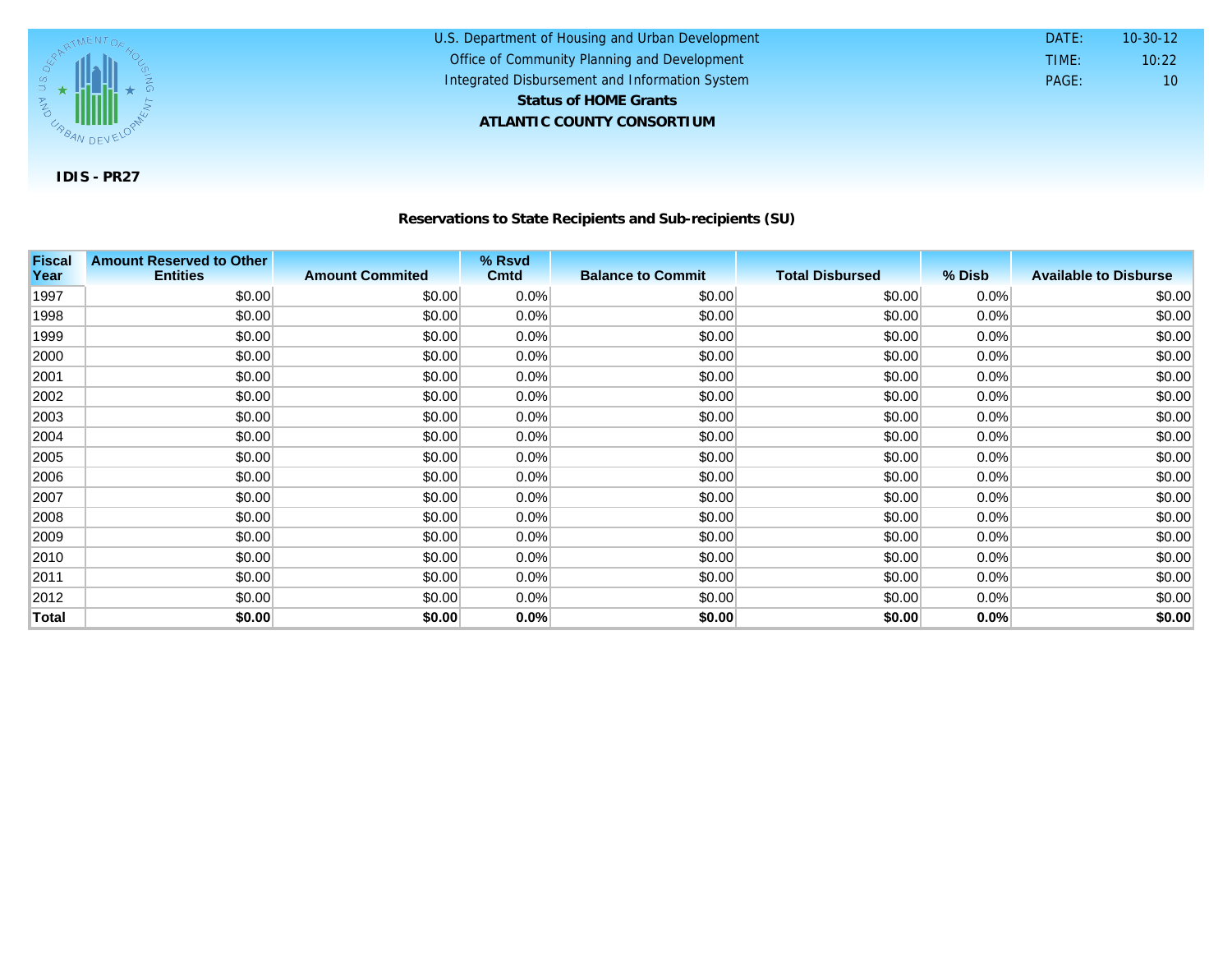U.S. Department of Housing and Urban Development
Office of Community Planning and Development
Integrated Disbursement and Information System

**Status of HOME Grants**

**ATLANTIC COUNTY CONSORTIUM**

DATE: 10-30-12
TIME: 10:22
PAGE: 10

**IDIS - PR27**

## Reservations to State Recipients and Sub-recipients (SU)

| Fiscal Year | Amount Reserved to Other Entities | Amount Commited | % Rsvd Cmtd | Balance to Commit | Total Disbursed | % Disb | Available to Disburse |
|---|---|---|---|---|---|---|---|
| 1997 | $0.00 | $0.00 | 0.0% | $0.00 | $0.00 | 0.0% | $0.00 |
| 1998 | $0.00 | $0.00 | 0.0% | $0.00 | $0.00 | 0.0% | $0.00 |
| 1999 | $0.00 | $0.00 | 0.0% | $0.00 | $0.00 | 0.0% | $0.00 |
| 2000 | $0.00 | $0.00 | 0.0% | $0.00 | $0.00 | 0.0% | $0.00 |
| 2001 | $0.00 | $0.00 | 0.0% | $0.00 | $0.00 | 0.0% | $0.00 |
| 2002 | $0.00 | $0.00 | 0.0% | $0.00 | $0.00 | 0.0% | $0.00 |
| 2003 | $0.00 | $0.00 | 0.0% | $0.00 | $0.00 | 0.0% | $0.00 |
| 2004 | $0.00 | $0.00 | 0.0% | $0.00 | $0.00 | 0.0% | $0.00 |
| 2005 | $0.00 | $0.00 | 0.0% | $0.00 | $0.00 | 0.0% | $0.00 |
| 2006 | $0.00 | $0.00 | 0.0% | $0.00 | $0.00 | 0.0% | $0.00 |
| 2007 | $0.00 | $0.00 | 0.0% | $0.00 | $0.00 | 0.0% | $0.00 |
| 2008 | $0.00 | $0.00 | 0.0% | $0.00 | $0.00 | 0.0% | $0.00 |
| 2009 | $0.00 | $0.00 | 0.0% | $0.00 | $0.00 | 0.0% | $0.00 |
| 2010 | $0.00 | $0.00 | 0.0% | $0.00 | $0.00 | 0.0% | $0.00 |
| 2011 | $0.00 | $0.00 | 0.0% | $0.00 | $0.00 | 0.0% | $0.00 |
| 2012 | $0.00 | $0.00 | 0.0% | $0.00 | $0.00 | 0.0% | $0.00 |
| **Total** | **$0.00** | **$0.00** | **0.0%** | **$0.00** | **$0.00** | **0.0%** | **$0.00** |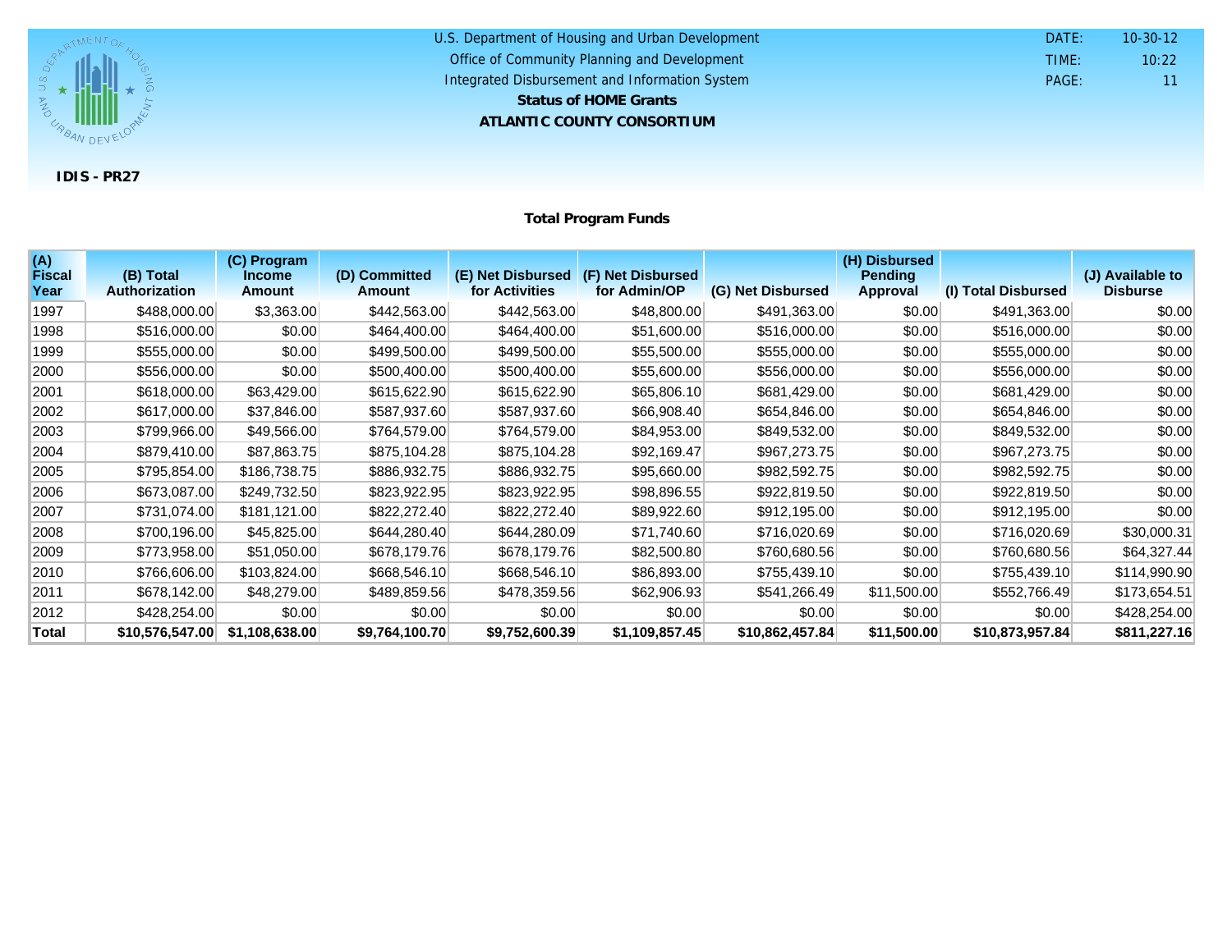U.S. Department of Housing and Urban Development
Office of Community Planning and Development
Integrated Disbursement and Information System

**Status of HOME Grants**

**ATLANTIC COUNTY CONSORTIUM**

DATE: 10-30-12
TIME: 10:22
PAGE: 11

**IDIS - PR27**

## Total Program Funds

| (A) Fiscal Year | (B) Total Authorization | (C) Program Income Amount | (D) Committed Amount | (E) Net Disbursed for Activities | (F) Net Disbursed for Admin/OP | (G) Net Disbursed | (H) Disbursed Pending Approval | (I) Total Disbursed | (J) Available to Disburse |
|---|---|---|---|---|---|---|---|---|---|
| 1997 | $488,000.00 | $3,363.00 | $442,563.00 | $442,563.00 | $48,800.00 | $491,363.00 | $0.00 | $491,363.00 | $0.00 |
| 1998 | $516,000.00 | $0.00 | $464,400.00 | $464,400.00 | $51,600.00 | $516,000.00 | $0.00 | $516,000.00 | $0.00 |
| 1999 | $555,000.00 | $0.00 | $499,500.00 | $499,500.00 | $55,500.00 | $555,000.00 | $0.00 | $555,000.00 | $0.00 |
| 2000 | $556,000.00 | $0.00 | $500,400.00 | $500,400.00 | $55,600.00 | $556,000.00 | $0.00 | $556,000.00 | $0.00 |
| 2001 | $618,000.00 | $63,429.00 | $615,622.90 | $615,622.90 | $65,806.10 | $681,429.00 | $0.00 | $681,429.00 | $0.00 |
| 2002 | $617,000.00 | $37,846.00 | $587,937.60 | $587,937.60 | $66,908.40 | $654,846.00 | $0.00 | $654,846.00 | $0.00 |
| 2003 | $799,966.00 | $49,566.00 | $764,579.00 | $764,579.00 | $84,953.00 | $849,532.00 | $0.00 | $849,532.00 | $0.00 |
| 2004 | $879,410.00 | $87,863.75 | $875,104.28 | $875,104.28 | $92,169.47 | $967,273.75 | $0.00 | $967,273.75 | $0.00 |
| 2005 | $795,854.00 | $186,738.75 | $886,932.75 | $886,932.75 | $95,660.00 | $982,592.75 | $0.00 | $982,592.75 | $0.00 |
| 2006 | $673,087.00 | $249,732.50 | $823,922.95 | $823,922.95 | $98,896.55 | $922,819.50 | $0.00 | $922,819.50 | $0.00 |
| 2007 | $731,074.00 | $181,121.00 | $822,272.40 | $822,272.40 | $89,922.60 | $912,195.00 | $0.00 | $912,195.00 | $0.00 |
| 2008 | $700,196.00 | $45,825.00 | $644,280.40 | $644,280.09 | $71,740.60 | $716,020.69 | $0.00 | $716,020.69 | $30,000.31 |
| 2009 | $773,958.00 | $51,050.00 | $678,179.76 | $678,179.76 | $82,500.80 | $760,680.56 | $0.00 | $760,680.56 | $64,327.44 |
| 2010 | $766,606.00 | $103,824.00 | $668,546.10 | $668,546.10 | $86,893.00 | $755,439.10 | $0.00 | $755,439.10 | $114,990.90 |
| 2011 | $678,142.00 | $48,279.00 | $489,859.56 | $478,359.56 | $62,906.93 | $541,266.49 | $11,500.00 | $552,766.49 | $173,654.51 |
| 2012 | $428,254.00 | $0.00 | $0.00 | $0.00 | $0.00 | $0.00 | $0.00 | $0.00 | $428,254.00 |
| **Total** | **$10,576,547.00** | **$1,108,638.00** | **$9,764,100.70** | **$9,752,600.39** | **$1,109,857.45** | **$10,862,457.84** | **$11,500.00** | **$10,873,957.84** | **$811,227.16** |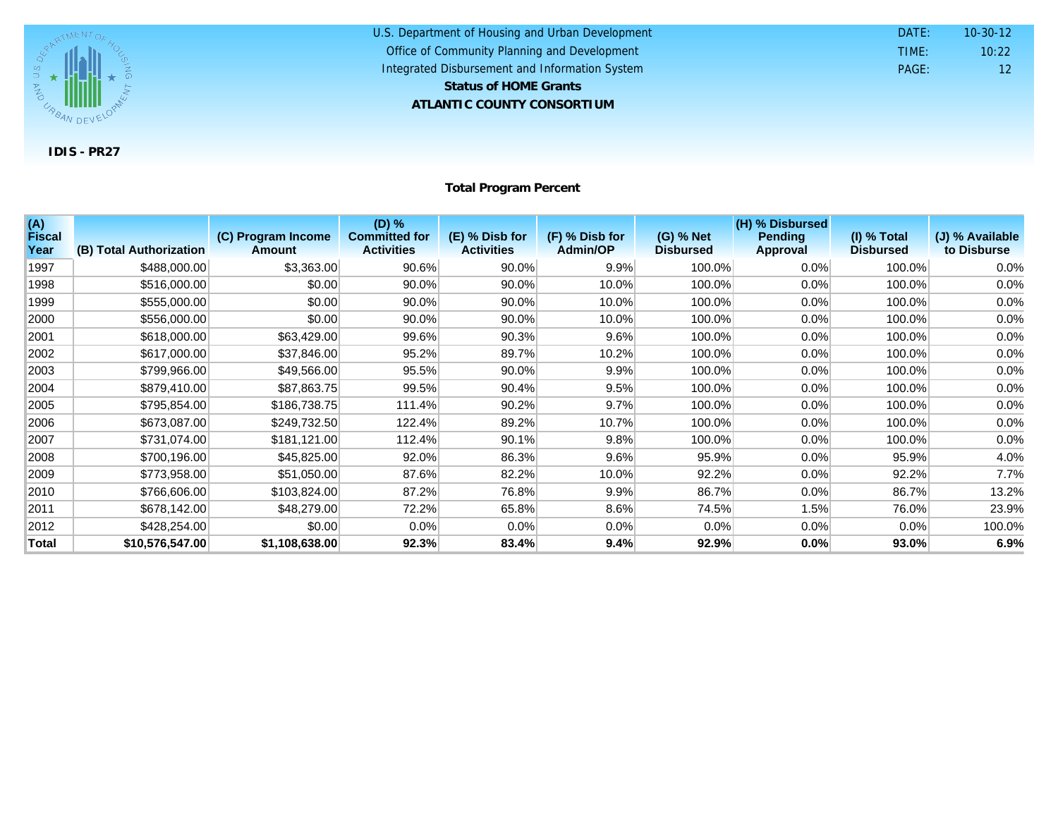U.S. Department of Housing and Urban Development
Office of Community Planning and Development
Integrated Disbursement and Information System
**Status of HOME Grants**
**ATLANTIC COUNTY CONSORTIUM**

DATE: 10-30-12
TIME: 10:22
PAGE: 12

**IDIS - PR27**

## Total Program Percent

| (A) Fiscal Year | (B) Total Authorization | (C) Program Income Amount | (D) % Committed for Activities | (E) % Disb for Activities | (F) % Disb for Admin/OP | (G) % Net Disbursed | (H) % Disbursed Pending Approval | (I) % Total Disbursed | (J) % Available to Disburse |
|---|---|---|---|---|---|---|---|---|---|
| 1997 | $488,000.00 | $3,363.00 | 90.6% | 90.0% | 9.9% | 100.0% | 0.0% | 100.0% | 0.0% |
| 1998 | $516,000.00 | $0.00 | 90.0% | 90.0% | 10.0% | 100.0% | 0.0% | 100.0% | 0.0% |
| 1999 | $555,000.00 | $0.00 | 90.0% | 90.0% | 10.0% | 100.0% | 0.0% | 100.0% | 0.0% |
| 2000 | $556,000.00 | $0.00 | 90.0% | 90.0% | 10.0% | 100.0% | 0.0% | 100.0% | 0.0% |
| 2001 | $618,000.00 | $63,429.00 | 99.6% | 90.3% | 9.6% | 100.0% | 0.0% | 100.0% | 0.0% |
| 2002 | $617,000.00 | $37,846.00 | 95.2% | 89.7% | 10.2% | 100.0% | 0.0% | 100.0% | 0.0% |
| 2003 | $799,966.00 | $49,566.00 | 95.5% | 90.0% | 9.9% | 100.0% | 0.0% | 100.0% | 0.0% |
| 2004 | $879,410.00 | $87,863.75 | 99.5% | 90.4% | 9.5% | 100.0% | 0.0% | 100.0% | 0.0% |
| 2005 | $795,854.00 | $186,738.75 | 111.4% | 90.2% | 9.7% | 100.0% | 0.0% | 100.0% | 0.0% |
| 2006 | $673,087.00 | $249,732.50 | 122.4% | 89.2% | 10.7% | 100.0% | 0.0% | 100.0% | 0.0% |
| 2007 | $731,074.00 | $181,121.00 | 112.4% | 90.1% | 9.8% | 100.0% | 0.0% | 100.0% | 0.0% |
| 2008 | $700,196.00 | $45,825.00 | 92.0% | 86.3% | 9.6% | 95.9% | 0.0% | 95.9% | 4.0% |
| 2009 | $773,958.00 | $51,050.00 | 87.6% | 82.2% | 10.0% | 92.2% | 0.0% | 92.2% | 7.7% |
| 2010 | $766,606.00 | $103,824.00 | 87.2% | 76.8% | 9.9% | 86.7% | 0.0% | 86.7% | 13.2% |
| 2011 | $678,142.00 | $48,279.00 | 72.2% | 65.8% | 8.6% | 74.5% | 1.5% | 76.0% | 23.9% |
| 2012 | $428,254.00 | $0.00 | 0.0% | 0.0% | 0.0% | 0.0% | 0.0% | 0.0% | 100.0% |
| **Total** | **$10,576,547.00** | **$1,108,638.00** | **92.3%** | **83.4%** | **9.4%** | **92.9%** | **0.0%** | **93.0%** | **6.9%** |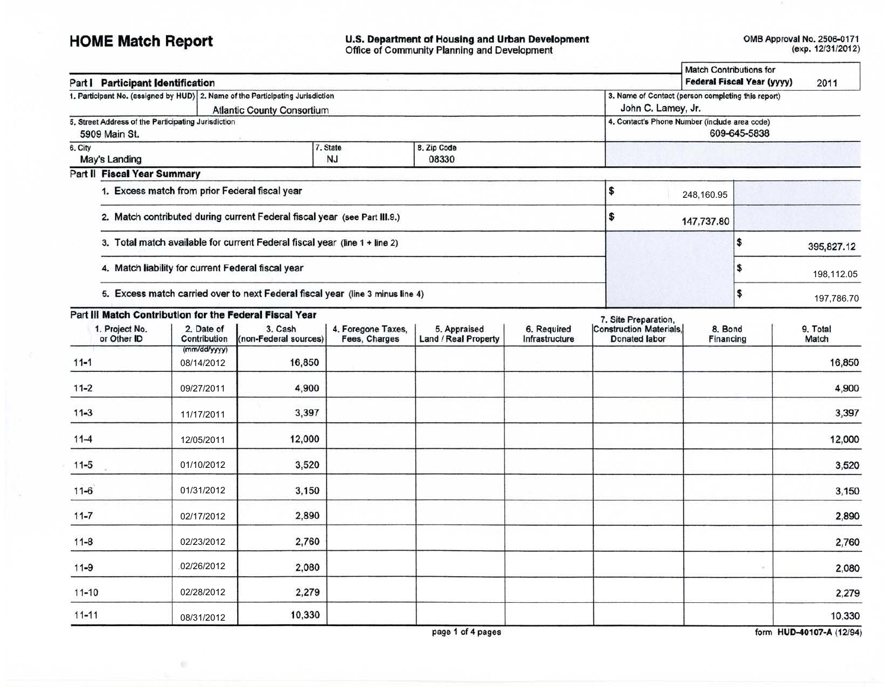# HOME Match Report

**U.S. Department of Housing and Urban Development**
Office of Community Planning and Development

OMB Approval No. 2506-0171
(exp. 12/31/2012)

| | |
|---|---|
| Match Contributions for **Federal Fiscal Year (yyyy)** | 2011 |

## Part I Participant Identification

| 1. Participant No. (assigned by HUD) | 2. Name of the Participating Jurisdiction | | 3. Name of Contact (person completing this report) |
|---|---|---|---|
| | Atlantic County Consortium | | John C. Lamey, Jr. |
| **5. Street Address of the Participating Jurisdiction** | | | **4. Contact's Phone Number (include area code)** |
| 5909 Main St. | | | 609-645-5838 |
| **6. City** | **7. State** | **8. Zip Code** | |
| May's Landing | NJ | 08330 | |

## Part II Fiscal Year Summary

| | | |
|---|---|---|
| 1. Excess match from prior Federal fiscal year | $ 248,160.95 | |
| 2. Match contributed during current Federal fiscal year (see Part III.9.) | $ 147,737.80 | |
| 3. Total match available for current Federal fiscal year (line 1 + line 2) | | $ 395,827.12 |
| 4. Match liability for current Federal fiscal year | | $ 198,112.05 |
| 5. Excess match carried over to next Federal fiscal year (line 3 minus line 4) | | $ 197,786.70 |

## Part III Match Contribution for the Federal Fiscal Year

| 1. Project No. or Other ID | 2. Date of Contribution (mm/dd/yyyy) | 3. Cash (non-Federal sources) | 4. Foregone Taxes, Fees, Charges | 5. Appraised Land / Real Property | 6. Required Infrastructure | 7. Site Preparation, Construction Materials, Donated labor | 8. Bond Financing | 9. Total Match |
|---|---|---|---|---|---|---|---|---|
| 11-1 | 08/14/2012 | 16,850 | | | | | | 16,850 |
| 11-2 | 09/27/2011 | 4,900 | | | | | | 4,900 |
| 11-3 | 11/17/2011 | 3,397 | | | | | | 3,397 |
| 11-4 | 12/05/2011 | 12,000 | | | | | | 12,000 |
| 11-5 | 01/10/2012 | 3,520 | | | | | | 3,520 |
| 11-6 | 01/31/2012 | 3,150 | | | | | | 3,150 |
| 11-7 | 02/17/2012 | 2,890 | | | | | | 2,890 |
| 11-8 | 02/23/2012 | 2,760 | | | | | | 2,760 |
| 11-9 | 02/26/2012 | 2,080 | | | | | | 2,080 |
| 11-10 | 02/28/2012 | 2,279 | | | | | | 2,279 |
| 11-11 | 08/31/2012 | 10,330 | | | | | | 10,330 |

form HUD-40107-A (12/94)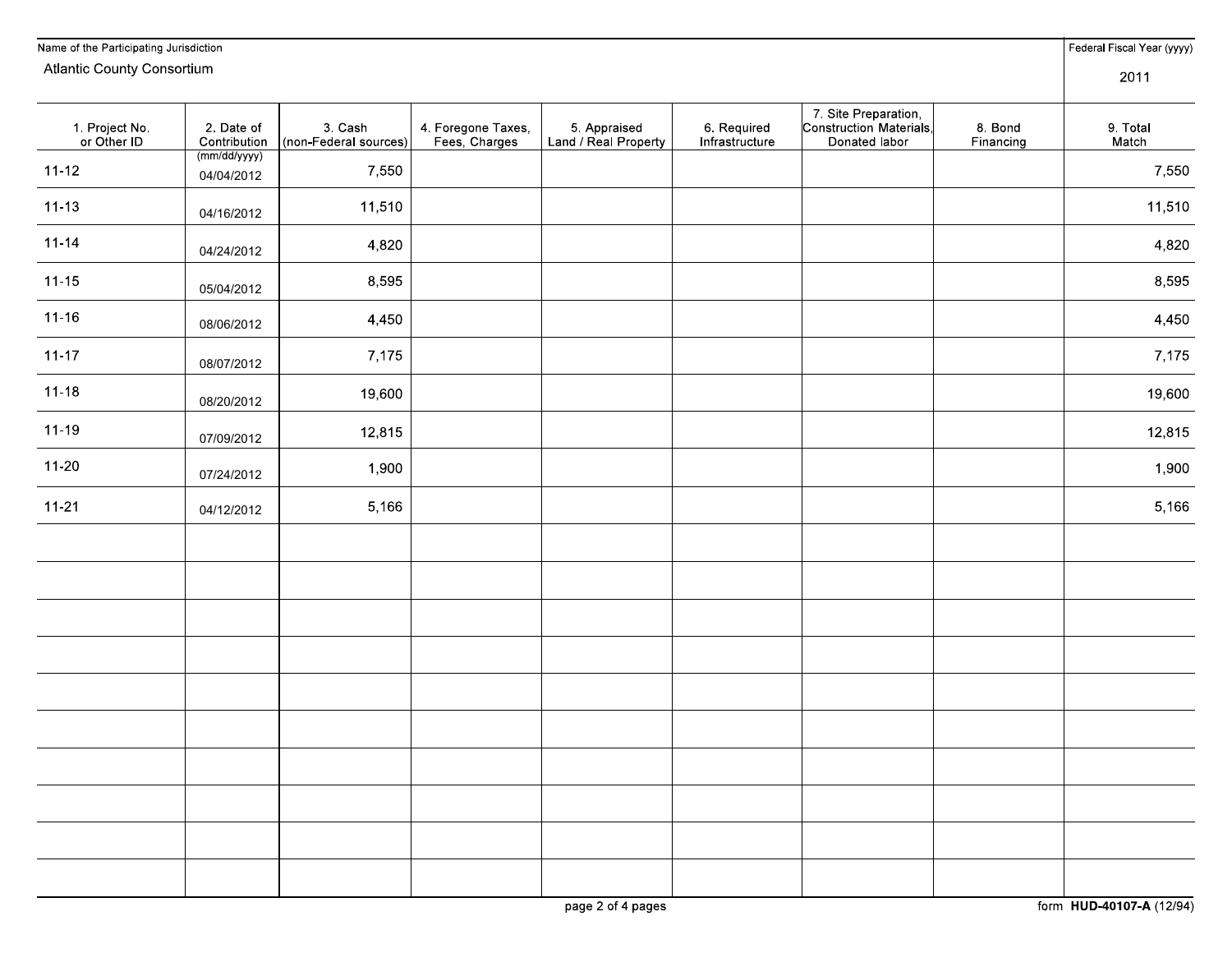| Name of the Participating Jurisdiction | | | | | | | | Federal Fiscal Year (yyyy) |
|---|---|---|---|---|---|---|---|---|
| Atlantic County Consortium | | | | | | | | 2011 |
| 1. Project No. or Other ID | 2. Date of Contribution (mm/dd/yyyy) | 3. Cash (non-Federal sources) | 4. Foregone Taxes, Fees, Charges | 5. Appraised Land / Real Property | 6. Required Infrastructure | 7. Site Preparation, Construction Materials, Donated labor | 8. Bond Financing | 9. Total Match |
| 11-12 | 04/04/2012 | 7,550 | | | | | | 7,550 |
| 11-13 | 04/16/2012 | 11,510 | | | | | | 11,510 |
| 11-14 | 04/24/2012 | 4,820 | | | | | | 4,820 |
| 11-15 | 05/04/2012 | 8,595 | | | | | | 8,595 |
| 11-16 | 08/06/2012 | 4,450 | | | | | | 4,450 |
| 11-17 | 08/07/2012 | 7,175 | | | | | | 7,175 |
| 11-18 | 08/20/2012 | 19,600 | | | | | | 19,600 |
| 11-19 | 07/09/2012 | 12,815 | | | | | | 12,815 |
| 11-20 | 07/24/2012 | 1,900 | | | | | | 1,900 |
| 11-21 | 04/12/2012 | 5,166 | | | | | | 5,166 |
| | | | | | | | | |
| | | | | | | | | |
| | | | | | | | | |
| | | | | | | | | |
| | | | | | | | | |
| | | | | | | | | |
| | | | | | | | | |
| | | | | | | | | |
| | | | | | | | | |
| | | | | | | | | |

form **HUD-40107-A** (12/94)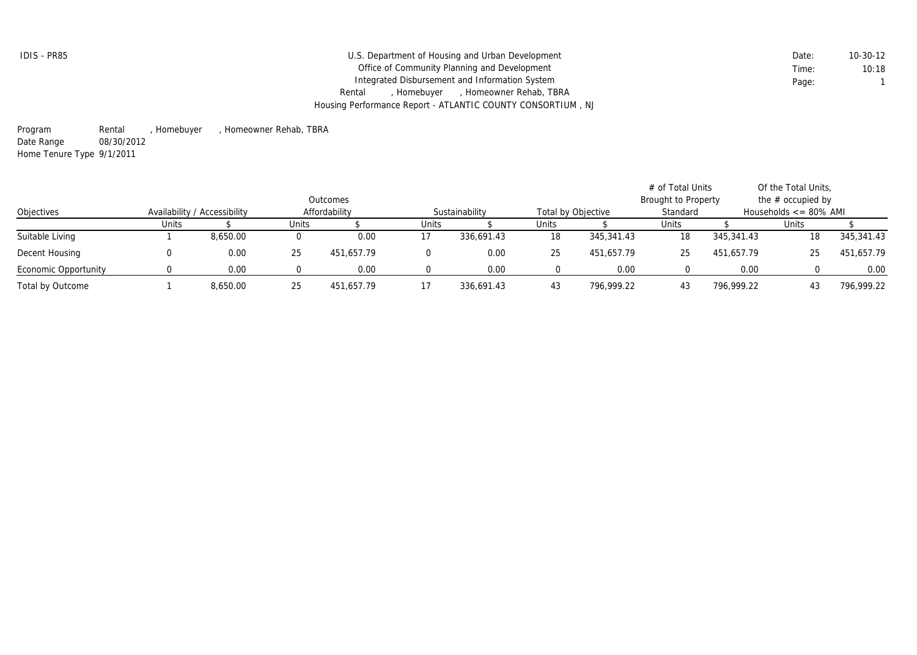IDIS - PR85

U.S. Department of Housing and Urban Development
Office of Community Planning and Development
Integrated Disbursement and Information System
Rental , Homebuyer , Homeowner Rehab, TBRA
Housing Performance Report - ATLANTIC COUNTY CONSORTIUM , NJ

Date: 10-30-12
Time: 10:18
Page: 1

Program Rental , Homebuyer , Homeowner Rehab, TBRA
Date Range 08/30/2012
Home Tenure Type 9/1/2011

| | Outcomes | | | | | | | | # of Total Units Brought to Property Standard | | Of the Total Units, the # occupied by Households <= 80% AMI | |
|---|---|---|---|---|---|---|---|---|---|---|---|---|
| Objectives | Availability / Accessibility | | Affordability | | Sustainability | | Total by Objective | | | | | |
| | Units | $ | Units | $ | Units | $ | Units | $ | Units | $ | Units | $ |
| Suitable Living | 1 | 8,650.00 | 0 | 0.00 | 17 | 336,691.43 | 18 | 345,341.43 | 18 | 345,341.43 | 18 | 345,341.43 |
| Decent Housing | 0 | 0.00 | 25 | 451,657.79 | 0 | 0.00 | 25 | 451,657.79 | 25 | 451,657.79 | 25 | 451,657.79 |
| Economic Opportunity | 0 | 0.00 | 0 | 0.00 | 0 | 0.00 | 0 | 0.00 | 0 | 0.00 | 0 | 0.00 |
| Total by Outcome | 1 | 8,650.00 | 25 | 451,657.79 | 17 | 336,691.43 | 43 | 796,999.22 | 43 | 796,999.22 | 43 | 796,999.22 |